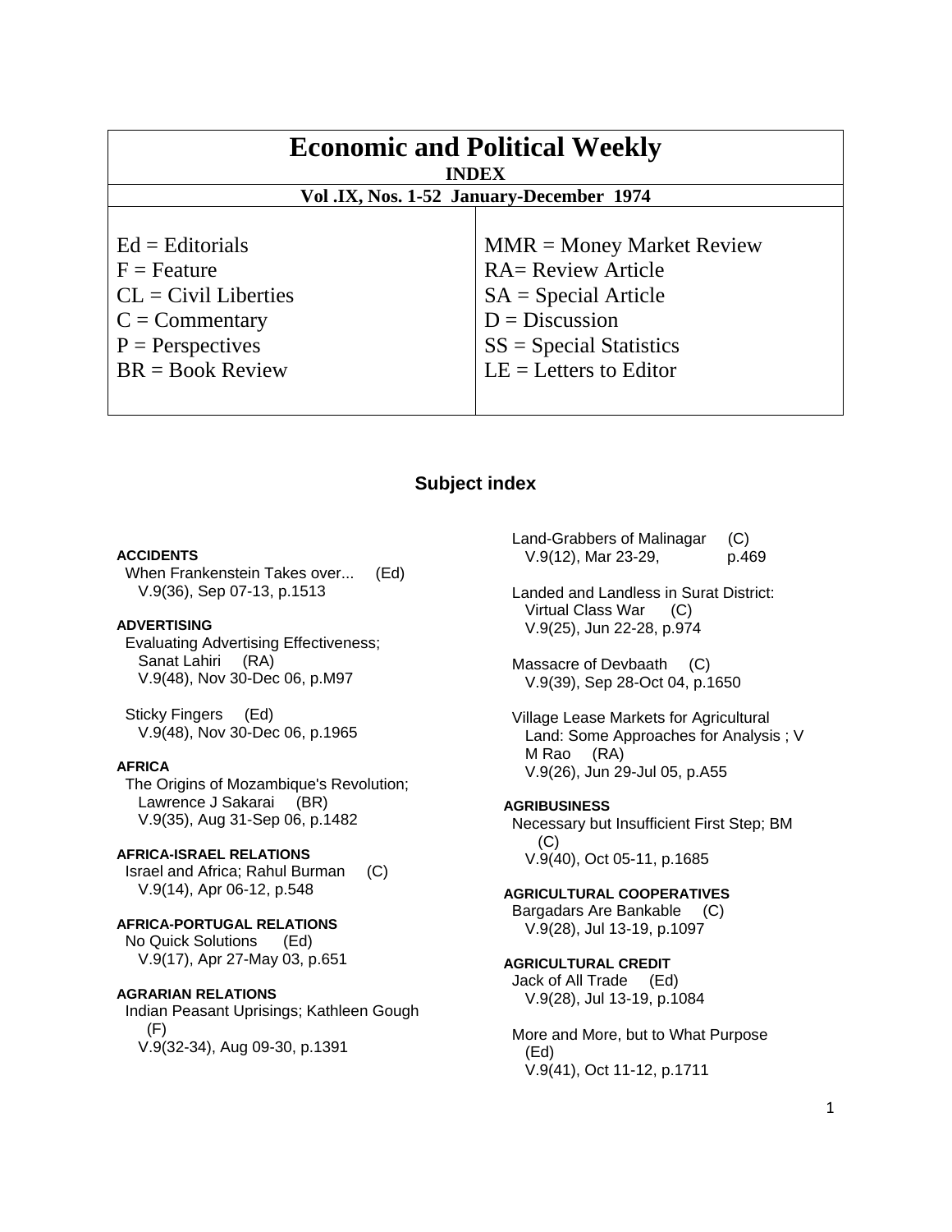# Economic and Political Weekly

## INDEX

### Vol .IX, Nos. 1-52 January-December 1974

| | |
|---|---|
| Ed = Editorials | MMR = Money Market Review |
| F = Feature | RA= Review Article |
| CL = Civil Liberties | SA = Special Article |
| C = Commentary | D = Discussion |
| P = Perspectives | SS = Special Statistics |
| BR = Book Review | LE = Letters to Editor |

## Subject index

**ACCIDENTS**

When Frankenstein Takes over... (Ed)
V.9(36), Sep 07-13, p.1513

**ADVERTISING**

Evaluating Advertising Effectiveness; Sanat Lahiri (RA)
V.9(48), Nov 30-Dec 06, p.M97

Sticky Fingers (Ed)
V.9(48), Nov 30-Dec 06, p.1965

**AFRICA**

The Origins of Mozambique's Revolution; Lawrence J Sakarai (BR)
V.9(35), Aug 31-Sep 06, p.1482

**AFRICA-ISRAEL RELATIONS**

Israel and Africa; Rahul Burman (C)
V.9(14), Apr 06-12, p.548

**AFRICA-PORTUGAL RELATIONS**

No Quick Solutions (Ed)
V.9(17), Apr 27-May 03, p.651

**AGRARIAN RELATIONS**

Indian Peasant Uprisings; Kathleen Gough (F)
V.9(32-34), Aug 09-30, p.1391

Land-Grabbers of Malinagar (C)
V.9(12), Mar 23-29, p.469

Landed and Landless in Surat District: Virtual Class War (C)
V.9(25), Jun 22-28, p.974

Massacre of Devbaath (C)
V.9(39), Sep 28-Oct 04, p.1650

Village Lease Markets for Agricultural Land: Some Approaches for Analysis ; V M Rao (RA)
V.9(26), Jun 29-Jul 05, p.A55

**AGRIBUSINESS**

Necessary but Insufficient First Step; BM (C)
V.9(40), Oct 05-11, p.1685

**AGRICULTURAL COOPERATIVES**

Bargadars Are Bankable (C)
V.9(28), Jul 13-19, p.1097

**AGRICULTURAL CREDIT**

Jack of All Trade (Ed)
V.9(28), Jul 13-19, p.1084

More and More, but to What Purpose (Ed)
V.9(41), Oct 11-12, p.1711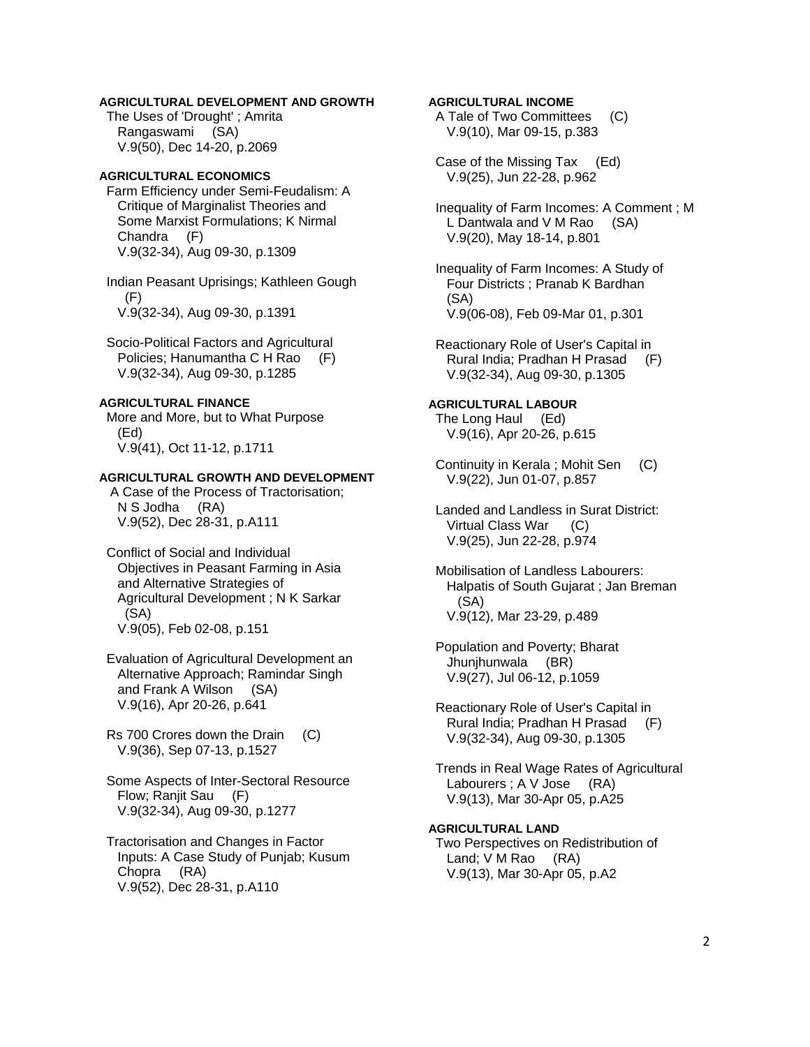**AGRICULTURAL DEVELOPMENT AND GROWTH**

The Uses of 'Drought' ; Amrita Rangaswami (SA)
V.9(50), Dec 14-20, p.2069

**AGRICULTURAL ECONOMICS**

Farm Efficiency under Semi-Feudalism: A Critique of Marginalist Theories and Some Marxist Formulations; K Nirmal Chandra (F)
V.9(32-34), Aug 09-30, p.1309

Indian Peasant Uprisings; Kathleen Gough (F)
V.9(32-34), Aug 09-30, p.1391

Socio-Political Factors and Agricultural Policies; Hanumantha C H Rao (F)
V.9(32-34), Aug 09-30, p.1285

**AGRICULTURAL FINANCE**

More and More, but to What Purpose (Ed)
V.9(41), Oct 11-12, p.1711

**AGRICULTURAL GROWTH AND DEVELOPMENT**

A Case of the Process of Tractorisation; N S Jodha (RA)
V.9(52), Dec 28-31, p.A111

Conflict of Social and Individual Objectives in Peasant Farming in Asia and Alternative Strategies of Agricultural Development ; N K Sarkar (SA)
V.9(05), Feb 02-08, p.151

Evaluation of Agricultural Development an Alternative Approach; Ramindar Singh and Frank A Wilson (SA)
V.9(16), Apr 20-26, p.641

Rs 700 Crores down the Drain (C)
V.9(36), Sep 07-13, p.1527

Some Aspects of Inter-Sectoral Resource Flow; Ranjit Sau (F)
V.9(32-34), Aug 09-30, p.1277

Tractorisation and Changes in Factor Inputs: A Case Study of Punjab; Kusum Chopra (RA)
V.9(52), Dec 28-31, p.A110

**AGRICULTURAL INCOME**

A Tale of Two Committees (C)
V.9(10), Mar 09-15, p.383

Case of the Missing Tax (Ed)
V.9(25), Jun 22-28, p.962

Inequality of Farm Incomes: A Comment ; M L Dantwala and V M Rao (SA)
V.9(20), May 18-14, p.801

Inequality of Farm Incomes: A Study of Four Districts ; Pranab K Bardhan (SA)
V.9(06-08), Feb 09-Mar 01, p.301

Reactionary Role of User's Capital in Rural India; Pradhan H Prasad (F)
V.9(32-34), Aug 09-30, p.1305

**AGRICULTURAL LABOUR**

The Long Haul (Ed)
V.9(16), Apr 20-26, p.615

Continuity in Kerala ; Mohit Sen (C)
V.9(22), Jun 01-07, p.857

Landed and Landless in Surat District: Virtual Class War (C)
V.9(25), Jun 22-28, p.974

Mobilisation of Landless Labourers: Halpatis of South Gujarat ; Jan Breman (SA)
V.9(12), Mar 23-29, p.489

Population and Poverty; Bharat Jhunjhunwala (BR)
V.9(27), Jul 06-12, p.1059

Reactionary Role of User's Capital in Rural India; Pradhan H Prasad (F)
V.9(32-34), Aug 09-30, p.1305

Trends in Real Wage Rates of Agricultural Labourers ; A V Jose (RA)
V.9(13), Mar 30-Apr 05, p.A25

**AGRICULTURAL LAND**

Two Perspectives on Redistribution of Land; V M Rao (RA)
V.9(13), Mar 30-Apr 05, p.A2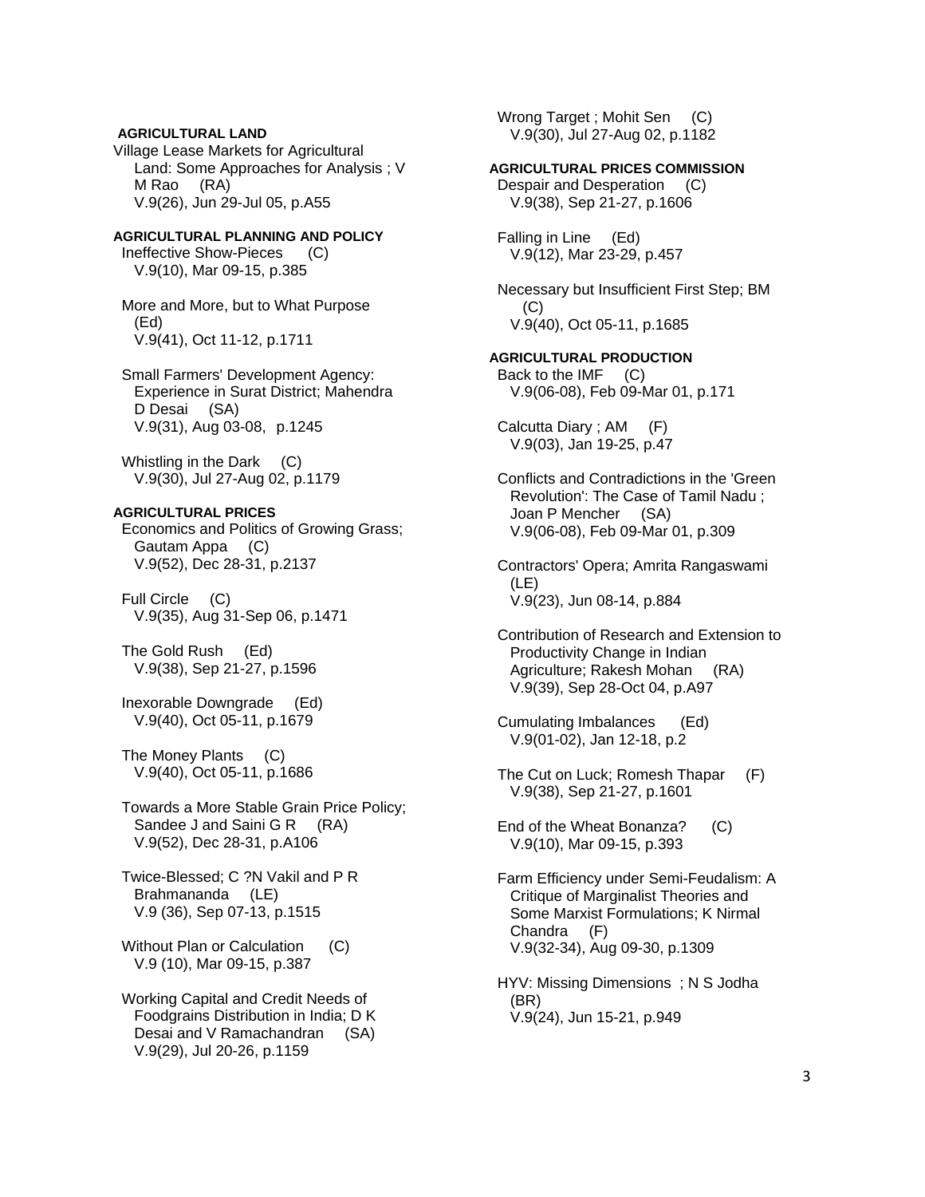**AGRICULTURAL LAND**

Village Lease Markets for Agricultural Land: Some Approaches for Analysis ; V M Rao (RA)
V.9(26), Jun 29-Jul 05, p.A55

**AGRICULTURAL PLANNING AND POLICY**

Ineffective Show-Pieces (C)
V.9(10), Mar 09-15, p.385

More and More, but to What Purpose (Ed)
V.9(41), Oct 11-12, p.1711

Small Farmers' Development Agency: Experience in Surat District; Mahendra D Desai (SA)
V.9(31), Aug 03-08, p.1245

Whistling in the Dark (C)
V.9(30), Jul 27-Aug 02, p.1179

**AGRICULTURAL PRICES**

Economics and Politics of Growing Grass; Gautam Appa (C)
V.9(52), Dec 28-31, p.2137

Full Circle (C)
V.9(35), Aug 31-Sep 06, p.1471

The Gold Rush (Ed)
V.9(38), Sep 21-27, p.1596

Inexorable Downgrade (Ed)
V.9(40), Oct 05-11, p.1679

The Money Plants (C)
V.9(40), Oct 05-11, p.1686

Towards a More Stable Grain Price Policy; Sandee J and Saini G R (RA)
V.9(52), Dec 28-31, p.A106

Twice-Blessed; C ?N Vakil and P R Brahmananda (LE)
V.9 (36), Sep 07-13, p.1515

Without Plan or Calculation (C)
V.9 (10), Mar 09-15, p.387

Working Capital and Credit Needs of Foodgrains Distribution in India; D K Desai and V Ramachandran (SA)
V.9(29), Jul 20-26, p.1159

Wrong Target ; Mohit Sen (C)
V.9(30), Jul 27-Aug 02, p.1182

**AGRICULTURAL PRICES COMMISSION**

Despair and Desperation (C)
V.9(38), Sep 21-27, p.1606

Falling in Line (Ed)
V.9(12), Mar 23-29, p.457

Necessary but Insufficient First Step; BM (C)
V.9(40), Oct 05-11, p.1685

**AGRICULTURAL PRODUCTION**

Back to the IMF (C)
V.9(06-08), Feb 09-Mar 01, p.171

Calcutta Diary ; AM (F)
V.9(03), Jan 19-25, p.47

Conflicts and Contradictions in the 'Green Revolution': The Case of Tamil Nadu ; Joan P Mencher (SA)
V.9(06-08), Feb 09-Mar 01, p.309

Contractors' Opera; Amrita Rangaswami (LE)
V.9(23), Jun 08-14, p.884

Contribution of Research and Extension to Productivity Change in Indian Agriculture; Rakesh Mohan (RA)
V.9(39), Sep 28-Oct 04, p.A97

Cumulating Imbalances (Ed)
V.9(01-02), Jan 12-18, p.2

The Cut on Luck; Romesh Thapar (F)
V.9(38), Sep 21-27, p.1601

End of the Wheat Bonanza? (C)
V.9(10), Mar 09-15, p.393

Farm Efficiency under Semi-Feudalism: A Critique of Marginalist Theories and Some Marxist Formulations; K Nirmal Chandra (F)
V.9(32-34), Aug 09-30, p.1309

HYV: Missing Dimensions ; N S Jodha (BR)
V.9(24), Jun 15-21, p.949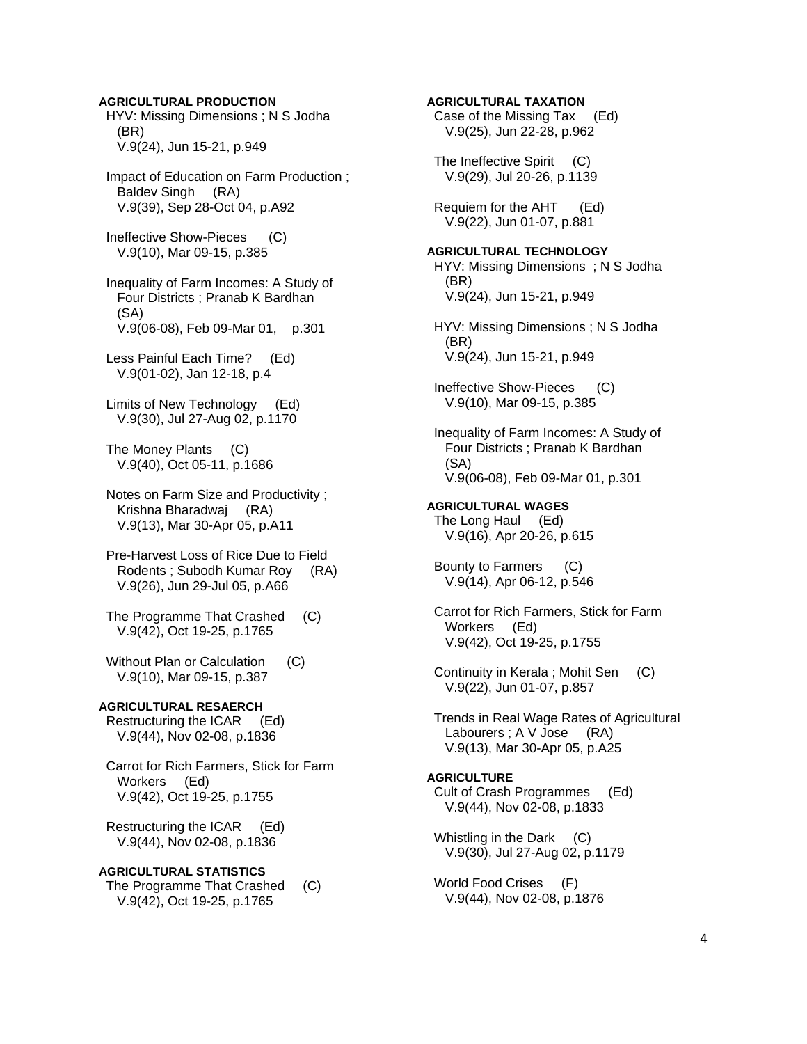**AGRICULTURAL PRODUCTION**

HYV: Missing Dimensions ; N S Jodha (BR)
V.9(24), Jun 15-21, p.949

Impact of Education on Farm Production ; Baldev Singh (RA)
V.9(39), Sep 28-Oct 04, p.A92

Ineffective Show-Pieces (C)
V.9(10), Mar 09-15, p.385

Inequality of Farm Incomes: A Study of Four Districts ; Pranab K Bardhan (SA)
V.9(06-08), Feb 09-Mar 01, p.301

Less Painful Each Time? (Ed)
V.9(01-02), Jan 12-18, p.4

Limits of New Technology (Ed)
V.9(30), Jul 27-Aug 02, p.1170

The Money Plants (C)
V.9(40), Oct 05-11, p.1686

Notes on Farm Size and Productivity ; Krishna Bharadwaj (RA)
V.9(13), Mar 30-Apr 05, p.A11

Pre-Harvest Loss of Rice Due to Field Rodents ; Subodh Kumar Roy (RA)
V.9(26), Jun 29-Jul 05, p.A66

The Programme That Crashed (C)
V.9(42), Oct 19-25, p.1765

Without Plan or Calculation (C)
V.9(10), Mar 09-15, p.387

**AGRICULTURAL RESAERCH**

Restructuring the ICAR (Ed)
V.9(44), Nov 02-08, p.1836

Carrot for Rich Farmers, Stick for Farm Workers (Ed)
V.9(42), Oct 19-25, p.1755

Restructuring the ICAR (Ed)
V.9(44), Nov 02-08, p.1836

**AGRICULTURAL STATISTICS**

The Programme That Crashed (C)
V.9(42), Oct 19-25, p.1765

**AGRICULTURAL TAXATION**

Case of the Missing Tax (Ed)
V.9(25), Jun 22-28, p.962

The Ineffective Spirit (C)
V.9(29), Jul 20-26, p.1139

Requiem for the AHT (Ed)
V.9(22), Jun 01-07, p.881

**AGRICULTURAL TECHNOLOGY**

HYV: Missing Dimensions ; N S Jodha (BR)
V.9(24), Jun 15-21, p.949

HYV: Missing Dimensions ; N S Jodha (BR)
V.9(24), Jun 15-21, p.949

Ineffective Show-Pieces (C)
V.9(10), Mar 09-15, p.385

Inequality of Farm Incomes: A Study of Four Districts ; Pranab K Bardhan (SA)
V.9(06-08), Feb 09-Mar 01, p.301

**AGRICULTURAL WAGES**

The Long Haul (Ed)
V.9(16), Apr 20-26, p.615

Bounty to Farmers (C)
V.9(14), Apr 06-12, p.546

Carrot for Rich Farmers, Stick for Farm Workers (Ed)
V.9(42), Oct 19-25, p.1755

Continuity in Kerala ; Mohit Sen (C)
V.9(22), Jun 01-07, p.857

Trends in Real Wage Rates of Agricultural Labourers ; A V Jose (RA)
V.9(13), Mar 30-Apr 05, p.A25

**AGRICULTURE**

Cult of Crash Programmes (Ed)
V.9(44), Nov 02-08, p.1833

Whistling in the Dark (C)
V.9(30), Jul 27-Aug 02, p.1179

World Food Crises (F)
V.9(44), Nov 02-08, p.1876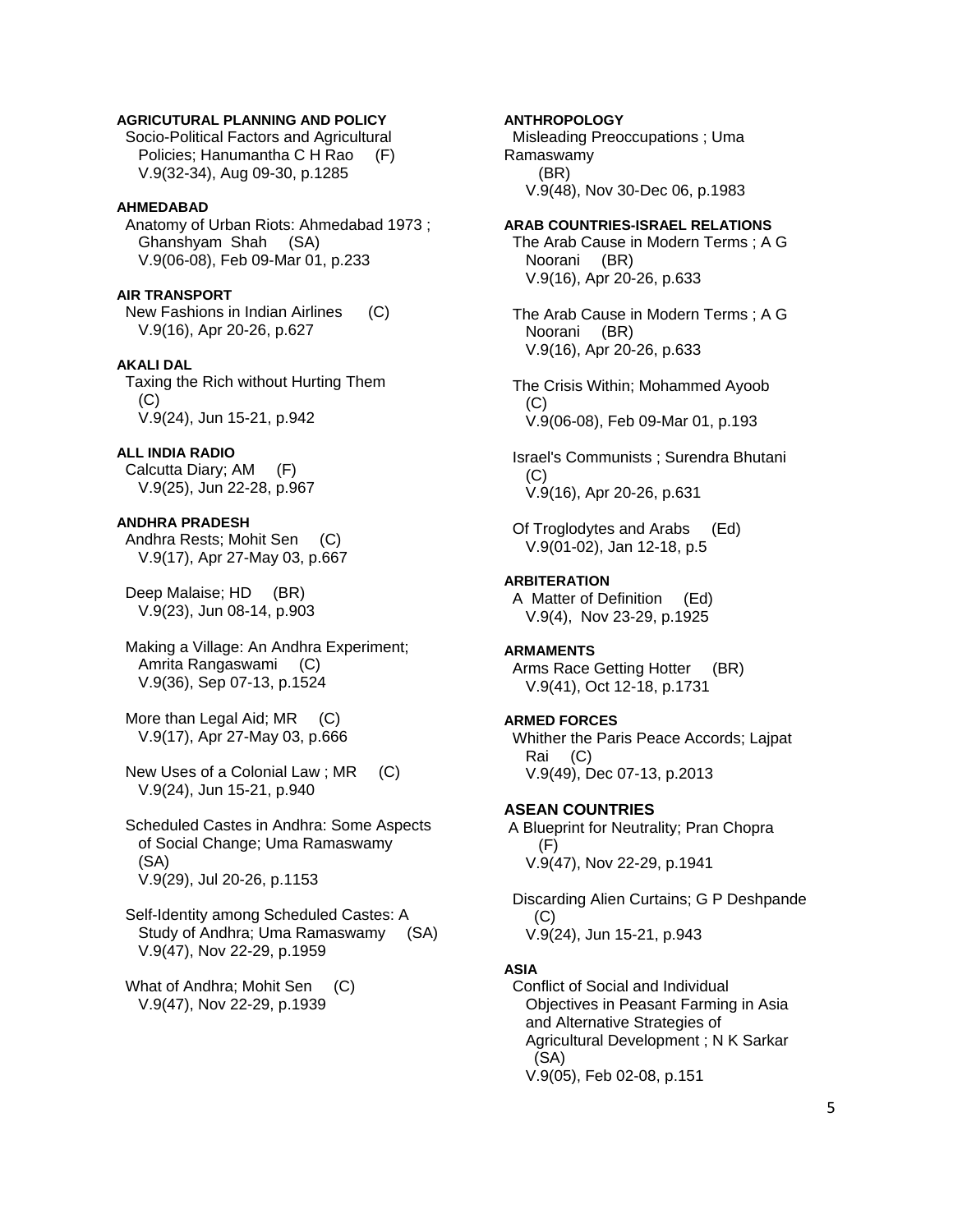**AGRICUTURAL PLANNING AND POLICY**

Socio-Political Factors and Agricultural Policies; Hanumantha C H Rao (F)
V.9(32-34), Aug 09-30, p.1285

**AHMEDABAD**

Anatomy of Urban Riots: Ahmedabad 1973 ; Ghanshyam Shah (SA)
V.9(06-08), Feb 09-Mar 01, p.233

**AIR TRANSPORT**

New Fashions in Indian Airlines (C)
V.9(16), Apr 20-26, p.627

**AKALI DAL**

Taxing the Rich without Hurting Them (C)
V.9(24), Jun 15-21, p.942

**ALL INDIA RADIO**

Calcutta Diary; AM (F)
V.9(25), Jun 22-28, p.967

**ANDHRA PRADESH**

Andhra Rests; Mohit Sen (C)
V.9(17), Apr 27-May 03, p.667

Deep Malaise; HD (BR)
V.9(23), Jun 08-14, p.903

Making a Village: An Andhra Experiment; Amrita Rangaswami (C)
V.9(36), Sep 07-13, p.1524

More than Legal Aid; MR (C)
V.9(17), Apr 27-May 03, p.666

New Uses of a Colonial Law ; MR (C)
V.9(24), Jun 15-21, p.940

Scheduled Castes in Andhra: Some Aspects of Social Change; Uma Ramaswamy (SA)
V.9(29), Jul 20-26, p.1153

Self-Identity among Scheduled Castes: A Study of Andhra; Uma Ramaswamy (SA)
V.9(47), Nov 22-29, p.1959

What of Andhra; Mohit Sen (C)
V.9(47), Nov 22-29, p.1939

**ANTHROPOLOGY**

Misleading Preoccupations ; Uma Ramaswamy (BR)
V.9(48), Nov 30-Dec 06, p.1983

**ARAB COUNTRIES-ISRAEL RELATIONS**

The Arab Cause in Modern Terms ; A G Noorani (BR)
V.9(16), Apr 20-26, p.633

The Arab Cause in Modern Terms ; A G Noorani (BR)
V.9(16), Apr 20-26, p.633

The Crisis Within; Mohammed Ayoob (C)
V.9(06-08), Feb 09-Mar 01, p.193

Israel's Communists ; Surendra Bhutani (C)
V.9(16), Apr 20-26, p.631

Of Troglodytes and Arabs (Ed)
V.9(01-02), Jan 12-18, p.5

**ARBITERATION**

A Matter of Definition (Ed)
V.9(4), Nov 23-29, p.1925

**ARMAMENTS**

Arms Race Getting Hotter (BR)
V.9(41), Oct 12-18, p.1731

**ARMED FORCES**

Whither the Paris Peace Accords; Lajpat Rai (C)
V.9(49), Dec 07-13, p.2013

**ASEAN COUNTRIES**

A Blueprint for Neutrality; Pran Chopra (F)
V.9(47), Nov 22-29, p.1941

Discarding Alien Curtains; G P Deshpande (C)
V.9(24), Jun 15-21, p.943

**ASIA**

Conflict of Social and Individual Objectives in Peasant Farming in Asia and Alternative Strategies of Agricultural Development ; N K Sarkar (SA)
V.9(05), Feb 02-08, p.151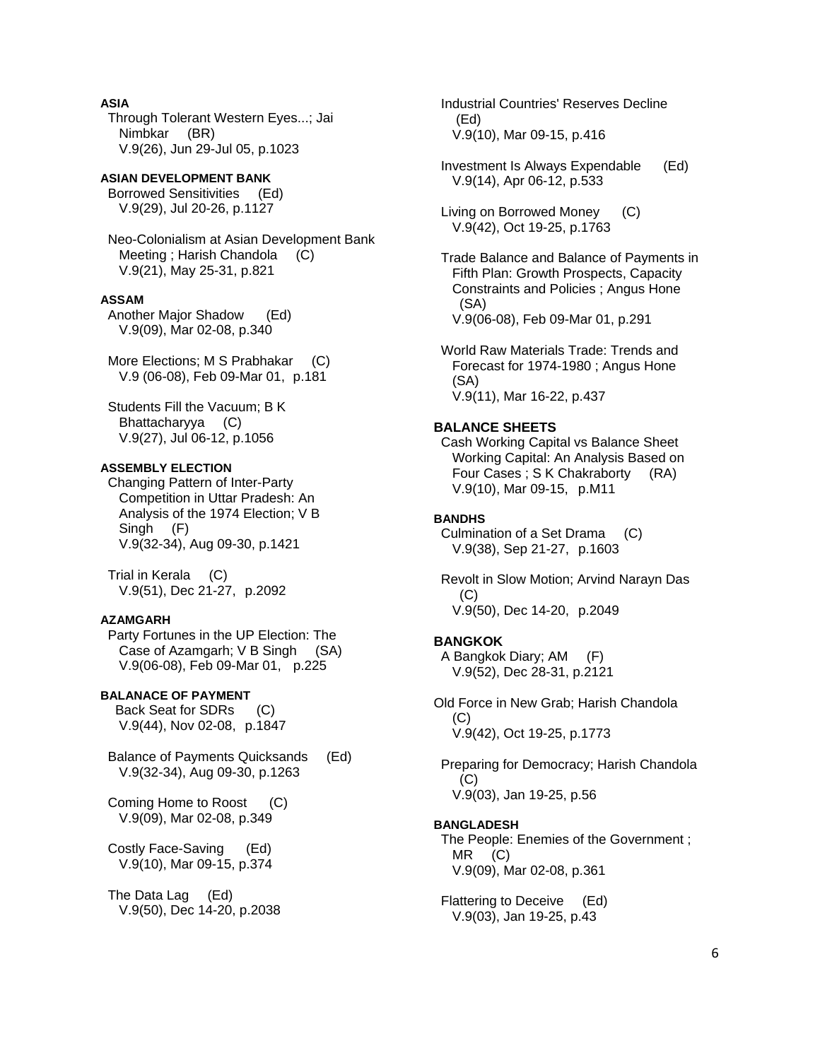**ASIA**

Through Tolerant Western Eyes...; Jai Nimbkar (BR)
V.9(26), Jun 29-Jul 05, p.1023

**ASIAN DEVELOPMENT BANK**

Borrowed Sensitivities (Ed)
V.9(29), Jul 20-26, p.1127

Neo-Colonialism at Asian Development Bank Meeting ; Harish Chandola (C)
V.9(21), May 25-31, p.821

**ASSAM**

Another Major Shadow (Ed)
V.9(09), Mar 02-08, p.340

More Elections; M S Prabhakar (C)
V.9 (06-08), Feb 09-Mar 01, p.181

Students Fill the Vacuum; B K Bhattacharyya (C)
V.9(27), Jul 06-12, p.1056

**ASSEMBLY ELECTION**

Changing Pattern of Inter-Party Competition in Uttar Pradesh: An Analysis of the 1974 Election; V B Singh (F)
V.9(32-34), Aug 09-30, p.1421

Trial in Kerala (C)
V.9(51), Dec 21-27, p.2092

**AZAMGARH**

Party Fortunes in the UP Election: The Case of Azamgarh; V B Singh (SA)
V.9(06-08), Feb 09-Mar 01, p.225

**BALANACE OF PAYMENT**

Back Seat for SDRs (C)
V.9(44), Nov 02-08, p.1847

Balance of Payments Quicksands (Ed)
V.9(32-34), Aug 09-30, p.1263

Coming Home to Roost (C)
V.9(09), Mar 02-08, p.349

Costly Face-Saving (Ed)
V.9(10), Mar 09-15, p.374

The Data Lag (Ed)
V.9(50), Dec 14-20, p.2038

Industrial Countries' Reserves Decline (Ed)
V.9(10), Mar 09-15, p.416

Investment Is Always Expendable (Ed)
V.9(14), Apr 06-12, p.533

Living on Borrowed Money (C)
V.9(42), Oct 19-25, p.1763

Trade Balance and Balance of Payments in Fifth Plan: Growth Prospects, Capacity Constraints and Policies ; Angus Hone (SA)
V.9(06-08), Feb 09-Mar 01, p.291

World Raw Materials Trade: Trends and Forecast for 1974-1980 ; Angus Hone (SA)
V.9(11), Mar 16-22, p.437

**BALANCE SHEETS**

Cash Working Capital vs Balance Sheet Working Capital: An Analysis Based on Four Cases ; S K Chakraborty (RA)
V.9(10), Mar 09-15, p.M11

**BANDHS**

Culmination of a Set Drama (C)
V.9(38), Sep 21-27, p.1603

Revolt in Slow Motion; Arvind Narayn Das (C)
V.9(50), Dec 14-20, p.2049

**BANGKOK**

A Bangkok Diary; AM (F)
V.9(52), Dec 28-31, p.2121

Old Force in New Grab; Harish Chandola (C)
V.9(42), Oct 19-25, p.1773

Preparing for Democracy; Harish Chandola (C)
V.9(03), Jan 19-25, p.56

**BANGLADESH**

The People: Enemies of the Government ; MR (C)
V.9(09), Mar 02-08, p.361

Flattering to Deceive (Ed)
V.9(03), Jan 19-25, p.43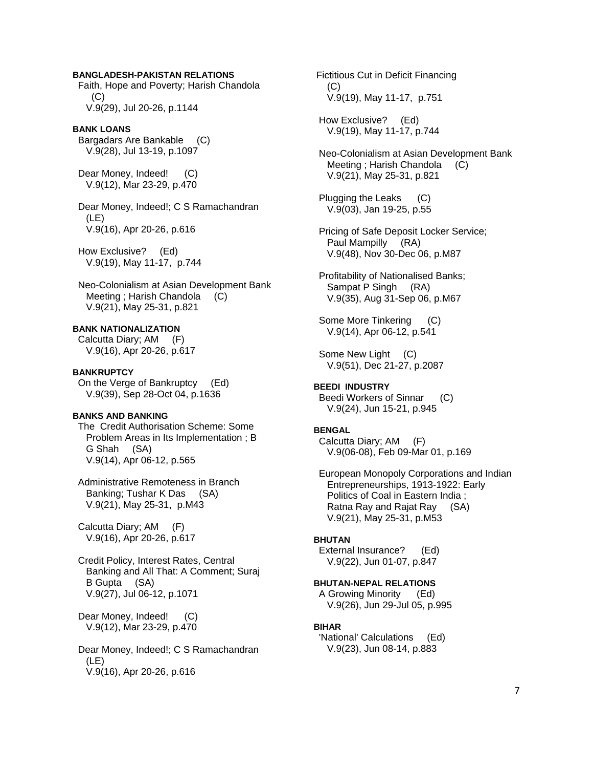**BANGLADESH-PAKISTAN RELATIONS**

Faith, Hope and Poverty; Harish Chandola (C)
V.9(29), Jul 20-26, p.1144

**BANK LOANS**

Bargadars Are Bankable (C)
V.9(28), Jul 13-19, p.1097

Dear Money, Indeed! (C)
V.9(12), Mar 23-29, p.470

Dear Money, Indeed!; C S Ramachandran (LE)
V.9(16), Apr 20-26, p.616

How Exclusive? (Ed)
V.9(19), May 11-17, p.744

Neo-Colonialism at Asian Development Bank Meeting ; Harish Chandola (C)
V.9(21), May 25-31, p.821

**BANK NATIONALIZATION**

Calcutta Diary; AM (F)
V.9(16), Apr 20-26, p.617

**BANKRUPTCY**

On the Verge of Bankruptcy (Ed)
V.9(39), Sep 28-Oct 04, p.1636

**BANKS AND BANKING**

The Credit Authorisation Scheme: Some Problem Areas in Its Implementation ; B G Shah (SA)
V.9(14), Apr 06-12, p.565

Administrative Remoteness in Branch Banking; Tushar K Das (SA)
V.9(21), May 25-31, p.M43

Calcutta Diary; AM (F)
V.9(16), Apr 20-26, p.617

Credit Policy, Interest Rates, Central Banking and All That: A Comment; Suraj B Gupta (SA)
V.9(27), Jul 06-12, p.1071

Dear Money, Indeed! (C)
V.9(12), Mar 23-29, p.470

Dear Money, Indeed!; C S Ramachandran (LE)
V.9(16), Apr 20-26, p.616

Fictitious Cut in Deficit Financing (C)
V.9(19), May 11-17, p.751

How Exclusive? (Ed)
V.9(19), May 11-17, p.744

Neo-Colonialism at Asian Development Bank Meeting ; Harish Chandola (C)
V.9(21), May 25-31, p.821

Plugging the Leaks (C)
V.9(03), Jan 19-25, p.55

Pricing of Safe Deposit Locker Service; Paul Mampilly (RA)
V.9(48), Nov 30-Dec 06, p.M87

Profitability of Nationalised Banks; Sampat P Singh (RA)
V.9(35), Aug 31-Sep 06, p.M67

Some More Tinkering (C)
V.9(14), Apr 06-12, p.541

Some New Light (C)
V.9(51), Dec 21-27, p.2087

**BEEDI INDUSTRY**

Beedi Workers of Sinnar (C)
V.9(24), Jun 15-21, p.945

**BENGAL**

Calcutta Diary; AM (F)
V.9(06-08), Feb 09-Mar 01, p.169

European Monopoly Corporations and Indian Entrepreneurships, 1913-1922: Early Politics of Coal in Eastern India ; Ratna Ray and Rajat Ray (SA)
V.9(21), May 25-31, p.M53

**BHUTAN**

External Insurance? (Ed)
V.9(22), Jun 01-07, p.847

**BHUTAN-NEPAL RELATIONS**

A Growing Minority (Ed)
V.9(26), Jun 29-Jul 05, p.995

**BIHAR**

'National' Calculations (Ed)
V.9(23), Jun 08-14, p.883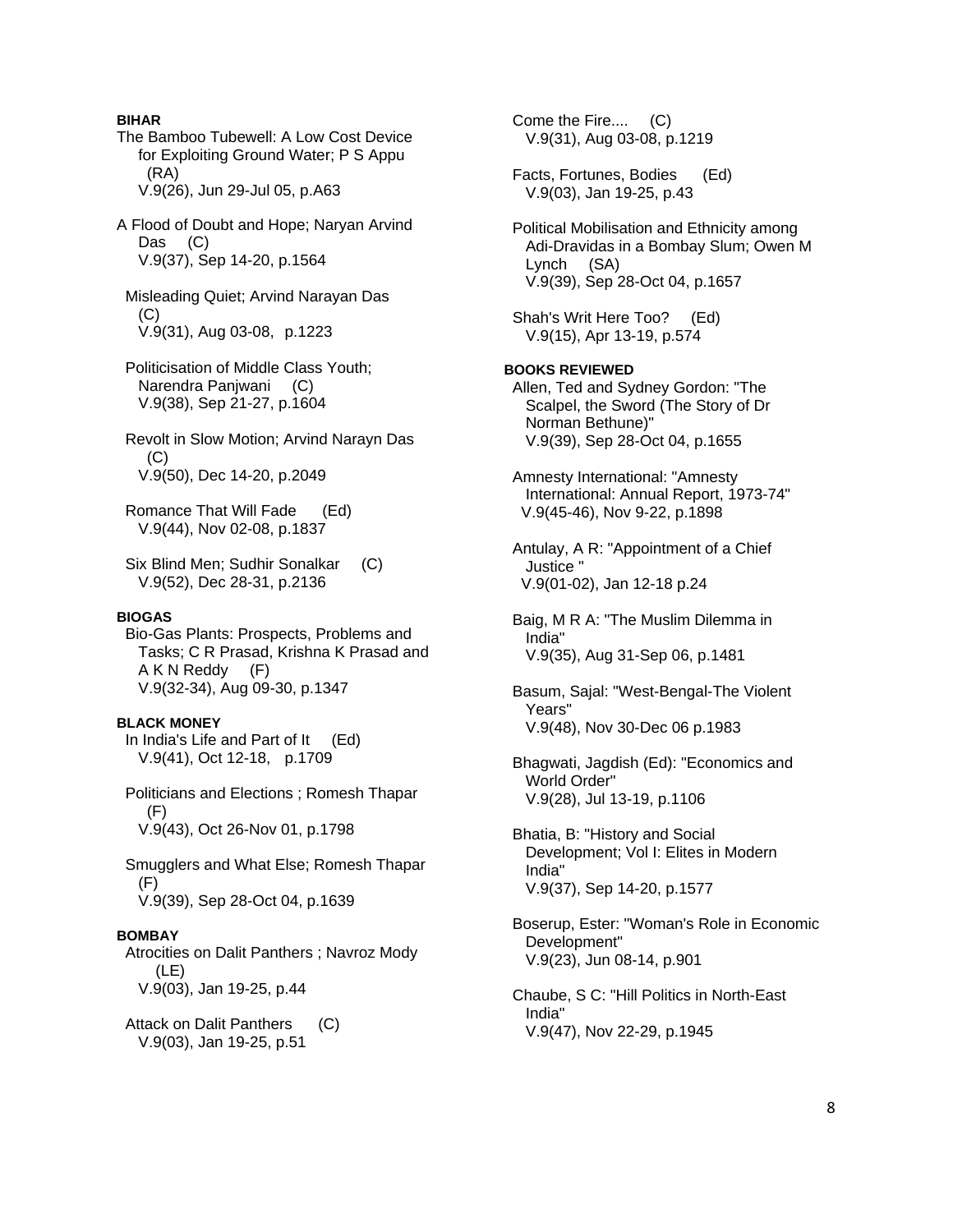**BIHAR**

The Bamboo Tubewell: A Low Cost Device for Exploiting Ground Water; P S Appu (RA)
V.9(26), Jun 29-Jul 05, p.A63

A Flood of Doubt and Hope; Naryan Arvind Das (C)
V.9(37), Sep 14-20, p.1564

Misleading Quiet; Arvind Narayan Das (C)
V.9(31), Aug 03-08, p.1223

Politicisation of Middle Class Youth; Narendra Panjwani (C)
V.9(38), Sep 21-27, p.1604

Revolt in Slow Motion; Arvind Narayn Das (C)
V.9(50), Dec 14-20, p.2049

Romance That Will Fade (Ed)
V.9(44), Nov 02-08, p.1837

Six Blind Men; Sudhir Sonalkar (C)
V.9(52), Dec 28-31, p.2136

**BIOGAS**

Bio-Gas Plants: Prospects, Problems and Tasks; C R Prasad, Krishna K Prasad and A K N Reddy (F)
V.9(32-34), Aug 09-30, p.1347

**BLACK MONEY**

In India's Life and Part of It (Ed)
V.9(41), Oct 12-18, p.1709

Politicians and Elections ; Romesh Thapar (F)
V.9(43), Oct 26-Nov 01, p.1798

Smugglers and What Else; Romesh Thapar (F)
V.9(39), Sep 28-Oct 04, p.1639

**BOMBAY**

Atrocities on Dalit Panthers ; Navroz Mody (LE)
V.9(03), Jan 19-25, p.44

Attack on Dalit Panthers (C)
V.9(03), Jan 19-25, p.51

Come the Fire.... (C)
V.9(31), Aug 03-08, p.1219

Facts, Fortunes, Bodies (Ed)
V.9(03), Jan 19-25, p.43

Political Mobilisation and Ethnicity among Adi-Dravidas in a Bombay Slum; Owen M Lynch (SA)
V.9(39), Sep 28-Oct 04, p.1657

Shah's Writ Here Too? (Ed)
V.9(15), Apr 13-19, p.574

**BOOKS REVIEWED**

Allen, Ted and Sydney Gordon: "The Scalpel, the Sword (The Story of Dr Norman Bethune)"
V.9(39), Sep 28-Oct 04, p.1655

Amnesty International: "Amnesty International: Annual Report, 1973-74"
V.9(45-46), Nov 9-22, p.1898

Antulay, A R: "Appointment of a Chief Justice "
V.9(01-02), Jan 12-18 p.24

Baig, M R A: "The Muslim Dilemma in India"
V.9(35), Aug 31-Sep 06, p.1481

Basum, Sajal: "West-Bengal-The Violent Years"
V.9(48), Nov 30-Dec 06 p.1983

Bhagwati, Jagdish (Ed): "Economics and World Order"
V.9(28), Jul 13-19, p.1106

Bhatia, B: "History and Social Development; Vol I: Elites in Modern India"
V.9(37), Sep 14-20, p.1577

Boserup, Ester: "Woman's Role in Economic Development"
V.9(23), Jun 08-14, p.901

Chaube, S C: "Hill Politics in North-East India"
V.9(47), Nov 22-29, p.1945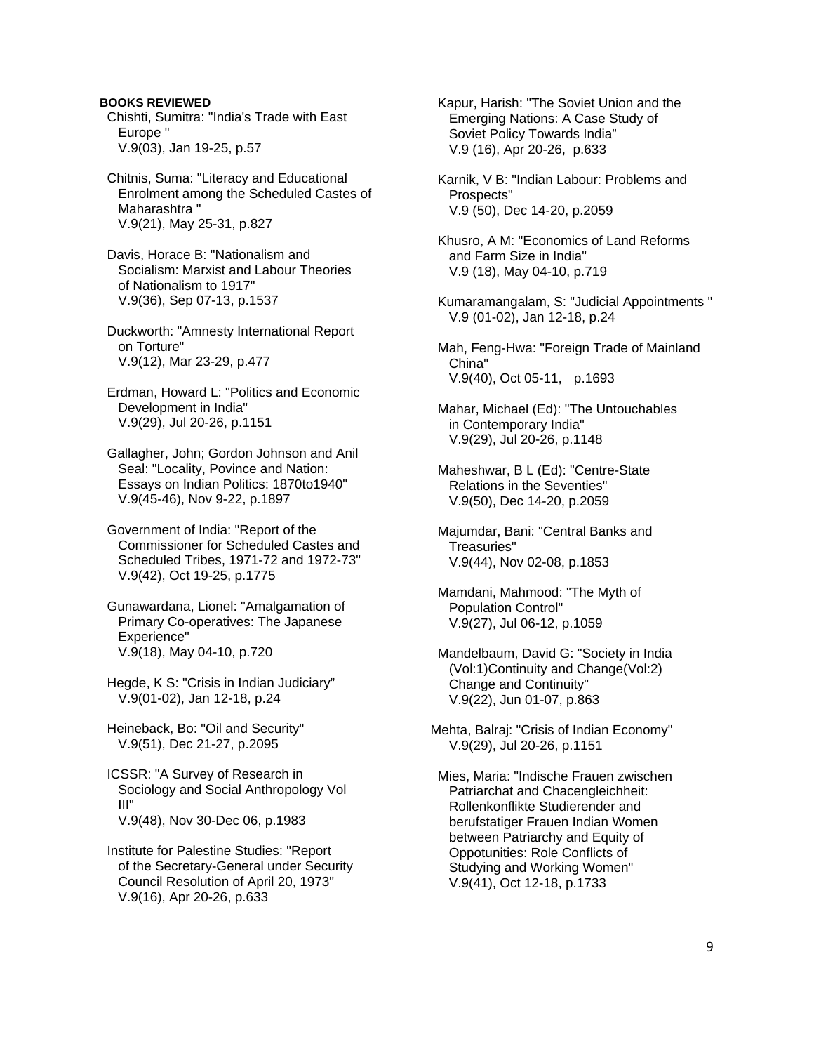**BOOKS REVIEWED**

Chishti, Sumitra: "India's Trade with East Europe "
V.9(03), Jan 19-25, p.57

Chitnis, Suma: "Literacy and Educational Enrolment among the Scheduled Castes of Maharashtra "
V.9(21), May 25-31, p.827

Davis, Horace B: "Nationalism and Socialism: Marxist and Labour Theories of Nationalism to 1917"
V.9(36), Sep 07-13, p.1537

Duckworth: "Amnesty International Report on Torture"
V.9(12), Mar 23-29, p.477

Erdman, Howard L: "Politics and Economic Development in India"
V.9(29), Jul 20-26, p.1151

Gallagher, John; Gordon Johnson and Anil Seal: "Locality, Povince and Nation: Essays on Indian Politics: 1870to1940"
V.9(45-46), Nov 9-22, p.1897

Government of India: "Report of the Commissioner for Scheduled Castes and Scheduled Tribes, 1971-72 and 1972-73"
V.9(42), Oct 19-25, p.1775

Gunawardana, Lionel: "Amalgamation of Primary Co-operatives: The Japanese Experience"
V.9(18), May 04-10, p.720

Hegde, K S: "Crisis in Indian Judiciary"
V.9(01-02), Jan 12-18, p.24

Heineback, Bo: "Oil and Security"
V.9(51), Dec 21-27, p.2095

ICSSR: "A Survey of Research in Sociology and Social Anthropology Vol III"
V.9(48), Nov 30-Dec 06, p.1983

Institute for Palestine Studies: "Report of the Secretary-General under Security Council Resolution of April 20, 1973"
V.9(16), Apr 20-26, p.633

Kapur, Harish: "The Soviet Union and the Emerging Nations: A Case Study of Soviet Policy Towards India"
V.9 (16), Apr 20-26, p.633

Karnik, V B: "Indian Labour: Problems and Prospects"
V.9 (50), Dec 14-20, p.2059

Khusro, A M: "Economics of Land Reforms and Farm Size in India"
V.9 (18), May 04-10, p.719

Kumaramangalam, S: "Judicial Appointments "
V.9 (01-02), Jan 12-18, p.24

Mah, Feng-Hwa: "Foreign Trade of Mainland China"
V.9(40), Oct 05-11, p.1693

Mahar, Michael (Ed): "The Untouchables in Contemporary India"
V.9(29), Jul 20-26, p.1148

Maheshwar, B L (Ed): "Centre-State Relations in the Seventies"
V.9(50), Dec 14-20, p.2059

Majumdar, Bani: "Central Banks and Treasuries"
V.9(44), Nov 02-08, p.1853

Mamdani, Mahmood: "The Myth of Population Control"
V.9(27), Jul 06-12, p.1059

Mandelbaum, David G: "Society in India (Vol:1)Continuity and Change(Vol:2) Change and Continuity"
V.9(22), Jun 01-07, p.863

Mehta, Balraj: "Crisis of Indian Economy"
V.9(29), Jul 20-26, p.1151

Mies, Maria: "Indische Frauen zwischen Patriarchat and Chacengleichheit: Rollenkonflikte Studierender and berufstatiger Frauen Indian Women between Patriarchy and Equity of Oppotunities: Role Conflicts of Studying and Working Women"
V.9(41), Oct 12-18, p.1733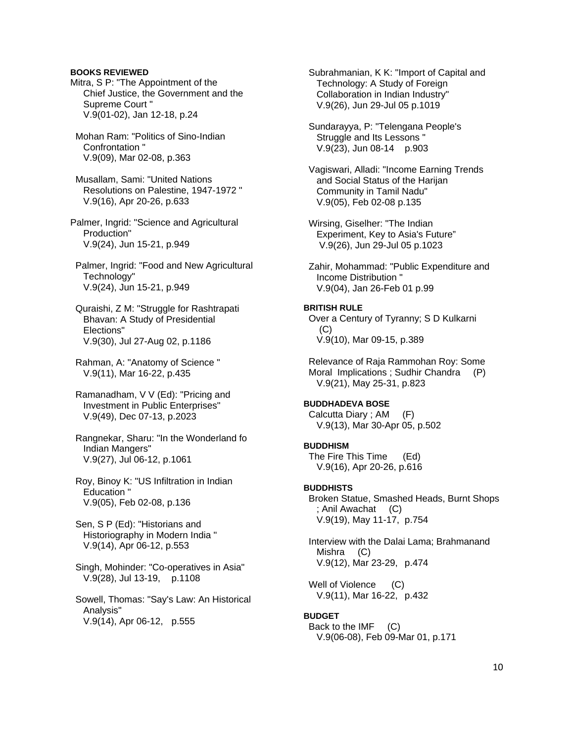**BOOKS REVIEWED**

Mitra, S P: "The Appointment of the Chief Justice, the Government and the Supreme Court "
V.9(01-02), Jan 12-18, p.24

Mohan Ram: "Politics of Sino-Indian Confrontation "
V.9(09), Mar 02-08, p.363

Musallam, Sami: "United Nations Resolutions on Palestine, 1947-1972 "
V.9(16), Apr 20-26, p.633

Palmer, Ingrid: "Science and Agricultural Production"
V.9(24), Jun 15-21, p.949

Palmer, Ingrid: "Food and New Agricultural Technology"
V.9(24), Jun 15-21, p.949

Quraishi, Z M: "Struggle for Rashtrapati Bhavan: A Study of Presidential Elections"
V.9(30), Jul 27-Aug 02, p.1186

Rahman, A: "Anatomy of Science "
V.9(11), Mar 16-22, p.435

Ramanadham, V V (Ed): "Pricing and Investment in Public Enterprises"
V.9(49), Dec 07-13, p.2023

Rangnekar, Sharu: "In the Wonderland fo Indian Mangers"
V.9(27), Jul 06-12, p.1061

Roy, Binoy K: "US Infiltration in Indian Education "
V.9(05), Feb 02-08, p.136

Sen, S P (Ed): "Historians and Historiography in Modern India "
V.9(14), Apr 06-12, p.553

Singh, Mohinder: "Co-operatives in Asia"
V.9(28), Jul 13-19, p.1108

Sowell, Thomas: "Say's Law: An Historical Analysis"
V.9(14), Apr 06-12, p.555

Subrahmanian, K K: "Import of Capital and Technology: A Study of Foreign Collaboration in Indian Industry"
V.9(26), Jun 29-Jul 05 p.1019

Sundarayya, P: "Telengana People's Struggle and Its Lessons "
V.9(23), Jun 08-14 p.903

Vagiswari, Alladi: "Income Earning Trends and Social Status of the Harijan Community in Tamil Nadu"
V.9(05), Feb 02-08 p.135

Wirsing, Giselher: "The Indian Experiment, Key to Asia's Future"
V.9(26), Jun 29-Jul 05 p.1023

Zahir, Mohammad: "Public Expenditure and Income Distribution "
V.9(04), Jan 26-Feb 01 p.99

**BRITISH RULE**

Over a Century of Tyranny; S D Kulkarni (C)
V.9(10), Mar 09-15, p.389

Relevance of Raja Rammohan Roy: Some Moral Implications ; Sudhir Chandra (P)
V.9(21), May 25-31, p.823

**BUDDHADEVA BOSE**

Calcutta Diary ; AM (F)
V.9(13), Mar 30-Apr 05, p.502

**BUDDHISM**

The Fire This Time (Ed)
V.9(16), Apr 20-26, p.616

**BUDDHISTS**

Broken Statue, Smashed Heads, Burnt Shops ; Anil Awachat (C)
V.9(19), May 11-17, p.754

Interview with the Dalai Lama; Brahmanand Mishra (C)
V.9(12), Mar 23-29, p.474

Well of Violence (C)
V.9(11), Mar 16-22, p.432

**BUDGET**

Back to the IMF (C)
V.9(06-08), Feb 09-Mar 01, p.171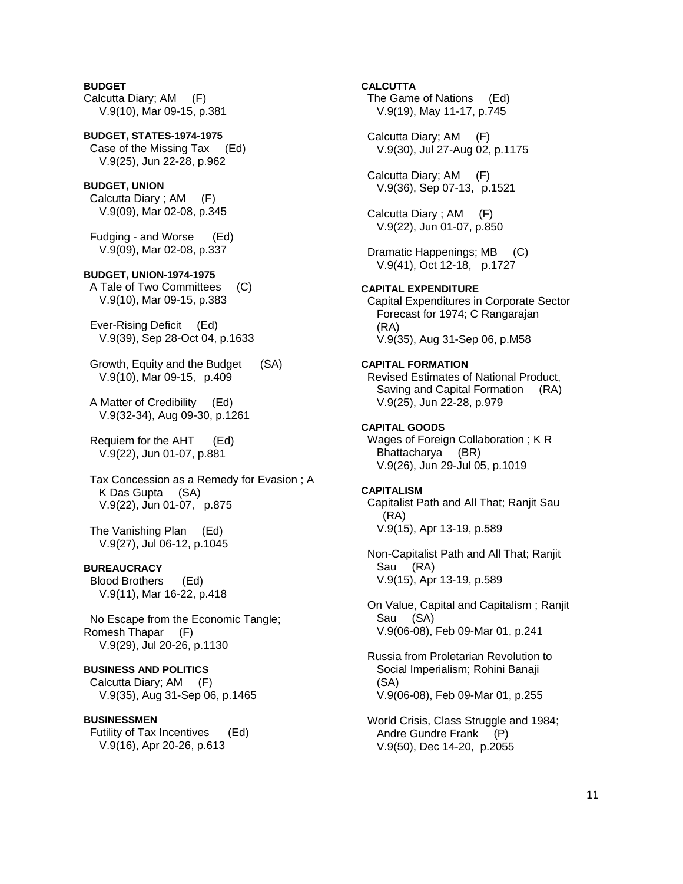**BUDGET**

Calcutta Diary; AM (F)
V.9(10), Mar 09-15, p.381

**BUDGET, STATES-1974-1975**

Case of the Missing Tax (Ed)
V.9(25), Jun 22-28, p.962

**BUDGET, UNION**

Calcutta Diary ; AM (F)
V.9(09), Mar 02-08, p.345

Fudging - and Worse (Ed)
V.9(09), Mar 02-08, p.337

**BUDGET, UNION-1974-1975**

A Tale of Two Committees (C)
V.9(10), Mar 09-15, p.383

Ever-Rising Deficit (Ed)
V.9(39), Sep 28-Oct 04, p.1633

Growth, Equity and the Budget (SA)
V.9(10), Mar 09-15, p.409

A Matter of Credibility (Ed)
V.9(32-34), Aug 09-30, p.1261

Requiem for the AHT (Ed)
V.9(22), Jun 01-07, p.881

Tax Concession as a Remedy for Evasion ; A K Das Gupta (SA)
V.9(22), Jun 01-07, p.875

The Vanishing Plan (Ed)
V.9(27), Jul 06-12, p.1045

**BUREAUCRACY**

Blood Brothers (Ed)
V.9(11), Mar 16-22, p.418

No Escape from the Economic Tangle; Romesh Thapar (F)
V.9(29), Jul 20-26, p.1130

**BUSINESS AND POLITICS**

Calcutta Diary; AM (F)
V.9(35), Aug 31-Sep 06, p.1465

**BUSINESSMEN**

Futility of Tax Incentives (Ed)
V.9(16), Apr 20-26, p.613

**CALCUTTA**

The Game of Nations (Ed)
V.9(19), May 11-17, p.745

Calcutta Diary; AM (F)
V.9(30), Jul 27-Aug 02, p.1175

Calcutta Diary; AM (F)
V.9(36), Sep 07-13, p.1521

Calcutta Diary ; AM (F)
V.9(22), Jun 01-07, p.850

Dramatic Happenings; MB (C)
V.9(41), Oct 12-18, p.1727

**CAPITAL EXPENDITURE**

Capital Expenditures in Corporate Sector Forecast for 1974; C Rangarajan (RA)
V.9(35), Aug 31-Sep 06, p.M58

**CAPITAL FORMATION**

Revised Estimates of National Product, Saving and Capital Formation (RA)
V.9(25), Jun 22-28, p.979

**CAPITAL GOODS**

Wages of Foreign Collaboration ; K R Bhattacharya (BR)
V.9(26), Jun 29-Jul 05, p.1019

**CAPITALISM**

Capitalist Path and All That; Ranjit Sau (RA)
V.9(15), Apr 13-19, p.589

Non-Capitalist Path and All That; Ranjit Sau (RA)
V.9(15), Apr 13-19, p.589

On Value, Capital and Capitalism ; Ranjit Sau (SA)
V.9(06-08), Feb 09-Mar 01, p.241

Russia from Proletarian Revolution to Social Imperialism; Rohini Banaji (SA)
V.9(06-08), Feb 09-Mar 01, p.255

World Crisis, Class Struggle and 1984; Andre Gundre Frank (P)
V.9(50), Dec 14-20, p.2055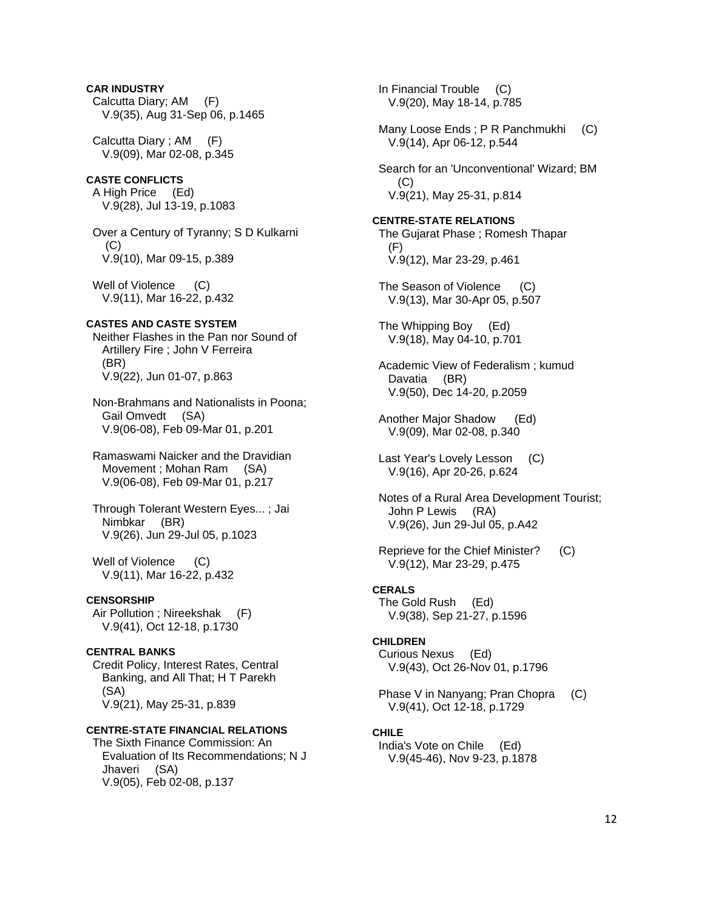**CAR INDUSTRY**

Calcutta Diary; AM (F)
V.9(35), Aug 31-Sep 06, p.1465

Calcutta Diary ; AM (F)
V.9(09), Mar 02-08, p.345

**CASTE CONFLICTS**

A High Price (Ed)
V.9(28), Jul 13-19, p.1083

Over a Century of Tyranny; S D Kulkarni (C)
V.9(10), Mar 09-15, p.389

Well of Violence (C)
V.9(11), Mar 16-22, p.432

**CASTES AND CASTE SYSTEM**

Neither Flashes in the Pan nor Sound of Artillery Fire ; John V Ferreira (BR)
V.9(22), Jun 01-07, p.863

Non-Brahmans and Nationalists in Poona; Gail Omvedt (SA)
V.9(06-08), Feb 09-Mar 01, p.201

Ramaswami Naicker and the Dravidian Movement ; Mohan Ram (SA)
V.9(06-08), Feb 09-Mar 01, p.217

Through Tolerant Western Eyes... ; Jai Nimbkar (BR)
V.9(26), Jun 29-Jul 05, p.1023

Well of Violence (C)
V.9(11), Mar 16-22, p.432

**CENSORSHIP**

Air Pollution ; Nireekshak (F)
V.9(41), Oct 12-18, p.1730

**CENTRAL BANKS**

Credit Policy, Interest Rates, Central Banking, and All That; H T Parekh (SA)
V.9(21), May 25-31, p.839

**CENTRE-STATE FINANCIAL RELATIONS**

The Sixth Finance Commission: An Evaluation of Its Recommendations; N J Jhaveri (SA)
V.9(05), Feb 02-08, p.137

In Financial Trouble (C)
V.9(20), May 18-14, p.785

Many Loose Ends ; P R Panchmukhi (C)
V.9(14), Apr 06-12, p.544

Search for an 'Unconventional' Wizard; BM (C)
V.9(21), May 25-31, p.814

**CENTRE-STATE RELATIONS**

The Gujarat Phase ; Romesh Thapar (F)
V.9(12), Mar 23-29, p.461

The Season of Violence (C)
V.9(13), Mar 30-Apr 05, p.507

The Whipping Boy (Ed)
V.9(18), May 04-10, p.701

Academic View of Federalism ; kumud Davatia (BR)
V.9(50), Dec 14-20, p.2059

Another Major Shadow (Ed)
V.9(09), Mar 02-08, p.340

Last Year's Lovely Lesson (C)
V.9(16), Apr 20-26, p.624

Notes of a Rural Area Development Tourist; John P Lewis (RA)
V.9(26), Jun 29-Jul 05, p.A42

Reprieve for the Chief Minister? (C)
V.9(12), Mar 23-29, p.475

**CERALS**

The Gold Rush (Ed)
V.9(38), Sep 21-27, p.1596

**CHILDREN**

Curious Nexus (Ed)
V.9(43), Oct 26-Nov 01, p.1796

Phase V in Nanyang; Pran Chopra (C)
V.9(41), Oct 12-18, p.1729

**CHILE**

India's Vote on Chile (Ed)
V.9(45-46), Nov 9-23, p.1878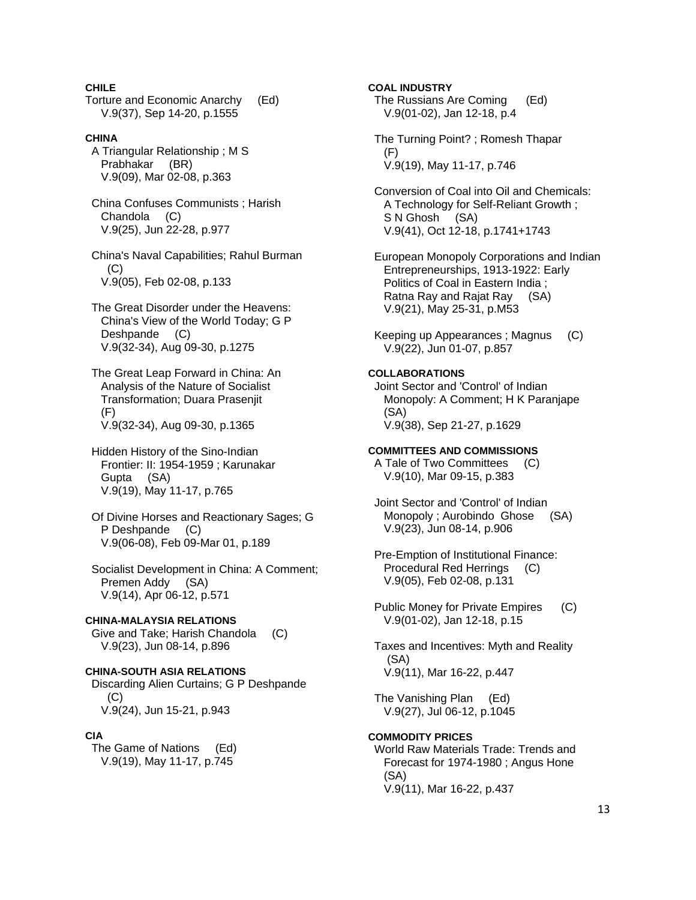**CHILE**

Torture and Economic Anarchy (Ed)
V.9(37), Sep 14-20, p.1555

**CHINA**

A Triangular Relationship ; M S Prabhakar (BR)
V.9(09), Mar 02-08, p.363

China Confuses Communists ; Harish Chandola (C)
V.9(25), Jun 22-28, p.977

China's Naval Capabilities; Rahul Burman (C)
V.9(05), Feb 02-08, p.133

The Great Disorder under the Heavens: China's View of the World Today; G P Deshpande (C)
V.9(32-34), Aug 09-30, p.1275

The Great Leap Forward in China: An Analysis of the Nature of Socialist Transformation; Duara Prasenjit (F)
V.9(32-34), Aug 09-30, p.1365

Hidden History of the Sino-Indian Frontier: II: 1954-1959 ; Karunakar Gupta (SA)
V.9(19), May 11-17, p.765

Of Divine Horses and Reactionary Sages; G P Deshpande (C)
V.9(06-08), Feb 09-Mar 01, p.189

Socialist Development in China: A Comment; Premen Addy (SA)
V.9(14), Apr 06-12, p.571

**CHINA-MALAYSIA RELATIONS**

Give and Take; Harish Chandola (C)
V.9(23), Jun 08-14, p.896

**CHINA-SOUTH ASIA RELATIONS**

Discarding Alien Curtains; G P Deshpande (C)
V.9(24), Jun 15-21, p.943

**CIA**

The Game of Nations (Ed)
V.9(19), May 11-17, p.745

**COAL INDUSTRY**

The Russians Are Coming (Ed)
V.9(01-02), Jan 12-18, p.4

The Turning Point? ; Romesh Thapar (F)
V.9(19), May 11-17, p.746

Conversion of Coal into Oil and Chemicals: A Technology for Self-Reliant Growth ; S N Ghosh (SA)
V.9(41), Oct 12-18, p.1741+1743

European Monopoly Corporations and Indian Entrepreneurships, 1913-1922: Early Politics of Coal in Eastern India ; Ratna Ray and Rajat Ray (SA)
V.9(21), May 25-31, p.M53

Keeping up Appearances ; Magnus (C)
V.9(22), Jun 01-07, p.857

**COLLABORATIONS**

Joint Sector and 'Control' of Indian Monopoly: A Comment; H K Paranjape (SA)
V.9(38), Sep 21-27, p.1629

**COMMITTEES AND COMMISSIONS**

A Tale of Two Committees (C)
V.9(10), Mar 09-15, p.383

Joint Sector and 'Control' of Indian Monopoly ; Aurobindo Ghose (SA)
V.9(23), Jun 08-14, p.906

Pre-Emption of Institutional Finance: Procedural Red Herrings (C)
V.9(05), Feb 02-08, p.131

Public Money for Private Empires (C)
V.9(01-02), Jan 12-18, p.15

Taxes and Incentives: Myth and Reality (SA)
V.9(11), Mar 16-22, p.447

The Vanishing Plan (Ed)
V.9(27), Jul 06-12, p.1045

**COMMODITY PRICES**

World Raw Materials Trade: Trends and Forecast for 1974-1980 ; Angus Hone (SA)
V.9(11), Mar 16-22, p.437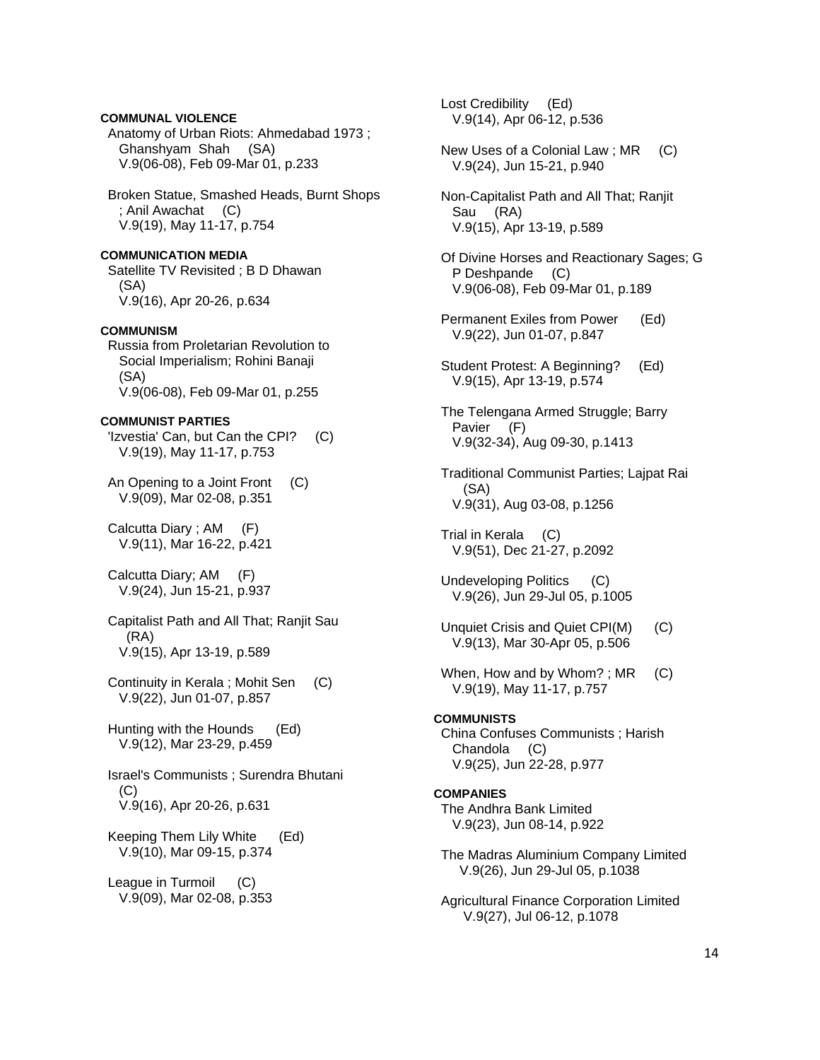**COMMUNAL VIOLENCE**

Anatomy of Urban Riots: Ahmedabad 1973 ; Ghanshyam Shah (SA)
V.9(06-08), Feb 09-Mar 01, p.233

Broken Statue, Smashed Heads, Burnt Shops ; Anil Awachat (C)
V.9(19), May 11-17, p.754

**COMMUNICATION MEDIA**

Satellite TV Revisited ; B D Dhawan (SA)
V.9(16), Apr 20-26, p.634

**COMMUNISM**

Russia from Proletarian Revolution to Social Imperialism; Rohini Banaji (SA)
V.9(06-08), Feb 09-Mar 01, p.255

**COMMUNIST PARTIES**

'Izvestia' Can, but Can the CPI? (C)
V.9(19), May 11-17, p.753

An Opening to a Joint Front (C)
V.9(09), Mar 02-08, p.351

Calcutta Diary ; AM (F)
V.9(11), Mar 16-22, p.421

Calcutta Diary; AM (F)
V.9(24), Jun 15-21, p.937

Capitalist Path and All That; Ranjit Sau (RA)
V.9(15), Apr 13-19, p.589

Continuity in Kerala ; Mohit Sen (C)
V.9(22), Jun 01-07, p.857

Hunting with the Hounds (Ed)
V.9(12), Mar 23-29, p.459

Israel's Communists ; Surendra Bhutani (C)
V.9(16), Apr 20-26, p.631

Keeping Them Lily White (Ed)
V.9(10), Mar 09-15, p.374

League in Turmoil (C)
V.9(09), Mar 02-08, p.353

Lost Credibility (Ed)
V.9(14), Apr 06-12, p.536

New Uses of a Colonial Law ; MR (C)
V.9(24), Jun 15-21, p.940

Non-Capitalist Path and All That; Ranjit Sau (RA)
V.9(15), Apr 13-19, p.589

Of Divine Horses and Reactionary Sages; G P Deshpande (C)
V.9(06-08), Feb 09-Mar 01, p.189

Permanent Exiles from Power (Ed)
V.9(22), Jun 01-07, p.847

Student Protest: A Beginning? (Ed)
V.9(15), Apr 13-19, p.574

The Telengana Armed Struggle; Barry Pavier (F)
V.9(32-34), Aug 09-30, p.1413

Traditional Communist Parties; Lajpat Rai (SA)
V.9(31), Aug 03-08, p.1256

Trial in Kerala (C)
V.9(51), Dec 21-27, p.2092

Undeveloping Politics (C)
V.9(26), Jun 29-Jul 05, p.1005

Unquiet Crisis and Quiet CPI(M) (C)
V.9(13), Mar 30-Apr 05, p.506

When, How and by Whom? ; MR (C)
V.9(19), May 11-17, p.757

**COMMUNISTS**

China Confuses Communists ; Harish Chandola (C)
V.9(25), Jun 22-28, p.977

**COMPANIES**

The Andhra Bank Limited
V.9(23), Jun 08-14, p.922

The Madras Aluminium Company Limited
V.9(26), Jun 29-Jul 05, p.1038

Agricultural Finance Corporation Limited
V.9(27), Jul 06-12, p.1078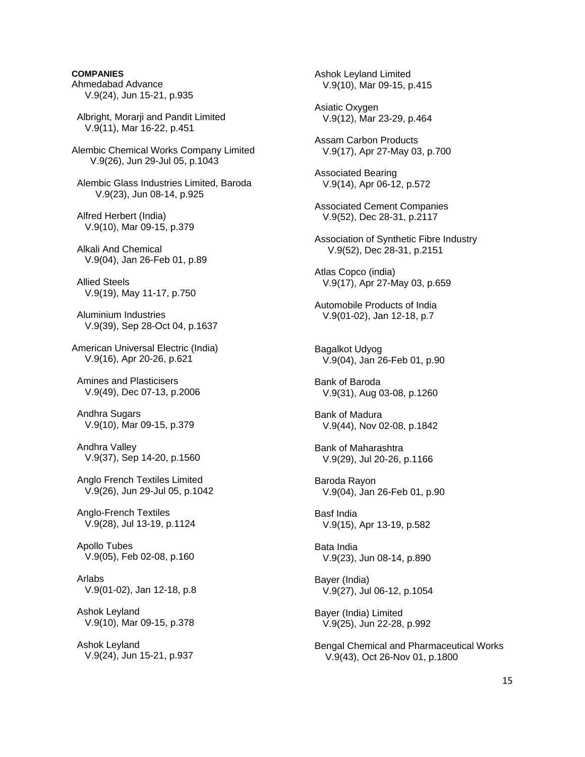**COMPANIES**

Ahmedabad Advance
V.9(24), Jun 15-21, p.935

Albright, Morarji and Pandit Limited
V.9(11), Mar 16-22, p.451

Alembic Chemical Works Company Limited
V.9(26), Jun 29-Jul 05, p.1043

Alembic Glass Industries Limited, Baroda
V.9(23), Jun 08-14, p.925

Alfred Herbert (India)
V.9(10), Mar 09-15, p.379

Alkali And Chemical
V.9(04), Jan 26-Feb 01, p.89

Allied Steels
V.9(19), May 11-17, p.750

Aluminium Industries
V.9(39), Sep 28-Oct 04, p.1637

American Universal Electric (India)
V.9(16), Apr 20-26, p.621

Amines and Plasticisers
V.9(49), Dec 07-13, p.2006

Andhra Sugars
V.9(10), Mar 09-15, p.379

Andhra Valley
V.9(37), Sep 14-20, p.1560

Anglo French Textiles Limited
V.9(26), Jun 29-Jul 05, p.1042

Anglo-French Textiles
V.9(28), Jul 13-19, p.1124

Apollo Tubes
V.9(05), Feb 02-08, p.160

Arlabs
V.9(01-02), Jan 12-18, p.8

Ashok Leyland
V.9(10), Mar 09-15, p.378

Ashok Leyland
V.9(24), Jun 15-21, p.937

Ashok Leyland Limited
V.9(10), Mar 09-15, p.415

Asiatic Oxygen
V.9(12), Mar 23-29, p.464

Assam Carbon Products
V.9(17), Apr 27-May 03, p.700

Associated Bearing
V.9(14), Apr 06-12, p.572

Associated Cement Companies
V.9(52), Dec 28-31, p.2117

Association of Synthetic Fibre Industry
V.9(52), Dec 28-31, p.2151

Atlas Copco (india)
V.9(17), Apr 27-May 03, p.659

Automobile Products of India
V.9(01-02), Jan 12-18, p.7

Bagalkot Udyog
V.9(04), Jan 26-Feb 01, p.90

Bank of Baroda
V.9(31), Aug 03-08, p.1260

Bank of Madura
V.9(44), Nov 02-08, p.1842

Bank of Maharashtra
V.9(29), Jul 20-26, p.1166

Baroda Rayon
V.9(04), Jan 26-Feb 01, p.90

Basf India
V.9(15), Apr 13-19, p.582

Bata India
V.9(23), Jun 08-14, p.890

Bayer (India)
V.9(27), Jul 06-12, p.1054

Bayer (India) Limited
V.9(25), Jun 22-28, p.992

Bengal Chemical and Pharmaceutical Works
V.9(43), Oct 26-Nov 01, p.1800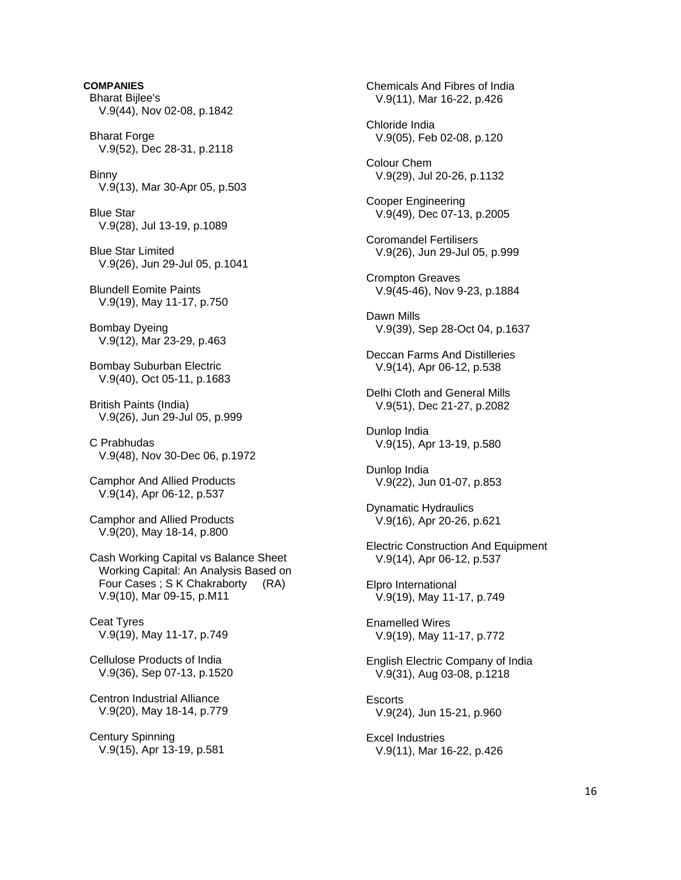**COMPANIES**

Bharat Bijlee's
V.9(44), Nov 02-08, p.1842

Bharat Forge
V.9(52), Dec 28-31, p.2118

Binny
V.9(13), Mar 30-Apr 05, p.503

Blue Star
V.9(28), Jul 13-19, p.1089

Blue Star Limited
V.9(26), Jun 29-Jul 05, p.1041

Blundell Eomite Paints
V.9(19), May 11-17, p.750

Bombay Dyeing
V.9(12), Mar 23-29, p.463

Bombay Suburban Electric
V.9(40), Oct 05-11, p.1683

British Paints (India)
V.9(26), Jun 29-Jul 05, p.999

C Prabhudas
V.9(48), Nov 30-Dec 06, p.1972

Camphor And Allied Products
V.9(14), Apr 06-12, p.537

Camphor and Allied Products
V.9(20), May 18-14, p.800

Cash Working Capital vs Balance Sheet Working Capital: An Analysis Based on Four Cases ; S K Chakraborty (RA)
V.9(10), Mar 09-15, p.M11

Ceat Tyres
V.9(19), May 11-17, p.749

Cellulose Products of India
V.9(36), Sep 07-13, p.1520

Centron Industrial Alliance
V.9(20), May 18-14, p.779

Century Spinning
V.9(15), Apr 13-19, p.581

Chemicals And Fibres of India
V.9(11), Mar 16-22, p.426

Chloride India
V.9(05), Feb 02-08, p.120

Colour Chem
V.9(29), Jul 20-26, p.1132

Cooper Engineering
V.9(49), Dec 07-13, p.2005

Coromandel Fertilisers
V.9(26), Jun 29-Jul 05, p.999

Crompton Greaves
V.9(45-46), Nov 9-23, p.1884

Dawn Mills
V.9(39), Sep 28-Oct 04, p.1637

Deccan Farms And Distilleries
V.9(14), Apr 06-12, p.538

Delhi Cloth and General Mills
V.9(51), Dec 21-27, p.2082

Dunlop India
V.9(15), Apr 13-19, p.580

Dunlop India
V.9(22), Jun 01-07, p.853

Dynamatic Hydraulics
V.9(16), Apr 20-26, p.621

Electric Construction And Equipment
V.9(14), Apr 06-12, p.537

Elpro International
V.9(19), May 11-17, p.749

Enamelled Wires
V.9(19), May 11-17, p.772

English Electric Company of India
V.9(31), Aug 03-08, p.1218

Escorts
V.9(24), Jun 15-21, p.960

Excel Industries
V.9(11), Mar 16-22, p.426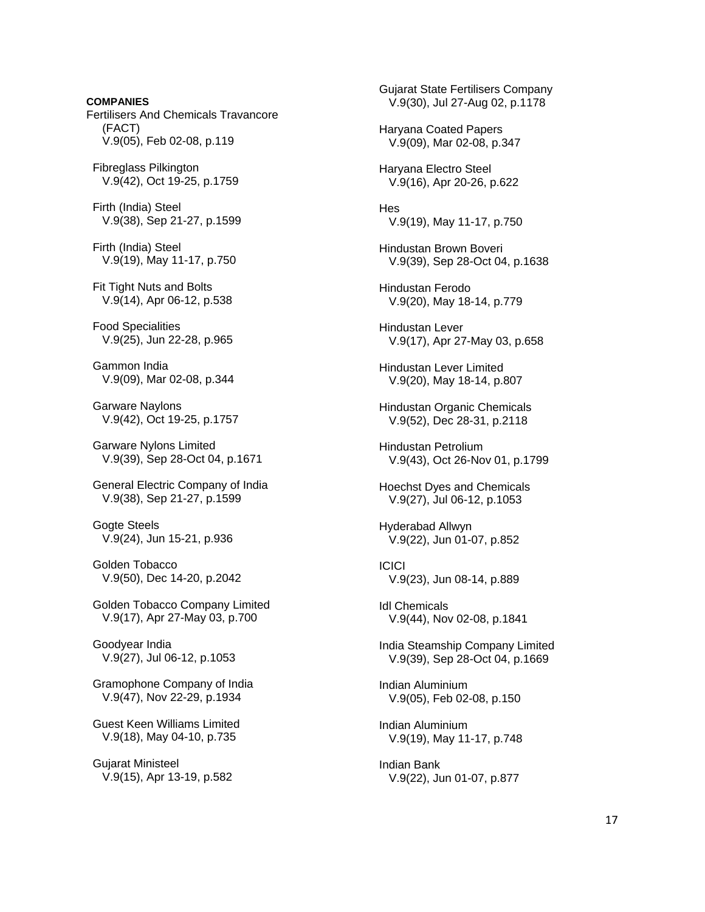**COMPANIES**

Fertilisers And Chemicals Travancore (FACT)
V.9(05), Feb 02-08, p.119

Fibreglass Pilkington
V.9(42), Oct 19-25, p.1759

Firth (India) Steel
V.9(38), Sep 21-27, p.1599

Firth (India) Steel
V.9(19), May 11-17, p.750

Fit Tight Nuts and Bolts
V.9(14), Apr 06-12, p.538

Food Specialities
V.9(25), Jun 22-28, p.965

Gammon India
V.9(09), Mar 02-08, p.344

Garware Naylons
V.9(42), Oct 19-25, p.1757

Garware Nylons Limited
V.9(39), Sep 28-Oct 04, p.1671

General Electric Company of India
V.9(38), Sep 21-27, p.1599

Gogte Steels
V.9(24), Jun 15-21, p.936

Golden Tobacco
V.9(50), Dec 14-20, p.2042

Golden Tobacco Company Limited
V.9(17), Apr 27-May 03, p.700

Goodyear India
V.9(27), Jul 06-12, p.1053

Gramophone Company of India
V.9(47), Nov 22-29, p.1934

Guest Keen Williams Limited
V.9(18), May 04-10, p.735

Gujarat Ministeel
V.9(15), Apr 13-19, p.582

Gujarat State Fertilisers Company
V.9(30), Jul 27-Aug 02, p.1178

Haryana Coated Papers
V.9(09), Mar 02-08, p.347

Haryana Electro Steel
V.9(16), Apr 20-26, p.622

Hes
V.9(19), May 11-17, p.750

Hindustan Brown Boveri
V.9(39), Sep 28-Oct 04, p.1638

Hindustan Ferodo
V.9(20), May 18-14, p.779

Hindustan Lever
V.9(17), Apr 27-May 03, p.658

Hindustan Lever Limited
V.9(20), May 18-14, p.807

Hindustan Organic Chemicals
V.9(52), Dec 28-31, p.2118

Hindustan Petrolium
V.9(43), Oct 26-Nov 01, p.1799

Hoechst Dyes and Chemicals
V.9(27), Jul 06-12, p.1053

Hyderabad Allwyn
V.9(22), Jun 01-07, p.852

ICICI
V.9(23), Jun 08-14, p.889

Idl Chemicals
V.9(44), Nov 02-08, p.1841

India Steamship Company Limited
V.9(39), Sep 28-Oct 04, p.1669

Indian Aluminium
V.9(05), Feb 02-08, p.150

Indian Aluminium
V.9(19), May 11-17, p.748

Indian Bank
V.9(22), Jun 01-07, p.877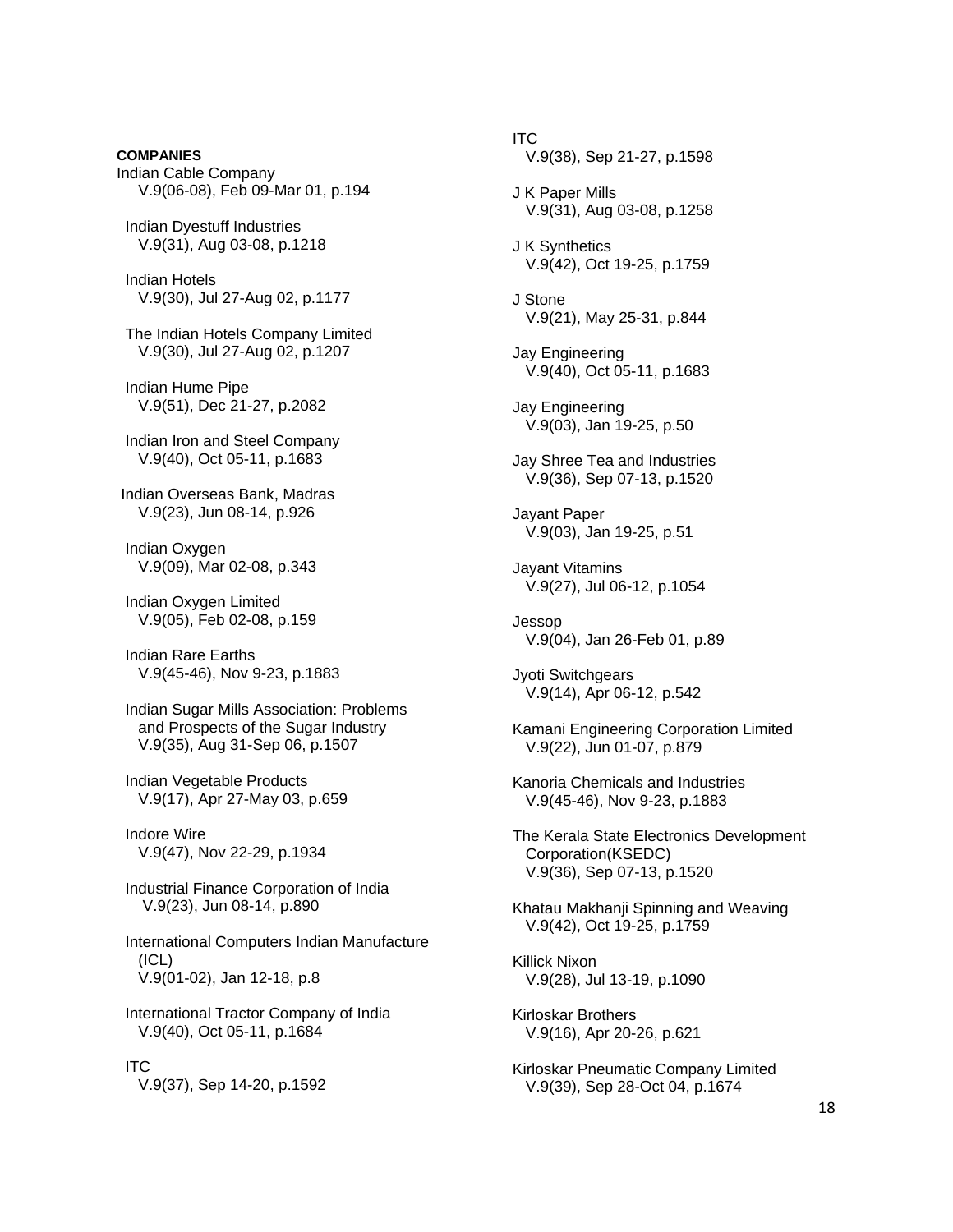**COMPANIES**

Indian Cable Company
V.9(06-08), Feb 09-Mar 01, p.194

Indian Dyestuff Industries
V.9(31), Aug 03-08, p.1218

Indian Hotels
V.9(30), Jul 27-Aug 02, p.1177

The Indian Hotels Company Limited
V.9(30), Jul 27-Aug 02, p.1207

Indian Hume Pipe
V.9(51), Dec 21-27, p.2082

Indian Iron and Steel Company
V.9(40), Oct 05-11, p.1683

Indian Overseas Bank, Madras
V.9(23), Jun 08-14, p.926

Indian Oxygen
V.9(09), Mar 02-08, p.343

Indian Oxygen Limited
V.9(05), Feb 02-08, p.159

Indian Rare Earths
V.9(45-46), Nov 9-23, p.1883

Indian Sugar Mills Association: Problems and Prospects of the Sugar Industry
V.9(35), Aug 31-Sep 06, p.1507

Indian Vegetable Products
V.9(17), Apr 27-May 03, p.659

Indore Wire
V.9(47), Nov 22-29, p.1934

Industrial Finance Corporation of India
V.9(23), Jun 08-14, p.890

International Computers Indian Manufacture (ICL)
V.9(01-02), Jan 12-18, p.8

International Tractor Company of India
V.9(40), Oct 05-11, p.1684

ITC
V.9(37), Sep 14-20, p.1592

ITC
V.9(38), Sep 21-27, p.1598

J K Paper Mills
V.9(31), Aug 03-08, p.1258

J K Synthetics
V.9(42), Oct 19-25, p.1759

J Stone
V.9(21), May 25-31, p.844

Jay Engineering
V.9(40), Oct 05-11, p.1683

Jay Engineering
V.9(03), Jan 19-25, p.50

Jay Shree Tea and Industries
V.9(36), Sep 07-13, p.1520

Jayant Paper
V.9(03), Jan 19-25, p.51

Jayant Vitamins
V.9(27), Jul 06-12, p.1054

Jessop
V.9(04), Jan 26-Feb 01, p.89

Jyoti Switchgears
V.9(14), Apr 06-12, p.542

Kamani Engineering Corporation Limited
V.9(22), Jun 01-07, p.879

Kanoria Chemicals and Industries
V.9(45-46), Nov 9-23, p.1883

The Kerala State Electronics Development Corporation(KSEDC)
V.9(36), Sep 07-13, p.1520

Khatau Makhanji Spinning and Weaving
V.9(42), Oct 19-25, p.1759

Killick Nixon
V.9(28), Jul 13-19, p.1090

Kirloskar Brothers
V.9(16), Apr 20-26, p.621

Kirloskar Pneumatic Company Limited
V.9(39), Sep 28-Oct 04, p.1674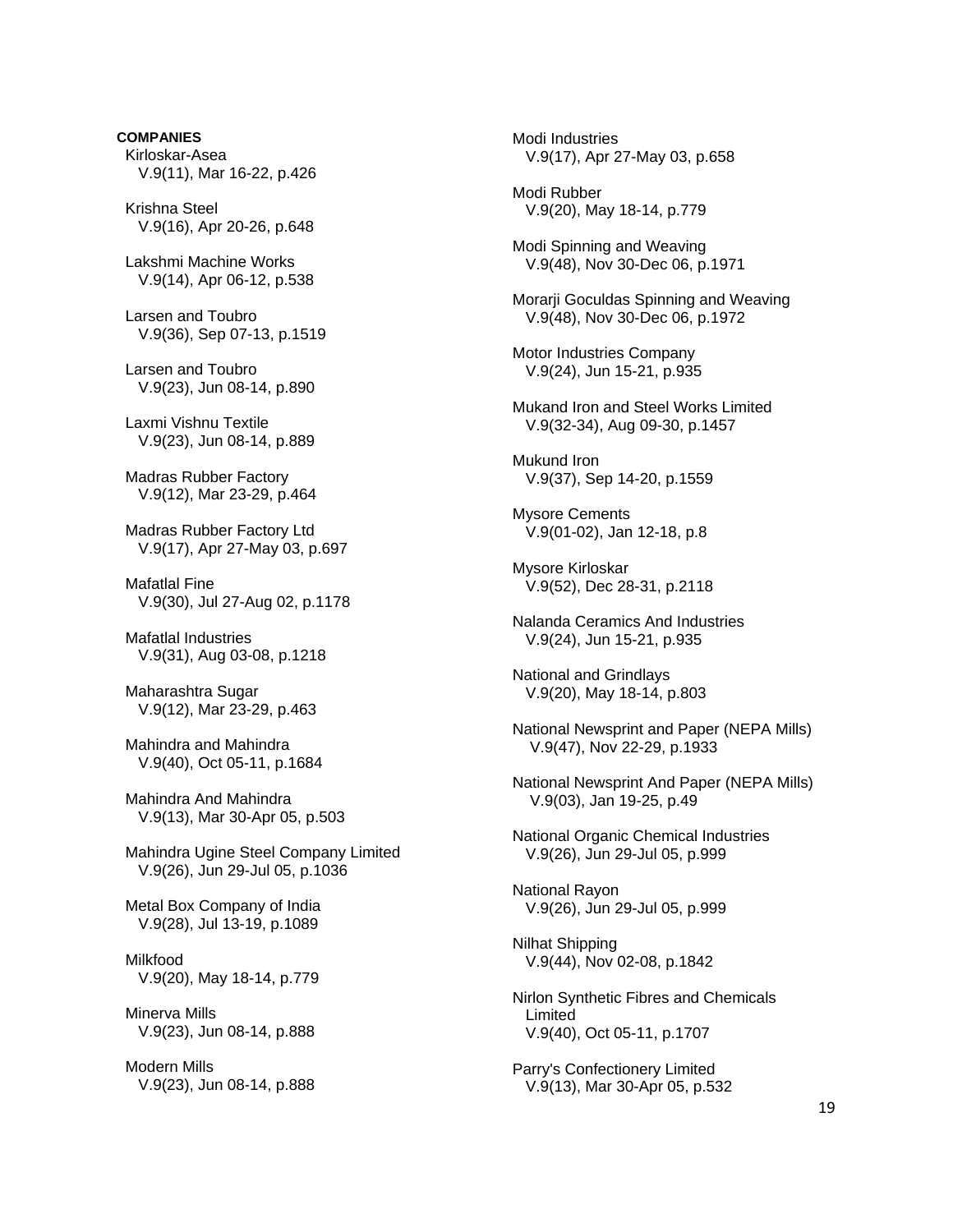**COMPANIES**

Kirloskar-Asea
V.9(11), Mar 16-22, p.426

Krishna Steel
V.9(16), Apr 20-26, p.648

Lakshmi Machine Works
V.9(14), Apr 06-12, p.538

Larsen and Toubro
V.9(36), Sep 07-13, p.1519

Larsen and Toubro
V.9(23), Jun 08-14, p.890

Laxmi Vishnu Textile
V.9(23), Jun 08-14, p.889

Madras Rubber Factory
V.9(12), Mar 23-29, p.464

Madras Rubber Factory Ltd
V.9(17), Apr 27-May 03, p.697

Mafatlal Fine
V.9(30), Jul 27-Aug 02, p.1178

Mafatlal Industries
V.9(31), Aug 03-08, p.1218

Maharashtra Sugar
V.9(12), Mar 23-29, p.463

Mahindra and Mahindra
V.9(40), Oct 05-11, p.1684

Mahindra And Mahindra
V.9(13), Mar 30-Apr 05, p.503

Mahindra Ugine Steel Company Limited
V.9(26), Jun 29-Jul 05, p.1036

Metal Box Company of India
V.9(28), Jul 13-19, p.1089

Milkfood
V.9(20), May 18-14, p.779

Minerva Mills
V.9(23), Jun 08-14, p.888

Modern Mills
V.9(23), Jun 08-14, p.888

Modi Industries
V.9(17), Apr 27-May 03, p.658

Modi Rubber
V.9(20), May 18-14, p.779

Modi Spinning and Weaving
V.9(48), Nov 30-Dec 06, p.1971

Morarji Goculdas Spinning and Weaving
V.9(48), Nov 30-Dec 06, p.1972

Motor Industries Company
V.9(24), Jun 15-21, p.935

Mukand Iron and Steel Works Limited
V.9(32-34), Aug 09-30, p.1457

Mukund Iron
V.9(37), Sep 14-20, p.1559

Mysore Cements
V.9(01-02), Jan 12-18, p.8

Mysore Kirloskar
V.9(52), Dec 28-31, p.2118

Nalanda Ceramics And Industries
V.9(24), Jun 15-21, p.935

National and Grindlays
V.9(20), May 18-14, p.803

National Newsprint and Paper (NEPA Mills)
V.9(47), Nov 22-29, p.1933

National Newsprint And Paper (NEPA Mills)
V.9(03), Jan 19-25, p.49

National Organic Chemical Industries
V.9(26), Jun 29-Jul 05, p.999

National Rayon
V.9(26), Jun 29-Jul 05, p.999

Nilhat Shipping
V.9(44), Nov 02-08, p.1842

Nirlon Synthetic Fibres and Chemicals Limited
V.9(40), Oct 05-11, p.1707

Parry's Confectionery Limited
V.9(13), Mar 30-Apr 05, p.532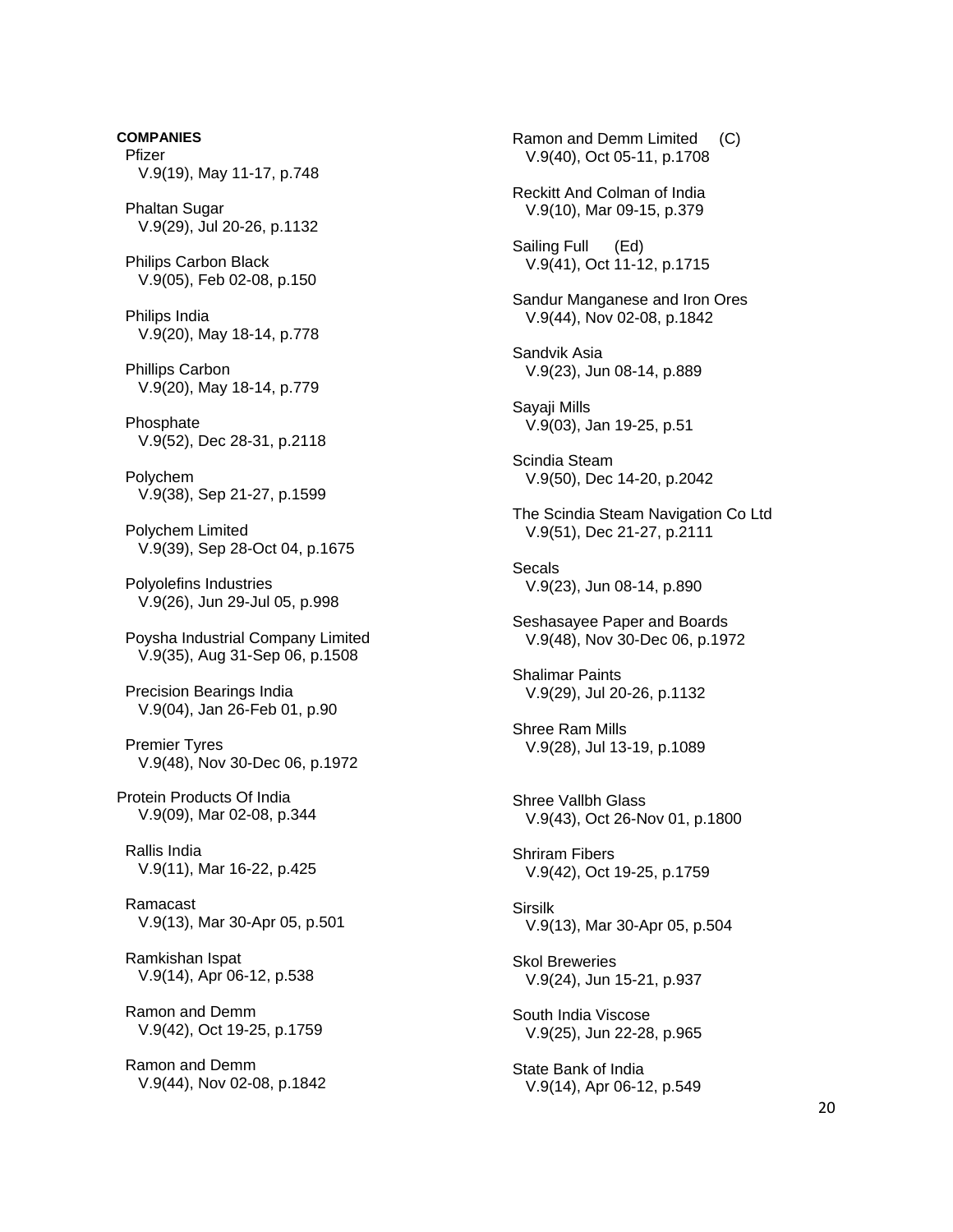**COMPANIES**

Pfizer
V.9(19), May 11-17, p.748

Phaltan Sugar
V.9(29), Jul 20-26, p.1132

Philips Carbon Black
V.9(05), Feb 02-08, p.150

Philips India
V.9(20), May 18-14, p.778

Phillips Carbon
V.9(20), May 18-14, p.779

Phosphate
V.9(52), Dec 28-31, p.2118

Polychem
V.9(38), Sep 21-27, p.1599

Polychem Limited
V.9(39), Sep 28-Oct 04, p.1675

Polyolefins Industries
V.9(26), Jun 29-Jul 05, p.998

Poysha Industrial Company Limited
V.9(35), Aug 31-Sep 06, p.1508

Precision Bearings India
V.9(04), Jan 26-Feb 01, p.90

Premier Tyres
V.9(48), Nov 30-Dec 06, p.1972

Protein Products Of India
V.9(09), Mar 02-08, p.344

Rallis India
V.9(11), Mar 16-22, p.425

Ramacast
V.9(13), Mar 30-Apr 05, p.501

Ramkishan Ispat
V.9(14), Apr 06-12, p.538

Ramon and Demm
V.9(42), Oct 19-25, p.1759

Ramon and Demm
V.9(44), Nov 02-08, p.1842

Ramon and Demm Limited (C)
V.9(40), Oct 05-11, p.1708

Reckitt And Colman of India
V.9(10), Mar 09-15, p.379

Sailing Full (Ed)
V.9(41), Oct 11-12, p.1715

Sandur Manganese and Iron Ores
V.9(44), Nov 02-08, p.1842

Sandvik Asia
V.9(23), Jun 08-14, p.889

Sayaji Mills
V.9(03), Jan 19-25, p.51

Scindia Steam
V.9(50), Dec 14-20, p.2042

The Scindia Steam Navigation Co Ltd
V.9(51), Dec 21-27, p.2111

Secals
V.9(23), Jun 08-14, p.890

Seshasayee Paper and Boards
V.9(48), Nov 30-Dec 06, p.1972

Shalimar Paints
V.9(29), Jul 20-26, p.1132

Shree Ram Mills
V.9(28), Jul 13-19, p.1089

Shree Vallbh Glass
V.9(43), Oct 26-Nov 01, p.1800

Shriram Fibers
V.9(42), Oct 19-25, p.1759

Sirsilk
V.9(13), Mar 30-Apr 05, p.504

Skol Breweries
V.9(24), Jun 15-21, p.937

South India Viscose
V.9(25), Jun 22-28, p.965

State Bank of India
V.9(14), Apr 06-12, p.549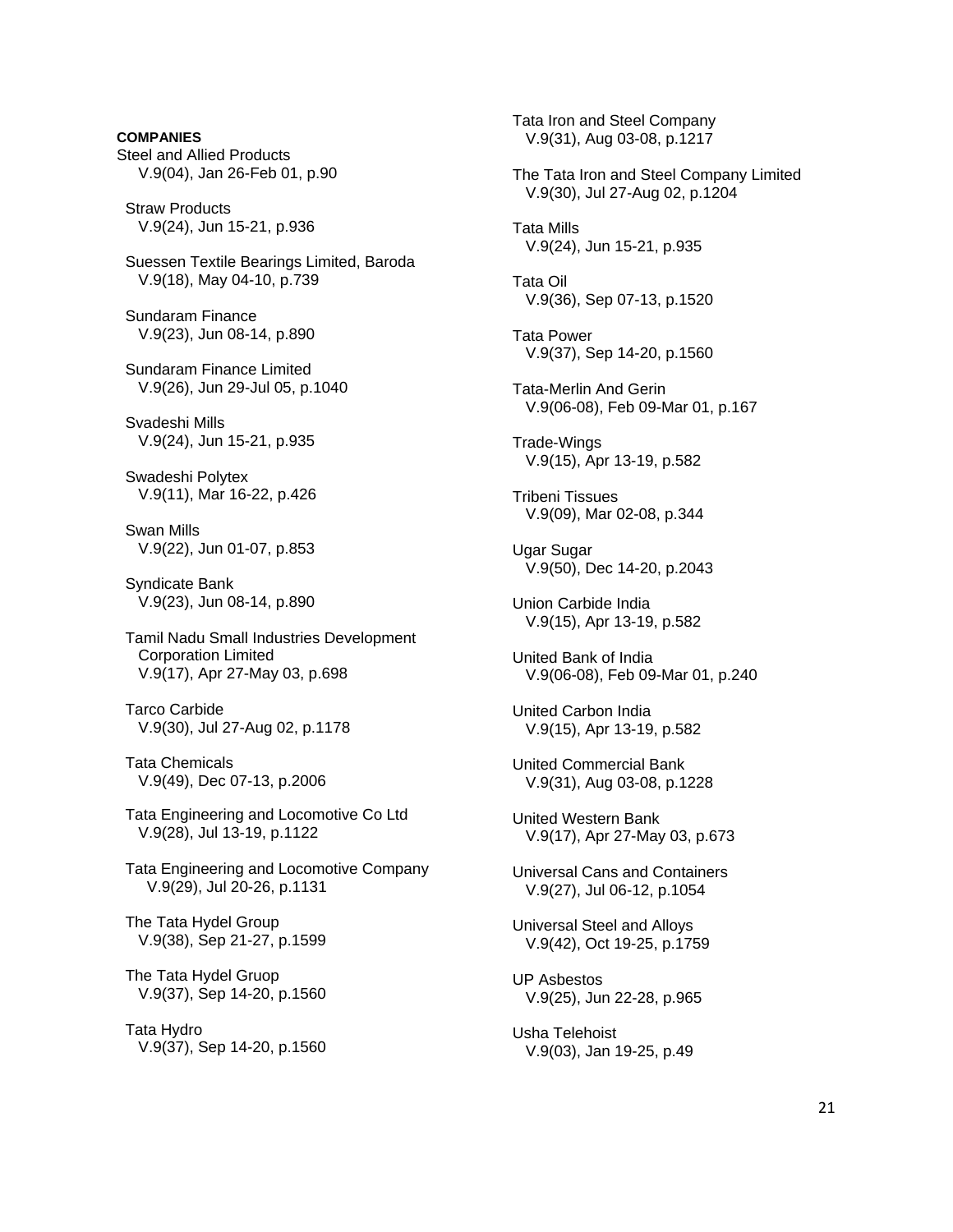**COMPANIES**

Steel and Allied Products
V.9(04), Jan 26-Feb 01, p.90

Straw Products
V.9(24), Jun 15-21, p.936

Suessen Textile Bearings Limited, Baroda
V.9(18), May 04-10, p.739

Sundaram Finance
V.9(23), Jun 08-14, p.890

Sundaram Finance Limited
V.9(26), Jun 29-Jul 05, p.1040

Svadeshi Mills
V.9(24), Jun 15-21, p.935

Swadeshi Polytex
V.9(11), Mar 16-22, p.426

Swan Mills
V.9(22), Jun 01-07, p.853

Syndicate Bank
V.9(23), Jun 08-14, p.890

Tamil Nadu Small Industries Development Corporation Limited
V.9(17), Apr 27-May 03, p.698

Tarco Carbide
V.9(30), Jul 27-Aug 02, p.1178

Tata Chemicals
V.9(49), Dec 07-13, p.2006

Tata Engineering and Locomotive Co Ltd
V.9(28), Jul 13-19, p.1122

Tata Engineering and Locomotive Company
V.9(29), Jul 20-26, p.1131

The Tata Hydel Group
V.9(38), Sep 21-27, p.1599

The Tata Hydel Gruop
V.9(37), Sep 14-20, p.1560

Tata Hydro
V.9(37), Sep 14-20, p.1560

Tata Iron and Steel Company
V.9(31), Aug 03-08, p.1217

The Tata Iron and Steel Company Limited
V.9(30), Jul 27-Aug 02, p.1204

Tata Mills
V.9(24), Jun 15-21, p.935

Tata Oil
V.9(36), Sep 07-13, p.1520

Tata Power
V.9(37), Sep 14-20, p.1560

Tata-Merlin And Gerin
V.9(06-08), Feb 09-Mar 01, p.167

Trade-Wings
V.9(15), Apr 13-19, p.582

Tribeni Tissues
V.9(09), Mar 02-08, p.344

Ugar Sugar
V.9(50), Dec 14-20, p.2043

Union Carbide India
V.9(15), Apr 13-19, p.582

United Bank of India
V.9(06-08), Feb 09-Mar 01, p.240

United Carbon India
V.9(15), Apr 13-19, p.582

United Commercial Bank
V.9(31), Aug 03-08, p.1228

United Western Bank
V.9(17), Apr 27-May 03, p.673

Universal Cans and Containers
V.9(27), Jul 06-12, p.1054

Universal Steel and Alloys
V.9(42), Oct 19-25, p.1759

UP Asbestos
V.9(25), Jun 22-28, p.965

Usha Telehoist
V.9(03), Jan 19-25, p.49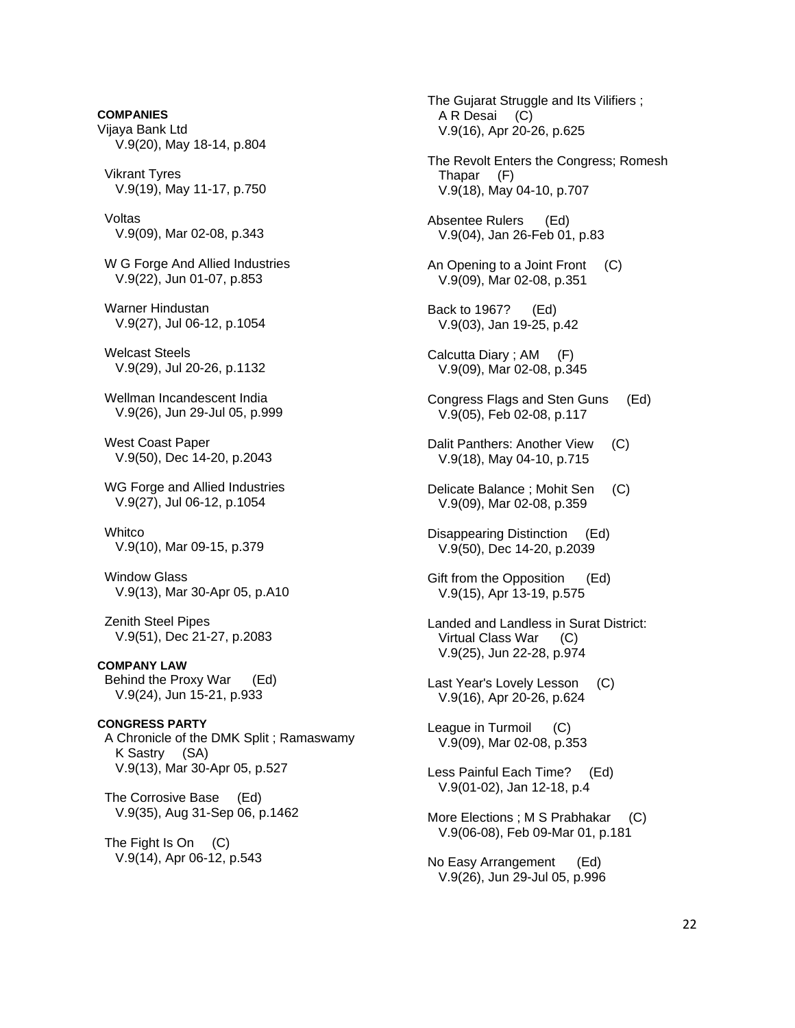**COMPANIES**

Vijaya Bank Ltd
V.9(20), May 18-14, p.804

Vikrant Tyres
V.9(19), May 11-17, p.750

Voltas
V.9(09), Mar 02-08, p.343

W G Forge And Allied Industries
V.9(22), Jun 01-07, p.853

Warner Hindustan
V.9(27), Jul 06-12, p.1054

Welcast Steels
V.9(29), Jul 20-26, p.1132

Wellman Incandescent India
V.9(26), Jun 29-Jul 05, p.999

West Coast Paper
V.9(50), Dec 14-20, p.2043

WG Forge and Allied Industries
V.9(27), Jul 06-12, p.1054

Whitco
V.9(10), Mar 09-15, p.379

Window Glass
V.9(13), Mar 30-Apr 05, p.A10

Zenith Steel Pipes
V.9(51), Dec 21-27, p.2083

**COMPANY LAW**

Behind the Proxy War (Ed)
V.9(24), Jun 15-21, p.933

**CONGRESS PARTY**

A Chronicle of the DMK Split ; Ramaswamy K Sastry (SA)
V.9(13), Mar 30-Apr 05, p.527

The Corrosive Base (Ed)
V.9(35), Aug 31-Sep 06, p.1462

The Fight Is On (C)
V.9(14), Apr 06-12, p.543

The Gujarat Struggle and Its Vilifiers ; A R Desai (C)
V.9(16), Apr 20-26, p.625

The Revolt Enters the Congress; Romesh Thapar (F)
V.9(18), May 04-10, p.707

Absentee Rulers (Ed)
V.9(04), Jan 26-Feb 01, p.83

An Opening to a Joint Front (C)
V.9(09), Mar 02-08, p.351

Back to 1967? (Ed)
V.9(03), Jan 19-25, p.42

Calcutta Diary ; AM (F)
V.9(09), Mar 02-08, p.345

Congress Flags and Sten Guns (Ed)
V.9(05), Feb 02-08, p.117

Dalit Panthers: Another View (C)
V.9(18), May 04-10, p.715

Delicate Balance ; Mohit Sen (C)
V.9(09), Mar 02-08, p.359

Disappearing Distinction (Ed)
V.9(50), Dec 14-20, p.2039

Gift from the Opposition (Ed)
V.9(15), Apr 13-19, p.575

Landed and Landless in Surat District: Virtual Class War (C)
V.9(25), Jun 22-28, p.974

Last Year's Lovely Lesson (C)
V.9(16), Apr 20-26, p.624

League in Turmoil (C)
V.9(09), Mar 02-08, p.353

Less Painful Each Time? (Ed)
V.9(01-02), Jan 12-18, p.4

More Elections ; M S Prabhakar (C)
V.9(06-08), Feb 09-Mar 01, p.181

No Easy Arrangement (Ed)
V.9(26), Jun 29-Jul 05, p.996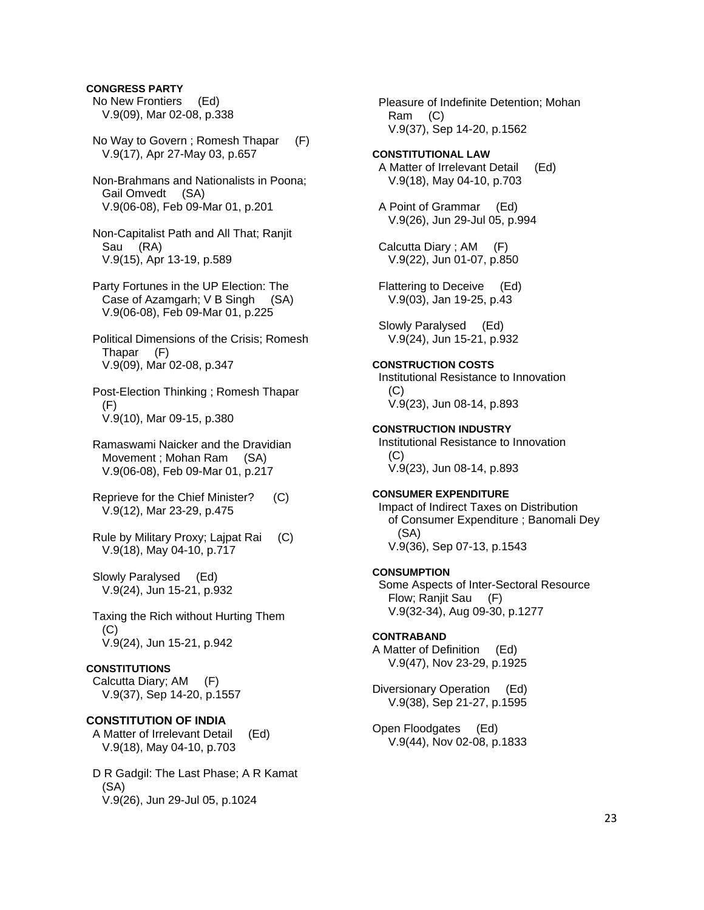**CONGRESS PARTY**

No New Frontiers (Ed)
V.9(09), Mar 02-08, p.338

No Way to Govern ; Romesh Thapar (F)
V.9(17), Apr 27-May 03, p.657

Non-Brahmans and Nationalists in Poona; Gail Omvedt (SA)
V.9(06-08), Feb 09-Mar 01, p.201

Non-Capitalist Path and All That; Ranjit Sau (RA)
V.9(15), Apr 13-19, p.589

Party Fortunes in the UP Election: The Case of Azamgarh; V B Singh (SA)
V.9(06-08), Feb 09-Mar 01, p.225

Political Dimensions of the Crisis; Romesh Thapar (F)
V.9(09), Mar 02-08, p.347

Post-Election Thinking ; Romesh Thapar (F)
V.9(10), Mar 09-15, p.380

Ramaswami Naicker and the Dravidian Movement ; Mohan Ram (SA)
V.9(06-08), Feb 09-Mar 01, p.217

Reprieve for the Chief Minister? (C)
V.9(12), Mar 23-29, p.475

Rule by Military Proxy; Lajpat Rai (C)
V.9(18), May 04-10, p.717

Slowly Paralysed (Ed)
V.9(24), Jun 15-21, p.932

Taxing the Rich without Hurting Them (C)
V.9(24), Jun 15-21, p.942

**CONSTITUTIONS**

Calcutta Diary; AM (F)
V.9(37), Sep 14-20, p.1557

**CONSTITUTION OF INDIA**

A Matter of Irrelevant Detail (Ed)
V.9(18), May 04-10, p.703

D R Gadgil: The Last Phase; A R Kamat (SA)
V.9(26), Jun 29-Jul 05, p.1024

Pleasure of Indefinite Detention; Mohan Ram (C)
V.9(37), Sep 14-20, p.1562

**CONSTITUTIONAL LAW**

A Matter of Irrelevant Detail (Ed)
V.9(18), May 04-10, p.703

A Point of Grammar (Ed)
V.9(26), Jun 29-Jul 05, p.994

Calcutta Diary ; AM (F)
V.9(22), Jun 01-07, p.850

Flattering to Deceive (Ed)
V.9(03), Jan 19-25, p.43

Slowly Paralysed (Ed)
V.9(24), Jun 15-21, p.932

**CONSTRUCTION COSTS**

Institutional Resistance to Innovation (C)
V.9(23), Jun 08-14, p.893

**CONSTRUCTION INDUSTRY**

Institutional Resistance to Innovation (C)
V.9(23), Jun 08-14, p.893

**CONSUMER EXPENDITURE**

Impact of Indirect Taxes on Distribution of Consumer Expenditure ; Banomali Dey (SA)
V.9(36), Sep 07-13, p.1543

**CONSUMPTION**

Some Aspects of Inter-Sectoral Resource Flow; Ranjit Sau (F)
V.9(32-34), Aug 09-30, p.1277

**CONTRABAND**

A Matter of Definition (Ed)
V.9(47), Nov 23-29, p.1925

Diversionary Operation (Ed)
V.9(38), Sep 21-27, p.1595

Open Floodgates (Ed)
V.9(44), Nov 02-08, p.1833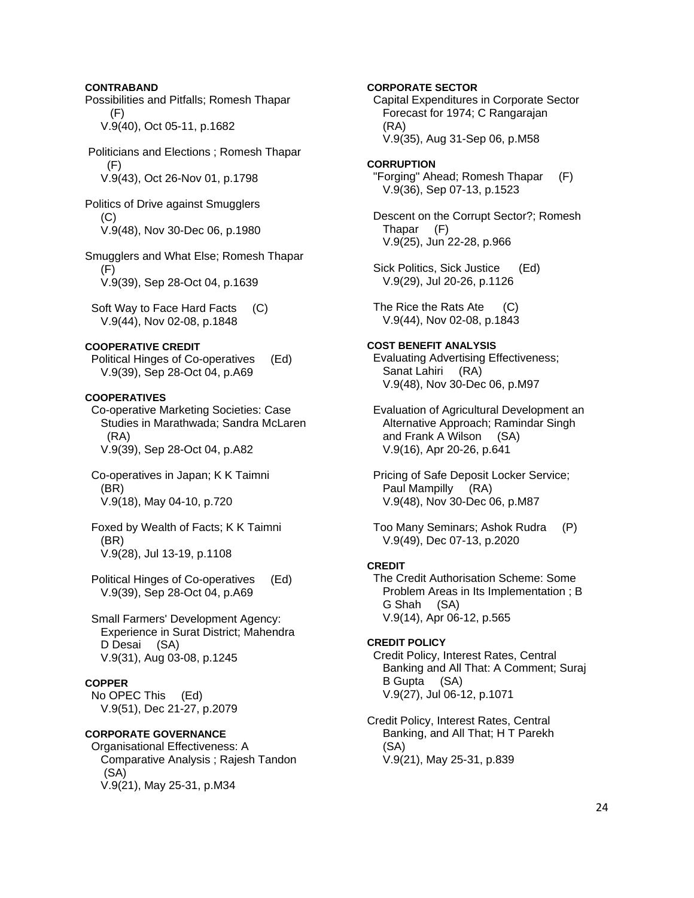**CONTRABAND**

Possibilities and Pitfalls; Romesh Thapar (F)
V.9(40), Oct 05-11, p.1682

Politicians and Elections ; Romesh Thapar (F)
V.9(43), Oct 26-Nov 01, p.1798

Politics of Drive against Smugglers (C)
V.9(48), Nov 30-Dec 06, p.1980

Smugglers and What Else; Romesh Thapar (F)
V.9(39), Sep 28-Oct 04, p.1639

Soft Way to Face Hard Facts (C)
V.9(44), Nov 02-08, p.1848

**COOPERATIVE CREDIT**

Political Hinges of Co-operatives (Ed)
V.9(39), Sep 28-Oct 04, p.A69

**COOPERATIVES**

Co-operative Marketing Societies: Case Studies in Marathwada; Sandra McLaren (RA)
V.9(39), Sep 28-Oct 04, p.A82

Co-operatives in Japan; K K Taimni (BR)
V.9(18), May 04-10, p.720

Foxed by Wealth of Facts; K K Taimni (BR)
V.9(28), Jul 13-19, p.1108

Political Hinges of Co-operatives (Ed)
V.9(39), Sep 28-Oct 04, p.A69

Small Farmers' Development Agency: Experience in Surat District; Mahendra D Desai (SA)
V.9(31), Aug 03-08, p.1245

**COPPER**

No OPEC This (Ed)
V.9(51), Dec 21-27, p.2079

**CORPORATE GOVERNANCE**

Organisational Effectiveness: A Comparative Analysis ; Rajesh Tandon (SA)
V.9(21), May 25-31, p.M34

**CORPORATE SECTOR**

Capital Expenditures in Corporate Sector Forecast for 1974; C Rangarajan (RA)
V.9(35), Aug 31-Sep 06, p.M58

**CORRUPTION**

"Forging" Ahead; Romesh Thapar (F)
V.9(36), Sep 07-13, p.1523

Descent on the Corrupt Sector?; Romesh Thapar (F)
V.9(25), Jun 22-28, p.966

Sick Politics, Sick Justice (Ed)
V.9(29), Jul 20-26, p.1126

The Rice the Rats Ate (C)
V.9(44), Nov 02-08, p.1843

**COST BENEFIT ANALYSIS**

Evaluating Advertising Effectiveness; Sanat Lahiri (RA)
V.9(48), Nov 30-Dec 06, p.M97

Evaluation of Agricultural Development an Alternative Approach; Ramindar Singh and Frank A Wilson (SA)
V.9(16), Apr 20-26, p.641

Pricing of Safe Deposit Locker Service; Paul Mampilly (RA)
V.9(48), Nov 30-Dec 06, p.M87

Too Many Seminars; Ashok Rudra (P)
V.9(49), Dec 07-13, p.2020

**CREDIT**

The Credit Authorisation Scheme: Some Problem Areas in Its Implementation ; B G Shah (SA)
V.9(14), Apr 06-12, p.565

**CREDIT POLICY**

Credit Policy, Interest Rates, Central Banking and All That: A Comment; Suraj B Gupta (SA)
V.9(27), Jul 06-12, p.1071

Credit Policy, Interest Rates, Central Banking, and All That; H T Parekh (SA)
V.9(21), May 25-31, p.839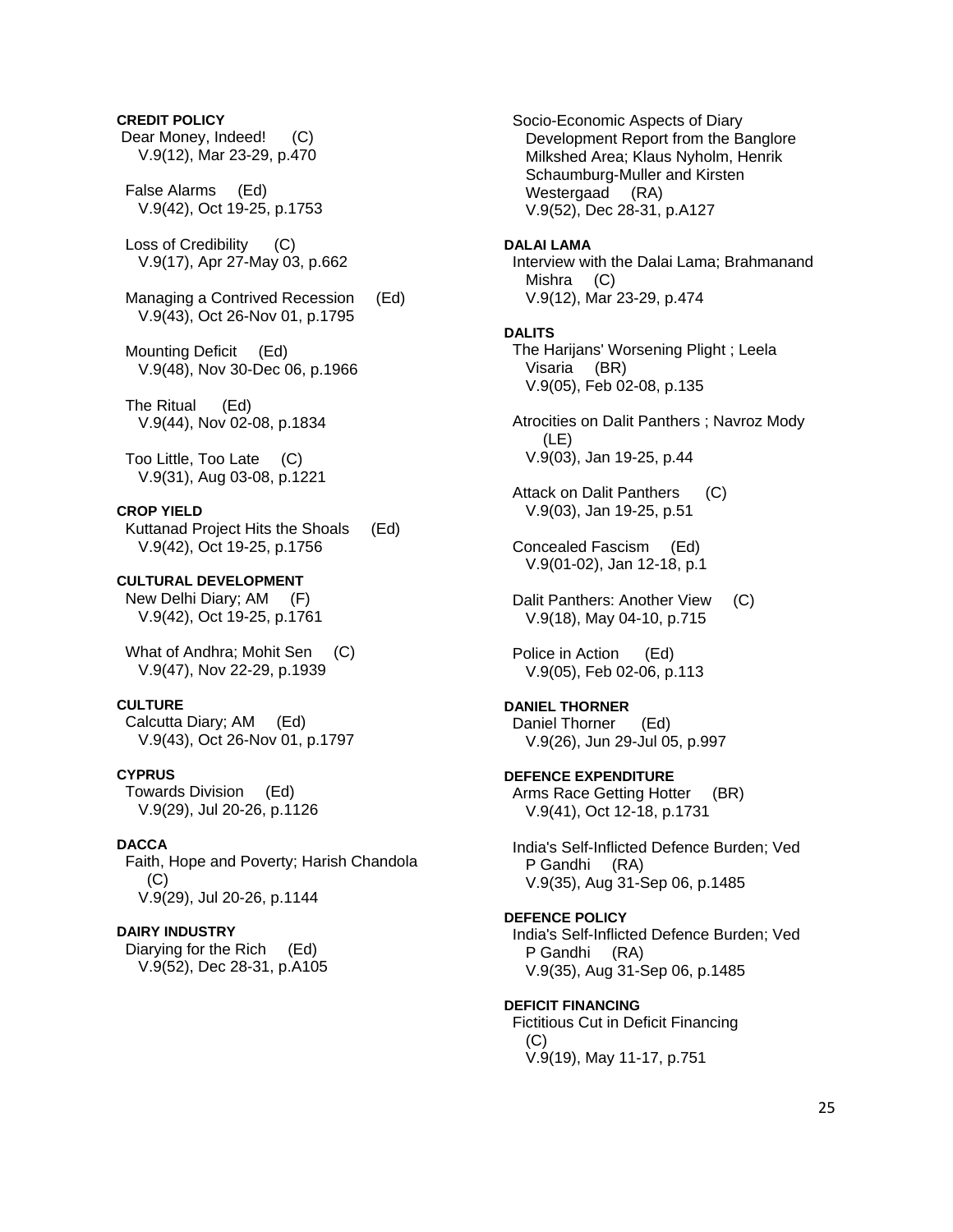**CREDIT POLICY**

Dear Money, Indeed! (C)
V.9(12), Mar 23-29, p.470

False Alarms (Ed)
V.9(42), Oct 19-25, p.1753

Loss of Credibility (C)
V.9(17), Apr 27-May 03, p.662

Managing a Contrived Recession (Ed)
V.9(43), Oct 26-Nov 01, p.1795

Mounting Deficit (Ed)
V.9(48), Nov 30-Dec 06, p.1966

The Ritual (Ed)
V.9(44), Nov 02-08, p.1834

Too Little, Too Late (C)
V.9(31), Aug 03-08, p.1221

**CROP YIELD**

Kuttanad Project Hits the Shoals (Ed)
V.9(42), Oct 19-25, p.1756

**CULTURAL DEVELOPMENT**

New Delhi Diary; AM (F)
V.9(42), Oct 19-25, p.1761

What of Andhra; Mohit Sen (C)
V.9(47), Nov 22-29, p.1939

**CULTURE**

Calcutta Diary; AM (Ed)
V.9(43), Oct 26-Nov 01, p.1797

**CYPRUS**

Towards Division (Ed)
V.9(29), Jul 20-26, p.1126

**DACCA**

Faith, Hope and Poverty; Harish Chandola (C)
V.9(29), Jul 20-26, p.1144

**DAIRY INDUSTRY**

Diarying for the Rich (Ed)
V.9(52), Dec 28-31, p.A105

Socio-Economic Aspects of Diary Development Report from the Banglore Milkshed Area; Klaus Nyholm, Henrik Schaumburg-Muller and Kirsten Westergaad (RA)
V.9(52), Dec 28-31, p.A127

**DALAI LAMA**

Interview with the Dalai Lama; Brahmanand Mishra (C)
V.9(12), Mar 23-29, p.474

**DALITS**

The Harijans' Worsening Plight ; Leela Visaria (BR)
V.9(05), Feb 02-08, p.135

Atrocities on Dalit Panthers ; Navroz Mody (LE)
V.9(03), Jan 19-25, p.44

Attack on Dalit Panthers (C)
V.9(03), Jan 19-25, p.51

Concealed Fascism (Ed)
V.9(01-02), Jan 12-18, p.1

Dalit Panthers: Another View (C)
V.9(18), May 04-10, p.715

Police in Action (Ed)
V.9(05), Feb 02-06, p.113

**DANIEL THORNER**

Daniel Thorner (Ed)
V.9(26), Jun 29-Jul 05, p.997

**DEFENCE EXPENDITURE**

Arms Race Getting Hotter (BR)
V.9(41), Oct 12-18, p.1731

India's Self-Inflicted Defence Burden; Ved P Gandhi (RA)
V.9(35), Aug 31-Sep 06, p.1485

**DEFENCE POLICY**

India's Self-Inflicted Defence Burden; Ved P Gandhi (RA)
V.9(35), Aug 31-Sep 06, p.1485

**DEFICIT FINANCING**

Fictitious Cut in Deficit Financing (C)
V.9(19), May 11-17, p.751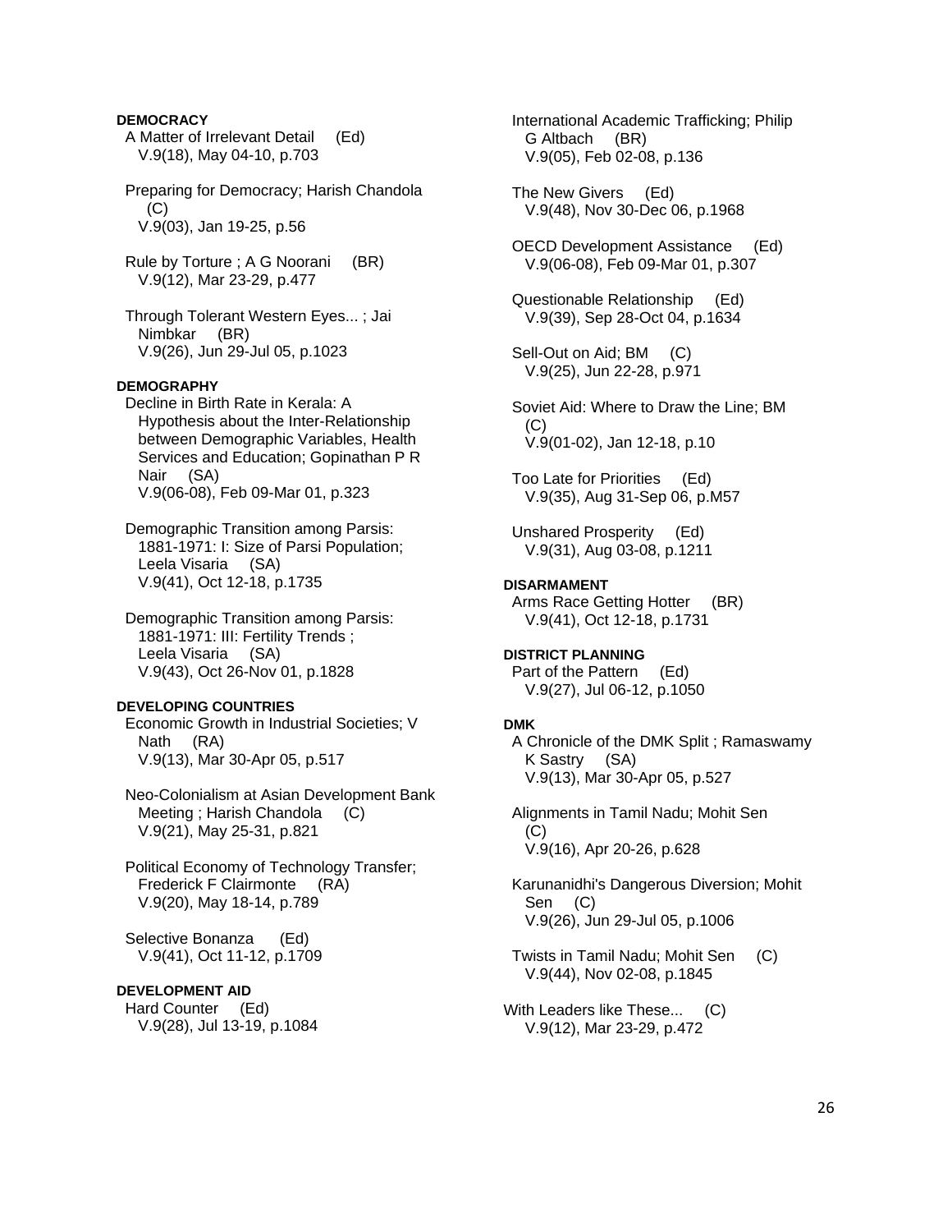**DEMOCRACY**

A Matter of Irrelevant Detail (Ed)
V.9(18), May 04-10, p.703

Preparing for Democracy; Harish Chandola (C)
V.9(03), Jan 19-25, p.56

Rule by Torture ; A G Noorani (BR)
V.9(12), Mar 23-29, p.477

Through Tolerant Western Eyes... ; Jai Nimbkar (BR)
V.9(26), Jun 29-Jul 05, p.1023

**DEMOGRAPHY**

Decline in Birth Rate in Kerala: A Hypothesis about the Inter-Relationship between Demographic Variables, Health Services and Education; Gopinathan P R Nair (SA)
V.9(06-08), Feb 09-Mar 01, p.323

Demographic Transition among Parsis: 1881-1971: I: Size of Parsi Population; Leela Visaria (SA)
V.9(41), Oct 12-18, p.1735

Demographic Transition among Parsis: 1881-1971: III: Fertility Trends ; Leela Visaria (SA)
V.9(43), Oct 26-Nov 01, p.1828

**DEVELOPING COUNTRIES**

Economic Growth in Industrial Societies; V Nath (RA)
V.9(13), Mar 30-Apr 05, p.517

Neo-Colonialism at Asian Development Bank Meeting ; Harish Chandola (C)
V.9(21), May 25-31, p.821

Political Economy of Technology Transfer; Frederick F Clairmonte (RA)
V.9(20), May 18-14, p.789

Selective Bonanza (Ed)
V.9(41), Oct 11-12, p.1709

**DEVELOPMENT AID**

Hard Counter (Ed)
V.9(28), Jul 13-19, p.1084

International Academic Trafficking; Philip G Altbach (BR)
V.9(05), Feb 02-08, p.136

The New Givers (Ed)
V.9(48), Nov 30-Dec 06, p.1968

OECD Development Assistance (Ed)
V.9(06-08), Feb 09-Mar 01, p.307

Questionable Relationship (Ed)
V.9(39), Sep 28-Oct 04, p.1634

Sell-Out on Aid; BM (C)
V.9(25), Jun 22-28, p.971

Soviet Aid: Where to Draw the Line; BM (C)
V.9(01-02), Jan 12-18, p.10

Too Late for Priorities (Ed)
V.9(35), Aug 31-Sep 06, p.M57

Unshared Prosperity (Ed)
V.9(31), Aug 03-08, p.1211

**DISARMAMENT**

Arms Race Getting Hotter (BR)
V.9(41), Oct 12-18, p.1731

**DISTRICT PLANNING**

Part of the Pattern (Ed)
V.9(27), Jul 06-12, p.1050

**DMK**

A Chronicle of the DMK Split ; Ramaswamy K Sastry (SA)
V.9(13), Mar 30-Apr 05, p.527

Alignments in Tamil Nadu; Mohit Sen (C)
V.9(16), Apr 20-26, p.628

Karunanidhi's Dangerous Diversion; Mohit Sen (C)
V.9(26), Jun 29-Jul 05, p.1006

Twists in Tamil Nadu; Mohit Sen (C)
V.9(44), Nov 02-08, p.1845

With Leaders like These... (C)
V.9(12), Mar 23-29, p.472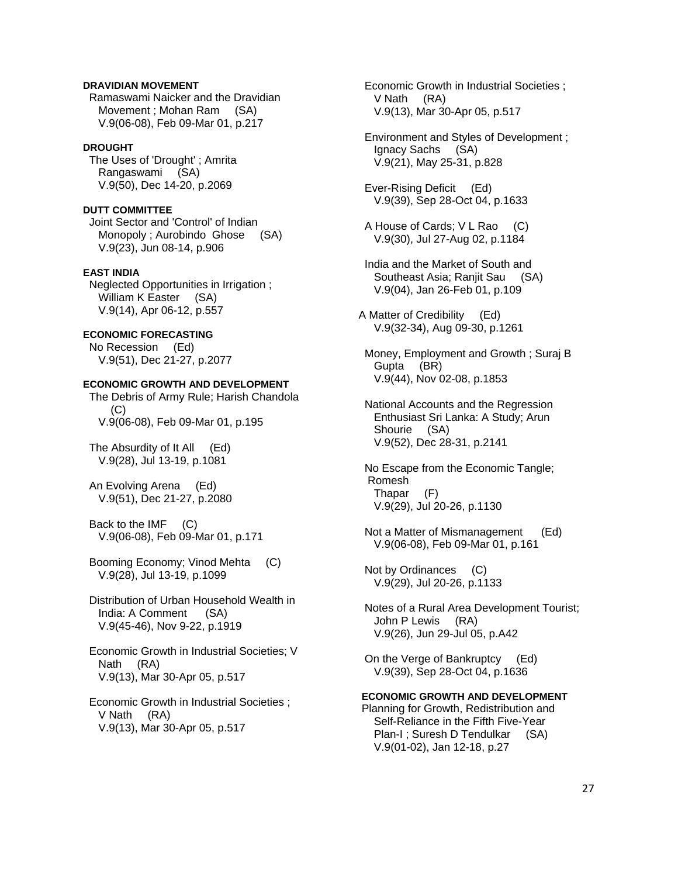**DRAVIDIAN MOVEMENT**

Ramaswami Naicker and the Dravidian Movement ; Mohan Ram (SA)
V.9(06-08), Feb 09-Mar 01, p.217

**DROUGHT**

The Uses of 'Drought' ; Amrita Rangaswami (SA)
V.9(50), Dec 14-20, p.2069

**DUTT COMMITTEE**

Joint Sector and 'Control' of Indian Monopoly ; Aurobindo Ghose (SA)
V.9(23), Jun 08-14, p.906

**EAST INDIA**

Neglected Opportunities in Irrigation ; William K Easter (SA)
V.9(14), Apr 06-12, p.557

**ECONOMIC FORECASTING**

No Recession (Ed)
V.9(51), Dec 21-27, p.2077

**ECONOMIC GROWTH AND DEVELOPMENT**

The Debris of Army Rule; Harish Chandola (C)
V.9(06-08), Feb 09-Mar 01, p.195

The Absurdity of It All (Ed)
V.9(28), Jul 13-19, p.1081

An Evolving Arena (Ed)
V.9(51), Dec 21-27, p.2080

Back to the IMF (C)
V.9(06-08), Feb 09-Mar 01, p.171

Booming Economy; Vinod Mehta (C)
V.9(28), Jul 13-19, p.1099

Distribution of Urban Household Wealth in India: A Comment (SA)
V.9(45-46), Nov 9-22, p.1919

Economic Growth in Industrial Societies; V Nath (RA)
V.9(13), Mar 30-Apr 05, p.517

Economic Growth in Industrial Societies ; V Nath (RA)
V.9(13), Mar 30-Apr 05, p.517

Economic Growth in Industrial Societies ; V Nath (RA)
V.9(13), Mar 30-Apr 05, p.517

Environment and Styles of Development ; Ignacy Sachs (SA)
V.9(21), May 25-31, p.828

Ever-Rising Deficit (Ed)
V.9(39), Sep 28-Oct 04, p.1633

A House of Cards; V L Rao (C)
V.9(30), Jul 27-Aug 02, p.1184

India and the Market of South and Southeast Asia; Ranjit Sau (SA)
V.9(04), Jan 26-Feb 01, p.109

A Matter of Credibility (Ed)
V.9(32-34), Aug 09-30, p.1261

Money, Employment and Growth ; Suraj B Gupta (BR)
V.9(44), Nov 02-08, p.1853

National Accounts and the Regression Enthusiast Sri Lanka: A Study; Arun Shourie (SA)
V.9(52), Dec 28-31, p.2141

No Escape from the Economic Tangle; Romesh Thapar (F)
V.9(29), Jul 20-26, p.1130

Not a Matter of Mismanagement (Ed)
V.9(06-08), Feb 09-Mar 01, p.161

Not by Ordinances (C)
V.9(29), Jul 20-26, p.1133

Notes of a Rural Area Development Tourist; John P Lewis (RA)
V.9(26), Jun 29-Jul 05, p.A42

On the Verge of Bankruptcy (Ed)
V.9(39), Sep 28-Oct 04, p.1636

**ECONOMIC GROWTH AND DEVELOPMENT**

Planning for Growth, Redistribution and Self-Reliance in the Fifth Five-Year Plan-I ; Suresh D Tendulkar (SA)
V.9(01-02), Jan 12-18, p.27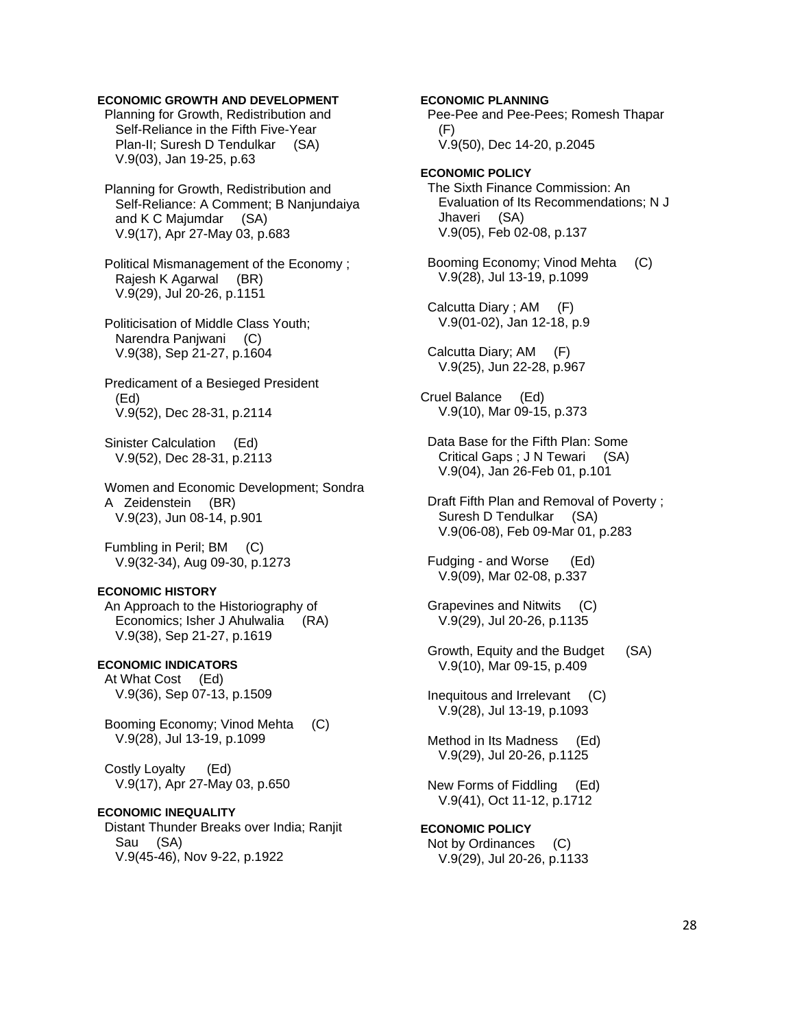**ECONOMIC GROWTH AND DEVELOPMENT**

Planning for Growth, Redistribution and Self-Reliance in the Fifth Five-Year Plan-II; Suresh D Tendulkar (SA)
V.9(03), Jan 19-25, p.63

Planning for Growth, Redistribution and Self-Reliance: A Comment; B Nanjundaiya and K C Majumdar (SA)
V.9(17), Apr 27-May 03, p.683

Political Mismanagement of the Economy ; Rajesh K Agarwal (BR)
V.9(29), Jul 20-26, p.1151

Politicisation of Middle Class Youth; Narendra Panjwani (C)
V.9(38), Sep 21-27, p.1604

Predicament of a Besieged President (Ed)
V.9(52), Dec 28-31, p.2114

Sinister Calculation (Ed)
V.9(52), Dec 28-31, p.2113

Women and Economic Development; Sondra A Zeidenstein (BR)
V.9(23), Jun 08-14, p.901

Fumbling in Peril; BM (C)
V.9(32-34), Aug 09-30, p.1273

**ECONOMIC HISTORY**

An Approach to the Historiography of Economics; Isher J Ahulwalia (RA)
V.9(38), Sep 21-27, p.1619

**ECONOMIC INDICATORS**

At What Cost (Ed)
V.9(36), Sep 07-13, p.1509

Booming Economy; Vinod Mehta (C)
V.9(28), Jul 13-19, p.1099

Costly Loyalty (Ed)
V.9(17), Apr 27-May 03, p.650

**ECONOMIC INEQUALITY**

Distant Thunder Breaks over India; Ranjit Sau (SA)
V.9(45-46), Nov 9-22, p.1922

**ECONOMIC PLANNING**

Pee-Pee and Pee-Pees; Romesh Thapar (F)
V.9(50), Dec 14-20, p.2045

**ECONOMIC POLICY**

The Sixth Finance Commission: An Evaluation of Its Recommendations; N J Jhaveri (SA)
V.9(05), Feb 02-08, p.137

Booming Economy; Vinod Mehta (C)
V.9(28), Jul 13-19, p.1099

Calcutta Diary ; AM (F)
V.9(01-02), Jan 12-18, p.9

Calcutta Diary; AM (F)
V.9(25), Jun 22-28, p.967

Cruel Balance (Ed)
V.9(10), Mar 09-15, p.373

Data Base for the Fifth Plan: Some Critical Gaps ; J N Tewari (SA)
V.9(04), Jan 26-Feb 01, p.101

Draft Fifth Plan and Removal of Poverty ; Suresh D Tendulkar (SA)
V.9(06-08), Feb 09-Mar 01, p.283

Fudging - and Worse (Ed)
V.9(09), Mar 02-08, p.337

Grapevines and Nitwits (C)
V.9(29), Jul 20-26, p.1135

Growth, Equity and the Budget (SA)
V.9(10), Mar 09-15, p.409

Inequitous and Irrelevant (C)
V.9(28), Jul 13-19, p.1093

Method in Its Madness (Ed)
V.9(29), Jul 20-26, p.1125

New Forms of Fiddling (Ed)
V.9(41), Oct 11-12, p.1712

**ECONOMIC POLICY**

Not by Ordinances (C)
V.9(29), Jul 20-26, p.1133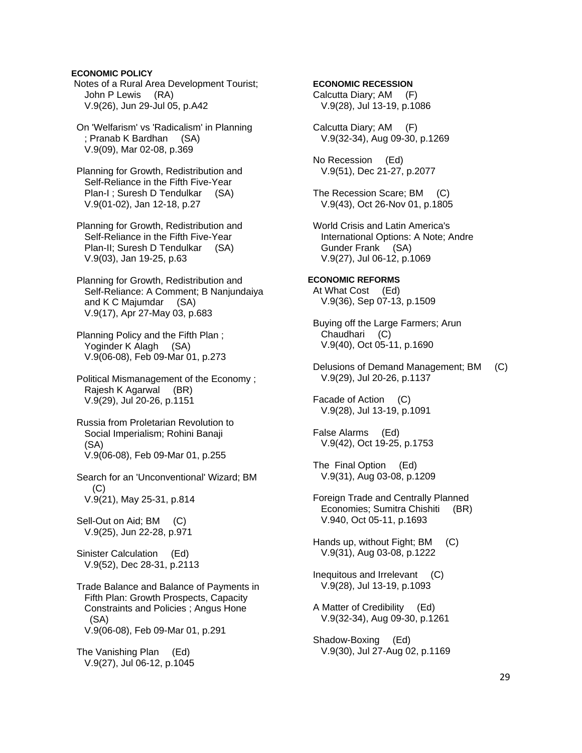**ECONOMIC POLICY**

Notes of a Rural Area Development Tourist; John P Lewis (RA)
V.9(26), Jun 29-Jul 05, p.A42

On 'Welfarism' vs 'Radicalism' in Planning ; Pranab K Bardhan (SA)
V.9(09), Mar 02-08, p.369

Planning for Growth, Redistribution and Self-Reliance in the Fifth Five-Year Plan-I ; Suresh D Tendulkar (SA)
V.9(01-02), Jan 12-18, p.27

Planning for Growth, Redistribution and Self-Reliance in the Fifth Five-Year Plan-II; Suresh D Tendulkar (SA)
V.9(03), Jan 19-25, p.63

Planning for Growth, Redistribution and Self-Reliance: A Comment; B Nanjundaiya and K C Majumdar (SA)
V.9(17), Apr 27-May 03, p.683

Planning Policy and the Fifth Plan ; Yoginder K Alagh (SA)
V.9(06-08), Feb 09-Mar 01, p.273

Political Mismanagement of the Economy ; Rajesh K Agarwal (BR)
V.9(29), Jul 20-26, p.1151

Russia from Proletarian Revolution to Social Imperialism; Rohini Banaji (SA)
V.9(06-08), Feb 09-Mar 01, p.255

Search for an 'Unconventional' Wizard; BM (C)
V.9(21), May 25-31, p.814

Sell-Out on Aid; BM (C)
V.9(25), Jun 22-28, p.971

Sinister Calculation (Ed)
V.9(52), Dec 28-31, p.2113

Trade Balance and Balance of Payments in Fifth Plan: Growth Prospects, Capacity Constraints and Policies ; Angus Hone (SA)
V.9(06-08), Feb 09-Mar 01, p.291

The Vanishing Plan (Ed)
V.9(27), Jul 06-12, p.1045

**ECONOMIC RECESSION**

Calcutta Diary; AM (F)
V.9(28), Jul 13-19, p.1086

Calcutta Diary; AM (F)
V.9(32-34), Aug 09-30, p.1269

No Recession (Ed)
V.9(51), Dec 21-27, p.2077

The Recession Scare; BM (C)
V.9(43), Oct 26-Nov 01, p.1805

World Crisis and Latin America's International Options: A Note; Andre Gunder Frank (SA)
V.9(27), Jul 06-12, p.1069

**ECONOMIC REFORMS**

At What Cost (Ed)
V.9(36), Sep 07-13, p.1509

Buying off the Large Farmers; Arun Chaudhari (C)
V.9(40), Oct 05-11, p.1690

Delusions of Demand Management; BM (C)
V.9(29), Jul 20-26, p.1137

Facade of Action (C)
V.9(28), Jul 13-19, p.1091

False Alarms (Ed)
V.9(42), Oct 19-25, p.1753

The Final Option (Ed)
V.9(31), Aug 03-08, p.1209

Foreign Trade and Centrally Planned Economies; Sumitra Chishiti (BR)
V.940, Oct 05-11, p.1693

Hands up, without Fight; BM (C)
V.9(31), Aug 03-08, p.1222

Inequitous and Irrelevant (C)
V.9(28), Jul 13-19, p.1093

A Matter of Credibility (Ed)
V.9(32-34), Aug 09-30, p.1261

Shadow-Boxing (Ed)
V.9(30), Jul 27-Aug 02, p.1169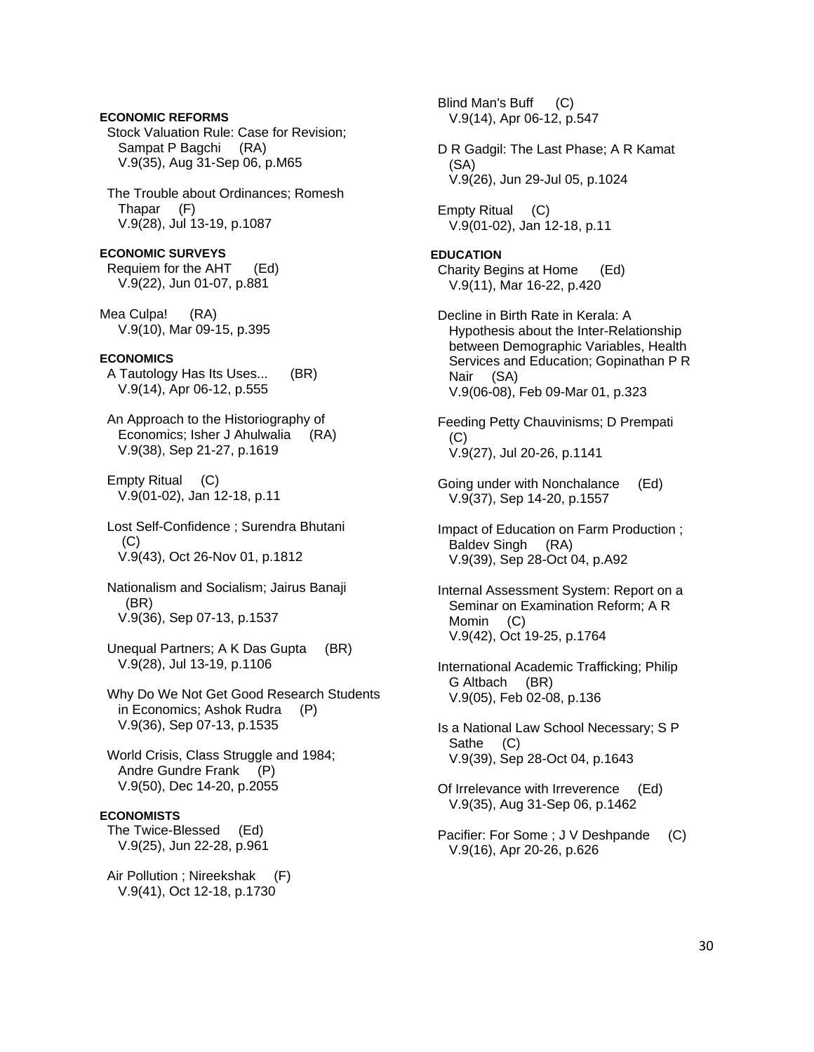**ECONOMIC REFORMS**

Stock Valuation Rule: Case for Revision; Sampat P Bagchi (RA)
V.9(35), Aug 31-Sep 06, p.M65

The Trouble about Ordinances; Romesh Thapar (F)
V.9(28), Jul 13-19, p.1087

**ECONOMIC SURVEYS**

Requiem for the AHT (Ed)
V.9(22), Jun 01-07, p.881

Mea Culpa! (RA)
V.9(10), Mar 09-15, p.395

**ECONOMICS**

A Tautology Has Its Uses... (BR)
V.9(14), Apr 06-12, p.555

An Approach to the Historiography of Economics; Isher J Ahulwalia (RA)
V.9(38), Sep 21-27, p.1619

Empty Ritual (C)
V.9(01-02), Jan 12-18, p.11

Lost Self-Confidence ; Surendra Bhutani (C)
V.9(43), Oct 26-Nov 01, p.1812

Nationalism and Socialism; Jairus Banaji (BR)
V.9(36), Sep 07-13, p.1537

Unequal Partners; A K Das Gupta (BR)
V.9(28), Jul 13-19, p.1106

Why Do We Not Get Good Research Students in Economics; Ashok Rudra (P)
V.9(36), Sep 07-13, p.1535

World Crisis, Class Struggle and 1984; Andre Gundre Frank (P)
V.9(50), Dec 14-20, p.2055

**ECONOMISTS**

The Twice-Blessed (Ed)
V.9(25), Jun 22-28, p.961

Air Pollution ; Nireekshak (F)
V.9(41), Oct 12-18, p.1730

Blind Man's Buff (C)
V.9(14), Apr 06-12, p.547

D R Gadgil: The Last Phase; A R Kamat (SA)
V.9(26), Jun 29-Jul 05, p.1024

Empty Ritual (C)
V.9(01-02), Jan 12-18, p.11

**EDUCATION**

Charity Begins at Home (Ed)
V.9(11), Mar 16-22, p.420

Decline in Birth Rate in Kerala: A Hypothesis about the Inter-Relationship between Demographic Variables, Health Services and Education; Gopinathan P R Nair (SA)
V.9(06-08), Feb 09-Mar 01, p.323

Feeding Petty Chauvinisms; D Prempati (C)
V.9(27), Jul 20-26, p.1141

Going under with Nonchalance (Ed)
V.9(37), Sep 14-20, p.1557

Impact of Education on Farm Production ; Baldev Singh (RA)
V.9(39), Sep 28-Oct 04, p.A92

Internal Assessment System: Report on a Seminar on Examination Reform; A R Momin (C)
V.9(42), Oct 19-25, p.1764

International Academic Trafficking; Philip G Altbach (BR)
V.9(05), Feb 02-08, p.136

Is a National Law School Necessary; S P Sathe (C)
V.9(39), Sep 28-Oct 04, p.1643

Of Irrelevance with Irreverence (Ed)
V.9(35), Aug 31-Sep 06, p.1462

Pacifier: For Some ; J V Deshpande (C)
V.9(16), Apr 20-26, p.626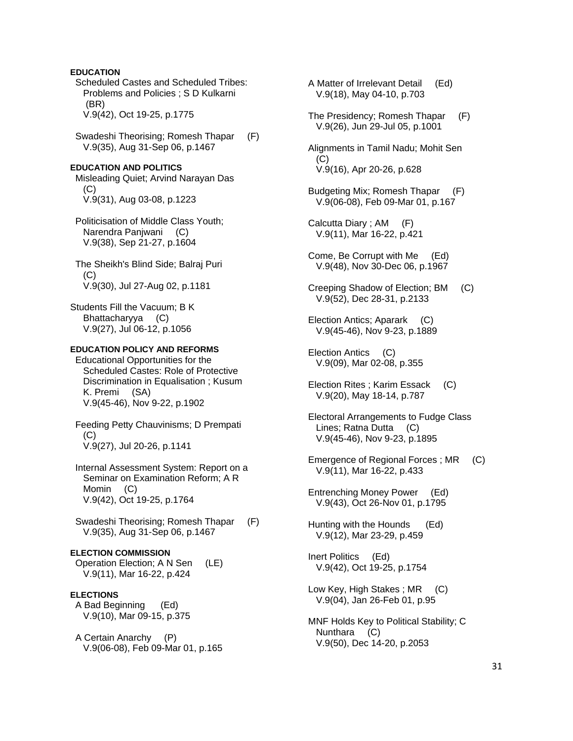**EDUCATION**

Scheduled Castes and Scheduled Tribes: Problems and Policies ; S D Kulkarni (BR)
V.9(42), Oct 19-25, p.1775

Swadeshi Theorising; Romesh Thapar (F)
V.9(35), Aug 31-Sep 06, p.1467

**EDUCATION AND POLITICS**

Misleading Quiet; Arvind Narayan Das (C)
V.9(31), Aug 03-08, p.1223

Politicisation of Middle Class Youth; Narendra Panjwani (C)
V.9(38), Sep 21-27, p.1604

The Sheikh's Blind Side; Balraj Puri (C)
V.9(30), Jul 27-Aug 02, p.1181

Students Fill the Vacuum; B K Bhattacharyya (C)
V.9(27), Jul 06-12, p.1056

**EDUCATION POLICY AND REFORMS**

Educational Opportunities for the Scheduled Castes: Role of Protective Discrimination in Equalisation ; Kusum K. Premi (SA)
V.9(45-46), Nov 9-22, p.1902

Feeding Petty Chauvinisms; D Prempati (C)
V.9(27), Jul 20-26, p.1141

Internal Assessment System: Report on a Seminar on Examination Reform; A R Momin (C)
V.9(42), Oct 19-25, p.1764

Swadeshi Theorising; Romesh Thapar (F)
V.9(35), Aug 31-Sep 06, p.1467

**ELECTION COMMISSION**

Operation Election; A N Sen (LE)
V.9(11), Mar 16-22, p.424

**ELECTIONS**

A Bad Beginning (Ed)
V.9(10), Mar 09-15, p.375

A Certain Anarchy (P)
V.9(06-08), Feb 09-Mar 01, p.165

A Matter of Irrelevant Detail (Ed)
V.9(18), May 04-10, p.703

The Presidency; Romesh Thapar (F)
V.9(26), Jun 29-Jul 05, p.1001

Alignments in Tamil Nadu; Mohit Sen (C)
V.9(16), Apr 20-26, p.628

Budgeting Mix; Romesh Thapar (F)
V.9(06-08), Feb 09-Mar 01, p.167

Calcutta Diary ; AM (F)
V.9(11), Mar 16-22, p.421

Come, Be Corrupt with Me (Ed)
V.9(48), Nov 30-Dec 06, p.1967

Creeping Shadow of Election; BM (C)
V.9(52), Dec 28-31, p.2133

Election Antics; Aparark (C)
V.9(45-46), Nov 9-23, p.1889

Election Antics (C)
V.9(09), Mar 02-08, p.355

Election Rites ; Karim Essack (C)
V.9(20), May 18-14, p.787

Electoral Arrangements to Fudge Class Lines; Ratna Dutta (C)
V.9(45-46), Nov 9-23, p.1895

Emergence of Regional Forces ; MR (C)
V.9(11), Mar 16-22, p.433

Entrenching Money Power (Ed)
V.9(43), Oct 26-Nov 01, p.1795

Hunting with the Hounds (Ed)
V.9(12), Mar 23-29, p.459

Inert Politics (Ed)
V.9(42), Oct 19-25, p.1754

Low Key, High Stakes ; MR (C)
V.9(04), Jan 26-Feb 01, p.95

MNF Holds Key to Political Stability; C Nunthara (C)
V.9(50), Dec 14-20, p.2053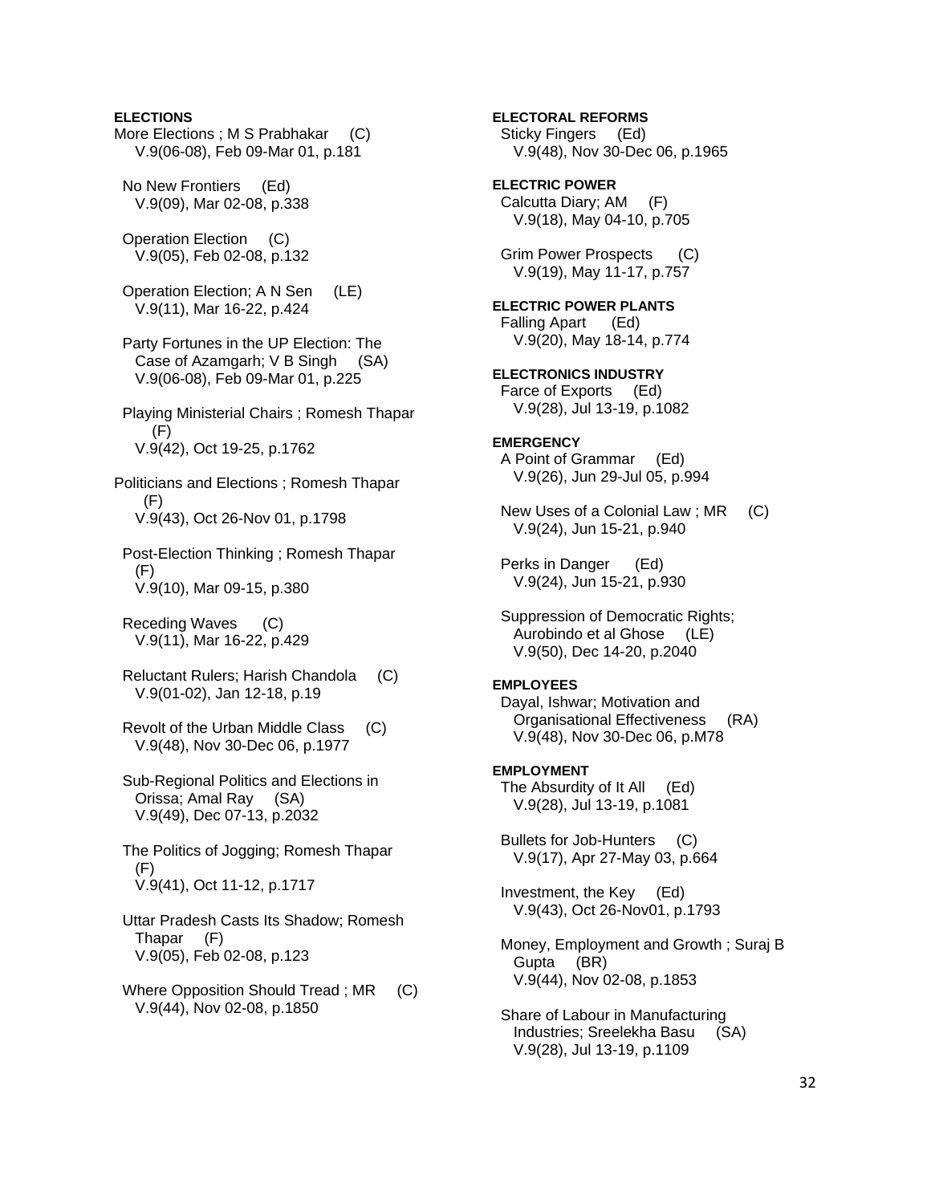**ELECTIONS**

More Elections ; M S Prabhakar (C)
V.9(06-08), Feb 09-Mar 01, p.181

No New Frontiers (Ed)
V.9(09), Mar 02-08, p.338

Operation Election (C)
V.9(05), Feb 02-08, p.132

Operation Election; A N Sen (LE)
V.9(11), Mar 16-22, p.424

Party Fortunes in the UP Election: The Case of Azamgarh; V B Singh (SA)
V.9(06-08), Feb 09-Mar 01, p.225

Playing Ministerial Chairs ; Romesh Thapar (F)
V.9(42), Oct 19-25, p.1762

Politicians and Elections ; Romesh Thapar (F)
V.9(43), Oct 26-Nov 01, p.1798

Post-Election Thinking ; Romesh Thapar (F)
V.9(10), Mar 09-15, p.380

Receding Waves (C)
V.9(11), Mar 16-22, p.429

Reluctant Rulers; Harish Chandola (C)
V.9(01-02), Jan 12-18, p.19

Revolt of the Urban Middle Class (C)
V.9(48), Nov 30-Dec 06, p.1977

Sub-Regional Politics and Elections in Orissa; Amal Ray (SA)
V.9(49), Dec 07-13, p.2032

The Politics of Jogging; Romesh Thapar (F)
V.9(41), Oct 11-12, p.1717

Uttar Pradesh Casts Its Shadow; Romesh Thapar (F)
V.9(05), Feb 02-08, p.123

Where Opposition Should Tread ; MR (C)
V.9(44), Nov 02-08, p.1850

**ELECTORAL REFORMS**

Sticky Fingers (Ed)
V.9(48), Nov 30-Dec 06, p.1965

**ELECTRIC POWER**

Calcutta Diary; AM (F)
V.9(18), May 04-10, p.705

Grim Power Prospects (C)
V.9(19), May 11-17, p.757

**ELECTRIC POWER PLANTS**

Falling Apart (Ed)
V.9(20), May 18-14, p.774

**ELECTRONICS INDUSTRY**

Farce of Exports (Ed)
V.9(28), Jul 13-19, p.1082

**EMERGENCY**

A Point of Grammar (Ed)
V.9(26), Jun 29-Jul 05, p.994

New Uses of a Colonial Law ; MR (C)
V.9(24), Jun 15-21, p.940

Perks in Danger (Ed)
V.9(24), Jun 15-21, p.930

Suppression of Democratic Rights; Aurobindo et al Ghose (LE)
V.9(50), Dec 14-20, p.2040

**EMPLOYEES**

Dayal, Ishwar; Motivation and Organisational Effectiveness (RA)
V.9(48), Nov 30-Dec 06, p.M78

**EMPLOYMENT**

The Absurdity of It All (Ed)
V.9(28), Jul 13-19, p.1081

Bullets for Job-Hunters (C)
V.9(17), Apr 27-May 03, p.664

Investment, the Key (Ed)
V.9(43), Oct 26-Nov01, p.1793

Money, Employment and Growth ; Suraj B Gupta (BR)
V.9(44), Nov 02-08, p.1853

Share of Labour in Manufacturing Industries; Sreelekha Basu (SA)
V.9(28), Jul 13-19, p.1109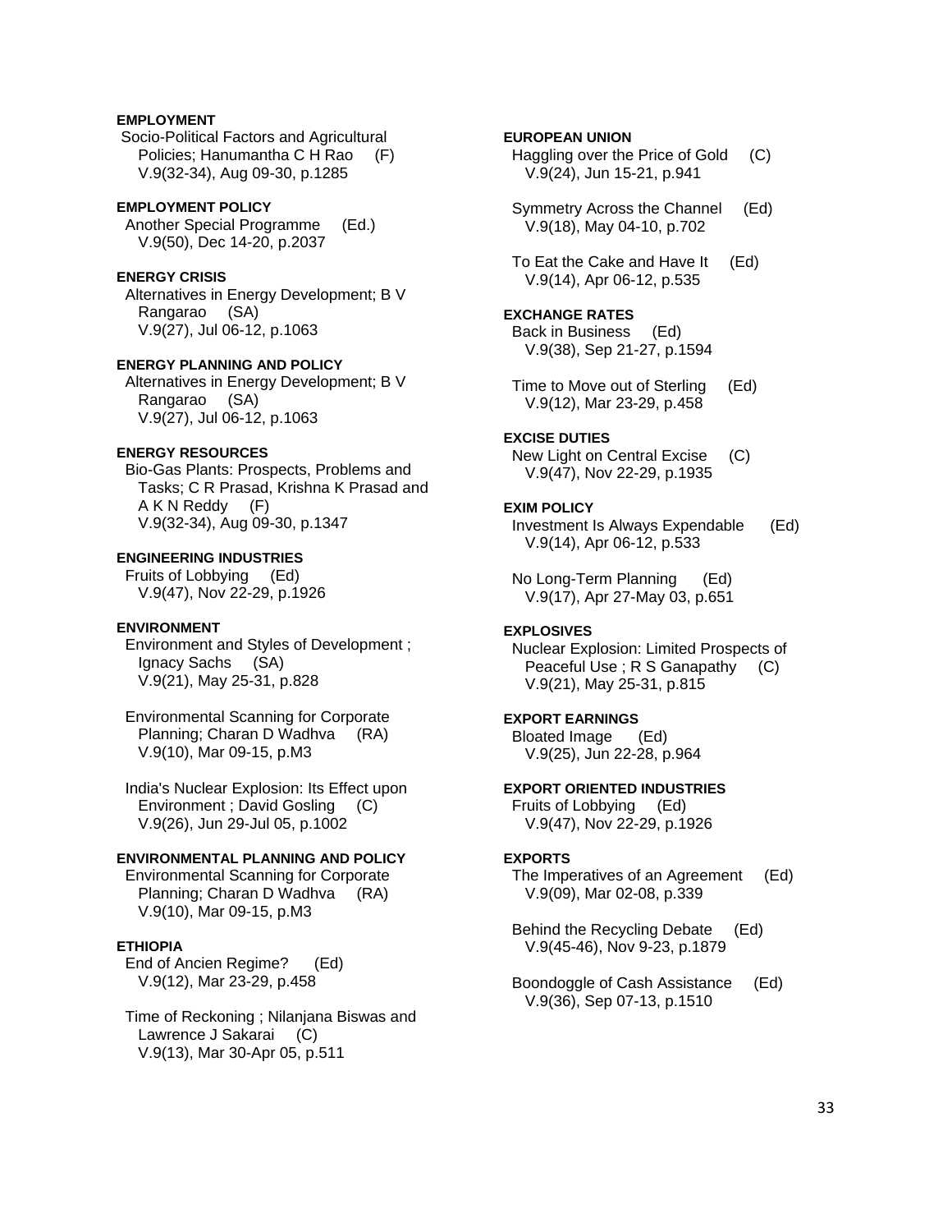**EMPLOYMENT**
Socio-Political Factors and Agricultural Policies; Hanumantha C H Rao (F)
V.9(32-34), Aug 09-30, p.1285

**EMPLOYMENT POLICY**
Another Special Programme (Ed.)
V.9(50), Dec 14-20, p.2037

**ENERGY CRISIS**
Alternatives in Energy Development; B V Rangarao (SA)
V.9(27), Jul 06-12, p.1063

**ENERGY PLANNING AND POLICY**
Alternatives in Energy Development; B V Rangarao (SA)
V.9(27), Jul 06-12, p.1063

**ENERGY RESOURCES**
Bio-Gas Plants: Prospects, Problems and Tasks; C R Prasad, Krishna K Prasad and A K N Reddy (F)
V.9(32-34), Aug 09-30, p.1347

**ENGINEERING INDUSTRIES**
Fruits of Lobbying (Ed)
V.9(47), Nov 22-29, p.1926

**ENVIRONMENT**
Environment and Styles of Development ; Ignacy Sachs (SA)
V.9(21), May 25-31, p.828

Environmental Scanning for Corporate Planning; Charan D Wadhva (RA)
V.9(10), Mar 09-15, p.M3

India's Nuclear Explosion: Its Effect upon Environment ; David Gosling (C)
V.9(26), Jun 29-Jul 05, p.1002

**ENVIRONMENTAL PLANNING AND POLICY**
Environmental Scanning for Corporate Planning; Charan D Wadhva (RA)
V.9(10), Mar 09-15, p.M3

**ETHIOPIA**
End of Ancien Regime? (Ed)
V.9(12), Mar 23-29, p.458

Time of Reckoning ; Nilanjana Biswas and Lawrence J Sakarai (C)
V.9(13), Mar 30-Apr 05, p.511

**EUROPEAN UNION**
Haggling over the Price of Gold (C)
V.9(24), Jun 15-21, p.941

Symmetry Across the Channel (Ed)
V.9(18), May 04-10, p.702

To Eat the Cake and Have It (Ed)
V.9(14), Apr 06-12, p.535

**EXCHANGE RATES**
Back in Business (Ed)
V.9(38), Sep 21-27, p.1594

Time to Move out of Sterling (Ed)
V.9(12), Mar 23-29, p.458

**EXCISE DUTIES**
New Light on Central Excise (C)
V.9(47), Nov 22-29, p.1935

**EXIM POLICY**
Investment Is Always Expendable (Ed)
V.9(14), Apr 06-12, p.533

No Long-Term Planning (Ed)
V.9(17), Apr 27-May 03, p.651

**EXPLOSIVES**
Nuclear Explosion: Limited Prospects of Peaceful Use ; R S Ganapathy (C)
V.9(21), May 25-31, p.815

**EXPORT EARNINGS**
Bloated Image (Ed)
V.9(25), Jun 22-28, p.964

**EXPORT ORIENTED INDUSTRIES**
Fruits of Lobbying (Ed)
V.9(47), Nov 22-29, p.1926

**EXPORTS**
The Imperatives of an Agreement (Ed)
V.9(09), Mar 02-08, p.339

Behind the Recycling Debate (Ed)
V.9(45-46), Nov 9-23, p.1879

Boondoggle of Cash Assistance (Ed)
V.9(36), Sep 07-13, p.1510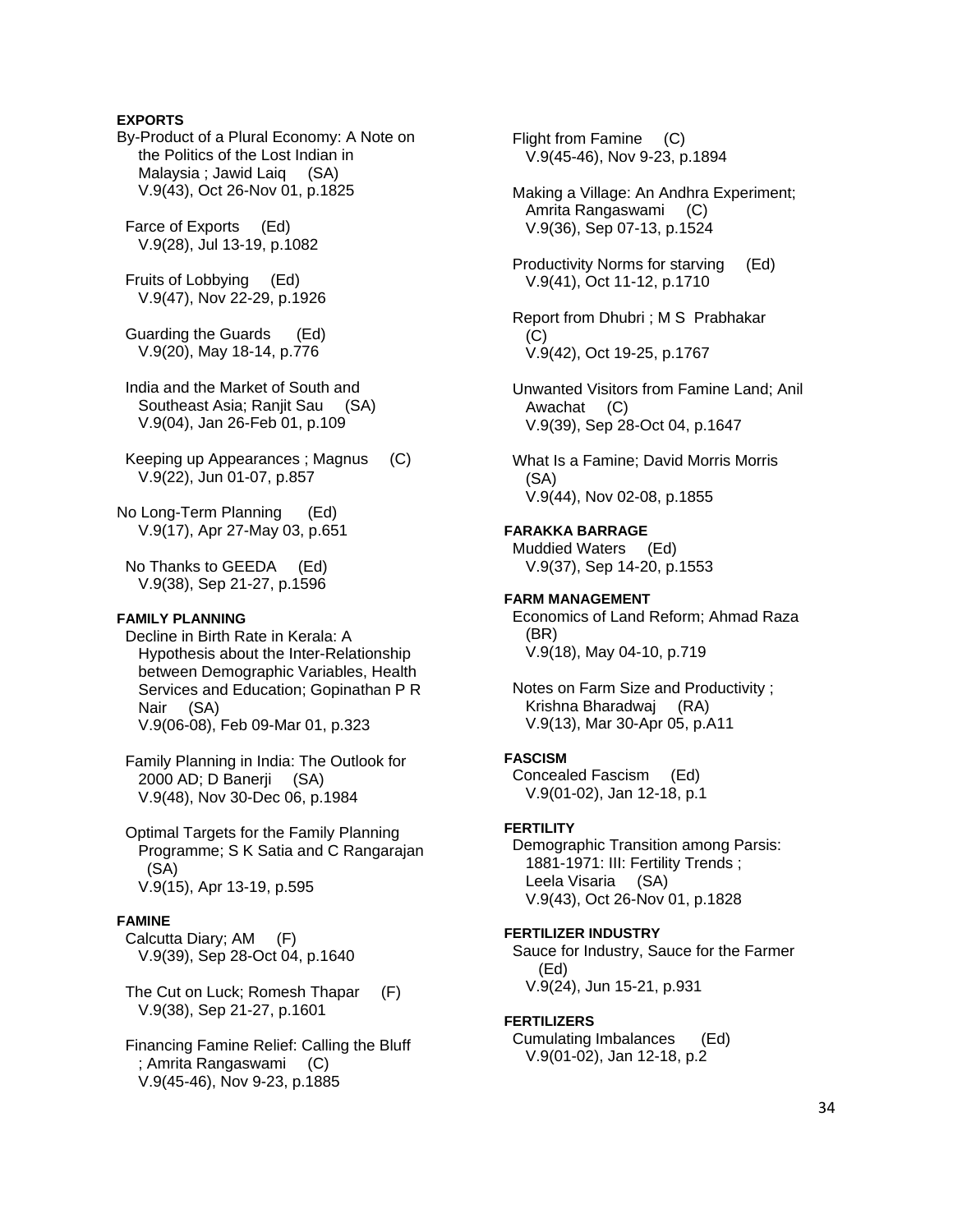**EXPORTS**

By-Product of a Plural Economy: A Note on the Politics of the Lost Indian in Malaysia ; Jawid Laiq (SA)
V.9(43), Oct 26-Nov 01, p.1825

Farce of Exports (Ed)
V.9(28), Jul 13-19, p.1082

Fruits of Lobbying (Ed)
V.9(47), Nov 22-29, p.1926

Guarding the Guards (Ed)
V.9(20), May 18-14, p.776

India and the Market of South and Southeast Asia; Ranjit Sau (SA)
V.9(04), Jan 26-Feb 01, p.109

Keeping up Appearances ; Magnus (C)
V.9(22), Jun 01-07, p.857

No Long-Term Planning (Ed)
V.9(17), Apr 27-May 03, p.651

No Thanks to GEEDA (Ed)
V.9(38), Sep 21-27, p.1596

**FAMILY PLANNING**

Decline in Birth Rate in Kerala: A Hypothesis about the Inter-Relationship between Demographic Variables, Health Services and Education; Gopinathan P R Nair (SA)
V.9(06-08), Feb 09-Mar 01, p.323

Family Planning in India: The Outlook for 2000 AD; D Banerji (SA)
V.9(48), Nov 30-Dec 06, p.1984

Optimal Targets for the Family Planning Programme; S K Satia and C Rangarajan (SA)
V.9(15), Apr 13-19, p.595

**FAMINE**

Calcutta Diary; AM (F)
V.9(39), Sep 28-Oct 04, p.1640

The Cut on Luck; Romesh Thapar (F)
V.9(38), Sep 21-27, p.1601

Financing Famine Relief: Calling the Bluff ; Amrita Rangaswami (C)
V.9(45-46), Nov 9-23, p.1885

Flight from Famine (C)
V.9(45-46), Nov 9-23, p.1894

Making a Village: An Andhra Experiment; Amrita Rangaswami (C)
V.9(36), Sep 07-13, p.1524

Productivity Norms for starving (Ed)
V.9(41), Oct 11-12, p.1710

Report from Dhubri ; M S Prabhakar (C)
V.9(42), Oct 19-25, p.1767

Unwanted Visitors from Famine Land; Anil Awachat (C)
V.9(39), Sep 28-Oct 04, p.1647

What Is a Famine; David Morris Morris (SA)
V.9(44), Nov 02-08, p.1855

**FARAKKA BARRAGE**

Muddied Waters (Ed)
V.9(37), Sep 14-20, p.1553

**FARM MANAGEMENT**

Economics of Land Reform; Ahmad Raza (BR)
V.9(18), May 04-10, p.719

Notes on Farm Size and Productivity ; Krishna Bharadwaj (RA)
V.9(13), Mar 30-Apr 05, p.A11

**FASCISM**

Concealed Fascism (Ed)
V.9(01-02), Jan 12-18, p.1

**FERTILITY**

Demographic Transition among Parsis: 1881-1971: III: Fertility Trends ; Leela Visaria (SA)
V.9(43), Oct 26-Nov 01, p.1828

**FERTILIZER INDUSTRY**

Sauce for Industry, Sauce for the Farmer (Ed)
V.9(24), Jun 15-21, p.931

**FERTILIZERS**

Cumulating Imbalances (Ed)
V.9(01-02), Jan 12-18, p.2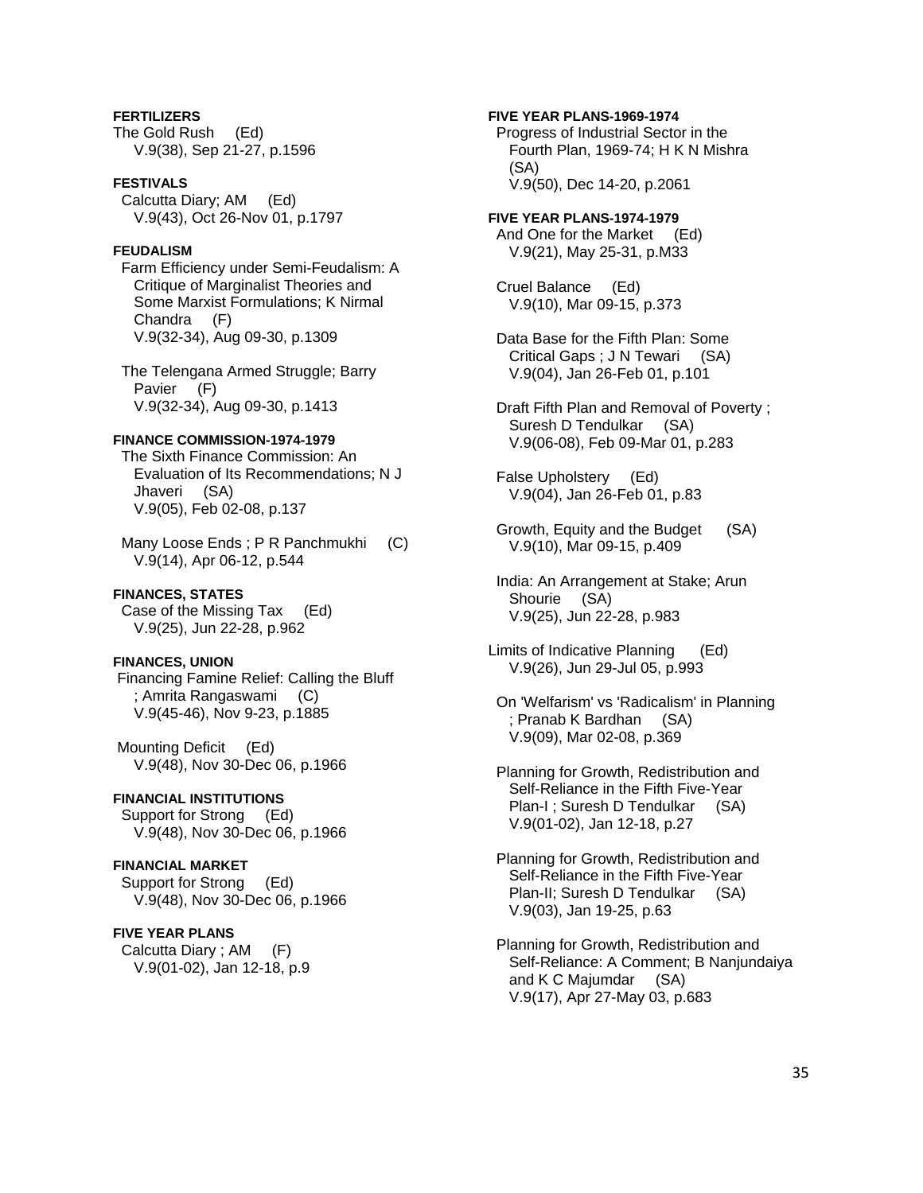**FERTILIZERS**
The Gold Rush (Ed)
V.9(38), Sep 21-27, p.1596

**FESTIVALS**
Calcutta Diary; AM (Ed)
V.9(43), Oct 26-Nov 01, p.1797

**FEUDALISM**
Farm Efficiency under Semi-Feudalism: A Critique of Marginalist Theories and Some Marxist Formulations; K Nirmal Chandra (F)
V.9(32-34), Aug 09-30, p.1309

The Telengana Armed Struggle; Barry Pavier (F)
V.9(32-34), Aug 09-30, p.1413

**FINANCE COMMISSION-1974-1979**
The Sixth Finance Commission: An Evaluation of Its Recommendations; N J Jhaveri (SA)
V.9(05), Feb 02-08, p.137

Many Loose Ends ; P R Panchmukhi (C)
V.9(14), Apr 06-12, p.544

**FINANCES, STATES**
Case of the Missing Tax (Ed)
V.9(25), Jun 22-28, p.962

**FINANCES, UNION**
Financing Famine Relief: Calling the Bluff ; Amrita Rangaswami (C)
V.9(45-46), Nov 9-23, p.1885

Mounting Deficit (Ed)
V.9(48), Nov 30-Dec 06, p.1966

**FINANCIAL INSTITUTIONS**
Support for Strong (Ed)
V.9(48), Nov 30-Dec 06, p.1966

**FINANCIAL MARKET**
Support for Strong (Ed)
V.9(48), Nov 30-Dec 06, p.1966

**FIVE YEAR PLANS**
Calcutta Diary ; AM (F)
V.9(01-02), Jan 12-18, p.9

**FIVE YEAR PLANS-1969-1974**
Progress of Industrial Sector in the Fourth Plan, 1969-74; H K N Mishra (SA)
V.9(50), Dec 14-20, p.2061

**FIVE YEAR PLANS-1974-1979**
And One for the Market (Ed)
V.9(21), May 25-31, p.M33

Cruel Balance (Ed)
V.9(10), Mar 09-15, p.373

Data Base for the Fifth Plan: Some Critical Gaps ; J N Tewari (SA)
V.9(04), Jan 26-Feb 01, p.101

Draft Fifth Plan and Removal of Poverty ; Suresh D Tendulkar (SA)
V.9(06-08), Feb 09-Mar 01, p.283

False Upholstery (Ed)
V.9(04), Jan 26-Feb 01, p.83

Growth, Equity and the Budget (SA)
V.9(10), Mar 09-15, p.409

India: An Arrangement at Stake; Arun Shourie (SA)
V.9(25), Jun 22-28, p.983

Limits of Indicative Planning (Ed)
V.9(26), Jun 29-Jul 05, p.993

On 'Welfarism' vs 'Radicalism' in Planning ; Pranab K Bardhan (SA)
V.9(09), Mar 02-08, p.369

Planning for Growth, Redistribution and Self-Reliance in the Fifth Five-Year Plan-I ; Suresh D Tendulkar (SA)
V.9(01-02), Jan 12-18, p.27

Planning for Growth, Redistribution and Self-Reliance in the Fifth Five-Year Plan-II; Suresh D Tendulkar (SA)
V.9(03), Jan 19-25, p.63

Planning for Growth, Redistribution and Self-Reliance: A Comment; B Nanjundaiya and K C Majumdar (SA)
V.9(17), Apr 27-May 03, p.683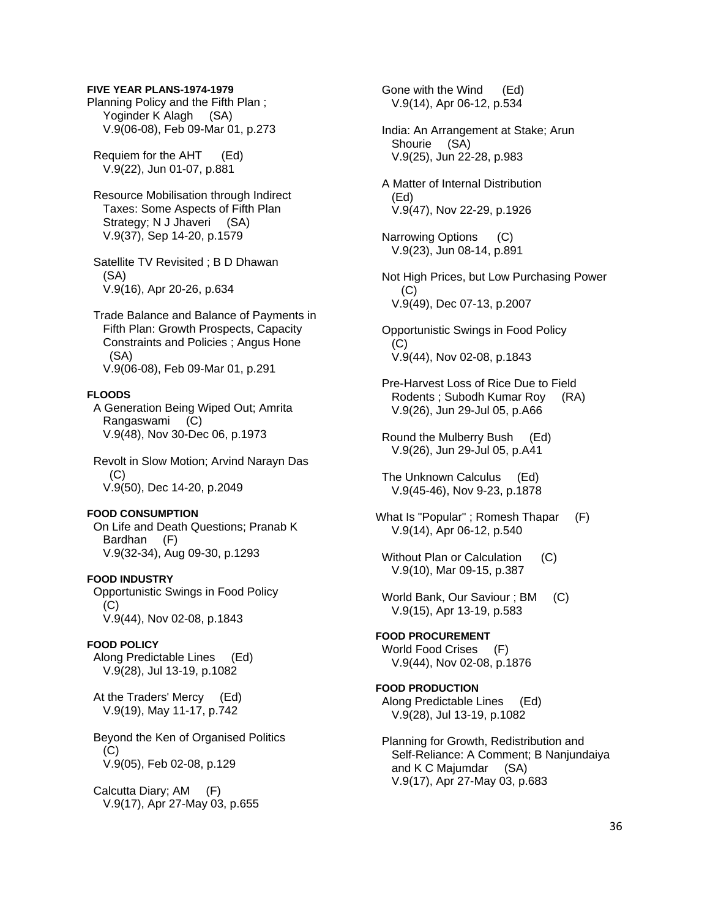**FIVE YEAR PLANS-1974-1979**

Planning Policy and the Fifth Plan ; Yoginder K Alagh (SA)
V.9(06-08), Feb 09-Mar 01, p.273

Requiem for the AHT (Ed)
V.9(22), Jun 01-07, p.881

Resource Mobilisation through Indirect Taxes: Some Aspects of Fifth Plan Strategy; N J Jhaveri (SA)
V.9(37), Sep 14-20, p.1579

Satellite TV Revisited ; B D Dhawan (SA)
V.9(16), Apr 20-26, p.634

Trade Balance and Balance of Payments in Fifth Plan: Growth Prospects, Capacity Constraints and Policies ; Angus Hone (SA)
V.9(06-08), Feb 09-Mar 01, p.291

**FLOODS**

A Generation Being Wiped Out; Amrita Rangaswami (C)
V.9(48), Nov 30-Dec 06, p.1973

Revolt in Slow Motion; Arvind Narayn Das (C)
V.9(50), Dec 14-20, p.2049

**FOOD CONSUMPTION**

On Life and Death Questions; Pranab K Bardhan (F)
V.9(32-34), Aug 09-30, p.1293

**FOOD INDUSTRY**

Opportunistic Swings in Food Policy (C)
V.9(44), Nov 02-08, p.1843

**FOOD POLICY**

Along Predictable Lines (Ed)
V.9(28), Jul 13-19, p.1082

At the Traders' Mercy (Ed)
V.9(19), May 11-17, p.742

Beyond the Ken of Organised Politics (C)
V.9(05), Feb 02-08, p.129

Calcutta Diary; AM (F)
V.9(17), Apr 27-May 03, p.655

Gone with the Wind (Ed)
V.9(14), Apr 06-12, p.534

India: An Arrangement at Stake; Arun Shourie (SA)
V.9(25), Jun 22-28, p.983

A Matter of Internal Distribution (Ed)
V.9(47), Nov 22-29, p.1926

Narrowing Options (C)
V.9(23), Jun 08-14, p.891

Not High Prices, but Low Purchasing Power (C)
V.9(49), Dec 07-13, p.2007

Opportunistic Swings in Food Policy (C)
V.9(44), Nov 02-08, p.1843

Pre-Harvest Loss of Rice Due to Field Rodents ; Subodh Kumar Roy (RA)
V.9(26), Jun 29-Jul 05, p.A66

Round the Mulberry Bush (Ed)
V.9(26), Jun 29-Jul 05, p.A41

The Unknown Calculus (Ed)
V.9(45-46), Nov 9-23, p.1878

What Is "Popular" ; Romesh Thapar (F)
V.9(14), Apr 06-12, p.540

Without Plan or Calculation (C)
V.9(10), Mar 09-15, p.387

World Bank, Our Saviour ; BM (C)
V.9(15), Apr 13-19, p.583

**FOOD PROCUREMENT**

World Food Crises (F)
V.9(44), Nov 02-08, p.1876

**FOOD PRODUCTION**

Along Predictable Lines (Ed)
V.9(28), Jul 13-19, p.1082

Planning for Growth, Redistribution and Self-Reliance: A Comment; B Nanjundaiya and K C Majumdar (SA)
V.9(17), Apr 27-May 03, p.683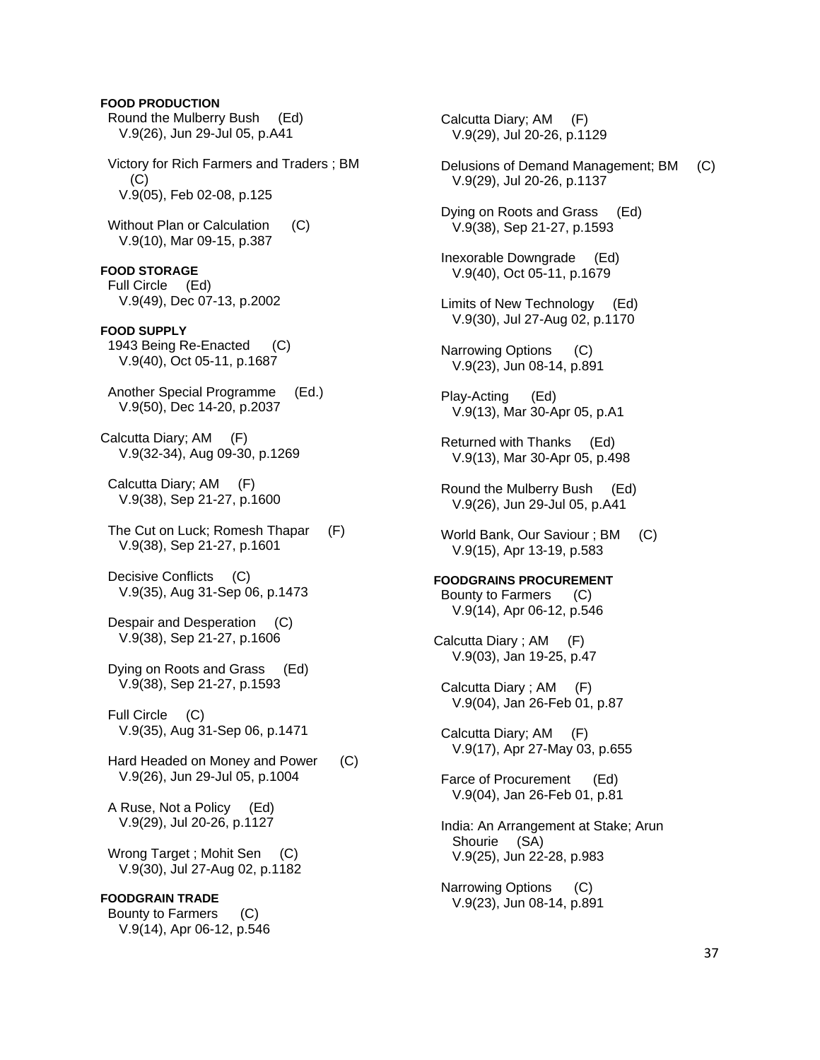**FOOD PRODUCTION**

Round the Mulberry Bush (Ed)
V.9(26), Jun 29-Jul 05, p.A41

Victory for Rich Farmers and Traders ; BM (C)
V.9(05), Feb 02-08, p.125

Without Plan or Calculation (C)
V.9(10), Mar 09-15, p.387

**FOOD STORAGE**

Full Circle (Ed)
V.9(49), Dec 07-13, p.2002

**FOOD SUPPLY**

1943 Being Re-Enacted (C)
V.9(40), Oct 05-11, p.1687

Another Special Programme (Ed.)
V.9(50), Dec 14-20, p.2037

Calcutta Diary; AM (F)
V.9(32-34), Aug 09-30, p.1269

Calcutta Diary; AM (F)
V.9(38), Sep 21-27, p.1600

The Cut on Luck; Romesh Thapar (F)
V.9(38), Sep 21-27, p.1601

Decisive Conflicts (C)
V.9(35), Aug 31-Sep 06, p.1473

Despair and Desperation (C)
V.9(38), Sep 21-27, p.1606

Dying on Roots and Grass (Ed)
V.9(38), Sep 21-27, p.1593

Full Circle (C)
V.9(35), Aug 31-Sep 06, p.1471

Hard Headed on Money and Power (C)
V.9(26), Jun 29-Jul 05, p.1004

A Ruse, Not a Policy (Ed)
V.9(29), Jul 20-26, p.1127

Wrong Target ; Mohit Sen (C)
V.9(30), Jul 27-Aug 02, p.1182

**FOODGRAIN TRADE**

Bounty to Farmers (C)
V.9(14), Apr 06-12, p.546

Calcutta Diary; AM (F)
V.9(29), Jul 20-26, p.1129

Delusions of Demand Management; BM (C)
V.9(29), Jul 20-26, p.1137

Dying on Roots and Grass (Ed)
V.9(38), Sep 21-27, p.1593

Inexorable Downgrade (Ed)
V.9(40), Oct 05-11, p.1679

Limits of New Technology (Ed)
V.9(30), Jul 27-Aug 02, p.1170

Narrowing Options (C)
V.9(23), Jun 08-14, p.891

Play-Acting (Ed)
V.9(13), Mar 30-Apr 05, p.A1

Returned with Thanks (Ed)
V.9(13), Mar 30-Apr 05, p.498

Round the Mulberry Bush (Ed)
V.9(26), Jun 29-Jul 05, p.A41

World Bank, Our Saviour ; BM (C)
V.9(15), Apr 13-19, p.583

**FOODGRAINS PROCUREMENT**

Bounty to Farmers (C)
V.9(14), Apr 06-12, p.546

Calcutta Diary ; AM (F)
V.9(03), Jan 19-25, p.47

Calcutta Diary ; AM (F)
V.9(04), Jan 26-Feb 01, p.87

Calcutta Diary; AM (F)
V.9(17), Apr 27-May 03, p.655

Farce of Procurement (Ed)
V.9(04), Jan 26-Feb 01, p.81

India: An Arrangement at Stake; Arun Shourie (SA)
V.9(25), Jun 22-28, p.983

Narrowing Options (C)
V.9(23), Jun 08-14, p.891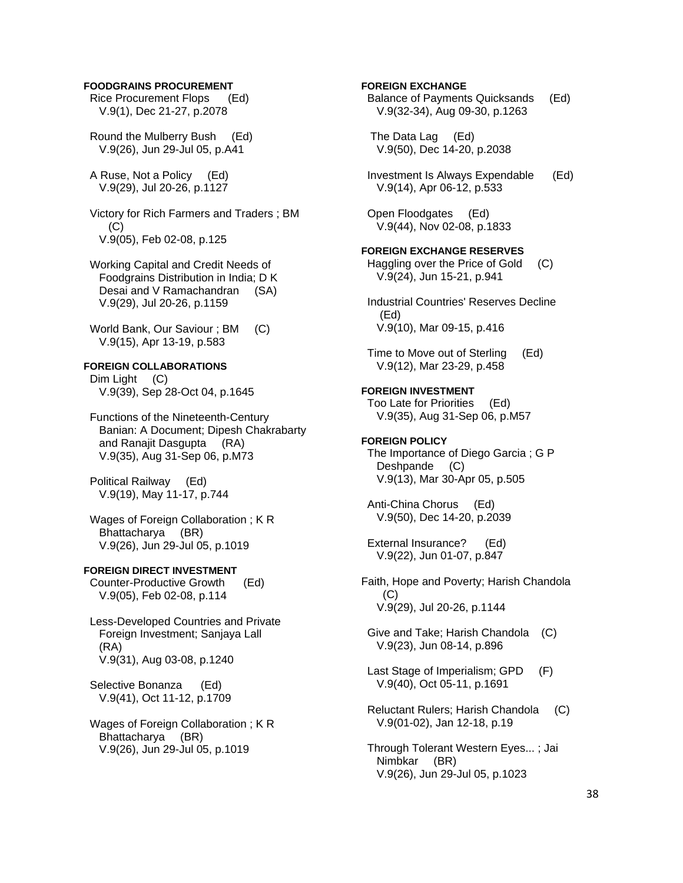**FOODGRAINS PROCUREMENT**

Rice Procurement Flops (Ed)
V.9(1), Dec 21-27, p.2078

Round the Mulberry Bush (Ed)
V.9(26), Jun 29-Jul 05, p.A41

A Ruse, Not a Policy (Ed)
V.9(29), Jul 20-26, p.1127

Victory for Rich Farmers and Traders ; BM (C)
V.9(05), Feb 02-08, p.125

Working Capital and Credit Needs of Foodgrains Distribution in India; D K Desai and V Ramachandran (SA)
V.9(29), Jul 20-26, p.1159

World Bank, Our Saviour ; BM (C)
V.9(15), Apr 13-19, p.583

**FOREIGN COLLABORATIONS**

Dim Light (C)
V.9(39), Sep 28-Oct 04, p.1645

Functions of the Nineteenth-Century Banian: A Document; Dipesh Chakrabarty and Ranajit Dasgupta (RA)
V.9(35), Aug 31-Sep 06, p.M73

Political Railway (Ed)
V.9(19), May 11-17, p.744

Wages of Foreign Collaboration ; K R Bhattacharya (BR)
V.9(26), Jun 29-Jul 05, p.1019

**FOREIGN DIRECT INVESTMENT**

Counter-Productive Growth (Ed)
V.9(05), Feb 02-08, p.114

Less-Developed Countries and Private Foreign Investment; Sanjaya Lall (RA)
V.9(31), Aug 03-08, p.1240

Selective Bonanza (Ed)
V.9(41), Oct 11-12, p.1709

Wages of Foreign Collaboration ; K R Bhattacharya (BR)
V.9(26), Jun 29-Jul 05, p.1019

**FOREIGN EXCHANGE**

Balance of Payments Quicksands (Ed)
V.9(32-34), Aug 09-30, p.1263

The Data Lag (Ed)
V.9(50), Dec 14-20, p.2038

Investment Is Always Expendable (Ed)
V.9(14), Apr 06-12, p.533

Open Floodgates (Ed)
V.9(44), Nov 02-08, p.1833

**FOREIGN EXCHANGE RESERVES**

Haggling over the Price of Gold (C)
V.9(24), Jun 15-21, p.941

Industrial Countries' Reserves Decline (Ed)
V.9(10), Mar 09-15, p.416

Time to Move out of Sterling (Ed)
V.9(12), Mar 23-29, p.458

**FOREIGN INVESTMENT**

Too Late for Priorities (Ed)
V.9(35), Aug 31-Sep 06, p.M57

**FOREIGN POLICY**

The Importance of Diego Garcia ; G P Deshpande (C)
V.9(13), Mar 30-Apr 05, p.505

Anti-China Chorus (Ed)
V.9(50), Dec 14-20, p.2039

External Insurance? (Ed)
V.9(22), Jun 01-07, p.847

Faith, Hope and Poverty; Harish Chandola (C)
V.9(29), Jul 20-26, p.1144

Give and Take; Harish Chandola (C)
V.9(23), Jun 08-14, p.896

Last Stage of Imperialism; GPD (F)
V.9(40), Oct 05-11, p.1691

Reluctant Rulers; Harish Chandola (C)
V.9(01-02), Jan 12-18, p.19

Through Tolerant Western Eyes... ; Jai Nimbkar (BR)
V.9(26), Jun 29-Jul 05, p.1023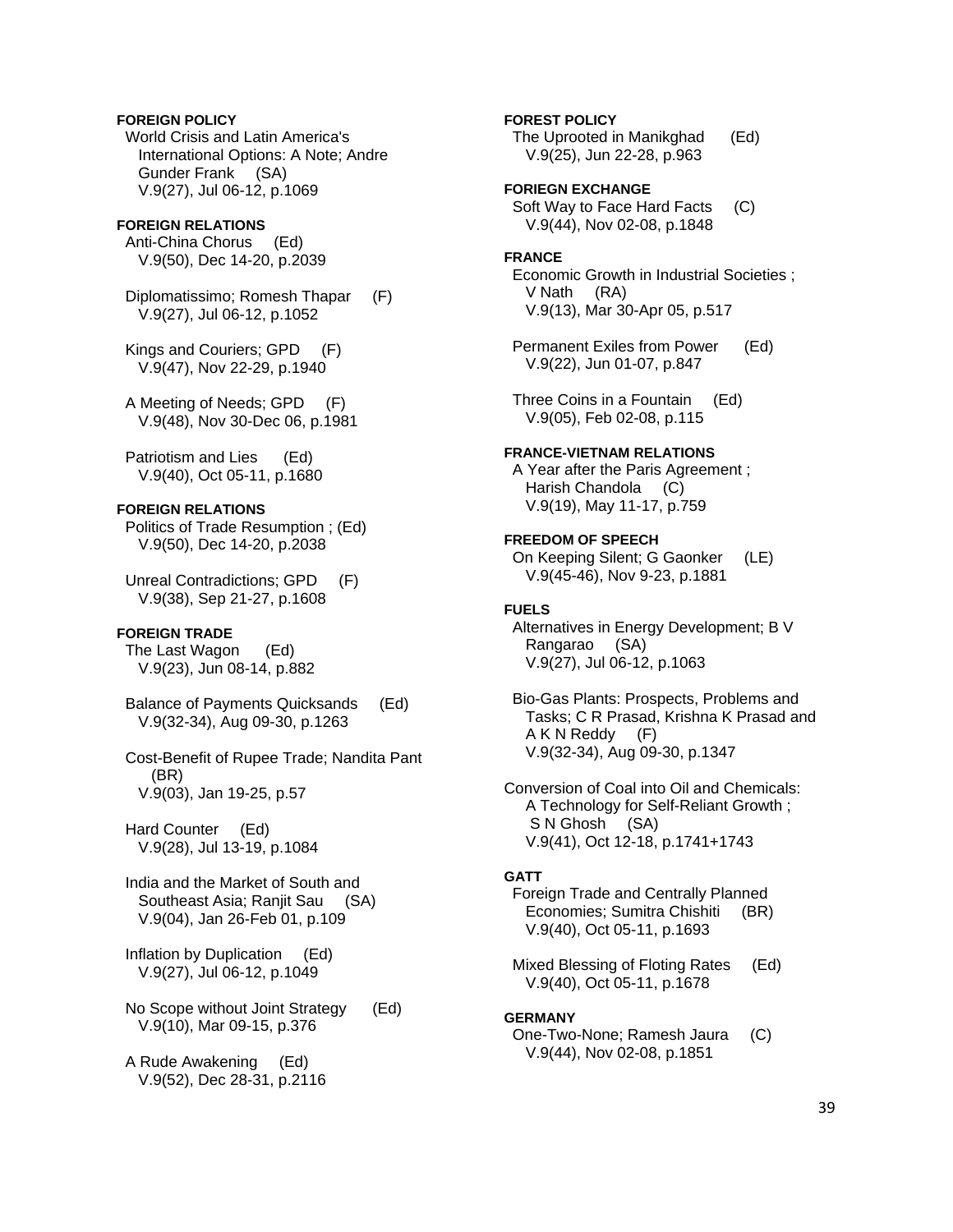**FOREIGN POLICY**

World Crisis and Latin America's International Options: A Note; Andre Gunder Frank (SA)
V.9(27), Jul 06-12, p.1069

**FOREIGN RELATIONS**

Anti-China Chorus (Ed)
V.9(50), Dec 14-20, p.2039

Diplomatissimo; Romesh Thapar (F)
V.9(27), Jul 06-12, p.1052

Kings and Couriers; GPD (F)
V.9(47), Nov 22-29, p.1940

A Meeting of Needs; GPD (F)
V.9(48), Nov 30-Dec 06, p.1981

Patriotism and Lies (Ed)
V.9(40), Oct 05-11, p.1680

**FOREIGN RELATIONS**

Politics of Trade Resumption ; (Ed)
V.9(50), Dec 14-20, p.2038

Unreal Contradictions; GPD (F)
V.9(38), Sep 21-27, p.1608

**FOREIGN TRADE**

The Last Wagon (Ed)
V.9(23), Jun 08-14, p.882

Balance of Payments Quicksands (Ed)
V.9(32-34), Aug 09-30, p.1263

Cost-Benefit of Rupee Trade; Nandita Pant (BR)
V.9(03), Jan 19-25, p.57

Hard Counter (Ed)
V.9(28), Jul 13-19, p.1084

India and the Market of South and Southeast Asia; Ranjit Sau (SA)
V.9(04), Jan 26-Feb 01, p.109

Inflation by Duplication (Ed)
V.9(27), Jul 06-12, p.1049

No Scope without Joint Strategy (Ed)
V.9(10), Mar 09-15, p.376

A Rude Awakening (Ed)
V.9(52), Dec 28-31, p.2116

**FOREST POLICY**

The Uprooted in Manikghad (Ed)
V.9(25), Jun 22-28, p.963

**FORIEGN EXCHANGE**

Soft Way to Face Hard Facts (C)
V.9(44), Nov 02-08, p.1848

**FRANCE**

Economic Growth in Industrial Societies ; V Nath (RA)
V.9(13), Mar 30-Apr 05, p.517

Permanent Exiles from Power (Ed)
V.9(22), Jun 01-07, p.847

Three Coins in a Fountain (Ed)
V.9(05), Feb 02-08, p.115

**FRANCE-VIETNAM RELATIONS**

A Year after the Paris Agreement ; Harish Chandola (C)
V.9(19), May 11-17, p.759

**FREEDOM OF SPEECH**

On Keeping Silent; G Gaonker (LE)
V.9(45-46), Nov 9-23, p.1881

**FUELS**

Alternatives in Energy Development; B V Rangarao (SA)
V.9(27), Jul 06-12, p.1063

Bio-Gas Plants: Prospects, Problems and Tasks; C R Prasad, Krishna K Prasad and A K N Reddy (F)
V.9(32-34), Aug 09-30, p.1347

Conversion of Coal into Oil and Chemicals: A Technology for Self-Reliant Growth ; S N Ghosh (SA)
V.9(41), Oct 12-18, p.1741+1743

**GATT**

Foreign Trade and Centrally Planned Economies; Sumitra Chishiti (BR)
V.9(40), Oct 05-11, p.1693

Mixed Blessing of Floting Rates (Ed)
V.9(40), Oct 05-11, p.1678

**GERMANY**

One-Two-None; Ramesh Jaura (C)
V.9(44), Nov 02-08, p.1851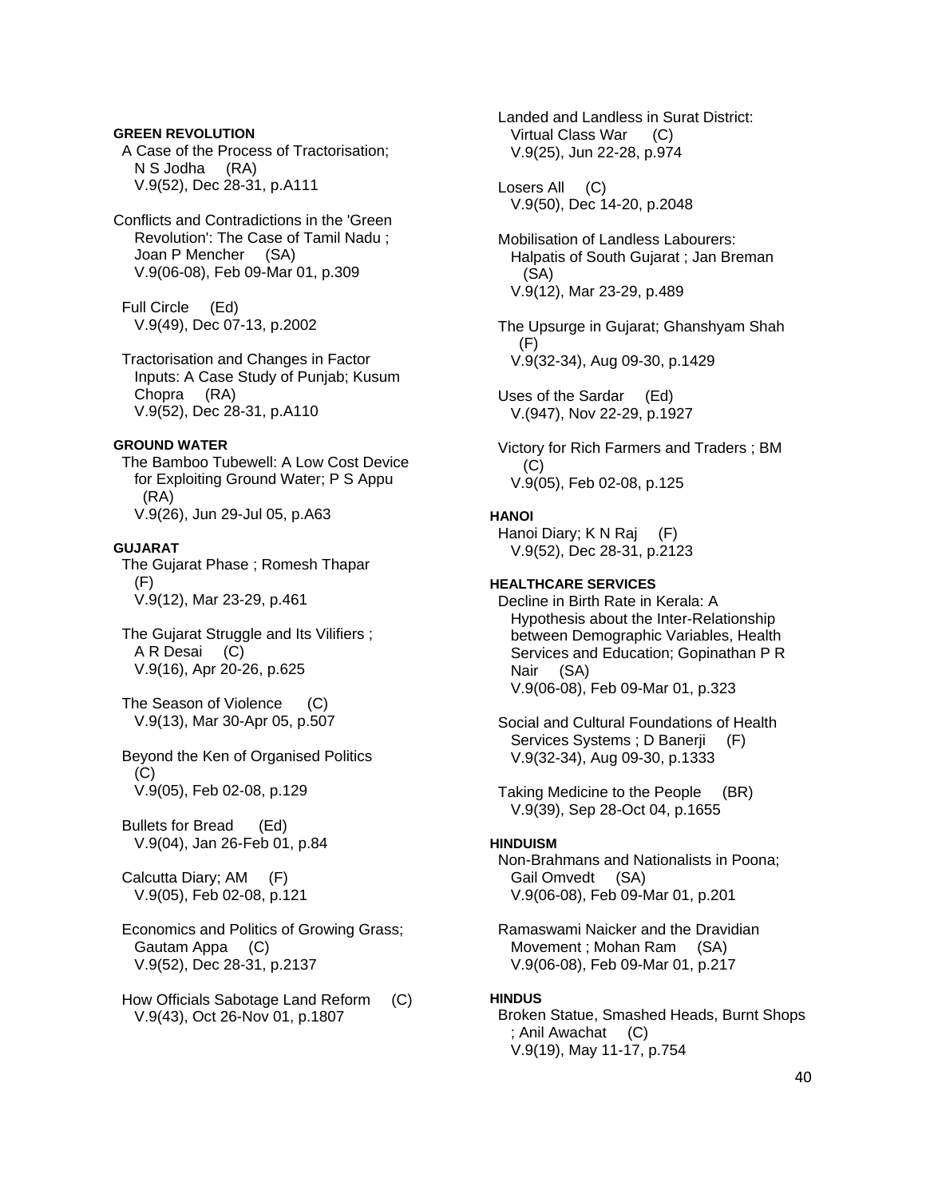**GREEN REVOLUTION**

A Case of the Process of Tractorisation; N S Jodha (RA)
V.9(52), Dec 28-31, p.A111

Conflicts and Contradictions in the 'Green Revolution': The Case of Tamil Nadu ; Joan P Mencher (SA)
V.9(06-08), Feb 09-Mar 01, p.309

Full Circle (Ed)
V.9(49), Dec 07-13, p.2002

Tractorisation and Changes in Factor Inputs: A Case Study of Punjab; Kusum Chopra (RA)
V.9(52), Dec 28-31, p.A110

**GROUND WATER**

The Bamboo Tubewell: A Low Cost Device for Exploiting Ground Water; P S Appu (RA)
V.9(26), Jun 29-Jul 05, p.A63

**GUJARAT**

The Gujarat Phase ; Romesh Thapar (F)
V.9(12), Mar 23-29, p.461

The Gujarat Struggle and Its Vilifiers ; A R Desai (C)
V.9(16), Apr 20-26, p.625

The Season of Violence (C)
V.9(13), Mar 30-Apr 05, p.507

Beyond the Ken of Organised Politics (C)
V.9(05), Feb 02-08, p.129

Bullets for Bread (Ed)
V.9(04), Jan 26-Feb 01, p.84

Calcutta Diary; AM (F)
V.9(05), Feb 02-08, p.121

Economics and Politics of Growing Grass; Gautam Appa (C)
V.9(52), Dec 28-31, p.2137

How Officials Sabotage Land Reform (C)
V.9(43), Oct 26-Nov 01, p.1807

Landed and Landless in Surat District: Virtual Class War (C)
V.9(25), Jun 22-28, p.974

Losers All (C)
V.9(50), Dec 14-20, p.2048

Mobilisation of Landless Labourers: Halpatis of South Gujarat ; Jan Breman (SA)
V.9(12), Mar 23-29, p.489

The Upsurge in Gujarat; Ghanshyam Shah (F)
V.9(32-34), Aug 09-30, p.1429

Uses of the Sardar (Ed)
V.(947), Nov 22-29, p.1927

Victory for Rich Farmers and Traders ; BM (C)
V.9(05), Feb 02-08, p.125

**HANOI**

Hanoi Diary; K N Raj (F)
V.9(52), Dec 28-31, p.2123

**HEALTHCARE SERVICES**

Decline in Birth Rate in Kerala: A Hypothesis about the Inter-Relationship between Demographic Variables, Health Services and Education; Gopinathan P R Nair (SA)
V.9(06-08), Feb 09-Mar 01, p.323

Social and Cultural Foundations of Health Services Systems ; D Banerji (F)
V.9(32-34), Aug 09-30, p.1333

Taking Medicine to the People (BR)
V.9(39), Sep 28-Oct 04, p.1655

**HINDUISM**

Non-Brahmans and Nationalists in Poona; Gail Omvedt (SA)
V.9(06-08), Feb 09-Mar 01, p.201

Ramaswami Naicker and the Dravidian Movement ; Mohan Ram (SA)
V.9(06-08), Feb 09-Mar 01, p.217

**HINDUS**

Broken Statue, Smashed Heads, Burnt Shops ; Anil Awachat (C)
V.9(19), May 11-17, p.754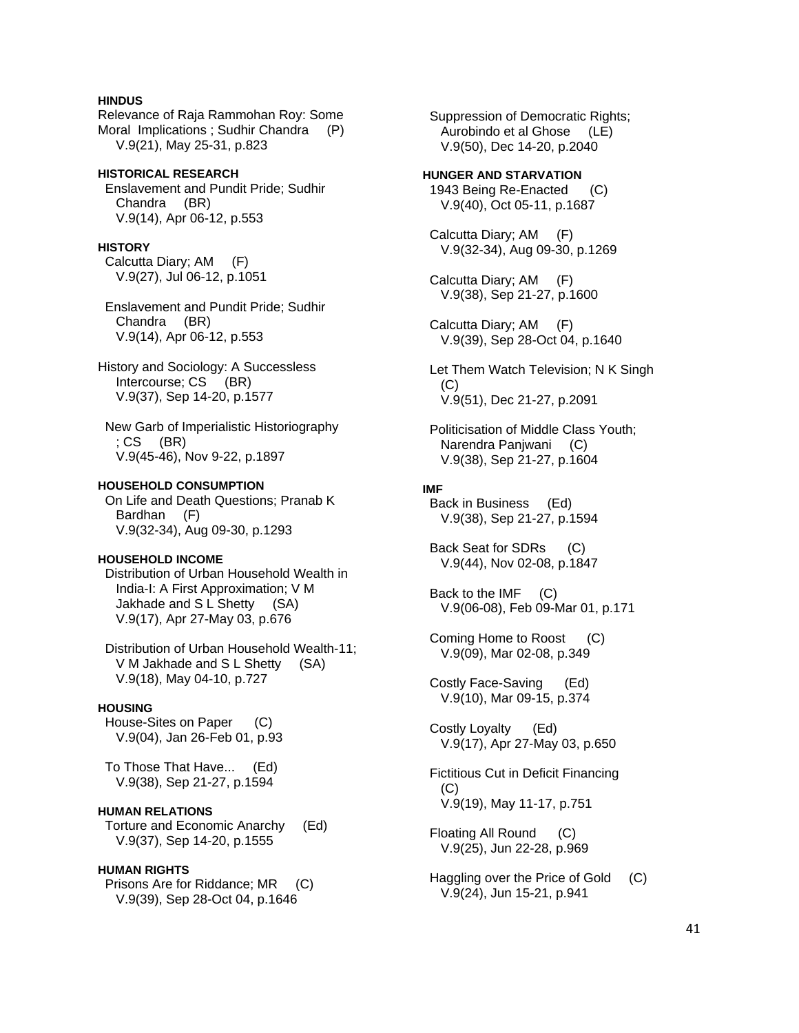**HINDUS**

Relevance of Raja Rammohan Roy: Some Moral Implications ; Sudhir Chandra (P)
V.9(21), May 25-31, p.823

**HISTORICAL RESEARCH**

Enslavement and Pundit Pride; Sudhir Chandra (BR)
V.9(14), Apr 06-12, p.553

**HISTORY**

Calcutta Diary; AM (F)
V.9(27), Jul 06-12, p.1051

Enslavement and Pundit Pride; Sudhir Chandra (BR)
V.9(14), Apr 06-12, p.553

History and Sociology: A Successless Intercourse; CS (BR)
V.9(37), Sep 14-20, p.1577

New Garb of Imperialistic Historiography ; CS (BR)
V.9(45-46), Nov 9-22, p.1897

**HOUSEHOLD CONSUMPTION**

On Life and Death Questions; Pranab K Bardhan (F)
V.9(32-34), Aug 09-30, p.1293

**HOUSEHOLD INCOME**

Distribution of Urban Household Wealth in India-I: A First Approximation; V M Jakhade and S L Shetty (SA)
V.9(17), Apr 27-May 03, p.676

Distribution of Urban Household Wealth-11; V M Jakhade and S L Shetty (SA)
V.9(18), May 04-10, p.727

**HOUSING**

House-Sites on Paper (C)
V.9(04), Jan 26-Feb 01, p.93

To Those That Have... (Ed)
V.9(38), Sep 21-27, p.1594

**HUMAN RELATIONS**

Torture and Economic Anarchy (Ed)
V.9(37), Sep 14-20, p.1555

**HUMAN RIGHTS**

Prisons Are for Riddance; MR (C)
V.9(39), Sep 28-Oct 04, p.1646

Suppression of Democratic Rights; Aurobindo et al Ghose (LE)
V.9(50), Dec 14-20, p.2040

**HUNGER AND STARVATION**

1943 Being Re-Enacted (C)
V.9(40), Oct 05-11, p.1687

Calcutta Diary; AM (F)
V.9(32-34), Aug 09-30, p.1269

Calcutta Diary; AM (F)
V.9(38), Sep 21-27, p.1600

Calcutta Diary; AM (F)
V.9(39), Sep 28-Oct 04, p.1640

Let Them Watch Television; N K Singh (C)
V.9(51), Dec 21-27, p.2091

Politicisation of Middle Class Youth; Narendra Panjwani (C)
V.9(38), Sep 21-27, p.1604

**IMF**

Back in Business (Ed)
V.9(38), Sep 21-27, p.1594

Back Seat for SDRs (C)
V.9(44), Nov 02-08, p.1847

Back to the IMF (C)
V.9(06-08), Feb 09-Mar 01, p.171

Coming Home to Roost (C)
V.9(09), Mar 02-08, p.349

Costly Face-Saving (Ed)
V.9(10), Mar 09-15, p.374

Costly Loyalty (Ed)
V.9(17), Apr 27-May 03, p.650

Fictitious Cut in Deficit Financing (C)
V.9(19), May 11-17, p.751

Floating All Round (C)
V.9(25), Jun 22-28, p.969

Haggling over the Price of Gold (C)
V.9(24), Jun 15-21, p.941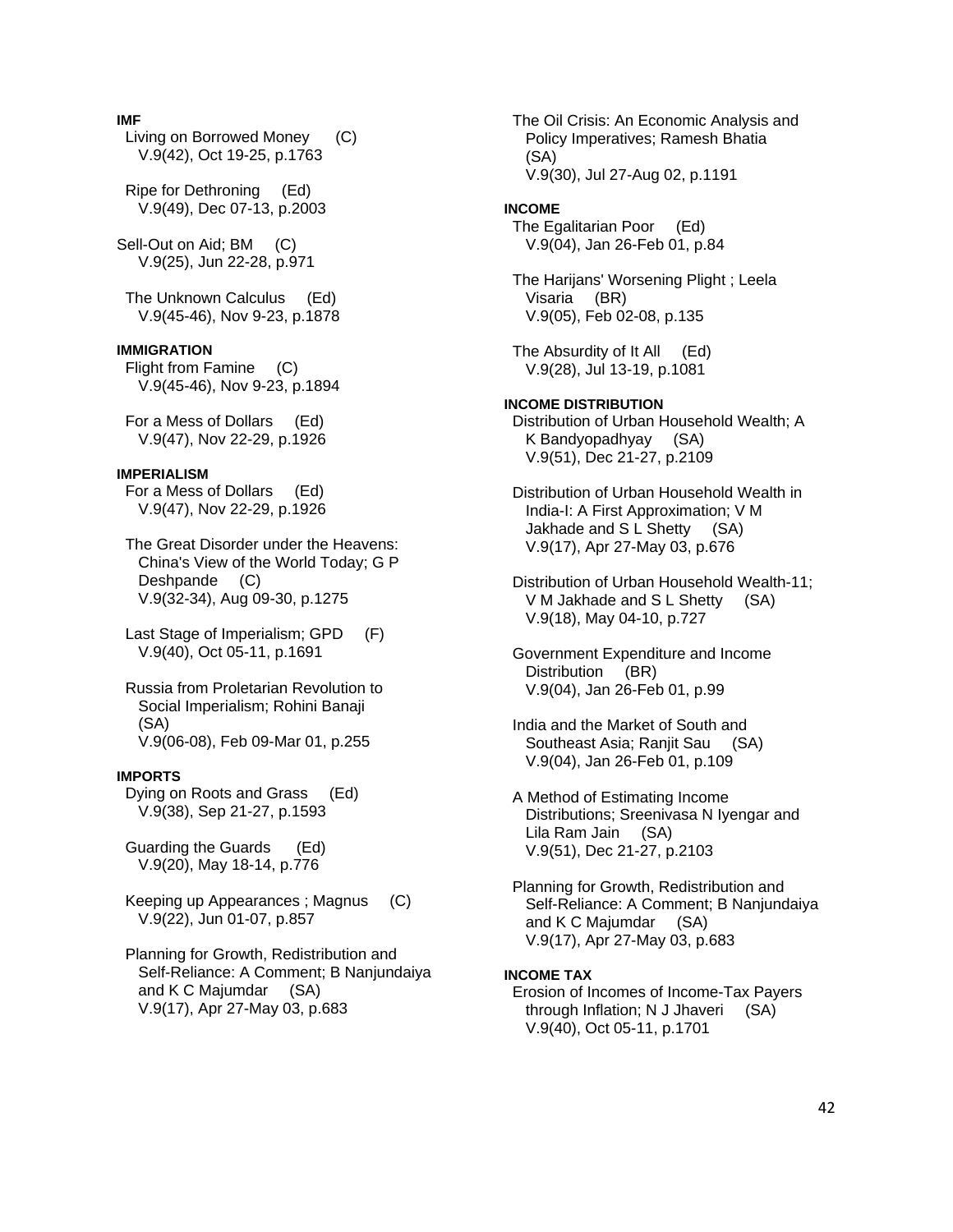**IMF**

Living on Borrowed Money (C)
V.9(42), Oct 19-25, p.1763

Ripe for Dethroning (Ed)
V.9(49), Dec 07-13, p.2003

Sell-Out on Aid; BM (C)
V.9(25), Jun 22-28, p.971

The Unknown Calculus (Ed)
V.9(45-46), Nov 9-23, p.1878

**IMMIGRATION**

Flight from Famine (C)
V.9(45-46), Nov 9-23, p.1894

For a Mess of Dollars (Ed)
V.9(47), Nov 22-29, p.1926

**IMPERIALISM**

For a Mess of Dollars (Ed)
V.9(47), Nov 22-29, p.1926

The Great Disorder under the Heavens: China's View of the World Today; G P Deshpande (C)
V.9(32-34), Aug 09-30, p.1275

Last Stage of Imperialism; GPD (F)
V.9(40), Oct 05-11, p.1691

Russia from Proletarian Revolution to Social Imperialism; Rohini Banaji (SA)
V.9(06-08), Feb 09-Mar 01, p.255

**IMPORTS**

Dying on Roots and Grass (Ed)
V.9(38), Sep 21-27, p.1593

Guarding the Guards (Ed)
V.9(20), May 18-14, p.776

Keeping up Appearances ; Magnus (C)
V.9(22), Jun 01-07, p.857

Planning for Growth, Redistribution and Self-Reliance: A Comment; B Nanjundaiya and K C Majumdar (SA)
V.9(17), Apr 27-May 03, p.683

The Oil Crisis: An Economic Analysis and Policy Imperatives; Ramesh Bhatia (SA)
V.9(30), Jul 27-Aug 02, p.1191

**INCOME**

The Egalitarian Poor (Ed)
V.9(04), Jan 26-Feb 01, p.84

The Harijans' Worsening Plight ; Leela Visaria (BR)
V.9(05), Feb 02-08, p.135

The Absurdity of It All (Ed)
V.9(28), Jul 13-19, p.1081

**INCOME DISTRIBUTION**

Distribution of Urban Household Wealth; A K Bandyopadhyay (SA)
V.9(51), Dec 21-27, p.2109

Distribution of Urban Household Wealth in India-I: A First Approximation; V M Jakhade and S L Shetty (SA)
V.9(17), Apr 27-May 03, p.676

Distribution of Urban Household Wealth-11; V M Jakhade and S L Shetty (SA)
V.9(18), May 04-10, p.727

Government Expenditure and Income Distribution (BR)
V.9(04), Jan 26-Feb 01, p.99

India and the Market of South and Southeast Asia; Ranjit Sau (SA)
V.9(04), Jan 26-Feb 01, p.109

A Method of Estimating Income Distributions; Sreenivasa N Iyengar and Lila Ram Jain (SA)
V.9(51), Dec 21-27, p.2103

Planning for Growth, Redistribution and Self-Reliance: A Comment; B Nanjundaiya and K C Majumdar (SA)
V.9(17), Apr 27-May 03, p.683

**INCOME TAX**

Erosion of Incomes of Income-Tax Payers through Inflation; N J Jhaveri (SA)
V.9(40), Oct 05-11, p.1701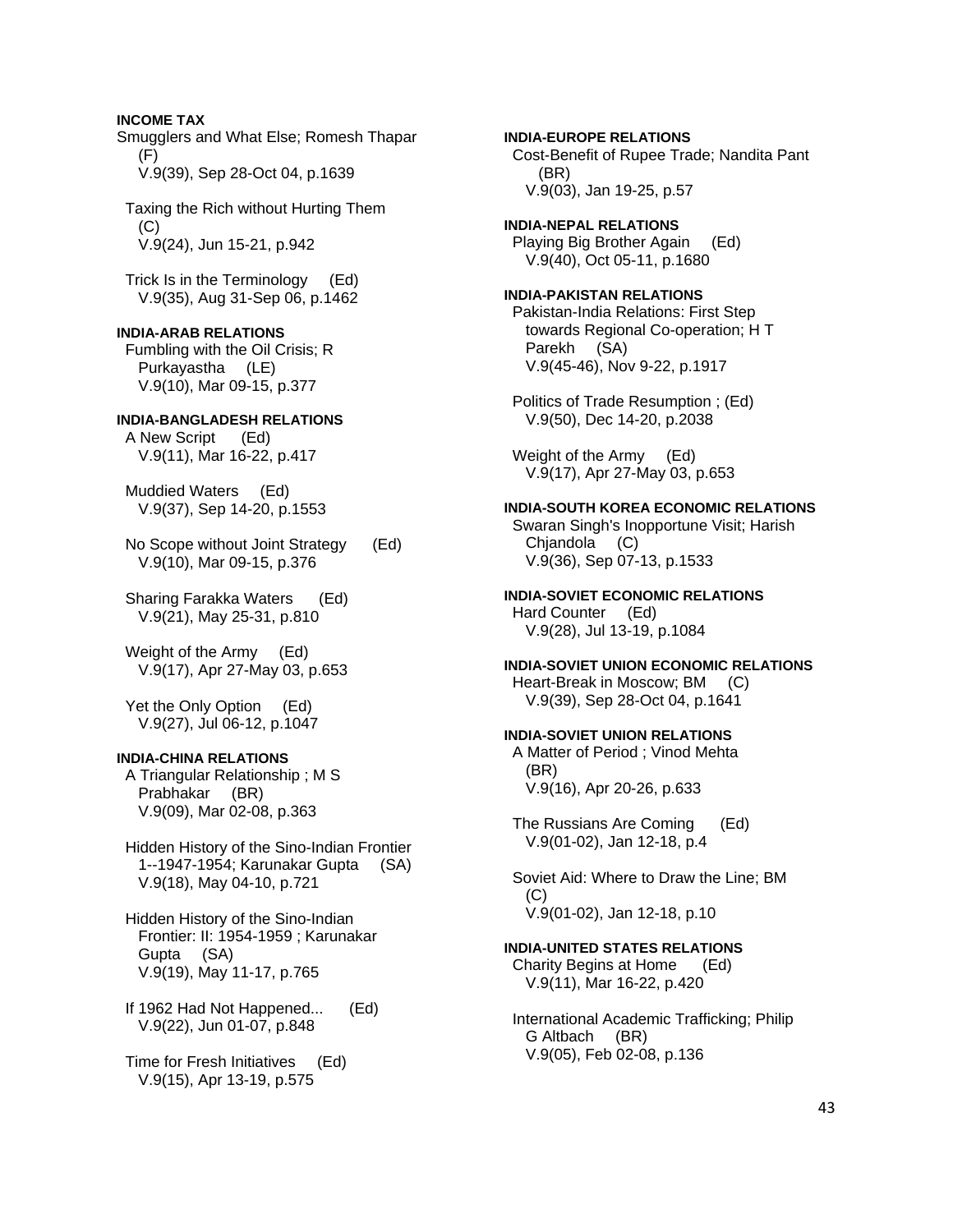**INCOME TAX**

Smugglers and What Else; Romesh Thapar (F)
V.9(39), Sep 28-Oct 04, p.1639

Taxing the Rich without Hurting Them (C)
V.9(24), Jun 15-21, p.942

Trick Is in the Terminology (Ed)
V.9(35), Aug 31-Sep 06, p.1462

**INDIA-ARAB RELATIONS**

Fumbling with the Oil Crisis; R Purkayastha (LE)
V.9(10), Mar 09-15, p.377

**INDIA-BANGLADESH RELATIONS**

A New Script (Ed)
V.9(11), Mar 16-22, p.417

Muddied Waters (Ed)
V.9(37), Sep 14-20, p.1553

No Scope without Joint Strategy (Ed)
V.9(10), Mar 09-15, p.376

Sharing Farakka Waters (Ed)
V.9(21), May 25-31, p.810

Weight of the Army (Ed)
V.9(17), Apr 27-May 03, p.653

Yet the Only Option (Ed)
V.9(27), Jul 06-12, p.1047

**INDIA-CHINA RELATIONS**

A Triangular Relationship ; M S Prabhakar (BR)
V.9(09), Mar 02-08, p.363

Hidden History of the Sino-Indian Frontier 1--1947-1954; Karunakar Gupta (SA)
V.9(18), May 04-10, p.721

Hidden History of the Sino-Indian Frontier: II: 1954-1959 ; Karunakar Gupta (SA)
V.9(19), May 11-17, p.765

If 1962 Had Not Happened... (Ed)
V.9(22), Jun 01-07, p.848

Time for Fresh Initiatives (Ed)
V.9(15), Apr 13-19, p.575

**INDIA-EUROPE RELATIONS**

Cost-Benefit of Rupee Trade; Nandita Pant (BR)
V.9(03), Jan 19-25, p.57

**INDIA-NEPAL RELATIONS**

Playing Big Brother Again (Ed)
V.9(40), Oct 05-11, p.1680

**INDIA-PAKISTAN RELATIONS**

Pakistan-India Relations: First Step towards Regional Co-operation; H T Parekh (SA)
V.9(45-46), Nov 9-22, p.1917

Politics of Trade Resumption ; (Ed)
V.9(50), Dec 14-20, p.2038

Weight of the Army (Ed)
V.9(17), Apr 27-May 03, p.653

**INDIA-SOUTH KOREA ECONOMIC RELATIONS**

Swaran Singh's Inopportune Visit; Harish Chjandola (C)
V.9(36), Sep 07-13, p.1533

**INDIA-SOVIET ECONOMIC RELATIONS**

Hard Counter (Ed)
V.9(28), Jul 13-19, p.1084

**INDIA-SOVIET UNION ECONOMIC RELATIONS**

Heart-Break in Moscow; BM (C)
V.9(39), Sep 28-Oct 04, p.1641

**INDIA-SOVIET UNION RELATIONS**

A Matter of Period ; Vinod Mehta (BR)
V.9(16), Apr 20-26, p.633

The Russians Are Coming (Ed)
V.9(01-02), Jan 12-18, p.4

Soviet Aid: Where to Draw the Line; BM (C)
V.9(01-02), Jan 12-18, p.10

**INDIA-UNITED STATES RELATIONS**

Charity Begins at Home (Ed)
V.9(11), Mar 16-22, p.420

International Academic Trafficking; Philip G Altbach (BR)
V.9(05), Feb 02-08, p.136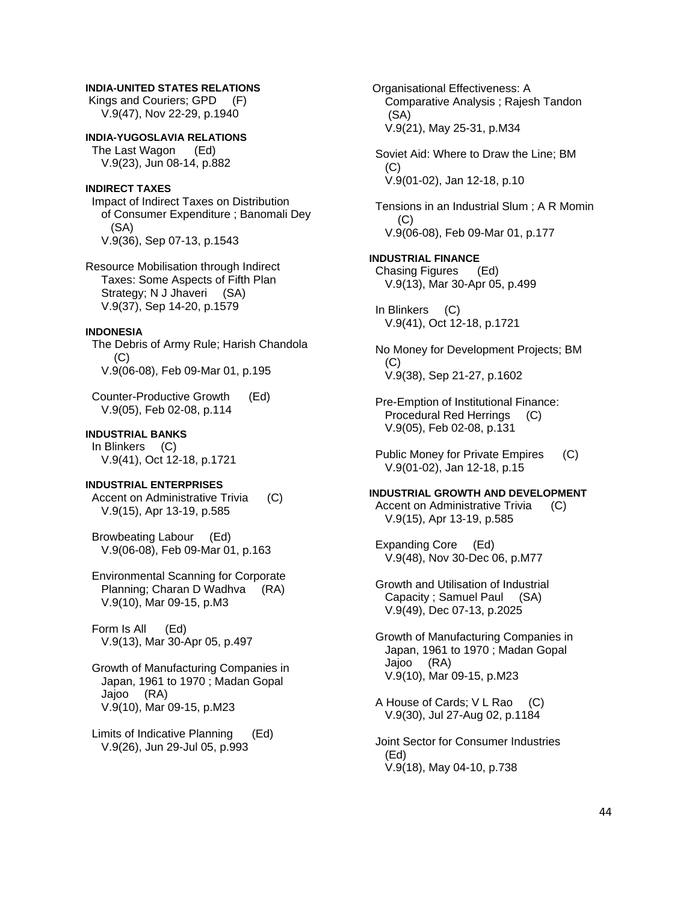**INDIA-UNITED STATES RELATIONS**

Kings and Couriers; GPD (F)
V.9(47), Nov 22-29, p.1940

**INDIA-YUGOSLAVIA RELATIONS**

The Last Wagon (Ed)
V.9(23), Jun 08-14, p.882

**INDIRECT TAXES**

Impact of Indirect Taxes on Distribution of Consumer Expenditure ; Banomali Dey (SA)
V.9(36), Sep 07-13, p.1543

Resource Mobilisation through Indirect Taxes: Some Aspects of Fifth Plan Strategy; N J Jhaveri (SA)
V.9(37), Sep 14-20, p.1579

**INDONESIA**

The Debris of Army Rule; Harish Chandola (C)
V.9(06-08), Feb 09-Mar 01, p.195

Counter-Productive Growth (Ed)
V.9(05), Feb 02-08, p.114

**INDUSTRIAL BANKS**

In Blinkers (C)
V.9(41), Oct 12-18, p.1721

**INDUSTRIAL ENTERPRISES**

Accent on Administrative Trivia (C)
V.9(15), Apr 13-19, p.585

Browbeating Labour (Ed)
V.9(06-08), Feb 09-Mar 01, p.163

Environmental Scanning for Corporate Planning; Charan D Wadhva (RA)
V.9(10), Mar 09-15, p.M3

Form Is All (Ed)
V.9(13), Mar 30-Apr 05, p.497

Growth of Manufacturing Companies in Japan, 1961 to 1970 ; Madan Gopal Jajoo (RA)
V.9(10), Mar 09-15, p.M23

Limits of Indicative Planning (Ed)
V.9(26), Jun 29-Jul 05, p.993

Organisational Effectiveness: A Comparative Analysis ; Rajesh Tandon (SA)
V.9(21), May 25-31, p.M34

Soviet Aid: Where to Draw the Line; BM (C)
V.9(01-02), Jan 12-18, p.10

Tensions in an Industrial Slum ; A R Momin (C)
V.9(06-08), Feb 09-Mar 01, p.177

**INDUSTRIAL FINANCE**

Chasing Figures (Ed)
V.9(13), Mar 30-Apr 05, p.499

In Blinkers (C)
V.9(41), Oct 12-18, p.1721

No Money for Development Projects; BM (C)
V.9(38), Sep 21-27, p.1602

Pre-Emption of Institutional Finance: Procedural Red Herrings (C)
V.9(05), Feb 02-08, p.131

Public Money for Private Empires (C)
V.9(01-02), Jan 12-18, p.15

**INDUSTRIAL GROWTH AND DEVELOPMENT**

Accent on Administrative Trivia (C)
V.9(15), Apr 13-19, p.585

Expanding Core (Ed)
V.9(48), Nov 30-Dec 06, p.M77

Growth and Utilisation of Industrial Capacity ; Samuel Paul (SA)
V.9(49), Dec 07-13, p.2025

Growth of Manufacturing Companies in Japan, 1961 to 1970 ; Madan Gopal Jajoo (RA)
V.9(10), Mar 09-15, p.M23

A House of Cards; V L Rao (C)
V.9(30), Jul 27-Aug 02, p.1184

Joint Sector for Consumer Industries (Ed)
V.9(18), May 04-10, p.738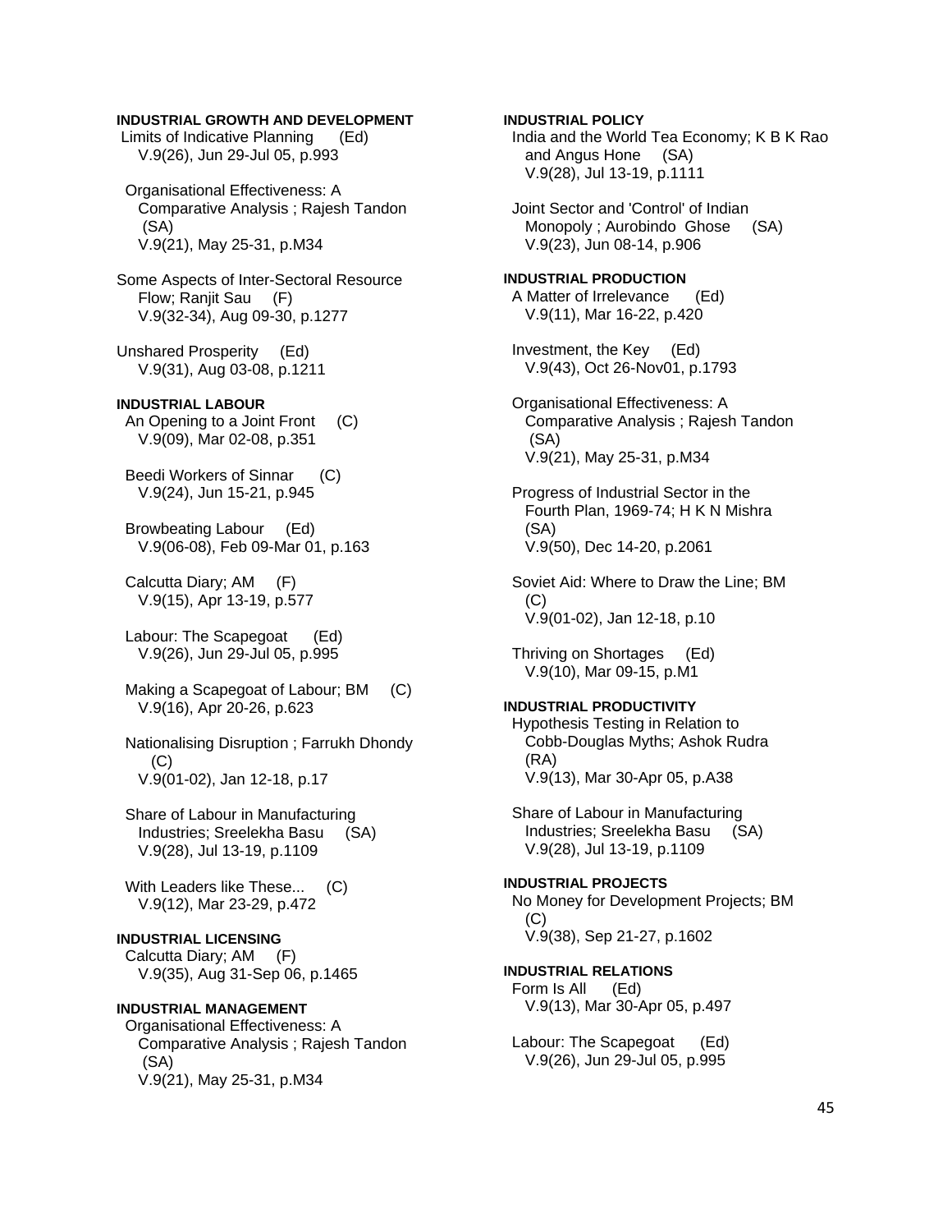**INDUSTRIAL GROWTH AND DEVELOPMENT**

Limits of Indicative Planning (Ed)
V.9(26), Jun 29-Jul 05, p.993

Organisational Effectiveness: A Comparative Analysis ; Rajesh Tandon (SA)
V.9(21), May 25-31, p.M34

Some Aspects of Inter-Sectoral Resource Flow; Ranjit Sau (F)
V.9(32-34), Aug 09-30, p.1277

Unshared Prosperity (Ed)
V.9(31), Aug 03-08, p.1211

**INDUSTRIAL LABOUR**

An Opening to a Joint Front (C)
V.9(09), Mar 02-08, p.351

Beedi Workers of Sinnar (C)
V.9(24), Jun 15-21, p.945

Browbeating Labour (Ed)
V.9(06-08), Feb 09-Mar 01, p.163

Calcutta Diary; AM (F)
V.9(15), Apr 13-19, p.577

Labour: The Scapegoat (Ed)
V.9(26), Jun 29-Jul 05, p.995

Making a Scapegoat of Labour; BM (C)
V.9(16), Apr 20-26, p.623

Nationalising Disruption ; Farrukh Dhondy (C)
V.9(01-02), Jan 12-18, p.17

Share of Labour in Manufacturing Industries; Sreelekha Basu (SA)
V.9(28), Jul 13-19, p.1109

With Leaders like These... (C)
V.9(12), Mar 23-29, p.472

**INDUSTRIAL LICENSING**

Calcutta Diary; AM (F)
V.9(35), Aug 31-Sep 06, p.1465

**INDUSTRIAL MANAGEMENT**

Organisational Effectiveness: A Comparative Analysis ; Rajesh Tandon (SA)
V.9(21), May 25-31, p.M34

**INDUSTRIAL POLICY**

India and the World Tea Economy; K B K Rao and Angus Hone (SA)
V.9(28), Jul 13-19, p.1111

Joint Sector and 'Control' of Indian Monopoly ; Aurobindo Ghose (SA)
V.9(23), Jun 08-14, p.906

**INDUSTRIAL PRODUCTION**

A Matter of Irrelevance (Ed)
V.9(11), Mar 16-22, p.420

Investment, the Key (Ed)
V.9(43), Oct 26-Nov01, p.1793

Organisational Effectiveness: A Comparative Analysis ; Rajesh Tandon (SA)
V.9(21), May 25-31, p.M34

Progress of Industrial Sector in the Fourth Plan, 1969-74; H K N Mishra (SA)
V.9(50), Dec 14-20, p.2061

Soviet Aid: Where to Draw the Line; BM (C)
V.9(01-02), Jan 12-18, p.10

Thriving on Shortages (Ed)
V.9(10), Mar 09-15, p.M1

**INDUSTRIAL PRODUCTIVITY**

Hypothesis Testing in Relation to Cobb-Douglas Myths; Ashok Rudra (RA)
V.9(13), Mar 30-Apr 05, p.A38

Share of Labour in Manufacturing Industries; Sreelekha Basu (SA)
V.9(28), Jul 13-19, p.1109

**INDUSTRIAL PROJECTS**

No Money for Development Projects; BM (C)
V.9(38), Sep 21-27, p.1602

**INDUSTRIAL RELATIONS**

Form Is All (Ed)
V.9(13), Mar 30-Apr 05, p.497

Labour: The Scapegoat (Ed)
V.9(26), Jun 29-Jul 05, p.995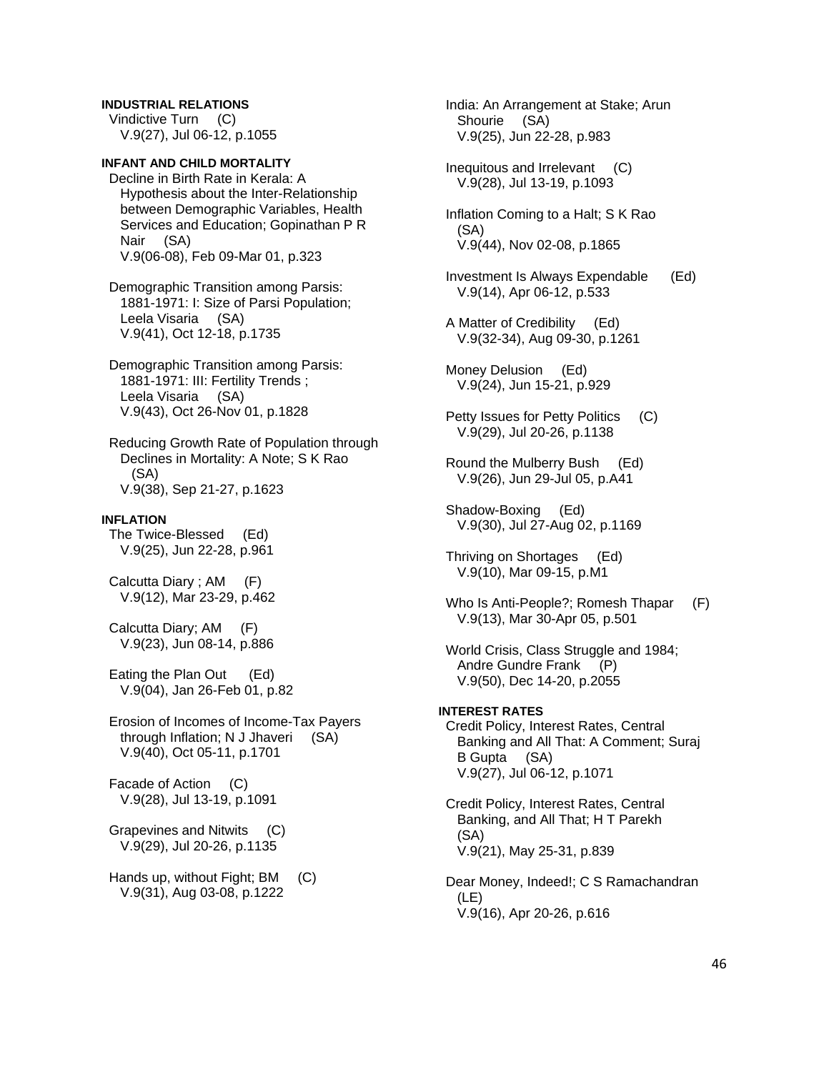**INDUSTRIAL RELATIONS**

Vindictive Turn (C)
V.9(27), Jul 06-12, p.1055

**INFANT AND CHILD MORTALITY**

Decline in Birth Rate in Kerala: A Hypothesis about the Inter-Relationship between Demographic Variables, Health Services and Education; Gopinathan P R Nair (SA)
V.9(06-08), Feb 09-Mar 01, p.323

Demographic Transition among Parsis: 1881-1971: I: Size of Parsi Population; Leela Visaria (SA)
V.9(41), Oct 12-18, p.1735

Demographic Transition among Parsis: 1881-1971: III: Fertility Trends ; Leela Visaria (SA)
V.9(43), Oct 26-Nov 01, p.1828

Reducing Growth Rate of Population through Declines in Mortality: A Note; S K Rao (SA)
V.9(38), Sep 21-27, p.1623

**INFLATION**

The Twice-Blessed (Ed)
V.9(25), Jun 22-28, p.961

Calcutta Diary ; AM (F)
V.9(12), Mar 23-29, p.462

Calcutta Diary; AM (F)
V.9(23), Jun 08-14, p.886

Eating the Plan Out (Ed)
V.9(04), Jan 26-Feb 01, p.82

Erosion of Incomes of Income-Tax Payers through Inflation; N J Jhaveri (SA)
V.9(40), Oct 05-11, p.1701

Facade of Action (C)
V.9(28), Jul 13-19, p.1091

Grapevines and Nitwits (C)
V.9(29), Jul 20-26, p.1135

Hands up, without Fight; BM (C)
V.9(31), Aug 03-08, p.1222

India: An Arrangement at Stake; Arun Shourie (SA)
V.9(25), Jun 22-28, p.983

Inequitous and Irrelevant (C)
V.9(28), Jul 13-19, p.1093

Inflation Coming to a Halt; S K Rao (SA)
V.9(44), Nov 02-08, p.1865

Investment Is Always Expendable (Ed)
V.9(14), Apr 06-12, p.533

A Matter of Credibility (Ed)
V.9(32-34), Aug 09-30, p.1261

Money Delusion (Ed)
V.9(24), Jun 15-21, p.929

Petty Issues for Petty Politics (C)
V.9(29), Jul 20-26, p.1138

Round the Mulberry Bush (Ed)
V.9(26), Jun 29-Jul 05, p.A41

Shadow-Boxing (Ed)
V.9(30), Jul 27-Aug 02, p.1169

Thriving on Shortages (Ed)
V.9(10), Mar 09-15, p.M1

Who Is Anti-People?; Romesh Thapar (F)
V.9(13), Mar 30-Apr 05, p.501

World Crisis, Class Struggle and 1984; Andre Gundre Frank (P)
V.9(50), Dec 14-20, p.2055

**INTEREST RATES**

Credit Policy, Interest Rates, Central Banking and All That: A Comment; Suraj B Gupta (SA)
V.9(27), Jul 06-12, p.1071

Credit Policy, Interest Rates, Central Banking, and All That; H T Parekh (SA)
V.9(21), May 25-31, p.839

Dear Money, Indeed!; C S Ramachandran (LE)
V.9(16), Apr 20-26, p.616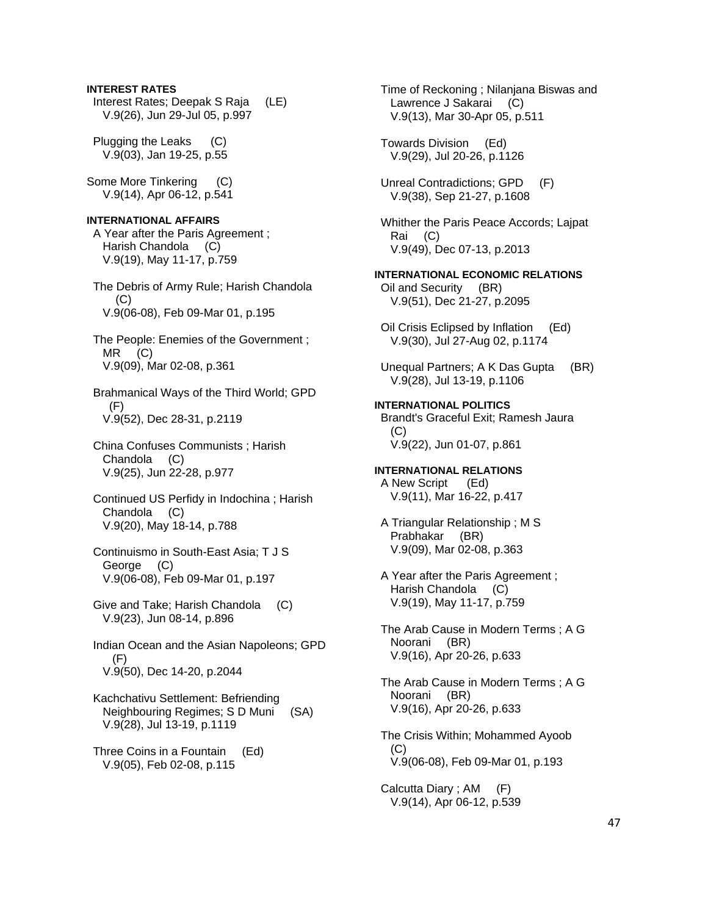**INTEREST RATES**

Interest Rates; Deepak S Raja (LE)
V.9(26), Jun 29-Jul 05, p.997

Plugging the Leaks (C)
V.9(03), Jan 19-25, p.55

Some More Tinkering (C)
V.9(14), Apr 06-12, p.541

**INTERNATIONAL AFFAIRS**

A Year after the Paris Agreement ; Harish Chandola (C)
V.9(19), May 11-17, p.759

The Debris of Army Rule; Harish Chandola (C)
V.9(06-08), Feb 09-Mar 01, p.195

The People: Enemies of the Government ; MR (C)
V.9(09), Mar 02-08, p.361

Brahmanical Ways of the Third World; GPD (F)
V.9(52), Dec 28-31, p.2119

China Confuses Communists ; Harish Chandola (C)
V.9(25), Jun 22-28, p.977

Continued US Perfidy in Indochina ; Harish Chandola (C)
V.9(20), May 18-14, p.788

Continuismo in South-East Asia; T J S George (C)
V.9(06-08), Feb 09-Mar 01, p.197

Give and Take; Harish Chandola (C)
V.9(23), Jun 08-14, p.896

Indian Ocean and the Asian Napoleons; GPD (F)
V.9(50), Dec 14-20, p.2044

Kachchativu Settlement: Befriending Neighbouring Regimes; S D Muni (SA)
V.9(28), Jul 13-19, p.1119

Three Coins in a Fountain (Ed)
V.9(05), Feb 02-08, p.115

Time of Reckoning ; Nilanjana Biswas and Lawrence J Sakarai (C)
V.9(13), Mar 30-Apr 05, p.511

Towards Division (Ed)
V.9(29), Jul 20-26, p.1126

Unreal Contradictions; GPD (F)
V.9(38), Sep 21-27, p.1608

Whither the Paris Peace Accords; Lajpat Rai (C)
V.9(49), Dec 07-13, p.2013

**INTERNATIONAL ECONOMIC RELATIONS**

Oil and Security (BR)
V.9(51), Dec 21-27, p.2095

Oil Crisis Eclipsed by Inflation (Ed)
V.9(30), Jul 27-Aug 02, p.1174

Unequal Partners; A K Das Gupta (BR)
V.9(28), Jul 13-19, p.1106

**INTERNATIONAL POLITICS**

Brandt's Graceful Exit; Ramesh Jaura (C)
V.9(22), Jun 01-07, p.861

**INTERNATIONAL RELATIONS**

A New Script (Ed)
V.9(11), Mar 16-22, p.417

A Triangular Relationship ; M S Prabhakar (BR)
V.9(09), Mar 02-08, p.363

A Year after the Paris Agreement ; Harish Chandola (C)
V.9(19), May 11-17, p.759

The Arab Cause in Modern Terms ; A G Noorani (BR)
V.9(16), Apr 20-26, p.633

The Arab Cause in Modern Terms ; A G Noorani (BR)
V.9(16), Apr 20-26, p.633

The Crisis Within; Mohammed Ayoob (C)
V.9(06-08), Feb 09-Mar 01, p.193

Calcutta Diary ; AM (F)
V.9(14), Apr 06-12, p.539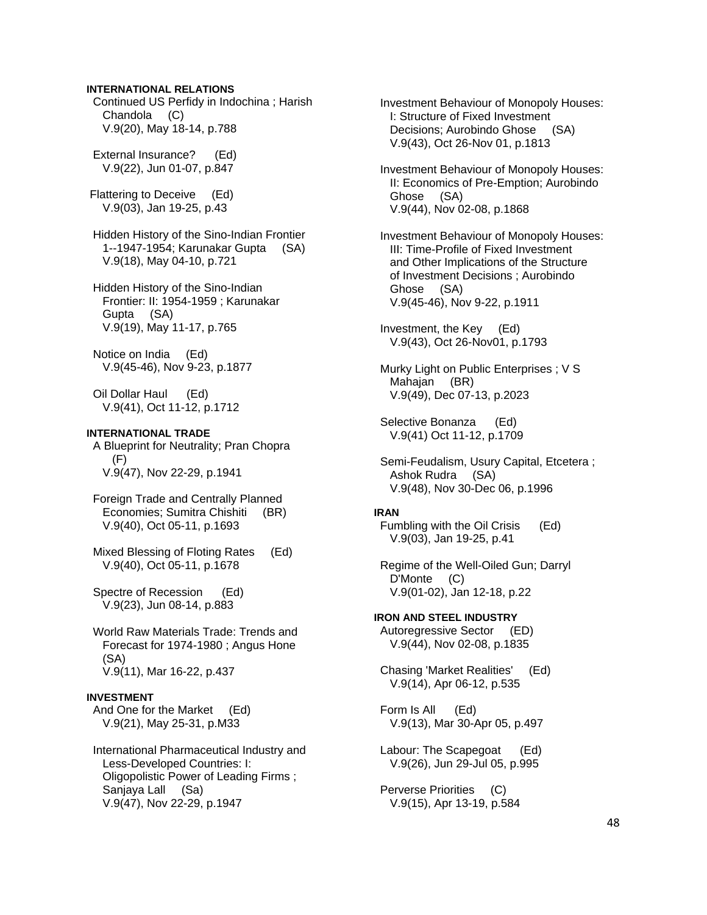**INTERNATIONAL RELATIONS**

Continued US Perfidy in Indochina ; Harish Chandola (C)
V.9(20), May 18-14, p.788

External Insurance? (Ed)
V.9(22), Jun 01-07, p.847

Flattering to Deceive (Ed)
V.9(03), Jan 19-25, p.43

Hidden History of the Sino-Indian Frontier 1--1947-1954; Karunakar Gupta (SA)
V.9(18), May 04-10, p.721

Hidden History of the Sino-Indian Frontier: II: 1954-1959 ; Karunakar Gupta (SA)
V.9(19), May 11-17, p.765

Notice on India (Ed)
V.9(45-46), Nov 9-23, p.1877

Oil Dollar Haul (Ed)
V.9(41), Oct 11-12, p.1712

**INTERNATIONAL TRADE**

A Blueprint for Neutrality; Pran Chopra (F)
V.9(47), Nov 22-29, p.1941

Foreign Trade and Centrally Planned Economies; Sumitra Chishiti (BR)
V.9(40), Oct 05-11, p.1693

Mixed Blessing of Floting Rates (Ed)
V.9(40), Oct 05-11, p.1678

Spectre of Recession (Ed)
V.9(23), Jun 08-14, p.883

World Raw Materials Trade: Trends and Forecast for 1974-1980 ; Angus Hone (SA)
V.9(11), Mar 16-22, p.437

**INVESTMENT**

And One for the Market (Ed)
V.9(21), May 25-31, p.M33

International Pharmaceutical Industry and Less-Developed Countries: I: Oligopolistic Power of Leading Firms ; Sanjaya Lall (Sa)
V.9(47), Nov 22-29, p.1947

Investment Behaviour of Monopoly Houses: I: Structure of Fixed Investment Decisions; Aurobindo Ghose (SA)
V.9(43), Oct 26-Nov 01, p.1813

Investment Behaviour of Monopoly Houses: II: Economics of Pre-Emption; Aurobindo Ghose (SA)
V.9(44), Nov 02-08, p.1868

Investment Behaviour of Monopoly Houses: III: Time-Profile of Fixed Investment and Other Implications of the Structure of Investment Decisions ; Aurobindo Ghose (SA)
V.9(45-46), Nov 9-22, p.1911

Investment, the Key (Ed)
V.9(43), Oct 26-Nov01, p.1793

Murky Light on Public Enterprises ; V S Mahajan (BR)
V.9(49), Dec 07-13, p.2023

Selective Bonanza (Ed)
V.9(41) Oct 11-12, p.1709

Semi-Feudalism, Usury Capital, Etcetera ; Ashok Rudra (SA)
V.9(48), Nov 30-Dec 06, p.1996

**IRAN**

Fumbling with the Oil Crisis (Ed)
V.9(03), Jan 19-25, p.41

Regime of the Well-Oiled Gun; Darryl D'Monte (C)
V.9(01-02), Jan 12-18, p.22

**IRON AND STEEL INDUSTRY**

Autoregressive Sector (ED)
V.9(44), Nov 02-08, p.1835

Chasing 'Market Realities' (Ed)
V.9(14), Apr 06-12, p.535

Form Is All (Ed)
V.9(13), Mar 30-Apr 05, p.497

Labour: The Scapegoat (Ed)
V.9(26), Jun 29-Jul 05, p.995

Perverse Priorities (C)
V.9(15), Apr 13-19, p.584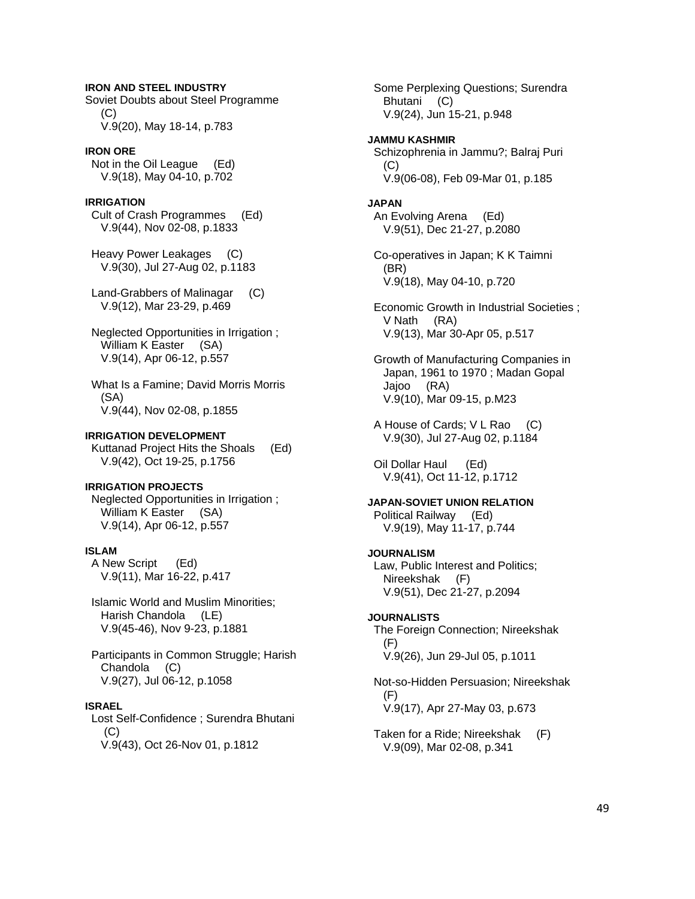**IRON AND STEEL INDUSTRY**

Soviet Doubts about Steel Programme (C)
V.9(20), May 18-14, p.783

**IRON ORE**

Not in the Oil League (Ed)
V.9(18), May 04-10, p.702

**IRRIGATION**

Cult of Crash Programmes (Ed)
V.9(44), Nov 02-08, p.1833

Heavy Power Leakages (C)
V.9(30), Jul 27-Aug 02, p.1183

Land-Grabbers of Malinagar (C)
V.9(12), Mar 23-29, p.469

Neglected Opportunities in Irrigation ; William K Easter (SA)
V.9(14), Apr 06-12, p.557

What Is a Famine; David Morris Morris (SA)
V.9(44), Nov 02-08, p.1855

**IRRIGATION DEVELOPMENT**

Kuttanad Project Hits the Shoals (Ed)
V.9(42), Oct 19-25, p.1756

**IRRIGATION PROJECTS**

Neglected Opportunities in Irrigation ; William K Easter (SA)
V.9(14), Apr 06-12, p.557

**ISLAM**

A New Script (Ed)
V.9(11), Mar 16-22, p.417

Islamic World and Muslim Minorities; Harish Chandola (LE)
V.9(45-46), Nov 9-23, p.1881

Participants in Common Struggle; Harish Chandola (C)
V.9(27), Jul 06-12, p.1058

**ISRAEL**

Lost Self-Confidence ; Surendra Bhutani (C)
V.9(43), Oct 26-Nov 01, p.1812

Some Perplexing Questions; Surendra Bhutani (C)
V.9(24), Jun 15-21, p.948

**JAMMU KASHMIR**

Schizophrenia in Jammu?; Balraj Puri (C)
V.9(06-08), Feb 09-Mar 01, p.185

**JAPAN**

An Evolving Arena (Ed)
V.9(51), Dec 21-27, p.2080

Co-operatives in Japan; K K Taimni (BR)
V.9(18), May 04-10, p.720

Economic Growth in Industrial Societies ; V Nath (RA)
V.9(13), Mar 30-Apr 05, p.517

Growth of Manufacturing Companies in Japan, 1961 to 1970 ; Madan Gopal Jajoo (RA)
V.9(10), Mar 09-15, p.M23

A House of Cards; V L Rao (C)
V.9(30), Jul 27-Aug 02, p.1184

Oil Dollar Haul (Ed)
V.9(41), Oct 11-12, p.1712

**JAPAN-SOVIET UNION RELATION**

Political Railway (Ed)
V.9(19), May 11-17, p.744

**JOURNALISM**

Law, Public Interest and Politics; Nireekshak (F)
V.9(51), Dec 21-27, p.2094

**JOURNALISTS**

The Foreign Connection; Nireekshak (F)
V.9(26), Jun 29-Jul 05, p.1011

Not-so-Hidden Persuasion; Nireekshak (F)
V.9(17), Apr 27-May 03, p.673

Taken for a Ride; Nireekshak (F)
V.9(09), Mar 02-08, p.341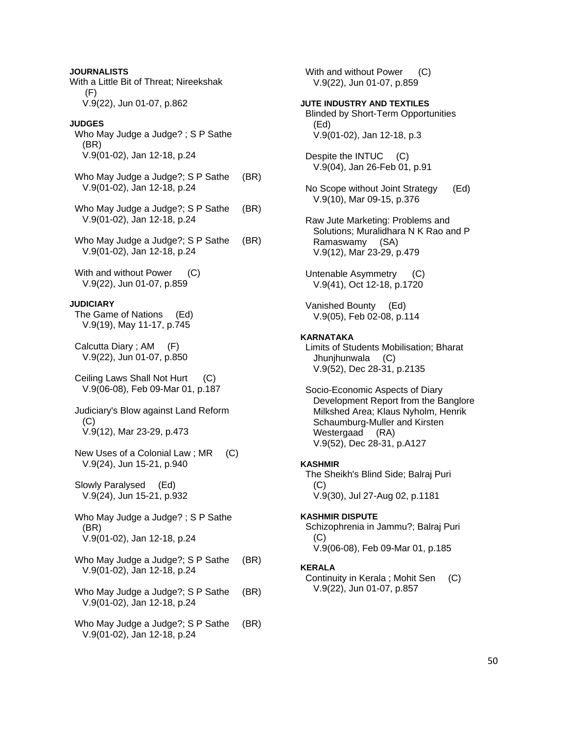**JOURNALISTS**

With a Little Bit of Threat; Nireekshak (F)
V.9(22), Jun 01-07, p.862

**JUDGES**

Who May Judge a Judge? ; S P Sathe (BR)
V.9(01-02), Jan 12-18, p.24

Who May Judge a Judge?; S P Sathe (BR)
V.9(01-02), Jan 12-18, p.24

Who May Judge a Judge?; S P Sathe (BR)
V.9(01-02), Jan 12-18, p.24

Who May Judge a Judge?; S P Sathe (BR)
V.9(01-02), Jan 12-18, p.24

With and without Power (C)
V.9(22), Jun 01-07, p.859

**JUDICIARY**

The Game of Nations (Ed)
V.9(19), May 11-17, p.745

Calcutta Diary ; AM (F)
V.9(22), Jun 01-07, p.850

Ceiling Laws Shall Not Hurt (C)
V.9(06-08), Feb 09-Mar 01, p.187

Judiciary's Blow against Land Reform (C)
V.9(12), Mar 23-29, p.473

New Uses of a Colonial Law ; MR (C)
V.9(24), Jun 15-21, p.940

Slowly Paralysed (Ed)
V.9(24), Jun 15-21, p.932

Who May Judge a Judge? ; S P Sathe (BR)
V.9(01-02), Jan 12-18, p.24

Who May Judge a Judge?; S P Sathe (BR)
V.9(01-02), Jan 12-18, p.24

Who May Judge a Judge?; S P Sathe (BR)
V.9(01-02), Jan 12-18, p.24

Who May Judge a Judge?; S P Sathe (BR)
V.9(01-02), Jan 12-18, p.24

With and without Power (C)
V.9(22), Jun 01-07, p.859

**JUTE INDUSTRY AND TEXTILES**

Blinded by Short-Term Opportunities (Ed)
V.9(01-02), Jan 12-18, p.3

Despite the INTUC (C)
V.9(04), Jan 26-Feb 01, p.91

No Scope without Joint Strategy (Ed)
V.9(10), Mar 09-15, p.376

Raw Jute Marketing: Problems and Solutions; Muralidhara N K Rao and P Ramaswamy (SA)
V.9(12), Mar 23-29, p.479

Untenable Asymmetry (C)
V.9(41), Oct 12-18, p.1720

Vanished Bounty (Ed)
V.9(05), Feb 02-08, p.114

**KARNATAKA**

Limits of Students Mobilisation; Bharat Jhunjhunwala (C)
V.9(52), Dec 28-31, p.2135

Socio-Economic Aspects of Diary Development Report from the Banglore Milkshed Area; Klaus Nyholm, Henrik Schaumburg-Muller and Kirsten Westergaad (RA)
V.9(52), Dec 28-31, p.A127

**KASHMIR**

The Sheikh's Blind Side; Balraj Puri (C)
V.9(30), Jul 27-Aug 02, p.1181

**KASHMIR DISPUTE**

Schizophrenia in Jammu?; Balraj Puri (C)
V.9(06-08), Feb 09-Mar 01, p.185

**KERALA**

Continuity in Kerala ; Mohit Sen (C)
V.9(22), Jun 01-07, p.857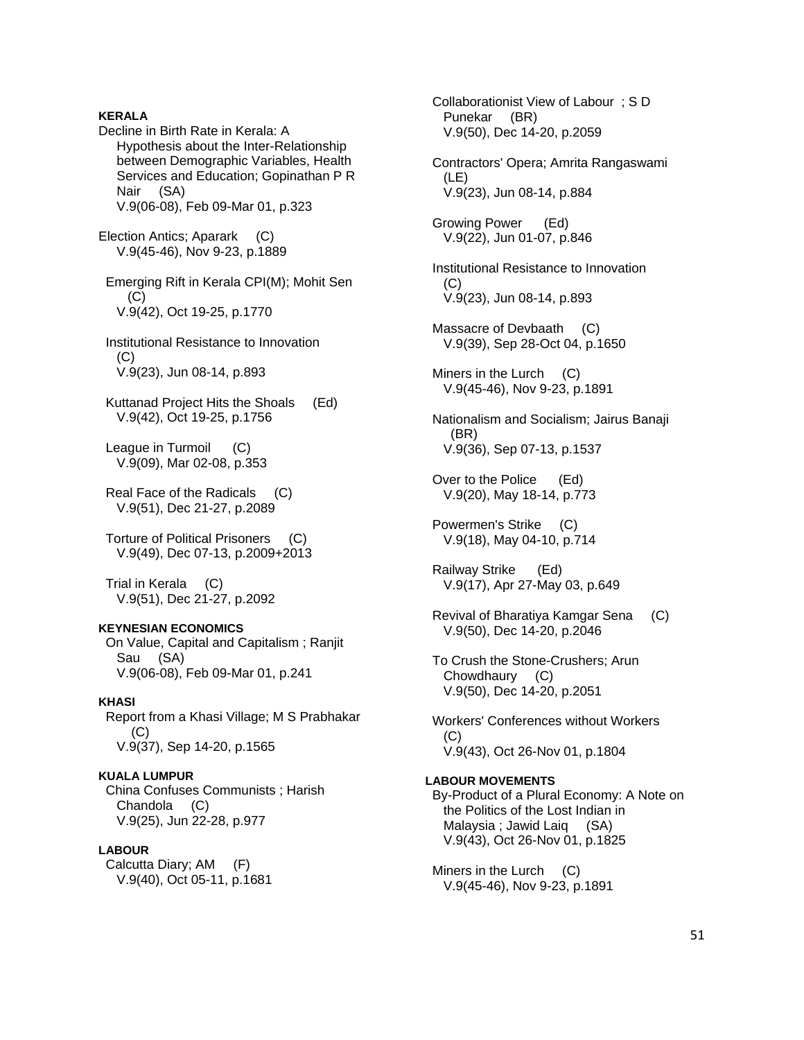**KERALA**

Decline in Birth Rate in Kerala: A Hypothesis about the Inter-Relationship between Demographic Variables, Health Services and Education; Gopinathan P R Nair (SA)
V.9(06-08), Feb 09-Mar 01, p.323

Election Antics; Aparark (C)
V.9(45-46), Nov 9-23, p.1889

Emerging Rift in Kerala CPI(M); Mohit Sen (C)
V.9(42), Oct 19-25, p.1770

Institutional Resistance to Innovation (C)
V.9(23), Jun 08-14, p.893

Kuttanad Project Hits the Shoals (Ed)
V.9(42), Oct 19-25, p.1756

League in Turmoil (C)
V.9(09), Mar 02-08, p.353

Real Face of the Radicals (C)
V.9(51), Dec 21-27, p.2089

Torture of Political Prisoners (C)
V.9(49), Dec 07-13, p.2009+2013

Trial in Kerala (C)
V.9(51), Dec 21-27, p.2092

**KEYNESIAN ECONOMICS**

On Value, Capital and Capitalism ; Ranjit Sau (SA)
V.9(06-08), Feb 09-Mar 01, p.241

**KHASI**

Report from a Khasi Village; M S Prabhakar (C)
V.9(37), Sep 14-20, p.1565

**KUALA LUMPUR**

China Confuses Communists ; Harish Chandola (C)
V.9(25), Jun 22-28, p.977

**LABOUR**

Calcutta Diary; AM (F)
V.9(40), Oct 05-11, p.1681

Collaborationist View of Labour ; S D Punekar (BR)
V.9(50), Dec 14-20, p.2059

Contractors' Opera; Amrita Rangaswami (LE)
V.9(23), Jun 08-14, p.884

Growing Power (Ed)
V.9(22), Jun 01-07, p.846

Institutional Resistance to Innovation (C)
V.9(23), Jun 08-14, p.893

Massacre of Devbaath (C)
V.9(39), Sep 28-Oct 04, p.1650

Miners in the Lurch (C)
V.9(45-46), Nov 9-23, p.1891

Nationalism and Socialism; Jairus Banaji (BR)
V.9(36), Sep 07-13, p.1537

Over to the Police (Ed)
V.9(20), May 18-14, p.773

Powermen's Strike (C)
V.9(18), May 04-10, p.714

Railway Strike (Ed)
V.9(17), Apr 27-May 03, p.649

Revival of Bharatiya Kamgar Sena (C)
V.9(50), Dec 14-20, p.2046

To Crush the Stone-Crushers; Arun Chowdhaury (C)
V.9(50), Dec 14-20, p.2051

Workers' Conferences without Workers (C)
V.9(43), Oct 26-Nov 01, p.1804

**LABOUR MOVEMENTS**

By-Product of a Plural Economy: A Note on the Politics of the Lost Indian in Malaysia ; Jawid Laiq (SA)
V.9(43), Oct 26-Nov 01, p.1825

Miners in the Lurch (C)
V.9(45-46), Nov 9-23, p.1891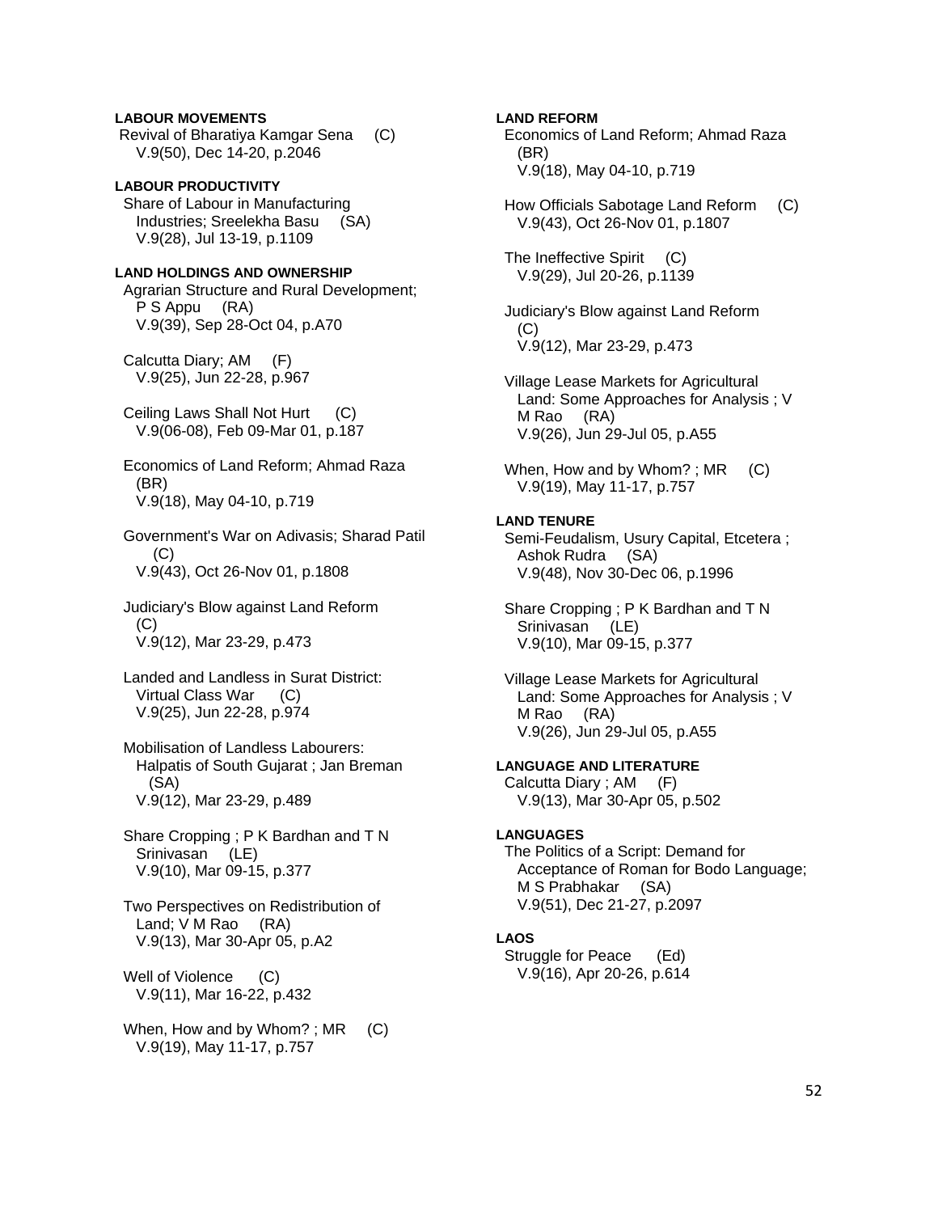**LABOUR MOVEMENTS**

Revival of Bharatiya Kamgar Sena (C)
V.9(50), Dec 14-20, p.2046

**LABOUR PRODUCTIVITY**

Share of Labour in Manufacturing Industries; Sreelekha Basu (SA)
V.9(28), Jul 13-19, p.1109

**LAND HOLDINGS AND OWNERSHIP**

Agrarian Structure and Rural Development; P S Appu (RA)
V.9(39), Sep 28-Oct 04, p.A70

Calcutta Diary; AM (F)
V.9(25), Jun 22-28, p.967

Ceiling Laws Shall Not Hurt (C)
V.9(06-08), Feb 09-Mar 01, p.187

Economics of Land Reform; Ahmad Raza (BR)
V.9(18), May 04-10, p.719

Government's War on Adivasis; Sharad Patil (C)
V.9(43), Oct 26-Nov 01, p.1808

Judiciary's Blow against Land Reform (C)
V.9(12), Mar 23-29, p.473

Landed and Landless in Surat District: Virtual Class War (C)
V.9(25), Jun 22-28, p.974

Mobilisation of Landless Labourers: Halpatis of South Gujarat ; Jan Breman (SA)
V.9(12), Mar 23-29, p.489

Share Cropping ; P K Bardhan and T N Srinivasan (LE)
V.9(10), Mar 09-15, p.377

Two Perspectives on Redistribution of Land; V M Rao (RA)
V.9(13), Mar 30-Apr 05, p.A2

Well of Violence (C)
V.9(11), Mar 16-22, p.432

When, How and by Whom? ; MR (C)
V.9(19), May 11-17, p.757

**LAND REFORM**

Economics of Land Reform; Ahmad Raza (BR)
V.9(18), May 04-10, p.719

How Officials Sabotage Land Reform (C)
V.9(43), Oct 26-Nov 01, p.1807

The Ineffective Spirit (C)
V.9(29), Jul 20-26, p.1139

Judiciary's Blow against Land Reform (C)
V.9(12), Mar 23-29, p.473

Village Lease Markets for Agricultural Land: Some Approaches for Analysis ; V M Rao (RA)
V.9(26), Jun 29-Jul 05, p.A55

When, How and by Whom? ; MR (C)
V.9(19), May 11-17, p.757

**LAND TENURE**

Semi-Feudalism, Usury Capital, Etcetera ; Ashok Rudra (SA)
V.9(48), Nov 30-Dec 06, p.1996

Share Cropping ; P K Bardhan and T N Srinivasan (LE)
V.9(10), Mar 09-15, p.377

Village Lease Markets for Agricultural Land: Some Approaches for Analysis ; V M Rao (RA)
V.9(26), Jun 29-Jul 05, p.A55

**LANGUAGE AND LITERATURE**

Calcutta Diary ; AM (F)
V.9(13), Mar 30-Apr 05, p.502

**LANGUAGES**

The Politics of a Script: Demand for Acceptance of Roman for Bodo Language; M S Prabhakar (SA)
V.9(51), Dec 21-27, p.2097

**LAOS**

Struggle for Peace (Ed)
V.9(16), Apr 20-26, p.614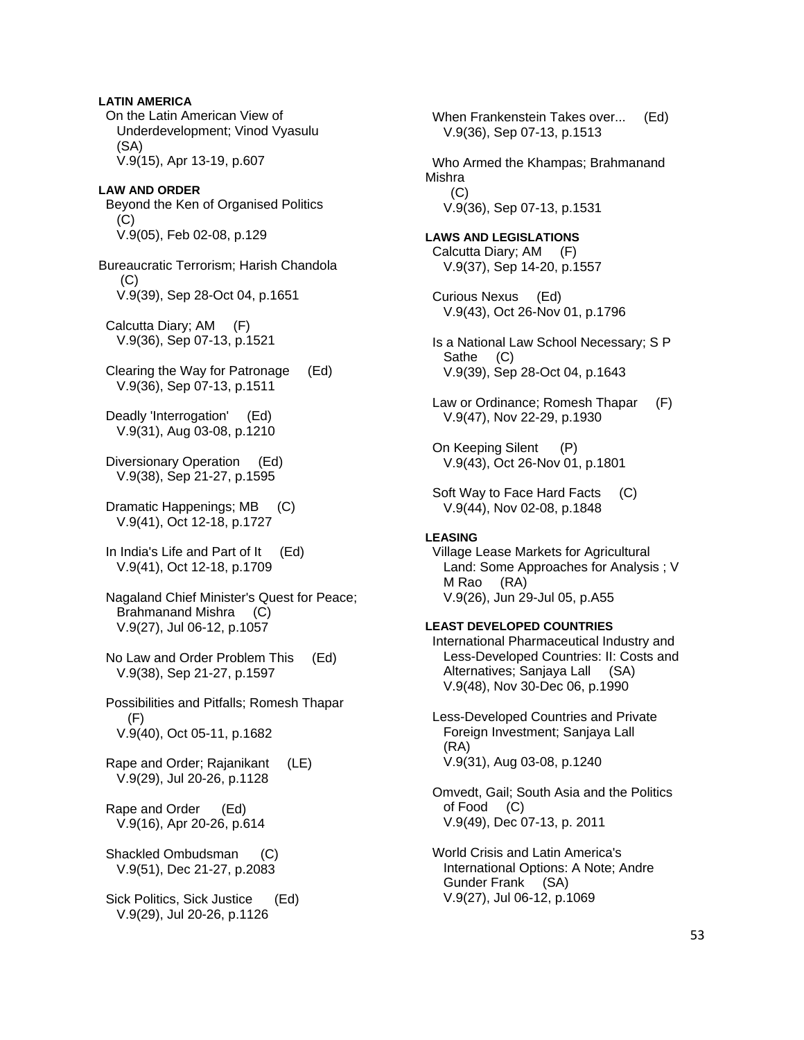**LATIN AMERICA**

On the Latin American View of Underdevelopment; Vinod Vyasulu (SA)
V.9(15), Apr 13-19, p.607

**LAW AND ORDER**

Beyond the Ken of Organised Politics (C)
V.9(05), Feb 02-08, p.129

Bureaucratic Terrorism; Harish Chandola (C)
V.9(39), Sep 28-Oct 04, p.1651

Calcutta Diary; AM (F)
V.9(36), Sep 07-13, p.1521

Clearing the Way for Patronage (Ed)
V.9(36), Sep 07-13, p.1511

Deadly 'Interrogation' (Ed)
V.9(31), Aug 03-08, p.1210

Diversionary Operation (Ed)
V.9(38), Sep 21-27, p.1595

Dramatic Happenings; MB (C)
V.9(41), Oct 12-18, p.1727

In India's Life and Part of It (Ed)
V.9(41), Oct 12-18, p.1709

Nagaland Chief Minister's Quest for Peace; Brahmanand Mishra (C)
V.9(27), Jul 06-12, p.1057

No Law and Order Problem This (Ed)
V.9(38), Sep 21-27, p.1597

Possibilities and Pitfalls; Romesh Thapar (F)
V.9(40), Oct 05-11, p.1682

Rape and Order; Rajanikant (LE)
V.9(29), Jul 20-26, p.1128

Rape and Order (Ed)
V.9(16), Apr 20-26, p.614

Shackled Ombudsman (C)
V.9(51), Dec 21-27, p.2083

Sick Politics, Sick Justice (Ed)
V.9(29), Jul 20-26, p.1126

When Frankenstein Takes over... (Ed)
V.9(36), Sep 07-13, p.1513

Who Armed the Khampas; Brahmanand Mishra (C)
V.9(36), Sep 07-13, p.1531

**LAWS AND LEGISLATIONS**

Calcutta Diary; AM (F)
V.9(37), Sep 14-20, p.1557

Curious Nexus (Ed)
V.9(43), Oct 26-Nov 01, p.1796

Is a National Law School Necessary; S P Sathe (C)
V.9(39), Sep 28-Oct 04, p.1643

Law or Ordinance; Romesh Thapar (F)
V.9(47), Nov 22-29, p.1930

On Keeping Silent (P)
V.9(43), Oct 26-Nov 01, p.1801

Soft Way to Face Hard Facts (C)
V.9(44), Nov 02-08, p.1848

**LEASING**

Village Lease Markets for Agricultural Land: Some Approaches for Analysis ; V M Rao (RA)
V.9(26), Jun 29-Jul 05, p.A55

**LEAST DEVELOPED COUNTRIES**

International Pharmaceutical Industry and Less-Developed Countries: II: Costs and Alternatives; Sanjaya Lall (SA)
V.9(48), Nov 30-Dec 06, p.1990

Less-Developed Countries and Private Foreign Investment; Sanjaya Lall (RA)
V.9(31), Aug 03-08, p.1240

Omvedt, Gail; South Asia and the Politics of Food (C)
V.9(49), Dec 07-13, p. 2011

World Crisis and Latin America's International Options: A Note; Andre Gunder Frank (SA)
V.9(27), Jul 06-12, p.1069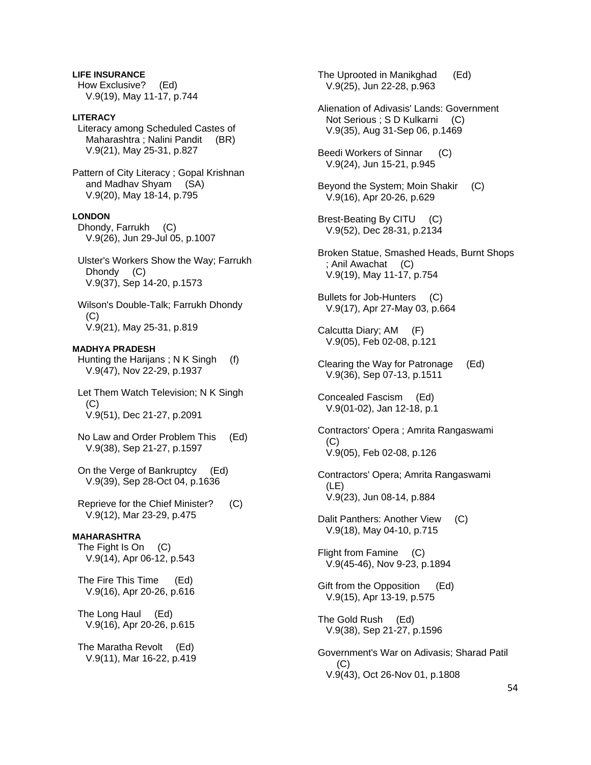**LIFE INSURANCE**

How Exclusive? (Ed)
V.9(19), May 11-17, p.744

**LITERACY**

Literacy among Scheduled Castes of Maharashtra ; Nalini Pandit (BR)
V.9(21), May 25-31, p.827

Pattern of City Literacy ; Gopal Krishnan and Madhav Shyam (SA)
V.9(20), May 18-14, p.795

**LONDON**

Dhondy, Farrukh (C)
V.9(26), Jun 29-Jul 05, p.1007

Ulster's Workers Show the Way; Farrukh Dhondy (C)
V.9(37), Sep 14-20, p.1573

Wilson's Double-Talk; Farrukh Dhondy (C)
V.9(21), May 25-31, p.819

**MADHYA PRADESH**

Hunting the Harijans ; N K Singh (f)
V.9(47), Nov 22-29, p.1937

Let Them Watch Television; N K Singh (C)
V.9(51), Dec 21-27, p.2091

No Law and Order Problem This (Ed)
V.9(38), Sep 21-27, p.1597

On the Verge of Bankruptcy (Ed)
V.9(39), Sep 28-Oct 04, p.1636

Reprieve for the Chief Minister? (C)
V.9(12), Mar 23-29, p.475

**MAHARASHTRA**

The Fight Is On (C)
V.9(14), Apr 06-12, p.543

The Fire This Time (Ed)
V.9(16), Apr 20-26, p.616

The Long Haul (Ed)
V.9(16), Apr 20-26, p.615

The Maratha Revolt (Ed)
V.9(11), Mar 16-22, p.419

The Uprooted in Manikghad (Ed)
V.9(25), Jun 22-28, p.963

Alienation of Adivasis' Lands: Government Not Serious ; S D Kulkarni (C)
V.9(35), Aug 31-Sep 06, p.1469

Beedi Workers of Sinnar (C)
V.9(24), Jun 15-21, p.945

Beyond the System; Moin Shakir (C)
V.9(16), Apr 20-26, p.629

Brest-Beating By CITU (C)
V.9(52), Dec 28-31, p.2134

Broken Statue, Smashed Heads, Burnt Shops ; Anil Awachat (C)
V.9(19), May 11-17, p.754

Bullets for Job-Hunters (C)
V.9(17), Apr 27-May 03, p.664

Calcutta Diary; AM (F)
V.9(05), Feb 02-08, p.121

Clearing the Way for Patronage (Ed)
V.9(36), Sep 07-13, p.1511

Concealed Fascism (Ed)
V.9(01-02), Jan 12-18, p.1

Contractors' Opera ; Amrita Rangaswami (C)
V.9(05), Feb 02-08, p.126

Contractors' Opera; Amrita Rangaswami (LE)
V.9(23), Jun 08-14, p.884

Dalit Panthers: Another View (C)
V.9(18), May 04-10, p.715

Flight from Famine (C)
V.9(45-46), Nov 9-23, p.1894

Gift from the Opposition (Ed)
V.9(15), Apr 13-19, p.575

The Gold Rush (Ed)
V.9(38), Sep 21-27, p.1596

Government's War on Adivasis; Sharad Patil (C)
V.9(43), Oct 26-Nov 01, p.1808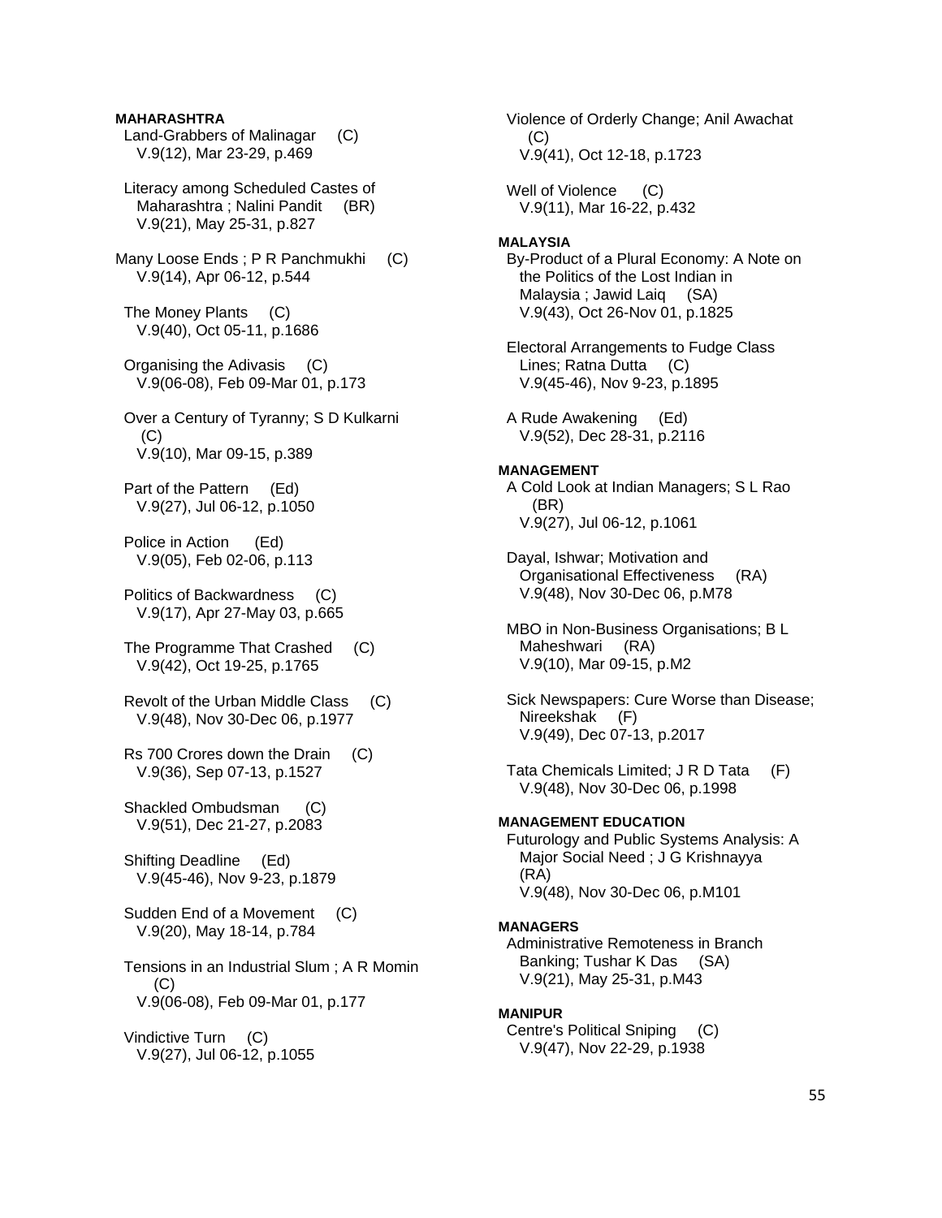**MAHARASHTRA**

Land-Grabbers of Malinagar (C)
V.9(12), Mar 23-29, p.469

Literacy among Scheduled Castes of Maharashtra ; Nalini Pandit (BR)
V.9(21), May 25-31, p.827

Many Loose Ends ; P R Panchmukhi (C)
V.9(14), Apr 06-12, p.544

The Money Plants (C)
V.9(40), Oct 05-11, p.1686

Organising the Adivasis (C)
V.9(06-08), Feb 09-Mar 01, p.173

Over a Century of Tyranny; S D Kulkarni (C)
V.9(10), Mar 09-15, p.389

Part of the Pattern (Ed)
V.9(27), Jul 06-12, p.1050

Police in Action (Ed)
V.9(05), Feb 02-06, p.113

Politics of Backwardness (C)
V.9(17), Apr 27-May 03, p.665

The Programme That Crashed (C)
V.9(42), Oct 19-25, p.1765

Revolt of the Urban Middle Class (C)
V.9(48), Nov 30-Dec 06, p.1977

Rs 700 Crores down the Drain (C)
V.9(36), Sep 07-13, p.1527

Shackled Ombudsman (C)
V.9(51), Dec 21-27, p.2083

Shifting Deadline (Ed)
V.9(45-46), Nov 9-23, p.1879

Sudden End of a Movement (C)
V.9(20), May 18-14, p.784

Tensions in an Industrial Slum ; A R Momin (C)
V.9(06-08), Feb 09-Mar 01, p.177

Vindictive Turn (C)
V.9(27), Jul 06-12, p.1055

Violence of Orderly Change; Anil Awachat (C)
V.9(41), Oct 12-18, p.1723

Well of Violence (C)
V.9(11), Mar 16-22, p.432

**MALAYSIA**

By-Product of a Plural Economy: A Note on the Politics of the Lost Indian in Malaysia ; Jawid Laiq (SA)
V.9(43), Oct 26-Nov 01, p.1825

Electoral Arrangements to Fudge Class Lines; Ratna Dutta (C)
V.9(45-46), Nov 9-23, p.1895

A Rude Awakening (Ed)
V.9(52), Dec 28-31, p.2116

**MANAGEMENT**

A Cold Look at Indian Managers; S L Rao (BR)
V.9(27), Jul 06-12, p.1061

Dayal, Ishwar; Motivation and Organisational Effectiveness (RA)
V.9(48), Nov 30-Dec 06, p.M78

MBO in Non-Business Organisations; B L Maheshwari (RA)
V.9(10), Mar 09-15, p.M2

Sick Newspapers: Cure Worse than Disease; Nireekshak (F)
V.9(49), Dec 07-13, p.2017

Tata Chemicals Limited; J R D Tata (F)
V.9(48), Nov 30-Dec 06, p.1998

**MANAGEMENT EDUCATION**

Futurology and Public Systems Analysis: A Major Social Need ; J G Krishnayya (RA)
V.9(48), Nov 30-Dec 06, p.M101

**MANAGERS**

Administrative Remoteness in Branch Banking; Tushar K Das (SA)
V.9(21), May 25-31, p.M43

**MANIPUR**

Centre's Political Sniping (C)
V.9(47), Nov 22-29, p.1938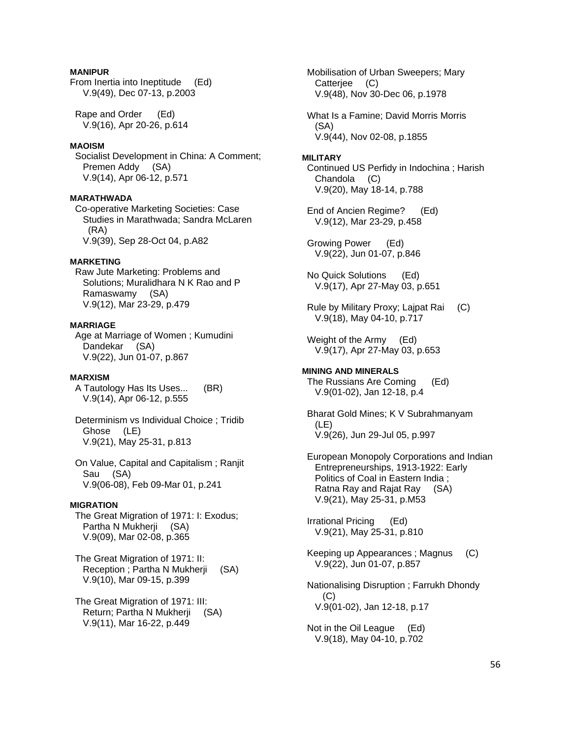**MANIPUR**

From Inertia into Ineptitude (Ed)
V.9(49), Dec 07-13, p.2003

Rape and Order (Ed)
V.9(16), Apr 20-26, p.614

**MAOISM**

Socialist Development in China: A Comment; Premen Addy (SA)
V.9(14), Apr 06-12, p.571

**MARATHWADA**

Co-operative Marketing Societies: Case Studies in Marathwada; Sandra McLaren (RA)
V.9(39), Sep 28-Oct 04, p.A82

**MARKETING**

Raw Jute Marketing: Problems and Solutions; Muralidhara N K Rao and P Ramaswamy (SA)
V.9(12), Mar 23-29, p.479

**MARRIAGE**

Age at Marriage of Women ; Kumudini Dandekar (SA)
V.9(22), Jun 01-07, p.867

**MARXISM**

A Tautology Has Its Uses... (BR)
V.9(14), Apr 06-12, p.555

Determinism vs Individual Choice ; Tridib Ghose (LE)
V.9(21), May 25-31, p.813

On Value, Capital and Capitalism ; Ranjit Sau (SA)
V.9(06-08), Feb 09-Mar 01, p.241

**MIGRATION**

The Great Migration of 1971: I: Exodus; Partha N Mukherji (SA)
V.9(09), Mar 02-08, p.365

The Great Migration of 1971: II: Reception ; Partha N Mukherji (SA)
V.9(10), Mar 09-15, p.399

The Great Migration of 1971: III: Return; Partha N Mukherji (SA)
V.9(11), Mar 16-22, p.449

Mobilisation of Urban Sweepers; Mary Catterjee (C)
V.9(48), Nov 30-Dec 06, p.1978

What Is a Famine; David Morris Morris (SA)
V.9(44), Nov 02-08, p.1855

**MILITARY**

Continued US Perfidy in Indochina ; Harish Chandola (C)
V.9(20), May 18-14, p.788

End of Ancien Regime? (Ed)
V.9(12), Mar 23-29, p.458

Growing Power (Ed)
V.9(22), Jun 01-07, p.846

No Quick Solutions (Ed)
V.9(17), Apr 27-May 03, p.651

Rule by Military Proxy; Lajpat Rai (C)
V.9(18), May 04-10, p.717

Weight of the Army (Ed)
V.9(17), Apr 27-May 03, p.653

**MINING AND MINERALS**

The Russians Are Coming (Ed)
V.9(01-02), Jan 12-18, p.4

Bharat Gold Mines; K V Subrahmanyam (LE)
V.9(26), Jun 29-Jul 05, p.997

European Monopoly Corporations and Indian Entrepreneurships, 1913-1922: Early Politics of Coal in Eastern India ; Ratna Ray and Rajat Ray (SA)
V.9(21), May 25-31, p.M53

Irrational Pricing (Ed)
V.9(21), May 25-31, p.810

Keeping up Appearances ; Magnus (C)
V.9(22), Jun 01-07, p.857

Nationalising Disruption ; Farrukh Dhondy (C)
V.9(01-02), Jan 12-18, p.17

Not in the Oil League (Ed)
V.9(18), May 04-10, p.702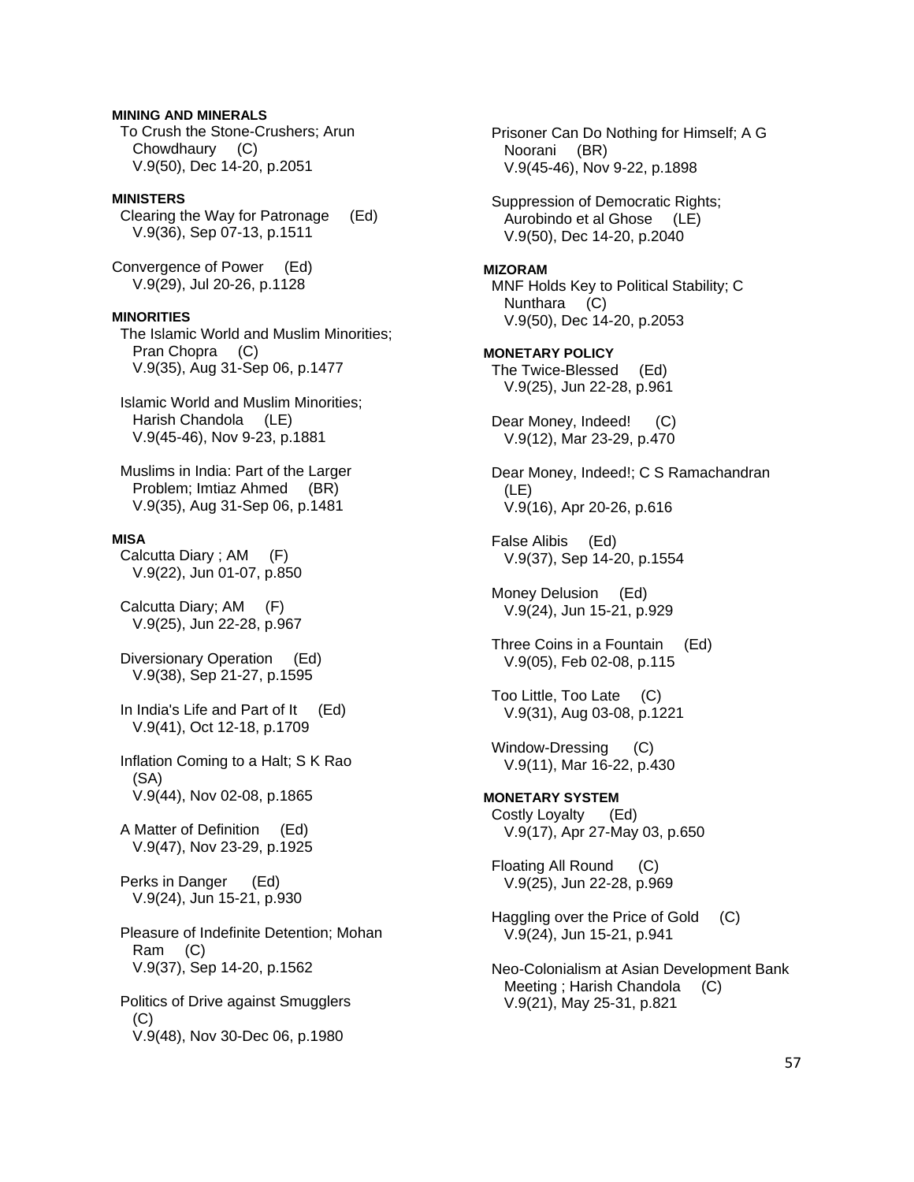**MINING AND MINERALS**

To Crush the Stone-Crushers; Arun Chowdhaury (C)
V.9(50), Dec 14-20, p.2051

**MINISTERS**

Clearing the Way for Patronage (Ed)
V.9(36), Sep 07-13, p.1511

Convergence of Power (Ed)
V.9(29), Jul 20-26, p.1128

**MINORITIES**

The Islamic World and Muslim Minorities; Pran Chopra (C)
V.9(35), Aug 31-Sep 06, p.1477

Islamic World and Muslim Minorities; Harish Chandola (LE)
V.9(45-46), Nov 9-23, p.1881

Muslims in India: Part of the Larger Problem; Imtiaz Ahmed (BR)
V.9(35), Aug 31-Sep 06, p.1481

**MISA**

Calcutta Diary ; AM (F)
V.9(22), Jun 01-07, p.850

Calcutta Diary; AM (F)
V.9(25), Jun 22-28, p.967

Diversionary Operation (Ed)
V.9(38), Sep 21-27, p.1595

In India's Life and Part of It (Ed)
V.9(41), Oct 12-18, p.1709

Inflation Coming to a Halt; S K Rao (SA)
V.9(44), Nov 02-08, p.1865

A Matter of Definition (Ed)
V.9(47), Nov 23-29, p.1925

Perks in Danger (Ed)
V.9(24), Jun 15-21, p.930

Pleasure of Indefinite Detention; Mohan Ram (C)
V.9(37), Sep 14-20, p.1562

Politics of Drive against Smugglers (C)
V.9(48), Nov 30-Dec 06, p.1980

Prisoner Can Do Nothing for Himself; A G Noorani (BR)
V.9(45-46), Nov 9-22, p.1898

Suppression of Democratic Rights; Aurobindo et al Ghose (LE)
V.9(50), Dec 14-20, p.2040

**MIZORAM**

MNF Holds Key to Political Stability; C Nunthara (C)
V.9(50), Dec 14-20, p.2053

**MONETARY POLICY**

The Twice-Blessed (Ed)
V.9(25), Jun 22-28, p.961

Dear Money, Indeed! (C)
V.9(12), Mar 23-29, p.470

Dear Money, Indeed!; C S Ramachandran (LE)
V.9(16), Apr 20-26, p.616

False Alibis (Ed)
V.9(37), Sep 14-20, p.1554

Money Delusion (Ed)
V.9(24), Jun 15-21, p.929

Three Coins in a Fountain (Ed)
V.9(05), Feb 02-08, p.115

Too Little, Too Late (C)
V.9(31), Aug 03-08, p.1221

Window-Dressing (C)
V.9(11), Mar 16-22, p.430

**MONETARY SYSTEM**

Costly Loyalty (Ed)
V.9(17), Apr 27-May 03, p.650

Floating All Round (C)
V.9(25), Jun 22-28, p.969

Haggling over the Price of Gold (C)
V.9(24), Jun 15-21, p.941

Neo-Colonialism at Asian Development Bank Meeting ; Harish Chandola (C)
V.9(21), May 25-31, p.821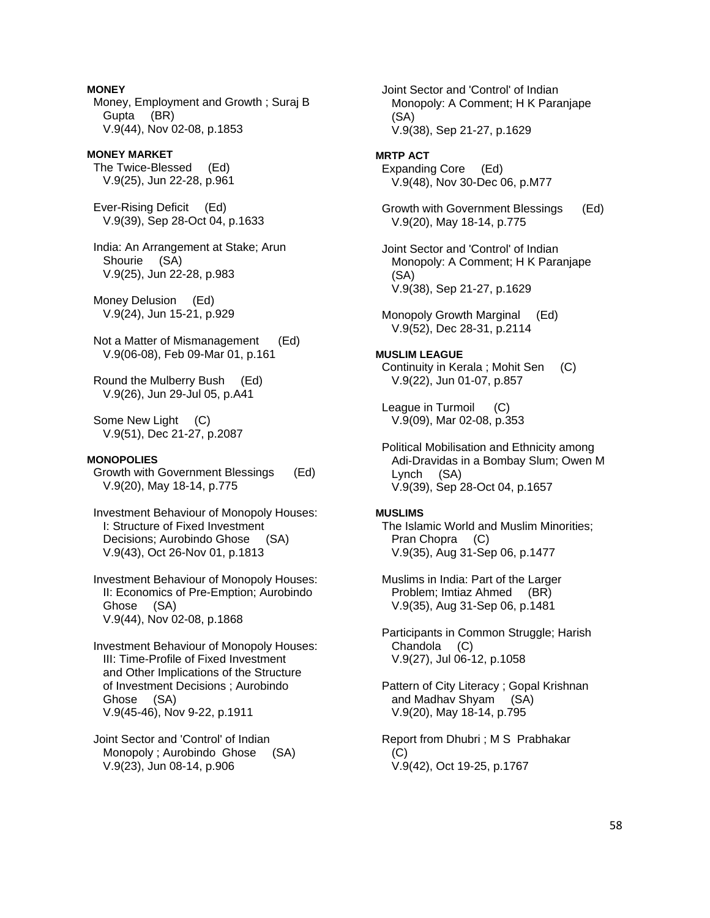**MONEY**

Money, Employment and Growth ; Suraj B Gupta (BR)
V.9(44), Nov 02-08, p.1853

**MONEY MARKET**

The Twice-Blessed (Ed)
V.9(25), Jun 22-28, p.961

Ever-Rising Deficit (Ed)
V.9(39), Sep 28-Oct 04, p.1633

India: An Arrangement at Stake; Arun Shourie (SA)
V.9(25), Jun 22-28, p.983

Money Delusion (Ed)
V.9(24), Jun 15-21, p.929

Not a Matter of Mismanagement (Ed)
V.9(06-08), Feb 09-Mar 01, p.161

Round the Mulberry Bush (Ed)
V.9(26), Jun 29-Jul 05, p.A41

Some New Light (C)
V.9(51), Dec 21-27, p.2087

**MONOPOLIES**

Growth with Government Blessings (Ed)
V.9(20), May 18-14, p.775

Investment Behaviour of Monopoly Houses: I: Structure of Fixed Investment Decisions; Aurobindo Ghose (SA)
V.9(43), Oct 26-Nov 01, p.1813

Investment Behaviour of Monopoly Houses: II: Economics of Pre-Emption; Aurobindo Ghose (SA)
V.9(44), Nov 02-08, p.1868

Investment Behaviour of Monopoly Houses: III: Time-Profile of Fixed Investment and Other Implications of the Structure of Investment Decisions ; Aurobindo Ghose (SA)
V.9(45-46), Nov 9-22, p.1911

Joint Sector and 'Control' of Indian Monopoly ; Aurobindo Ghose (SA)
V.9(23), Jun 08-14, p.906

Joint Sector and 'Control' of Indian Monopoly: A Comment; H K Paranjape (SA)
V.9(38), Sep 21-27, p.1629

**MRTP ACT**

Expanding Core (Ed)
V.9(48), Nov 30-Dec 06, p.M77

Growth with Government Blessings (Ed)
V.9(20), May 18-14, p.775

Joint Sector and 'Control' of Indian Monopoly: A Comment; H K Paranjape (SA)
V.9(38), Sep 21-27, p.1629

Monopoly Growth Marginal (Ed)
V.9(52), Dec 28-31, p.2114

**MUSLIM LEAGUE**

Continuity in Kerala ; Mohit Sen (C)
V.9(22), Jun 01-07, p.857

League in Turmoil (C)
V.9(09), Mar 02-08, p.353

Political Mobilisation and Ethnicity among Adi-Dravidas in a Bombay Slum; Owen M Lynch (SA)
V.9(39), Sep 28-Oct 04, p.1657

**MUSLIMS**

The Islamic World and Muslim Minorities; Pran Chopra (C)
V.9(35), Aug 31-Sep 06, p.1477

Muslims in India: Part of the Larger Problem; Imtiaz Ahmed (BR)
V.9(35), Aug 31-Sep 06, p.1481

Participants in Common Struggle; Harish Chandola (C)
V.9(27), Jul 06-12, p.1058

Pattern of City Literacy ; Gopal Krishnan and Madhav Shyam (SA)
V.9(20), May 18-14, p.795

Report from Dhubri ; M S Prabhakar (C)
V.9(42), Oct 19-25, p.1767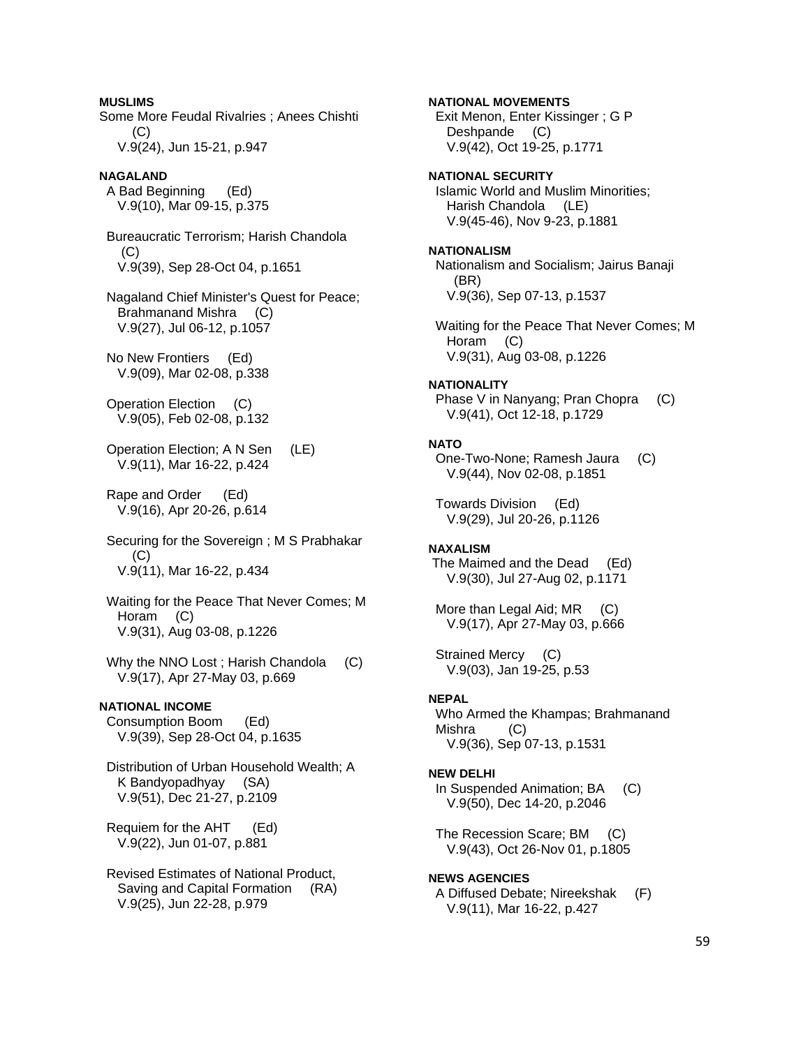**MUSLIMS**

Some More Feudal Rivalries ; Anees Chishti (C)
V.9(24), Jun 15-21, p.947

**NAGALAND**

A Bad Beginning (Ed)
V.9(10), Mar 09-15, p.375

Bureaucratic Terrorism; Harish Chandola (C)
V.9(39), Sep 28-Oct 04, p.1651

Nagaland Chief Minister's Quest for Peace; Brahmanand Mishra (C)
V.9(27), Jul 06-12, p.1057

No New Frontiers (Ed)
V.9(09), Mar 02-08, p.338

Operation Election (C)
V.9(05), Feb 02-08, p.132

Operation Election; A N Sen (LE)
V.9(11), Mar 16-22, p.424

Rape and Order (Ed)
V.9(16), Apr 20-26, p.614

Securing for the Sovereign ; M S Prabhakar (C)
V.9(11), Mar 16-22, p.434

Waiting for the Peace That Never Comes; M Horam (C)
V.9(31), Aug 03-08, p.1226

Why the NNO Lost ; Harish Chandola (C)
V.9(17), Apr 27-May 03, p.669

**NATIONAL INCOME**

Consumption Boom (Ed)
V.9(39), Sep 28-Oct 04, p.1635

Distribution of Urban Household Wealth; A K Bandyopadhyay (SA)
V.9(51), Dec 21-27, p.2109

Requiem for the AHT (Ed)
V.9(22), Jun 01-07, p.881

Revised Estimates of National Product, Saving and Capital Formation (RA)
V.9(25), Jun 22-28, p.979

**NATIONAL MOVEMENTS**

Exit Menon, Enter Kissinger ; G P Deshpande (C)
V.9(42), Oct 19-25, p.1771

**NATIONAL SECURITY**

Islamic World and Muslim Minorities; Harish Chandola (LE)
V.9(45-46), Nov 9-23, p.1881

**NATIONALISM**

Nationalism and Socialism; Jairus Banaji (BR)
V.9(36), Sep 07-13, p.1537

Waiting for the Peace That Never Comes; M Horam (C)
V.9(31), Aug 03-08, p.1226

**NATIONALITY**

Phase V in Nanyang; Pran Chopra (C)
V.9(41), Oct 12-18, p.1729

**NATO**

One-Two-None; Ramesh Jaura (C)
V.9(44), Nov 02-08, p.1851

Towards Division (Ed)
V.9(29), Jul 20-26, p.1126

**NAXALISM**

The Maimed and the Dead (Ed)
V.9(30), Jul 27-Aug 02, p.1171

More than Legal Aid; MR (C)
V.9(17), Apr 27-May 03, p.666

Strained Mercy (C)
V.9(03), Jan 19-25, p.53

**NEPAL**

Who Armed the Khampas; Brahmanand Mishra (C)
V.9(36), Sep 07-13, p.1531

**NEW DELHI**

In Suspended Animation; BA (C)
V.9(50), Dec 14-20, p.2046

The Recession Scare; BM (C)
V.9(43), Oct 26-Nov 01, p.1805

**NEWS AGENCIES**

A Diffused Debate; Nireekshak (F)
V.9(11), Mar 16-22, p.427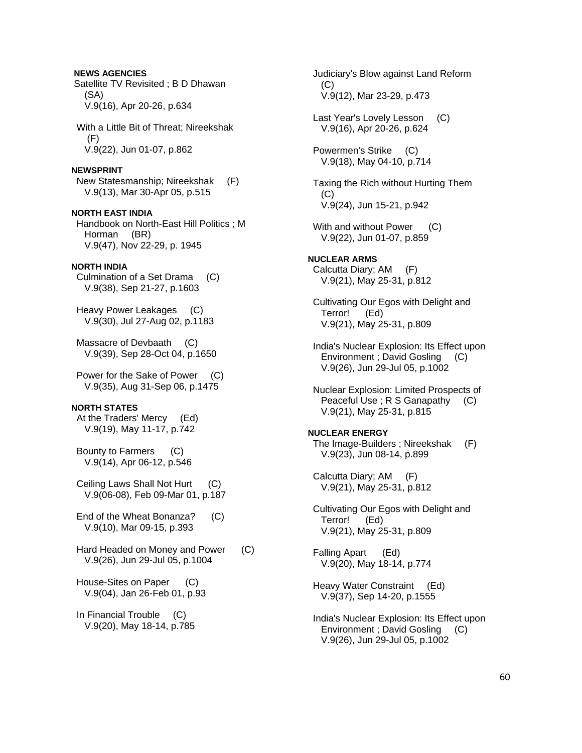**NEWS AGENCIES**

Satellite TV Revisited ; B D Dhawan (SA)
V.9(16), Apr 20-26, p.634

With a Little Bit of Threat; Nireekshak (F)
V.9(22), Jun 01-07, p.862

**NEWSPRINT**

New Statesmanship; Nireekshak (F)
V.9(13), Mar 30-Apr 05, p.515

**NORTH EAST INDIA**

Handbook on North-East Hill Politics ; M Horman (BR)
V.9(47), Nov 22-29, p. 1945

**NORTH INDIA**

Culmination of a Set Drama (C)
V.9(38), Sep 21-27, p.1603

Heavy Power Leakages (C)
V.9(30), Jul 27-Aug 02, p.1183

Massacre of Devbaath (C)
V.9(39), Sep 28-Oct 04, p.1650

Power for the Sake of Power (C)
V.9(35), Aug 31-Sep 06, p.1475

**NORTH STATES**

At the Traders' Mercy (Ed)
V.9(19), May 11-17, p.742

Bounty to Farmers (C)
V.9(14), Apr 06-12, p.546

Ceiling Laws Shall Not Hurt (C)
V.9(06-08), Feb 09-Mar 01, p.187

End of the Wheat Bonanza? (C)
V.9(10), Mar 09-15, p.393

Hard Headed on Money and Power (C)
V.9(26), Jun 29-Jul 05, p.1004

House-Sites on Paper (C)
V.9(04), Jan 26-Feb 01, p.93

In Financial Trouble (C)
V.9(20), May 18-14, p.785

Judiciary's Blow against Land Reform (C)
V.9(12), Mar 23-29, p.473

Last Year's Lovely Lesson (C)
V.9(16), Apr 20-26, p.624

Powermen's Strike (C)
V.9(18), May 04-10, p.714

Taxing the Rich without Hurting Them (C)
V.9(24), Jun 15-21, p.942

With and without Power (C)
V.9(22), Jun 01-07, p.859

**NUCLEAR ARMS**

Calcutta Diary; AM (F)
V.9(21), May 25-31, p.812

Cultivating Our Egos with Delight and Terror! (Ed)
V.9(21), May 25-31, p.809

India's Nuclear Explosion: Its Effect upon Environment ; David Gosling (C)
V.9(26), Jun 29-Jul 05, p.1002

Nuclear Explosion: Limited Prospects of Peaceful Use ; R S Ganapathy (C)
V.9(21), May 25-31, p.815

**NUCLEAR ENERGY**

The Image-Builders ; Nireekshak (F)
V.9(23), Jun 08-14, p.899

Calcutta Diary; AM (F)
V.9(21), May 25-31, p.812

Cultivating Our Egos with Delight and Terror! (Ed)
V.9(21), May 25-31, p.809

Falling Apart (Ed)
V.9(20), May 18-14, p.774

Heavy Water Constraint (Ed)
V.9(37), Sep 14-20, p.1555

India's Nuclear Explosion: Its Effect upon Environment ; David Gosling (C)
V.9(26), Jun 29-Jul 05, p.1002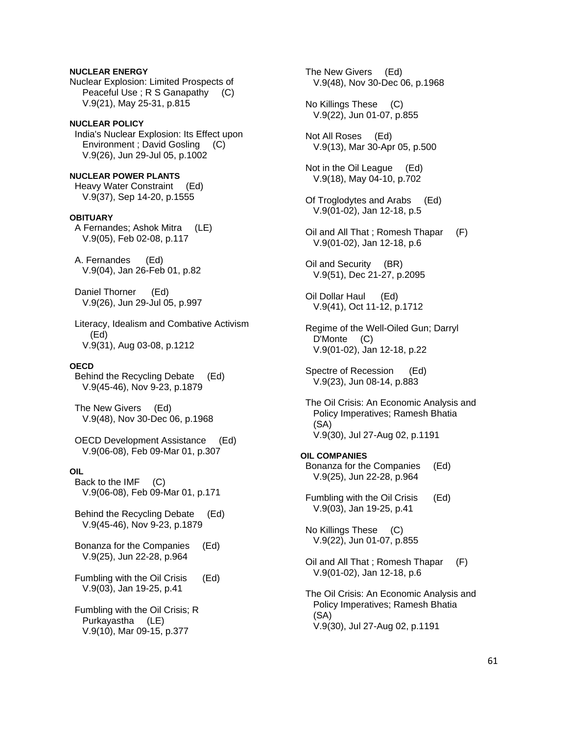**NUCLEAR ENERGY**

Nuclear Explosion: Limited Prospects of Peaceful Use ; R S Ganapathy (C)
V.9(21), May 25-31, p.815

**NUCLEAR POLICY**

India's Nuclear Explosion: Its Effect upon Environment ; David Gosling (C)
V.9(26), Jun 29-Jul 05, p.1002

**NUCLEAR POWER PLANTS**

Heavy Water Constraint (Ed)
V.9(37), Sep 14-20, p.1555

**OBITUARY**

A Fernandes; Ashok Mitra (LE)
V.9(05), Feb 02-08, p.117

A. Fernandes (Ed)
V.9(04), Jan 26-Feb 01, p.82

Daniel Thorner (Ed)
V.9(26), Jun 29-Jul 05, p.997

Literacy, Idealism and Combative Activism (Ed)
V.9(31), Aug 03-08, p.1212

**OECD**

Behind the Recycling Debate (Ed)
V.9(45-46), Nov 9-23, p.1879

The New Givers (Ed)
V.9(48), Nov 30-Dec 06, p.1968

OECD Development Assistance (Ed)
V.9(06-08), Feb 09-Mar 01, p.307

**OIL**

Back to the IMF (C)
V.9(06-08), Feb 09-Mar 01, p.171

Behind the Recycling Debate (Ed)
V.9(45-46), Nov 9-23, p.1879

Bonanza for the Companies (Ed)
V.9(25), Jun 22-28, p.964

Fumbling with the Oil Crisis (Ed)
V.9(03), Jan 19-25, p.41

Fumbling with the Oil Crisis; R Purkayastha (LE)
V.9(10), Mar 09-15, p.377

The New Givers (Ed)
V.9(48), Nov 30-Dec 06, p.1968

No Killings These (C)
V.9(22), Jun 01-07, p.855

Not All Roses (Ed)
V.9(13), Mar 30-Apr 05, p.500

Not in the Oil League (Ed)
V.9(18), May 04-10, p.702

Of Troglodytes and Arabs (Ed)
V.9(01-02), Jan 12-18, p.5

Oil and All That ; Romesh Thapar (F)
V.9(01-02), Jan 12-18, p.6

Oil and Security (BR)
V.9(51), Dec 21-27, p.2095

Oil Dollar Haul (Ed)
V.9(41), Oct 11-12, p.1712

Regime of the Well-Oiled Gun; Darryl D'Monte (C)
V.9(01-02), Jan 12-18, p.22

Spectre of Recession (Ed)
V.9(23), Jun 08-14, p.883

The Oil Crisis: An Economic Analysis and Policy Imperatives; Ramesh Bhatia (SA)
V.9(30), Jul 27-Aug 02, p.1191

**OIL COMPANIES**

Bonanza for the Companies (Ed)
V.9(25), Jun 22-28, p.964

Fumbling with the Oil Crisis (Ed)
V.9(03), Jan 19-25, p.41

No Killings These (C)
V.9(22), Jun 01-07, p.855

Oil and All That ; Romesh Thapar (F)
V.9(01-02), Jan 12-18, p.6

The Oil Crisis: An Economic Analysis and Policy Imperatives; Ramesh Bhatia (SA)
V.9(30), Jul 27-Aug 02, p.1191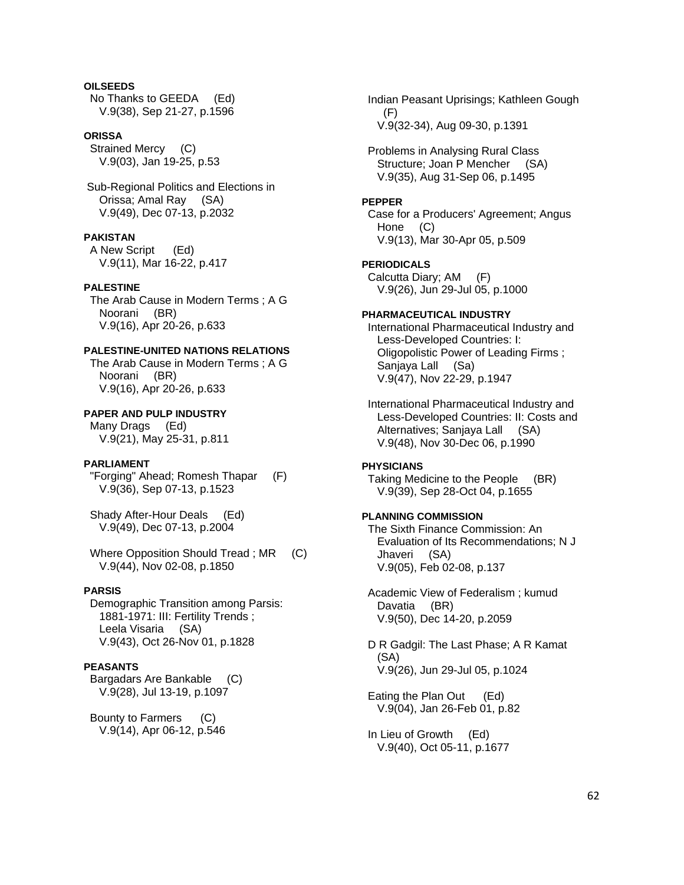**OILSEEDS**

No Thanks to GEEDA (Ed)
V.9(38), Sep 21-27, p.1596

**ORISSA**

Strained Mercy (C)
V.9(03), Jan 19-25, p.53

Sub-Regional Politics and Elections in Orissa; Amal Ray (SA)
V.9(49), Dec 07-13, p.2032

**PAKISTAN**

A New Script (Ed)
V.9(11), Mar 16-22, p.417

**PALESTINE**

The Arab Cause in Modern Terms ; A G Noorani (BR)
V.9(16), Apr 20-26, p.633

**PALESTINE-UNITED NATIONS RELATIONS**

The Arab Cause in Modern Terms ; A G Noorani (BR)
V.9(16), Apr 20-26, p.633

**PAPER AND PULP INDUSTRY**

Many Drags (Ed)
V.9(21), May 25-31, p.811

**PARLIAMENT**

"Forging" Ahead; Romesh Thapar (F)
V.9(36), Sep 07-13, p.1523

Shady After-Hour Deals (Ed)
V.9(49), Dec 07-13, p.2004

Where Opposition Should Tread ; MR (C)
V.9(44), Nov 02-08, p.1850

**PARSIS**

Demographic Transition among Parsis: 1881-1971: III: Fertility Trends ; Leela Visaria (SA)
V.9(43), Oct 26-Nov 01, p.1828

**PEASANTS**

Bargadars Are Bankable (C)
V.9(28), Jul 13-19, p.1097

Bounty to Farmers (C)
V.9(14), Apr 06-12, p.546

Indian Peasant Uprisings; Kathleen Gough (F)
V.9(32-34), Aug 09-30, p.1391

Problems in Analysing Rural Class Structure; Joan P Mencher (SA)
V.9(35), Aug 31-Sep 06, p.1495

**PEPPER**

Case for a Producers' Agreement; Angus Hone (C)
V.9(13), Mar 30-Apr 05, p.509

**PERIODICALS**

Calcutta Diary; AM (F)
V.9(26), Jun 29-Jul 05, p.1000

**PHARMACEUTICAL INDUSTRY**

International Pharmaceutical Industry and Less-Developed Countries: I: Oligopolistic Power of Leading Firms ; Sanjaya Lall (Sa)
V.9(47), Nov 22-29, p.1947

International Pharmaceutical Industry and Less-Developed Countries: II: Costs and Alternatives; Sanjaya Lall (SA)
V.9(48), Nov 30-Dec 06, p.1990

**PHYSICIANS**

Taking Medicine to the People (BR)
V.9(39), Sep 28-Oct 04, p.1655

**PLANNING COMMISSION**

The Sixth Finance Commission: An Evaluation of Its Recommendations; N J Jhaveri (SA)
V.9(05), Feb 02-08, p.137

Academic View of Federalism ; kumud Davatia (BR)
V.9(50), Dec 14-20, p.2059

D R Gadgil: The Last Phase; A R Kamat (SA)
V.9(26), Jun 29-Jul 05, p.1024

Eating the Plan Out (Ed)
V.9(04), Jan 26-Feb 01, p.82

In Lieu of Growth (Ed)
V.9(40), Oct 05-11, p.1677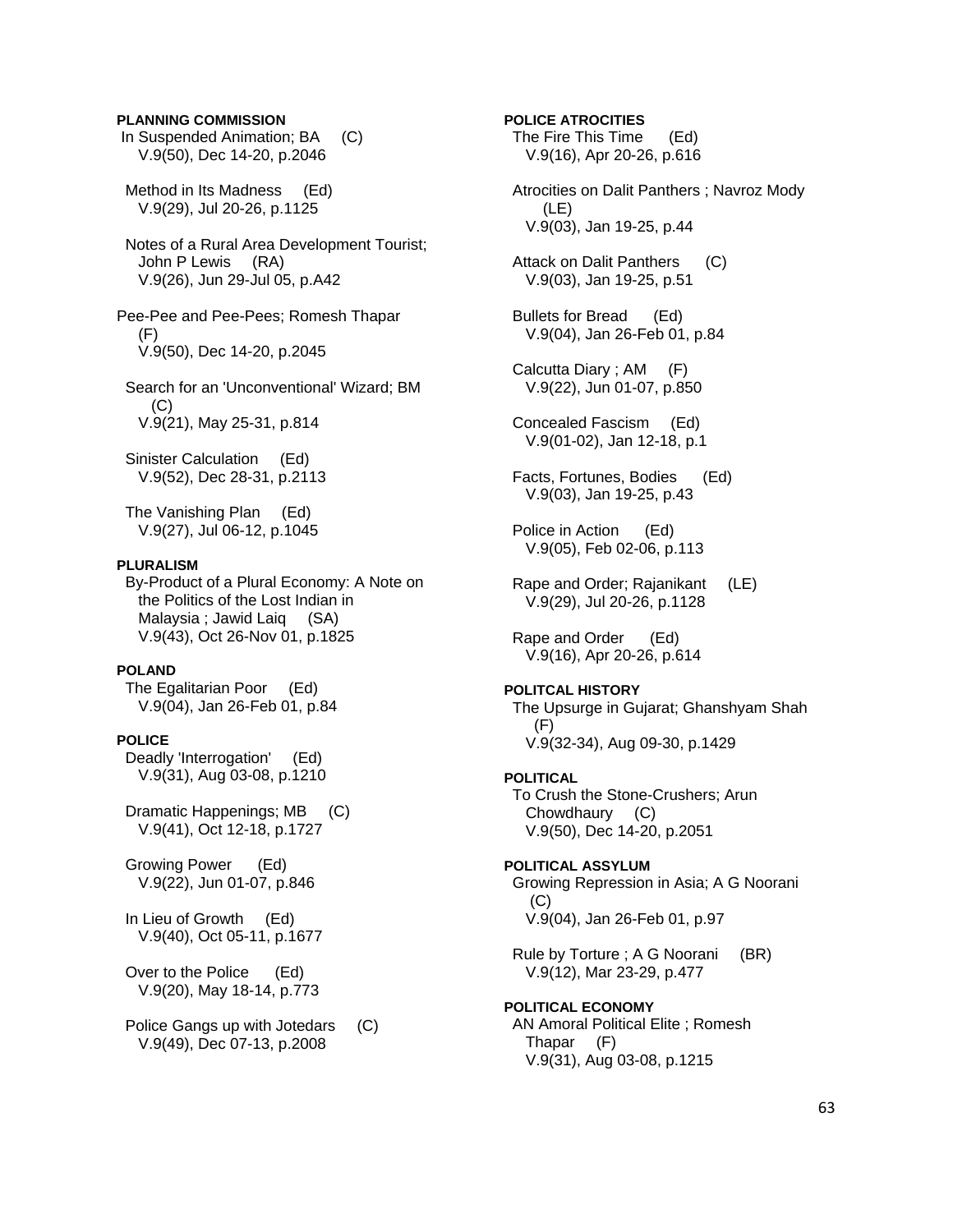**PLANNING COMMISSION**

In Suspended Animation; BA (C)
V.9(50), Dec 14-20, p.2046

Method in Its Madness (Ed)
V.9(29), Jul 20-26, p.1125

Notes of a Rural Area Development Tourist; John P Lewis (RA)
V.9(26), Jun 29-Jul 05, p.A42

Pee-Pee and Pee-Pees; Romesh Thapar (F)
V.9(50), Dec 14-20, p.2045

Search for an 'Unconventional' Wizard; BM (C)
V.9(21), May 25-31, p.814

Sinister Calculation (Ed)
V.9(52), Dec 28-31, p.2113

The Vanishing Plan (Ed)
V.9(27), Jul 06-12, p.1045

**PLURALISM**

By-Product of a Plural Economy: A Note on the Politics of the Lost Indian in Malaysia ; Jawid Laiq (SA)
V.9(43), Oct 26-Nov 01, p.1825

**POLAND**

The Egalitarian Poor (Ed)
V.9(04), Jan 26-Feb 01, p.84

**POLICE**

Deadly 'Interrogation' (Ed)
V.9(31), Aug 03-08, p.1210

Dramatic Happenings; MB (C)
V.9(41), Oct 12-18, p.1727

Growing Power (Ed)
V.9(22), Jun 01-07, p.846

In Lieu of Growth (Ed)
V.9(40), Oct 05-11, p.1677

Over to the Police (Ed)
V.9(20), May 18-14, p.773

Police Gangs up with Jotedars (C)
V.9(49), Dec 07-13, p.2008

**POLICE ATROCITIES**

The Fire This Time (Ed)
V.9(16), Apr 20-26, p.616

Atrocities on Dalit Panthers ; Navroz Mody (LE)
V.9(03), Jan 19-25, p.44

Attack on Dalit Panthers (C)
V.9(03), Jan 19-25, p.51

Bullets for Bread (Ed)
V.9(04), Jan 26-Feb 01, p.84

Calcutta Diary ; AM (F)
V.9(22), Jun 01-07, p.850

Concealed Fascism (Ed)
V.9(01-02), Jan 12-18, p.1

Facts, Fortunes, Bodies (Ed)
V.9(03), Jan 19-25, p.43

Police in Action (Ed)
V.9(05), Feb 02-06, p.113

Rape and Order; Rajanikant (LE)
V.9(29), Jul 20-26, p.1128

Rape and Order (Ed)
V.9(16), Apr 20-26, p.614

**POLITCAL HISTORY**

The Upsurge in Gujarat; Ghanshyam Shah (F)
V.9(32-34), Aug 09-30, p.1429

**POLITICAL**

To Crush the Stone-Crushers; Arun Chowdhaury (C)
V.9(50), Dec 14-20, p.2051

**POLITICAL ASSYLUM**

Growing Repression in Asia; A G Noorani (C)
V.9(04), Jan 26-Feb 01, p.97

Rule by Torture ; A G Noorani (BR)
V.9(12), Mar 23-29, p.477

**POLITICAL ECONOMY**

AN Amoral Political Elite ; Romesh Thapar (F)
V.9(31), Aug 03-08, p.1215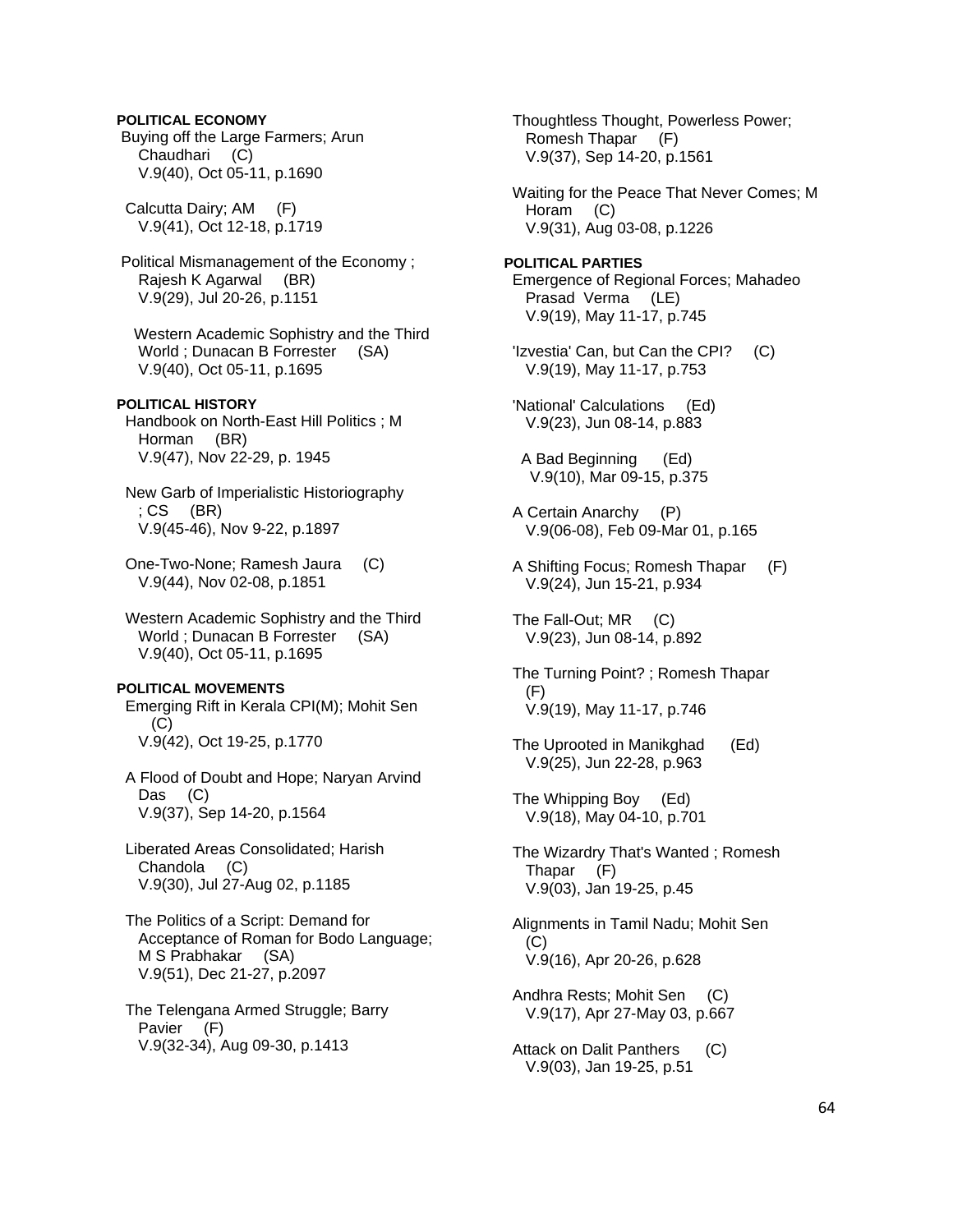**POLITICAL ECONOMY**

Buying off the Large Farmers; Arun Chaudhari (C)
V.9(40), Oct 05-11, p.1690

Calcutta Dairy; AM (F)
V.9(41), Oct 12-18, p.1719

Political Mismanagement of the Economy ; Rajesh K Agarwal (BR)
V.9(29), Jul 20-26, p.1151

Western Academic Sophistry and the Third World ; Dunacan B Forrester (SA)
V.9(40), Oct 05-11, p.1695

**POLITICAL HISTORY**

Handbook on North-East Hill Politics ; M Horman (BR)
V.9(47), Nov 22-29, p. 1945

New Garb of Imperialistic Historiography ; CS (BR)
V.9(45-46), Nov 9-22, p.1897

One-Two-None; Ramesh Jaura (C)
V.9(44), Nov 02-08, p.1851

Western Academic Sophistry and the Third World ; Dunacan B Forrester (SA)
V.9(40), Oct 05-11, p.1695

**POLITICAL MOVEMENTS**

Emerging Rift in Kerala CPI(M); Mohit Sen (C)
V.9(42), Oct 19-25, p.1770

A Flood of Doubt and Hope; Naryan Arvind Das (C)
V.9(37), Sep 14-20, p.1564

Liberated Areas Consolidated; Harish Chandola (C)
V.9(30), Jul 27-Aug 02, p.1185

The Politics of a Script: Demand for Acceptance of Roman for Bodo Language; M S Prabhakar (SA)
V.9(51), Dec 21-27, p.2097

The Telengana Armed Struggle; Barry Pavier (F)
V.9(32-34), Aug 09-30, p.1413

Thoughtless Thought, Powerless Power; Romesh Thapar (F)
V.9(37), Sep 14-20, p.1561

Waiting for the Peace That Never Comes; M Horam (C)
V.9(31), Aug 03-08, p.1226

**POLITICAL PARTIES**

Emergence of Regional Forces; Mahadeo Prasad Verma (LE)
V.9(19), May 11-17, p.745

'Izvestia' Can, but Can the CPI? (C)
V.9(19), May 11-17, p.753

'National' Calculations (Ed)
V.9(23), Jun 08-14, p.883

A Bad Beginning (Ed)
V.9(10), Mar 09-15, p.375

A Certain Anarchy (P)
V.9(06-08), Feb 09-Mar 01, p.165

A Shifting Focus; Romesh Thapar (F)
V.9(24), Jun 15-21, p.934

The Fall-Out; MR (C)
V.9(23), Jun 08-14, p.892

The Turning Point? ; Romesh Thapar (F)
V.9(19), May 11-17, p.746

The Uprooted in Manikghad (Ed)
V.9(25), Jun 22-28, p.963

The Whipping Boy (Ed)
V.9(18), May 04-10, p.701

The Wizardry That's Wanted ; Romesh Thapar (F)
V.9(03), Jan 19-25, p.45

Alignments in Tamil Nadu; Mohit Sen (C)
V.9(16), Apr 20-26, p.628

Andhra Rests; Mohit Sen (C)
V.9(17), Apr 27-May 03, p.667

Attack on Dalit Panthers (C)
V.9(03), Jan 19-25, p.51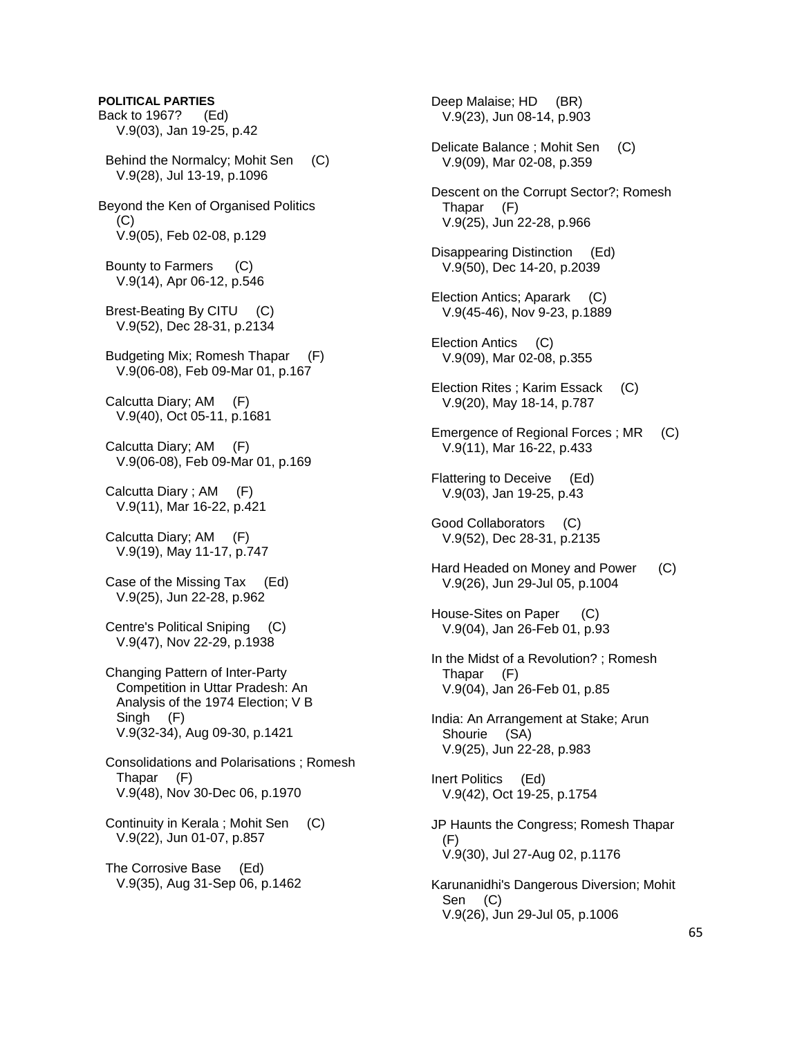**POLITICAL PARTIES**

Back to 1967? (Ed)
V.9(03), Jan 19-25, p.42

Behind the Normalcy; Mohit Sen (C)
V.9(28), Jul 13-19, p.1096

Beyond the Ken of Organised Politics (C)
V.9(05), Feb 02-08, p.129

Bounty to Farmers (C)
V.9(14), Apr 06-12, p.546

Brest-Beating By CITU (C)
V.9(52), Dec 28-31, p.2134

Budgeting Mix; Romesh Thapar (F)
V.9(06-08), Feb 09-Mar 01, p.167

Calcutta Diary; AM (F)
V.9(40), Oct 05-11, p.1681

Calcutta Diary; AM (F)
V.9(06-08), Feb 09-Mar 01, p.169

Calcutta Diary ; AM (F)
V.9(11), Mar 16-22, p.421

Calcutta Diary; AM (F)
V.9(19), May 11-17, p.747

Case of the Missing Tax (Ed)
V.9(25), Jun 22-28, p.962

Centre's Political Sniping (C)
V.9(47), Nov 22-29, p.1938

Changing Pattern of Inter-Party Competition in Uttar Pradesh: An Analysis of the 1974 Election; V B Singh (F)
V.9(32-34), Aug 09-30, p.1421

Consolidations and Polarisations ; Romesh Thapar (F)
V.9(48), Nov 30-Dec 06, p.1970

Continuity in Kerala ; Mohit Sen (C)
V.9(22), Jun 01-07, p.857

The Corrosive Base (Ed)
V.9(35), Aug 31-Sep 06, p.1462

Deep Malaise; HD (BR)
V.9(23), Jun 08-14, p.903

Delicate Balance ; Mohit Sen (C)
V.9(09), Mar 02-08, p.359

Descent on the Corrupt Sector?; Romesh Thapar (F)
V.9(25), Jun 22-28, p.966

Disappearing Distinction (Ed)
V.9(50), Dec 14-20, p.2039

Election Antics; Aparark (C)
V.9(45-46), Nov 9-23, p.1889

Election Antics (C)
V.9(09), Mar 02-08, p.355

Election Rites ; Karim Essack (C)
V.9(20), May 18-14, p.787

Emergence of Regional Forces ; MR (C)
V.9(11), Mar 16-22, p.433

Flattering to Deceive (Ed)
V.9(03), Jan 19-25, p.43

Good Collaborators (C)
V.9(52), Dec 28-31, p.2135

Hard Headed on Money and Power (C)
V.9(26), Jun 29-Jul 05, p.1004

House-Sites on Paper (C)
V.9(04), Jan 26-Feb 01, p.93

In the Midst of a Revolution? ; Romesh Thapar (F)
V.9(04), Jan 26-Feb 01, p.85

India: An Arrangement at Stake; Arun Shourie (SA)
V.9(25), Jun 22-28, p.983

Inert Politics (Ed)
V.9(42), Oct 19-25, p.1754

JP Haunts the Congress; Romesh Thapar (F)
V.9(30), Jul 27-Aug 02, p.1176

Karunanidhi's Dangerous Diversion; Mohit Sen (C)
V.9(26), Jun 29-Jul 05, p.1006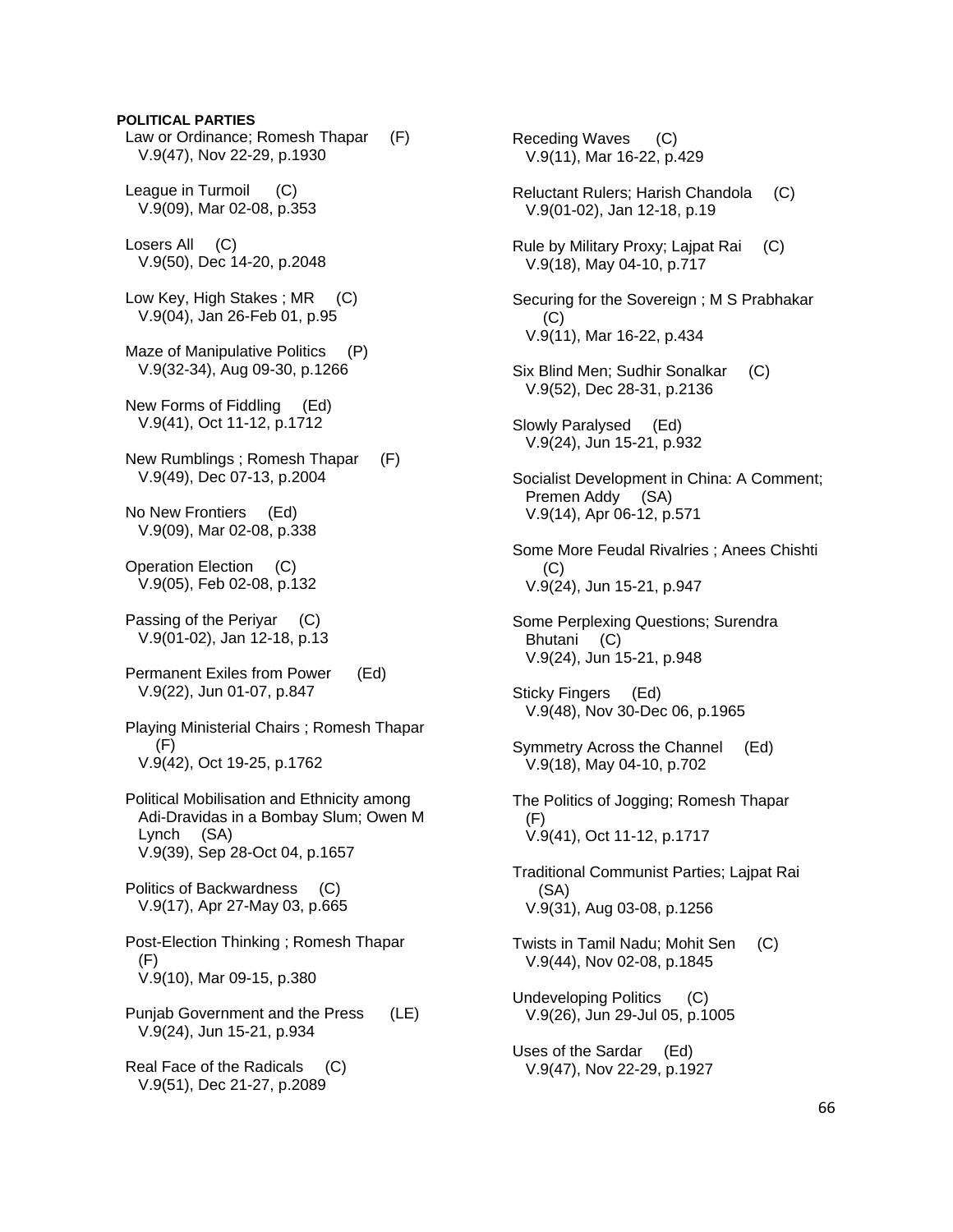**POLITICAL PARTIES**

Law or Ordinance; Romesh Thapar (F)
V.9(47), Nov 22-29, p.1930

League in Turmoil (C)
V.9(09), Mar 02-08, p.353

Losers All (C)
V.9(50), Dec 14-20, p.2048

Low Key, High Stakes ; MR (C)
V.9(04), Jan 26-Feb 01, p.95

Maze of Manipulative Politics (P)
V.9(32-34), Aug 09-30, p.1266

New Forms of Fiddling (Ed)
V.9(41), Oct 11-12, p.1712

New Rumblings ; Romesh Thapar (F)
V.9(49), Dec 07-13, p.2004

No New Frontiers (Ed)
V.9(09), Mar 02-08, p.338

Operation Election (C)
V.9(05), Feb 02-08, p.132

Passing of the Periyar (C)
V.9(01-02), Jan 12-18, p.13

Permanent Exiles from Power (Ed)
V.9(22), Jun 01-07, p.847

Playing Ministerial Chairs ; Romesh Thapar (F)
V.9(42), Oct 19-25, p.1762

Political Mobilisation and Ethnicity among Adi-Dravidas in a Bombay Slum; Owen M Lynch (SA)
V.9(39), Sep 28-Oct 04, p.1657

Politics of Backwardness (C)
V.9(17), Apr 27-May 03, p.665

Post-Election Thinking ; Romesh Thapar (F)
V.9(10), Mar 09-15, p.380

Punjab Government and the Press (LE)
V.9(24), Jun 15-21, p.934

Real Face of the Radicals (C)
V.9(51), Dec 21-27, p.2089

Receding Waves (C)
V.9(11), Mar 16-22, p.429

Reluctant Rulers; Harish Chandola (C)
V.9(01-02), Jan 12-18, p.19

Rule by Military Proxy; Lajpat Rai (C)
V.9(18), May 04-10, p.717

Securing for the Sovereign ; M S Prabhakar (C)
V.9(11), Mar 16-22, p.434

Six Blind Men; Sudhir Sonalkar (C)
V.9(52), Dec 28-31, p.2136

Slowly Paralysed (Ed)
V.9(24), Jun 15-21, p.932

Socialist Development in China: A Comment; Premen Addy (SA)
V.9(14), Apr 06-12, p.571

Some More Feudal Rivalries ; Anees Chishti (C)
V.9(24), Jun 15-21, p.947

Some Perplexing Questions; Surendra Bhutani (C)
V.9(24), Jun 15-21, p.948

Sticky Fingers (Ed)
V.9(48), Nov 30-Dec 06, p.1965

Symmetry Across the Channel (Ed)
V.9(18), May 04-10, p.702

The Politics of Jogging; Romesh Thapar (F)
V.9(41), Oct 11-12, p.1717

Traditional Communist Parties; Lajpat Rai (SA)
V.9(31), Aug 03-08, p.1256

Twists in Tamil Nadu; Mohit Sen (C)
V.9(44), Nov 02-08, p.1845

Undeveloping Politics (C)
V.9(26), Jun 29-Jul 05, p.1005

Uses of the Sardar (Ed)
V.9(47), Nov 22-29, p.1927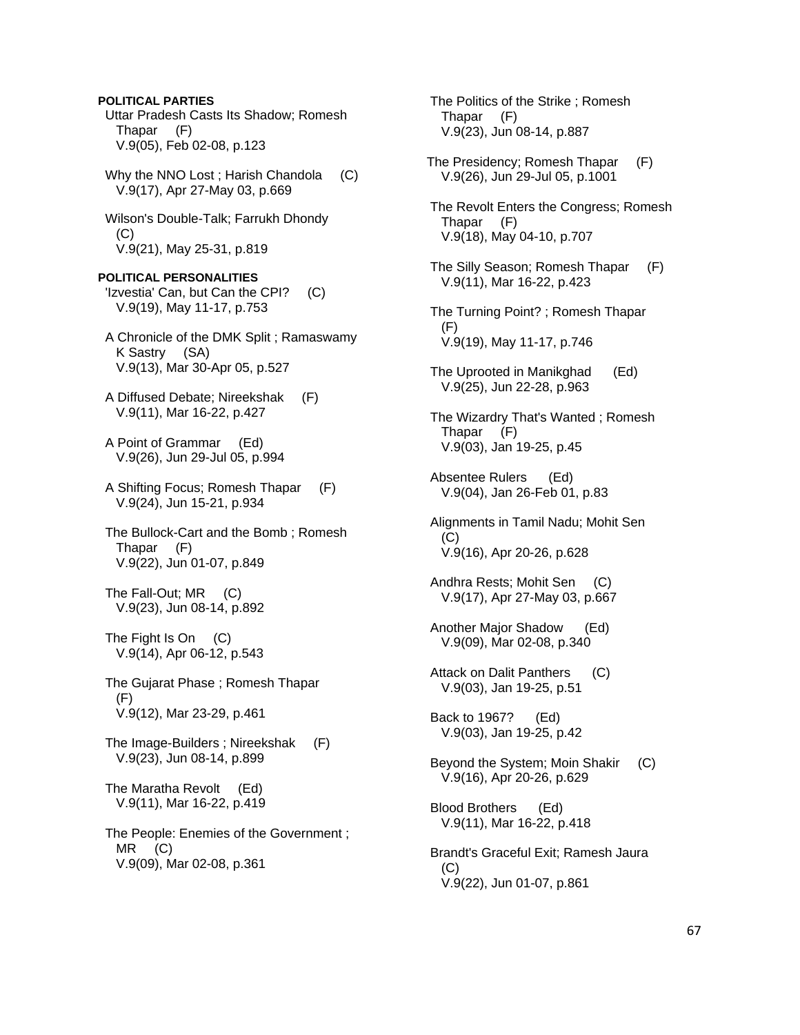**POLITICAL PARTIES**

Uttar Pradesh Casts Its Shadow; Romesh Thapar (F)
V.9(05), Feb 02-08, p.123

Why the NNO Lost ; Harish Chandola (C)
V.9(17), Apr 27-May 03, p.669

Wilson's Double-Talk; Farrukh Dhondy (C)
V.9(21), May 25-31, p.819

**POLITICAL PERSONALITIES**

'Izvestia' Can, but Can the CPI? (C)
V.9(19), May 11-17, p.753

A Chronicle of the DMK Split ; Ramaswamy K Sastry (SA)
V.9(13), Mar 30-Apr 05, p.527

A Diffused Debate; Nireekshak (F)
V.9(11), Mar 16-22, p.427

A Point of Grammar (Ed)
V.9(26), Jun 29-Jul 05, p.994

A Shifting Focus; Romesh Thapar (F)
V.9(24), Jun 15-21, p.934

The Bullock-Cart and the Bomb ; Romesh Thapar (F)
V.9(22), Jun 01-07, p.849

The Fall-Out; MR (C)
V.9(23), Jun 08-14, p.892

The Fight Is On (C)
V.9(14), Apr 06-12, p.543

The Gujarat Phase ; Romesh Thapar (F)
V.9(12), Mar 23-29, p.461

The Image-Builders ; Nireekshak (F)
V.9(23), Jun 08-14, p.899

The Maratha Revolt (Ed)
V.9(11), Mar 16-22, p.419

The People: Enemies of the Government ; MR (C)
V.9(09), Mar 02-08, p.361

The Politics of the Strike ; Romesh Thapar (F)
V.9(23), Jun 08-14, p.887

The Presidency; Romesh Thapar (F)
V.9(26), Jun 29-Jul 05, p.1001

The Revolt Enters the Congress; Romesh Thapar (F)
V.9(18), May 04-10, p.707

The Silly Season; Romesh Thapar (F)
V.9(11), Mar 16-22, p.423

The Turning Point? ; Romesh Thapar (F)
V.9(19), May 11-17, p.746

The Uprooted in Manikghad (Ed)
V.9(25), Jun 22-28, p.963

The Wizardry That's Wanted ; Romesh Thapar (F)
V.9(03), Jan 19-25, p.45

Absentee Rulers (Ed)
V.9(04), Jan 26-Feb 01, p.83

Alignments in Tamil Nadu; Mohit Sen (C)
V.9(16), Apr 20-26, p.628

Andhra Rests; Mohit Sen (C)
V.9(17), Apr 27-May 03, p.667

Another Major Shadow (Ed)
V.9(09), Mar 02-08, p.340

Attack on Dalit Panthers (C)
V.9(03), Jan 19-25, p.51

Back to 1967? (Ed)
V.9(03), Jan 19-25, p.42

Beyond the System; Moin Shakir (C)
V.9(16), Apr 20-26, p.629

Blood Brothers (Ed)
V.9(11), Mar 16-22, p.418

Brandt's Graceful Exit; Ramesh Jaura (C)
V.9(22), Jun 01-07, p.861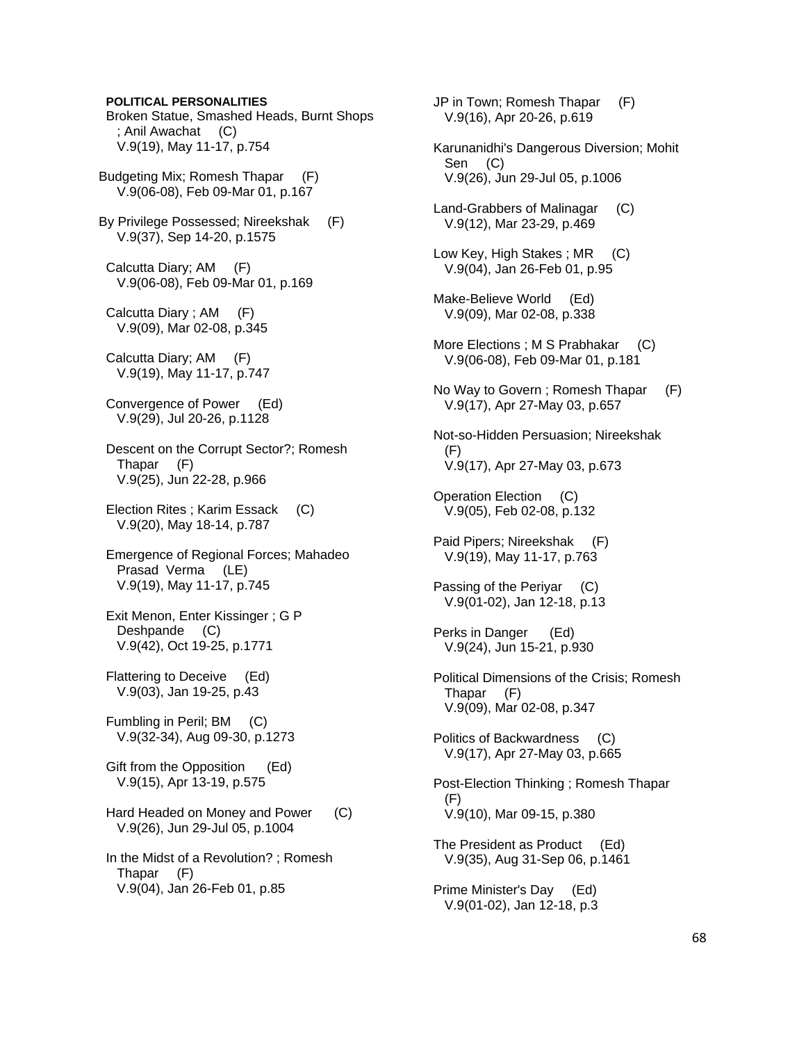**POLITICAL PERSONALITIES**

Broken Statue, Smashed Heads, Burnt Shops ; Anil Awachat (C)
V.9(19), May 11-17, p.754

Budgeting Mix; Romesh Thapar (F)
V.9(06-08), Feb 09-Mar 01, p.167

By Privilege Possessed; Nireekshak (F)
V.9(37), Sep 14-20, p.1575

Calcutta Diary; AM (F)
V.9(06-08), Feb 09-Mar 01, p.169

Calcutta Diary ; AM (F)
V.9(09), Mar 02-08, p.345

Calcutta Diary; AM (F)
V.9(19), May 11-17, p.747

Convergence of Power (Ed)
V.9(29), Jul 20-26, p.1128

Descent on the Corrupt Sector?; Romesh Thapar (F)
V.9(25), Jun 22-28, p.966

Election Rites ; Karim Essack (C)
V.9(20), May 18-14, p.787

Emergence of Regional Forces; Mahadeo Prasad Verma (LE)
V.9(19), May 11-17, p.745

Exit Menon, Enter Kissinger ; G P Deshpande (C)
V.9(42), Oct 19-25, p.1771

Flattering to Deceive (Ed)
V.9(03), Jan 19-25, p.43

Fumbling in Peril; BM (C)
V.9(32-34), Aug 09-30, p.1273

Gift from the Opposition (Ed)
V.9(15), Apr 13-19, p.575

Hard Headed on Money and Power (C)
V.9(26), Jun 29-Jul 05, p.1004

In the Midst of a Revolution? ; Romesh Thapar (F)
V.9(04), Jan 26-Feb 01, p.85

JP in Town; Romesh Thapar (F)
V.9(16), Apr 20-26, p.619

Karunanidhi's Dangerous Diversion; Mohit Sen (C)
V.9(26), Jun 29-Jul 05, p.1006

Land-Grabbers of Malinagar (C)
V.9(12), Mar 23-29, p.469

Low Key, High Stakes ; MR (C)
V.9(04), Jan 26-Feb 01, p.95

Make-Believe World (Ed)
V.9(09), Mar 02-08, p.338

More Elections ; M S Prabhakar (C)
V.9(06-08), Feb 09-Mar 01, p.181

No Way to Govern ; Romesh Thapar (F)
V.9(17), Apr 27-May 03, p.657

Not-so-Hidden Persuasion; Nireekshak (F)
V.9(17), Apr 27-May 03, p.673

Operation Election (C)
V.9(05), Feb 02-08, p.132

Paid Pipers; Nireekshak (F)
V.9(19), May 11-17, p.763

Passing of the Periyar (C)
V.9(01-02), Jan 12-18, p.13

Perks in Danger (Ed)
V.9(24), Jun 15-21, p.930

Political Dimensions of the Crisis; Romesh Thapar (F)
V.9(09), Mar 02-08, p.347

Politics of Backwardness (C)
V.9(17), Apr 27-May 03, p.665

Post-Election Thinking ; Romesh Thapar (F)
V.9(10), Mar 09-15, p.380

The President as Product (Ed)
V.9(35), Aug 31-Sep 06, p.1461

Prime Minister's Day (Ed)
V.9(01-02), Jan 12-18, p.3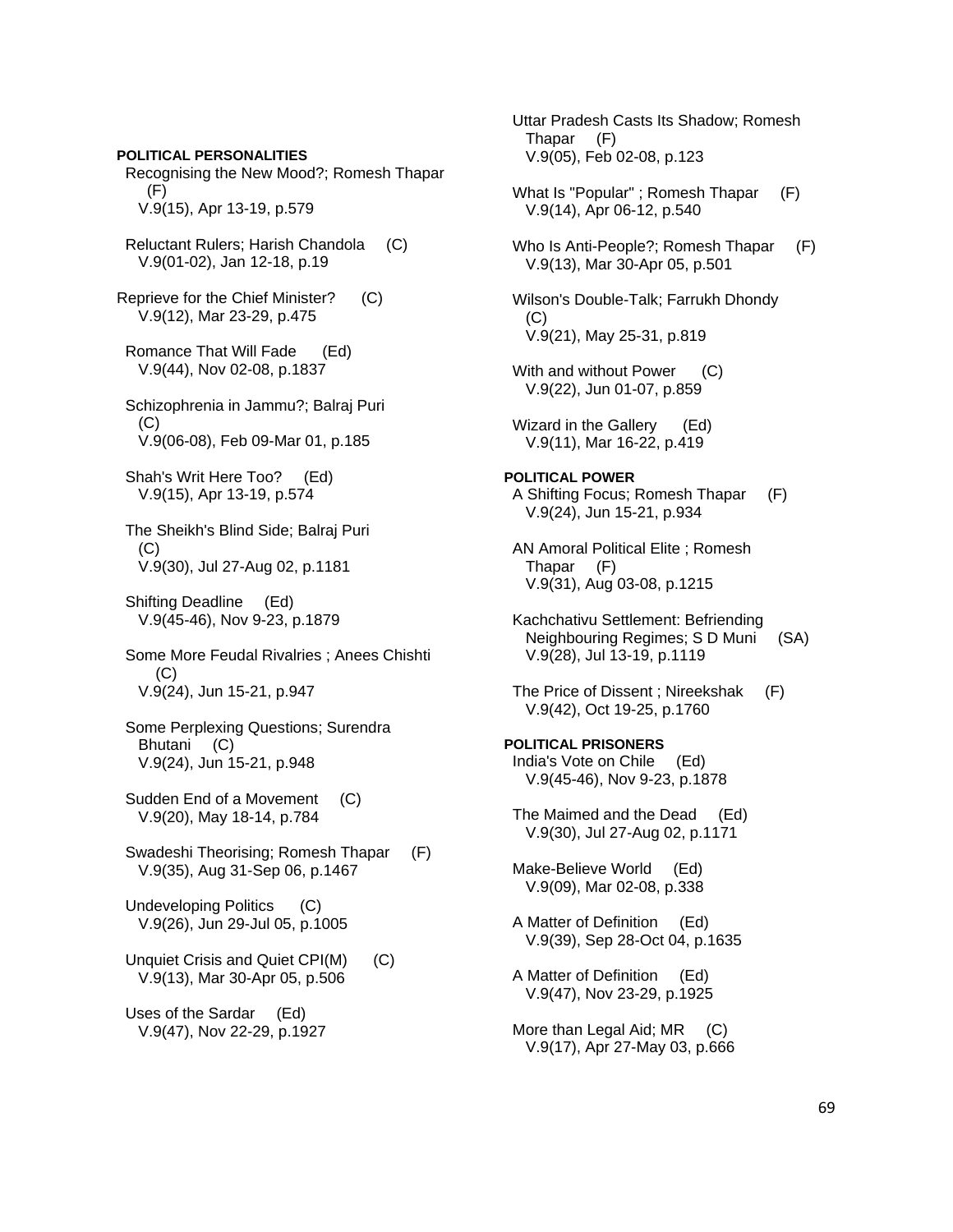**POLITICAL PERSONALITIES**

Recognising the New Mood?; Romesh Thapar (F)
V.9(15), Apr 13-19, p.579

Reluctant Rulers; Harish Chandola (C)
V.9(01-02), Jan 12-18, p.19

Reprieve for the Chief Minister? (C)
V.9(12), Mar 23-29, p.475

Romance That Will Fade (Ed)
V.9(44), Nov 02-08, p.1837

Schizophrenia in Jammu?; Balraj Puri (C)
V.9(06-08), Feb 09-Mar 01, p.185

Shah's Writ Here Too? (Ed)
V.9(15), Apr 13-19, p.574

The Sheikh's Blind Side; Balraj Puri (C)
V.9(30), Jul 27-Aug 02, p.1181

Shifting Deadline (Ed)
V.9(45-46), Nov 9-23, p.1879

Some More Feudal Rivalries ; Anees Chishti (C)
V.9(24), Jun 15-21, p.947

Some Perplexing Questions; Surendra Bhutani (C)
V.9(24), Jun 15-21, p.948

Sudden End of a Movement (C)
V.9(20), May 18-14, p.784

Swadeshi Theorising; Romesh Thapar (F)
V.9(35), Aug 31-Sep 06, p.1467

Undeveloping Politics (C)
V.9(26), Jun 29-Jul 05, p.1005

Unquiet Crisis and Quiet CPI(M) (C)
V.9(13), Mar 30-Apr 05, p.506

Uses of the Sardar (Ed)
V.9(47), Nov 22-29, p.1927

Uttar Pradesh Casts Its Shadow; Romesh Thapar (F)
V.9(05), Feb 02-08, p.123

What Is "Popular" ; Romesh Thapar (F)
V.9(14), Apr 06-12, p.540

Who Is Anti-People?; Romesh Thapar (F)
V.9(13), Mar 30-Apr 05, p.501

Wilson's Double-Talk; Farrukh Dhondy (C)
V.9(21), May 25-31, p.819

With and without Power (C)
V.9(22), Jun 01-07, p.859

Wizard in the Gallery (Ed)
V.9(11), Mar 16-22, p.419

**POLITICAL POWER**

A Shifting Focus; Romesh Thapar (F)
V.9(24), Jun 15-21, p.934

AN Amoral Political Elite ; Romesh Thapar (F)
V.9(31), Aug 03-08, p.1215

Kachchativu Settlement: Befriending Neighbouring Regimes; S D Muni (SA)
V.9(28), Jul 13-19, p.1119

The Price of Dissent ; Nireekshak (F)
V.9(42), Oct 19-25, p.1760

**POLITICAL PRISONERS**

India's Vote on Chile (Ed)
V.9(45-46), Nov 9-23, p.1878

The Maimed and the Dead (Ed)
V.9(30), Jul 27-Aug 02, p.1171

Make-Believe World (Ed)
V.9(09), Mar 02-08, p.338

A Matter of Definition (Ed)
V.9(39), Sep 28-Oct 04, p.1635

A Matter of Definition (Ed)
V.9(47), Nov 23-29, p.1925

More than Legal Aid; MR (C)
V.9(17), Apr 27-May 03, p.666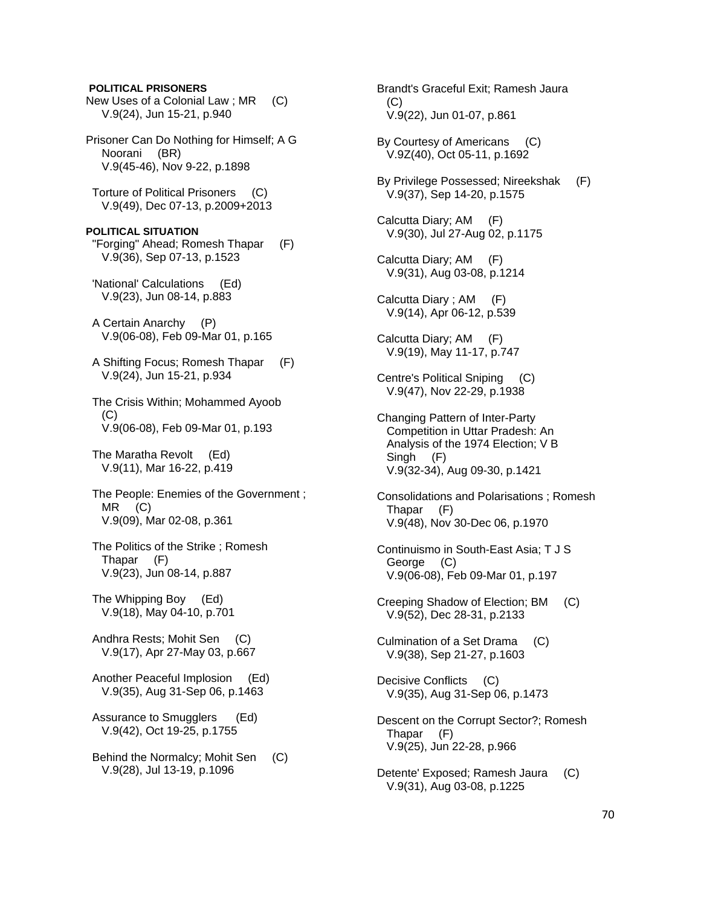**POLITICAL PRISONERS**

New Uses of a Colonial Law ; MR (C)
V.9(24), Jun 15-21, p.940

Prisoner Can Do Nothing for Himself; A G Noorani (BR)
V.9(45-46), Nov 9-22, p.1898

Torture of Political Prisoners (C)
V.9(49), Dec 07-13, p.2009+2013

**POLITICAL SITUATION**

"Forging" Ahead; Romesh Thapar (F)
V.9(36), Sep 07-13, p.1523

'National' Calculations (Ed)
V.9(23), Jun 08-14, p.883

A Certain Anarchy (P)
V.9(06-08), Feb 09-Mar 01, p.165

A Shifting Focus; Romesh Thapar (F)
V.9(24), Jun 15-21, p.934

The Crisis Within; Mohammed Ayoob (C)
V.9(06-08), Feb 09-Mar 01, p.193

The Maratha Revolt (Ed)
V.9(11), Mar 16-22, p.419

The People: Enemies of the Government ; MR (C)
V.9(09), Mar 02-08, p.361

The Politics of the Strike ; Romesh Thapar (F)
V.9(23), Jun 08-14, p.887

The Whipping Boy (Ed)
V.9(18), May 04-10, p.701

Andhra Rests; Mohit Sen (C)
V.9(17), Apr 27-May 03, p.667

Another Peaceful Implosion (Ed)
V.9(35), Aug 31-Sep 06, p.1463

Assurance to Smugglers (Ed)
V.9(42), Oct 19-25, p.1755

Behind the Normalcy; Mohit Sen (C)
V.9(28), Jul 13-19, p.1096

Brandt's Graceful Exit; Ramesh Jaura (C)
V.9(22), Jun 01-07, p.861

By Courtesy of Americans (C)
V.9Z(40), Oct 05-11, p.1692

By Privilege Possessed; Nireekshak (F)
V.9(37), Sep 14-20, p.1575

Calcutta Diary; AM (F)
V.9(30), Jul 27-Aug 02, p.1175

Calcutta Diary; AM (F)
V.9(31), Aug 03-08, p.1214

Calcutta Diary ; AM (F)
V.9(14), Apr 06-12, p.539

Calcutta Diary; AM (F)
V.9(19), May 11-17, p.747

Centre's Political Sniping (C)
V.9(47), Nov 22-29, p.1938

Changing Pattern of Inter-Party Competition in Uttar Pradesh: An Analysis of the 1974 Election; V B Singh (F)
V.9(32-34), Aug 09-30, p.1421

Consolidations and Polarisations ; Romesh Thapar (F)
V.9(48), Nov 30-Dec 06, p.1970

Continuismo in South-East Asia; T J S George (C)
V.9(06-08), Feb 09-Mar 01, p.197

Creeping Shadow of Election; BM (C)
V.9(52), Dec 28-31, p.2133

Culmination of a Set Drama (C)
V.9(38), Sep 21-27, p.1603

Decisive Conflicts (C)
V.9(35), Aug 31-Sep 06, p.1473

Descent on the Corrupt Sector?; Romesh Thapar (F)
V.9(25), Jun 22-28, p.966

Detente' Exposed; Ramesh Jaura (C)
V.9(31), Aug 03-08, p.1225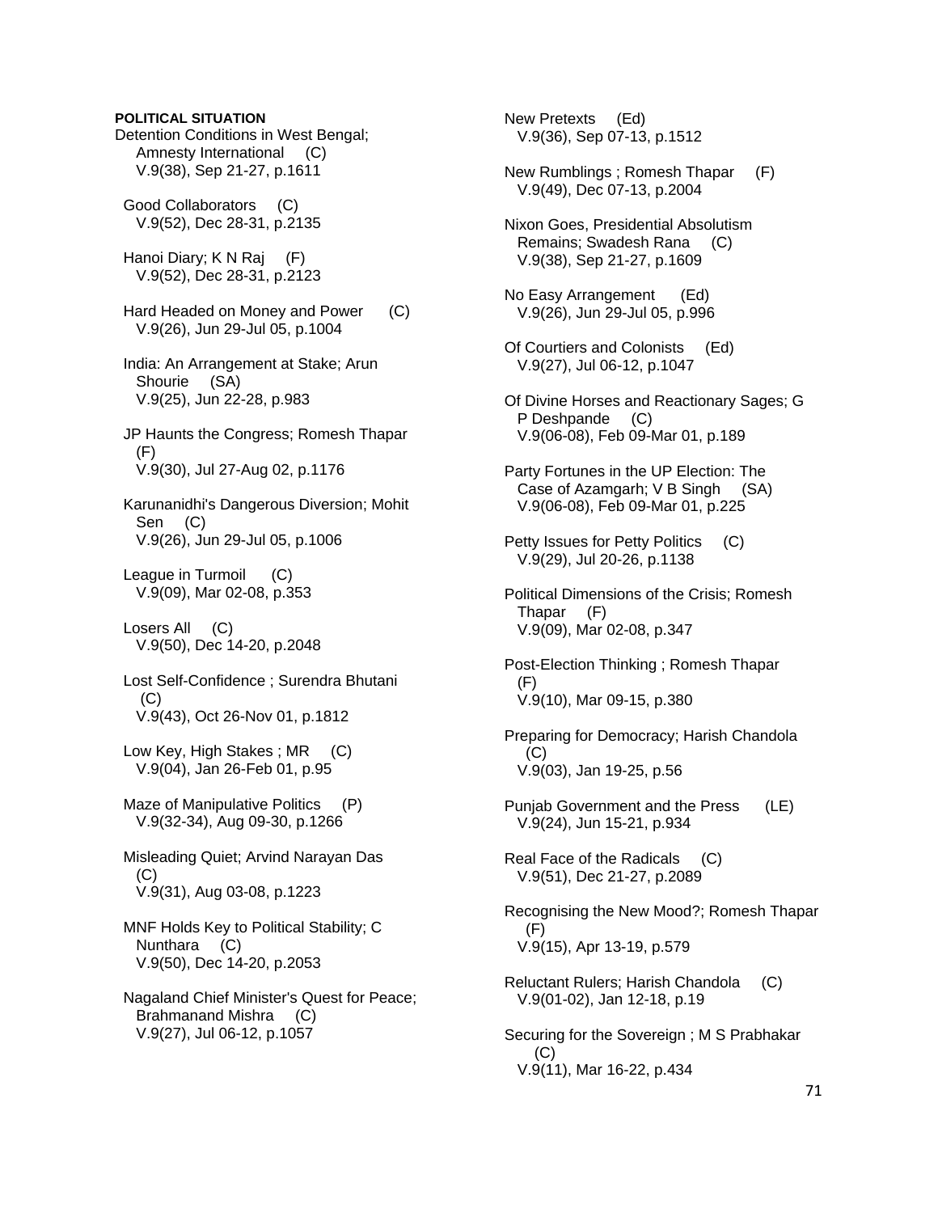**POLITICAL SITUATION**

Detention Conditions in West Bengal; Amnesty International (C)
V.9(38), Sep 21-27, p.1611

Good Collaborators (C)
V.9(52), Dec 28-31, p.2135

Hanoi Diary; K N Raj (F)
V.9(52), Dec 28-31, p.2123

Hard Headed on Money and Power (C)
V.9(26), Jun 29-Jul 05, p.1004

India: An Arrangement at Stake; Arun Shourie (SA)
V.9(25), Jun 22-28, p.983

JP Haunts the Congress; Romesh Thapar (F)
V.9(30), Jul 27-Aug 02, p.1176

Karunanidhi's Dangerous Diversion; Mohit Sen (C)
V.9(26), Jun 29-Jul 05, p.1006

League in Turmoil (C)
V.9(09), Mar 02-08, p.353

Losers All (C)
V.9(50), Dec 14-20, p.2048

Lost Self-Confidence ; Surendra Bhutani (C)
V.9(43), Oct 26-Nov 01, p.1812

Low Key, High Stakes ; MR (C)
V.9(04), Jan 26-Feb 01, p.95

Maze of Manipulative Politics (P)
V.9(32-34), Aug 09-30, p.1266

Misleading Quiet; Arvind Narayan Das (C)
V.9(31), Aug 03-08, p.1223

MNF Holds Key to Political Stability; C Nunthara (C)
V.9(50), Dec 14-20, p.2053

Nagaland Chief Minister's Quest for Peace; Brahmanand Mishra (C)
V.9(27), Jul 06-12, p.1057

New Pretexts (Ed)
V.9(36), Sep 07-13, p.1512

New Rumblings ; Romesh Thapar (F)
V.9(49), Dec 07-13, p.2004

Nixon Goes, Presidential Absolutism Remains; Swadesh Rana (C)
V.9(38), Sep 21-27, p.1609

No Easy Arrangement (Ed)
V.9(26), Jun 29-Jul 05, p.996

Of Courtiers and Colonists (Ed)
V.9(27), Jul 06-12, p.1047

Of Divine Horses and Reactionary Sages; G P Deshpande (C)
V.9(06-08), Feb 09-Mar 01, p.189

Party Fortunes in the UP Election: The Case of Azamgarh; V B Singh (SA)
V.9(06-08), Feb 09-Mar 01, p.225

Petty Issues for Petty Politics (C)
V.9(29), Jul 20-26, p.1138

Political Dimensions of the Crisis; Romesh Thapar (F)
V.9(09), Mar 02-08, p.347

Post-Election Thinking ; Romesh Thapar (F)
V.9(10), Mar 09-15, p.380

Preparing for Democracy; Harish Chandola (C)
V.9(03), Jan 19-25, p.56

Punjab Government and the Press (LE)
V.9(24), Jun 15-21, p.934

Real Face of the Radicals (C)
V.9(51), Dec 21-27, p.2089

Recognising the New Mood?; Romesh Thapar (F)
V.9(15), Apr 13-19, p.579

Reluctant Rulers; Harish Chandola (C)
V.9(01-02), Jan 12-18, p.19

Securing for the Sovereign ; M S Prabhakar (C)
V.9(11), Mar 16-22, p.434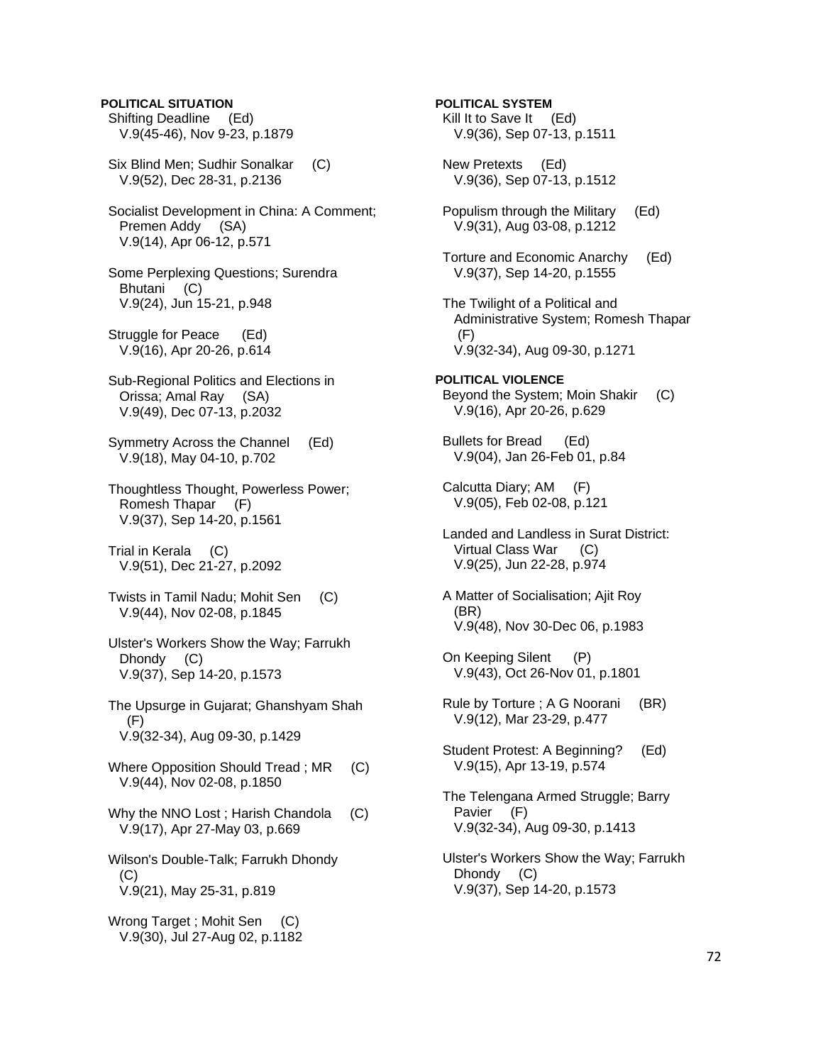**POLITICAL SITUATION**

Shifting Deadline (Ed)
V.9(45-46), Nov 9-23, p.1879

Six Blind Men; Sudhir Sonalkar (C)
V.9(52), Dec 28-31, p.2136

Socialist Development in China: A Comment; Premen Addy (SA)
V.9(14), Apr 06-12, p.571

Some Perplexing Questions; Surendra Bhutani (C)
V.9(24), Jun 15-21, p.948

Struggle for Peace (Ed)
V.9(16), Apr 20-26, p.614

Sub-Regional Politics and Elections in Orissa; Amal Ray (SA)
V.9(49), Dec 07-13, p.2032

Symmetry Across the Channel (Ed)
V.9(18), May 04-10, p.702

Thoughtless Thought, Powerless Power; Romesh Thapar (F)
V.9(37), Sep 14-20, p.1561

Trial in Kerala (C)
V.9(51), Dec 21-27, p.2092

Twists in Tamil Nadu; Mohit Sen (C)
V.9(44), Nov 02-08, p.1845

Ulster's Workers Show the Way; Farrukh Dhondy (C)
V.9(37), Sep 14-20, p.1573

The Upsurge in Gujarat; Ghanshyam Shah (F)
V.9(32-34), Aug 09-30, p.1429

Where Opposition Should Tread ; MR (C)
V.9(44), Nov 02-08, p.1850

Why the NNO Lost ; Harish Chandola (C)
V.9(17), Apr 27-May 03, p.669

Wilson's Double-Talk; Farrukh Dhondy (C)
V.9(21), May 25-31, p.819

Wrong Target ; Mohit Sen (C)
V.9(30), Jul 27-Aug 02, p.1182

**POLITICAL SYSTEM**

Kill It to Save It (Ed)
V.9(36), Sep 07-13, p.1511

New Pretexts (Ed)
V.9(36), Sep 07-13, p.1512

Populism through the Military (Ed)
V.9(31), Aug 03-08, p.1212

Torture and Economic Anarchy (Ed)
V.9(37), Sep 14-20, p.1555

The Twilight of a Political and Administrative System; Romesh Thapar (F)
V.9(32-34), Aug 09-30, p.1271

**POLITICAL VIOLENCE**

Beyond the System; Moin Shakir (C)
V.9(16), Apr 20-26, p.629

Bullets for Bread (Ed)
V.9(04), Jan 26-Feb 01, p.84

Calcutta Diary; AM (F)
V.9(05), Feb 02-08, p.121

Landed and Landless in Surat District: Virtual Class War (C)
V.9(25), Jun 22-28, p.974

A Matter of Socialisation; Ajit Roy (BR)
V.9(48), Nov 30-Dec 06, p.1983

On Keeping Silent (P)
V.9(43), Oct 26-Nov 01, p.1801

Rule by Torture ; A G Noorani (BR)
V.9(12), Mar 23-29, p.477

Student Protest: A Beginning? (Ed)
V.9(15), Apr 13-19, p.574

The Telengana Armed Struggle; Barry Pavier (F)
V.9(32-34), Aug 09-30, p.1413

Ulster's Workers Show the Way; Farrukh Dhondy (C)
V.9(37), Sep 14-20, p.1573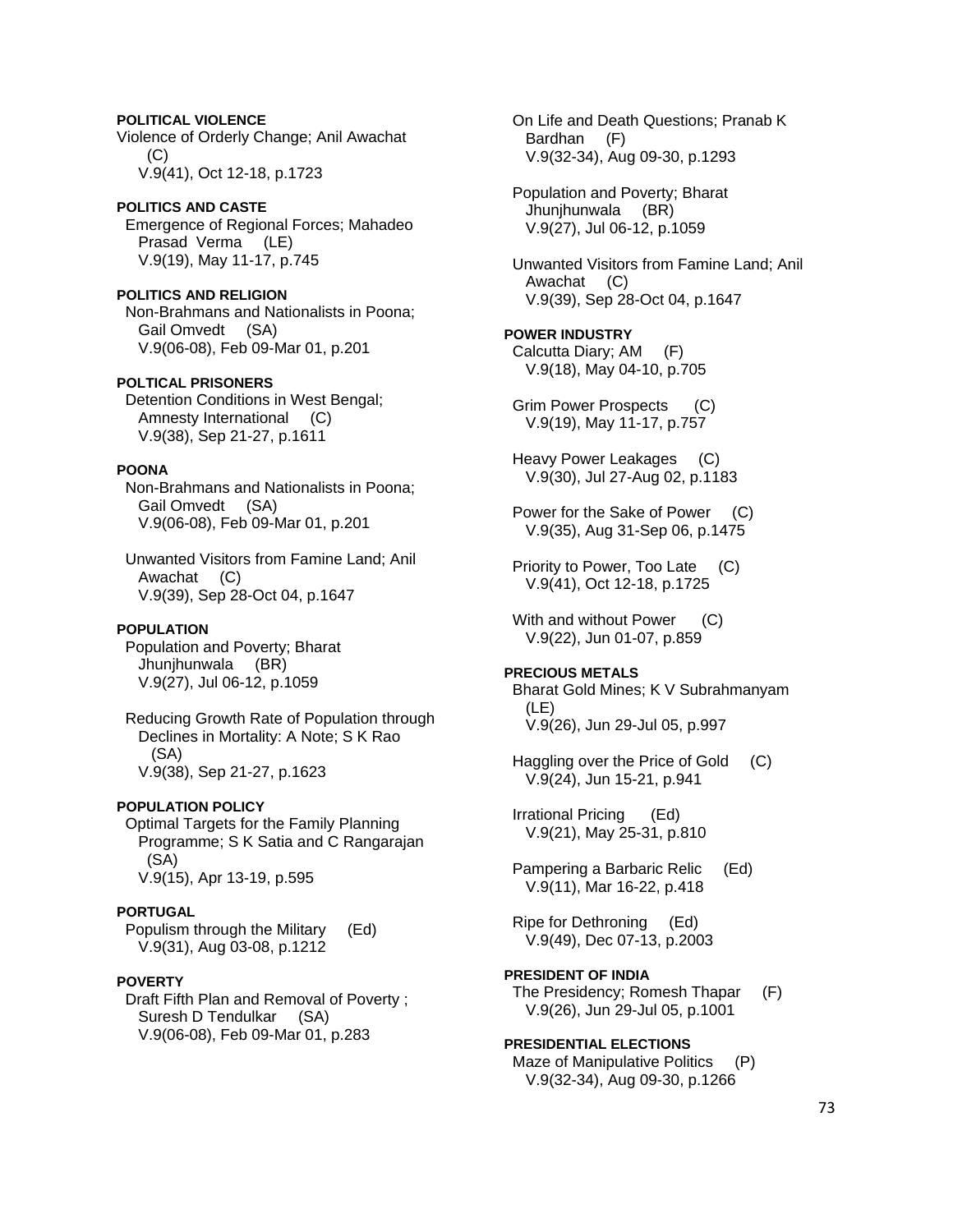**POLITICAL VIOLENCE**
Violence of Orderly Change; Anil Awachat (C)
V.9(41), Oct 12-18, p.1723

**POLITICS AND CASTE**
Emergence of Regional Forces; Mahadeo Prasad Verma (LE)
V.9(19), May 11-17, p.745

**POLITICS AND RELIGION**
Non-Brahmans and Nationalists in Poona; Gail Omvedt (SA)
V.9(06-08), Feb 09-Mar 01, p.201

**POLTICAL PRISONERS**
Detention Conditions in West Bengal; Amnesty International (C)
V.9(38), Sep 21-27, p.1611

**POONA**
Non-Brahmans and Nationalists in Poona; Gail Omvedt (SA)
V.9(06-08), Feb 09-Mar 01, p.201

Unwanted Visitors from Famine Land; Anil Awachat (C)
V.9(39), Sep 28-Oct 04, p.1647

**POPULATION**
Population and Poverty; Bharat Jhunjhunwala (BR)
V.9(27), Jul 06-12, p.1059

Reducing Growth Rate of Population through Declines in Mortality: A Note; S K Rao (SA)
V.9(38), Sep 21-27, p.1623

**POPULATION POLICY**
Optimal Targets for the Family Planning Programme; S K Satia and C Rangarajan (SA)
V.9(15), Apr 13-19, p.595

**PORTUGAL**
Populism through the Military (Ed)
V.9(31), Aug 03-08, p.1212

**POVERTY**
Draft Fifth Plan and Removal of Poverty ; Suresh D Tendulkar (SA)
V.9(06-08), Feb 09-Mar 01, p.283

On Life and Death Questions; Pranab K Bardhan (F)
V.9(32-34), Aug 09-30, p.1293

Population and Poverty; Bharat Jhunjhunwala (BR)
V.9(27), Jul 06-12, p.1059

Unwanted Visitors from Famine Land; Anil Awachat (C)
V.9(39), Sep 28-Oct 04, p.1647

**POWER INDUSTRY**
Calcutta Diary; AM (F)
V.9(18), May 04-10, p.705

Grim Power Prospects (C)
V.9(19), May 11-17, p.757

Heavy Power Leakages (C)
V.9(30), Jul 27-Aug 02, p.1183

Power for the Sake of Power (C)
V.9(35), Aug 31-Sep 06, p.1475

Priority to Power, Too Late (C)
V.9(41), Oct 12-18, p.1725

With and without Power (C)
V.9(22), Jun 01-07, p.859

**PRECIOUS METALS**
Bharat Gold Mines; K V Subrahmanyam (LE)
V.9(26), Jun 29-Jul 05, p.997

Haggling over the Price of Gold (C)
V.9(24), Jun 15-21, p.941

Irrational Pricing (Ed)
V.9(21), May 25-31, p.810

Pampering a Barbaric Relic (Ed)
V.9(11), Mar 16-22, p.418

Ripe for Dethroning (Ed)
V.9(49), Dec 07-13, p.2003

**PRESIDENT OF INDIA**
The Presidency; Romesh Thapar (F)
V.9(26), Jun 29-Jul 05, p.1001

**PRESIDENTIAL ELECTIONS**
Maze of Manipulative Politics (P)
V.9(32-34), Aug 09-30, p.1266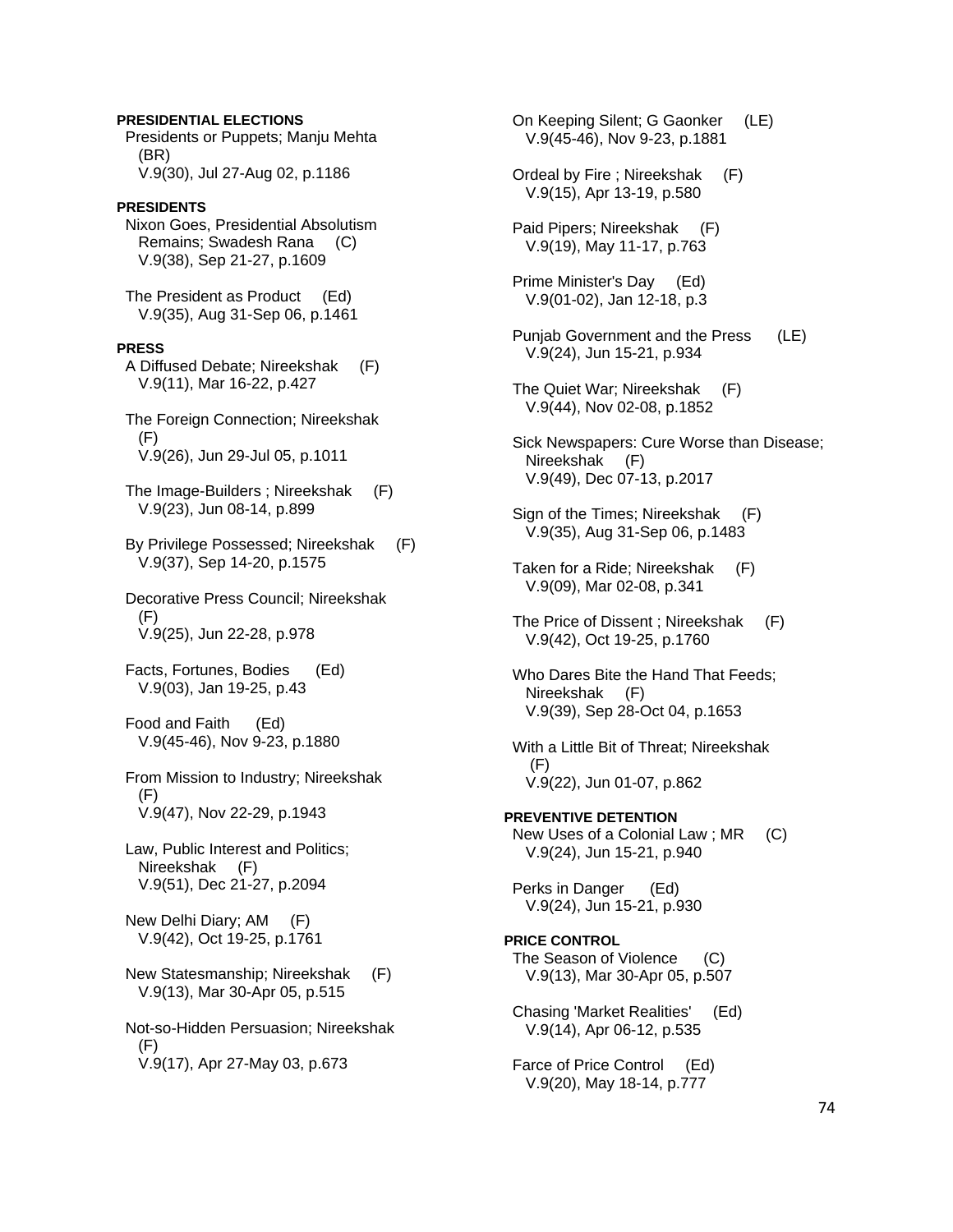**PRESIDENTIAL ELECTIONS**

Presidents or Puppets; Manju Mehta (BR)
V.9(30), Jul 27-Aug 02, p.1186

**PRESIDENTS**

Nixon Goes, Presidential Absolutism Remains; Swadesh Rana (C)
V.9(38), Sep 21-27, p.1609

The President as Product (Ed)
V.9(35), Aug 31-Sep 06, p.1461

**PRESS**

A Diffused Debate; Nireekshak (F)
V.9(11), Mar 16-22, p.427

The Foreign Connection; Nireekshak (F)
V.9(26), Jun 29-Jul 05, p.1011

The Image-Builders ; Nireekshak (F)
V.9(23), Jun 08-14, p.899

By Privilege Possessed; Nireekshak (F)
V.9(37), Sep 14-20, p.1575

Decorative Press Council; Nireekshak (F)
V.9(25), Jun 22-28, p.978

Facts, Fortunes, Bodies (Ed)
V.9(03), Jan 19-25, p.43

Food and Faith (Ed)
V.9(45-46), Nov 9-23, p.1880

From Mission to Industry; Nireekshak (F)
V.9(47), Nov 22-29, p.1943

Law, Public Interest and Politics; Nireekshak (F)
V.9(51), Dec 21-27, p.2094

New Delhi Diary; AM (F)
V.9(42), Oct 19-25, p.1761

New Statesmanship; Nireekshak (F)
V.9(13), Mar 30-Apr 05, p.515

Not-so-Hidden Persuasion; Nireekshak (F)
V.9(17), Apr 27-May 03, p.673

On Keeping Silent; G Gaonker (LE)
V.9(45-46), Nov 9-23, p.1881

Ordeal by Fire ; Nireekshak (F)
V.9(15), Apr 13-19, p.580

Paid Pipers; Nireekshak (F)
V.9(19), May 11-17, p.763

Prime Minister's Day (Ed)
V.9(01-02), Jan 12-18, p.3

Punjab Government and the Press (LE)
V.9(24), Jun 15-21, p.934

The Quiet War; Nireekshak (F)
V.9(44), Nov 02-08, p.1852

Sick Newspapers: Cure Worse than Disease; Nireekshak (F)
V.9(49), Dec 07-13, p.2017

Sign of the Times; Nireekshak (F)
V.9(35), Aug 31-Sep 06, p.1483

Taken for a Ride; Nireekshak (F)
V.9(09), Mar 02-08, p.341

The Price of Dissent ; Nireekshak (F)
V.9(42), Oct 19-25, p.1760

Who Dares Bite the Hand That Feeds; Nireekshak (F)
V.9(39), Sep 28-Oct 04, p.1653

With a Little Bit of Threat; Nireekshak (F)
V.9(22), Jun 01-07, p.862

**PREVENTIVE DETENTION**

New Uses of a Colonial Law ; MR (C)
V.9(24), Jun 15-21, p.940

Perks in Danger (Ed)
V.9(24), Jun 15-21, p.930

**PRICE CONTROL**

The Season of Violence (C)
V.9(13), Mar 30-Apr 05, p.507

Chasing 'Market Realities' (Ed)
V.9(14), Apr 06-12, p.535

Farce of Price Control (Ed)
V.9(20), May 18-14, p.777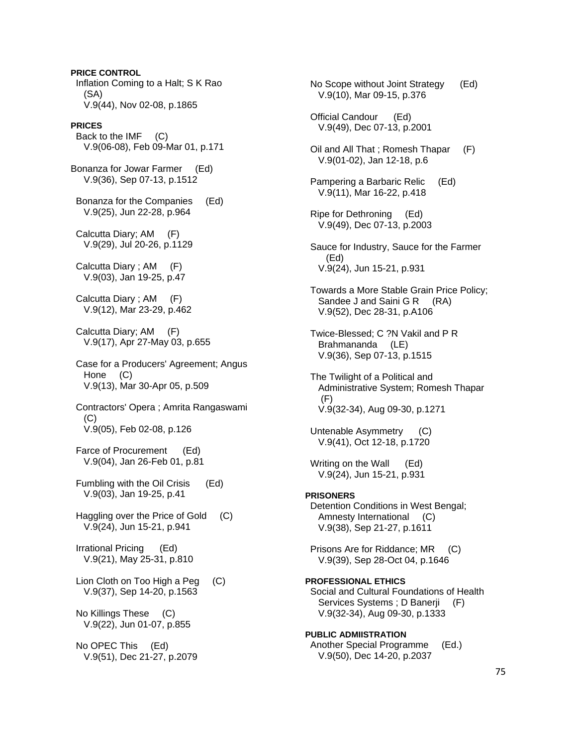**PRICE CONTROL**

Inflation Coming to a Halt; S K Rao (SA)
V.9(44), Nov 02-08, p.1865

**PRICES**

Back to the IMF (C)
V.9(06-08), Feb 09-Mar 01, p.171

Bonanza for Jowar Farmer (Ed)
V.9(36), Sep 07-13, p.1512

Bonanza for the Companies (Ed)
V.9(25), Jun 22-28, p.964

Calcutta Diary; AM (F)
V.9(29), Jul 20-26, p.1129

Calcutta Diary ; AM (F)
V.9(03), Jan 19-25, p.47

Calcutta Diary ; AM (F)
V.9(12), Mar 23-29, p.462

Calcutta Diary; AM (F)
V.9(17), Apr 27-May 03, p.655

Case for a Producers' Agreement; Angus Hone (C)
V.9(13), Mar 30-Apr 05, p.509

Contractors' Opera ; Amrita Rangaswami (C)
V.9(05), Feb 02-08, p.126

Farce of Procurement (Ed)
V.9(04), Jan 26-Feb 01, p.81

Fumbling with the Oil Crisis (Ed)
V.9(03), Jan 19-25, p.41

Haggling over the Price of Gold (C)
V.9(24), Jun 15-21, p.941

Irrational Pricing (Ed)
V.9(21), May 25-31, p.810

Lion Cloth on Too High a Peg (C)
V.9(37), Sep 14-20, p.1563

No Killings These (C)
V.9(22), Jun 01-07, p.855

No OPEC This (Ed)
V.9(51), Dec 21-27, p.2079

No Scope without Joint Strategy (Ed)
V.9(10), Mar 09-15, p.376

Official Candour (Ed)
V.9(49), Dec 07-13, p.2001

Oil and All That ; Romesh Thapar (F)
V.9(01-02), Jan 12-18, p.6

Pampering a Barbaric Relic (Ed)
V.9(11), Mar 16-22, p.418

Ripe for Dethroning (Ed)
V.9(49), Dec 07-13, p.2003

Sauce for Industry, Sauce for the Farmer (Ed)
V.9(24), Jun 15-21, p.931

Towards a More Stable Grain Price Policy; Sandee J and Saini G R (RA)
V.9(52), Dec 28-31, p.A106

Twice-Blessed; C ?N Vakil and P R Brahmananda (LE)
V.9(36), Sep 07-13, p.1515

The Twilight of a Political and Administrative System; Romesh Thapar (F)
V.9(32-34), Aug 09-30, p.1271

Untenable Asymmetry (C)
V.9(41), Oct 12-18, p.1720

Writing on the Wall (Ed)
V.9(24), Jun 15-21, p.931

**PRISONERS**

Detention Conditions in West Bengal; Amnesty International (C)
V.9(38), Sep 21-27, p.1611

Prisons Are for Riddance; MR (C)
V.9(39), Sep 28-Oct 04, p.1646

**PROFESSIONAL ETHICS**

Social and Cultural Foundations of Health Services Systems ; D Banerji (F)
V.9(32-34), Aug 09-30, p.1333

**PUBLIC ADMIISTRATION**

Another Special Programme (Ed.)
V.9(50), Dec 14-20, p.2037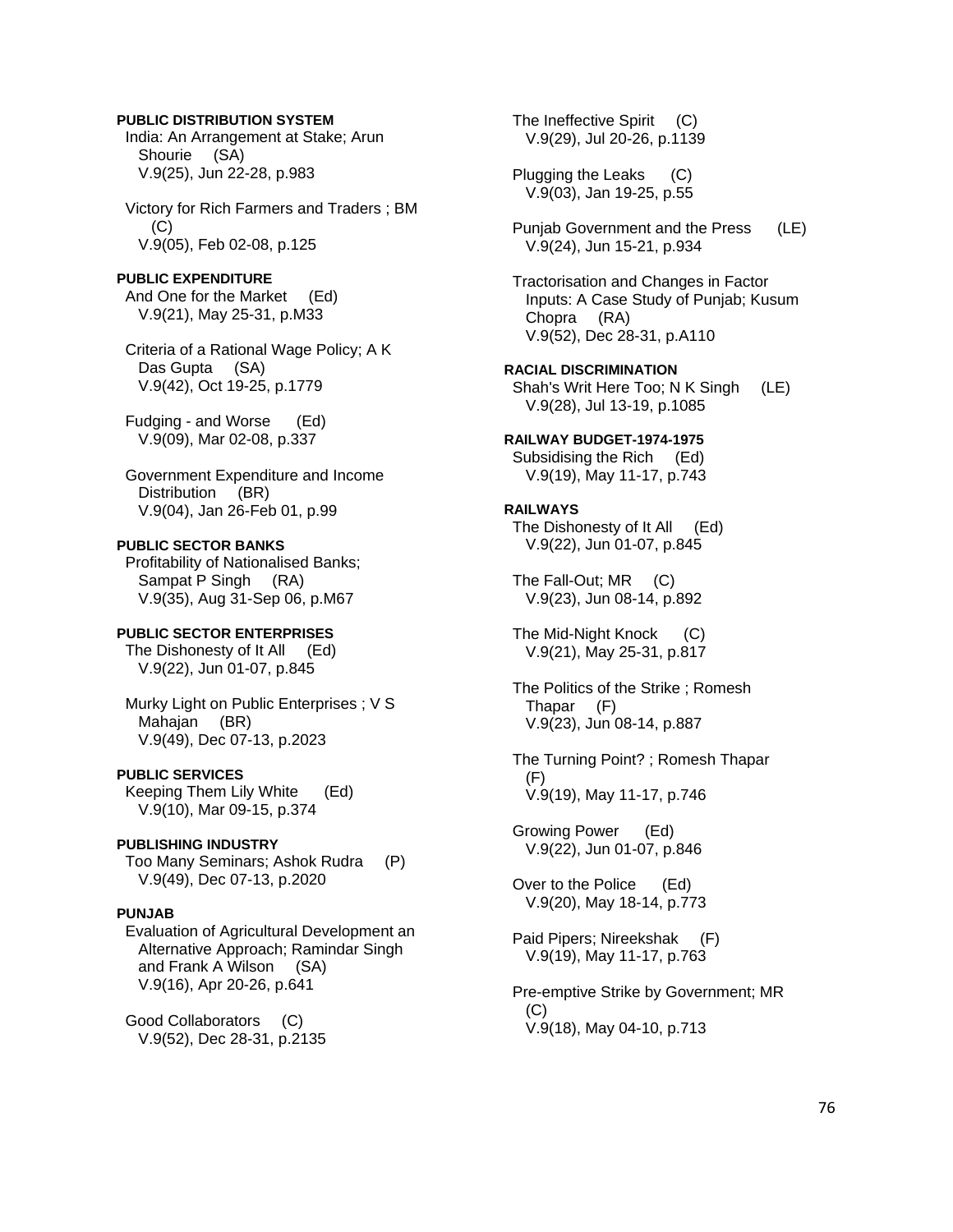**PUBLIC DISTRIBUTION SYSTEM**

India: An Arrangement at Stake; Arun Shourie (SA)
V.9(25), Jun 22-28, p.983

Victory for Rich Farmers and Traders ; BM (C)
V.9(05), Feb 02-08, p.125

**PUBLIC EXPENDITURE**

And One for the Market (Ed)
V.9(21), May 25-31, p.M33

Criteria of a Rational Wage Policy; A K Das Gupta (SA)
V.9(42), Oct 19-25, p.1779

Fudging - and Worse (Ed)
V.9(09), Mar 02-08, p.337

Government Expenditure and Income Distribution (BR)
V.9(04), Jan 26-Feb 01, p.99

**PUBLIC SECTOR BANKS**

Profitability of Nationalised Banks; Sampat P Singh (RA)
V.9(35), Aug 31-Sep 06, p.M67

**PUBLIC SECTOR ENTERPRISES**

The Dishonesty of It All (Ed)
V.9(22), Jun 01-07, p.845

Murky Light on Public Enterprises ; V S Mahajan (BR)
V.9(49), Dec 07-13, p.2023

**PUBLIC SERVICES**

Keeping Them Lily White (Ed)
V.9(10), Mar 09-15, p.374

**PUBLISHING INDUSTRY**

Too Many Seminars; Ashok Rudra (P)
V.9(49), Dec 07-13, p.2020

**PUNJAB**

Evaluation of Agricultural Development an Alternative Approach; Ramindar Singh and Frank A Wilson (SA)
V.9(16), Apr 20-26, p.641

Good Collaborators (C)
V.9(52), Dec 28-31, p.2135

The Ineffective Spirit (C)
V.9(29), Jul 20-26, p.1139

Plugging the Leaks (C)
V.9(03), Jan 19-25, p.55

Punjab Government and the Press (LE)
V.9(24), Jun 15-21, p.934

Tractorisation and Changes in Factor Inputs: A Case Study of Punjab; Kusum Chopra (RA)
V.9(52), Dec 28-31, p.A110

**RACIAL DISCRIMINATION**

Shah's Writ Here Too; N K Singh (LE)
V.9(28), Jul 13-19, p.1085

**RAILWAY BUDGET-1974-1975**

Subsidising the Rich (Ed)
V.9(19), May 11-17, p.743

**RAILWAYS**

The Dishonesty of It All (Ed)
V.9(22), Jun 01-07, p.845

The Fall-Out; MR (C)
V.9(23), Jun 08-14, p.892

The Mid-Night Knock (C)
V.9(21), May 25-31, p.817

The Politics of the Strike ; Romesh Thapar (F)
V.9(23), Jun 08-14, p.887

The Turning Point? ; Romesh Thapar (F)
V.9(19), May 11-17, p.746

Growing Power (Ed)
V.9(22), Jun 01-07, p.846

Over to the Police (Ed)
V.9(20), May 18-14, p.773

Paid Pipers; Nireekshak (F)
V.9(19), May 11-17, p.763

Pre-emptive Strike by Government; MR (C)
V.9(18), May 04-10, p.713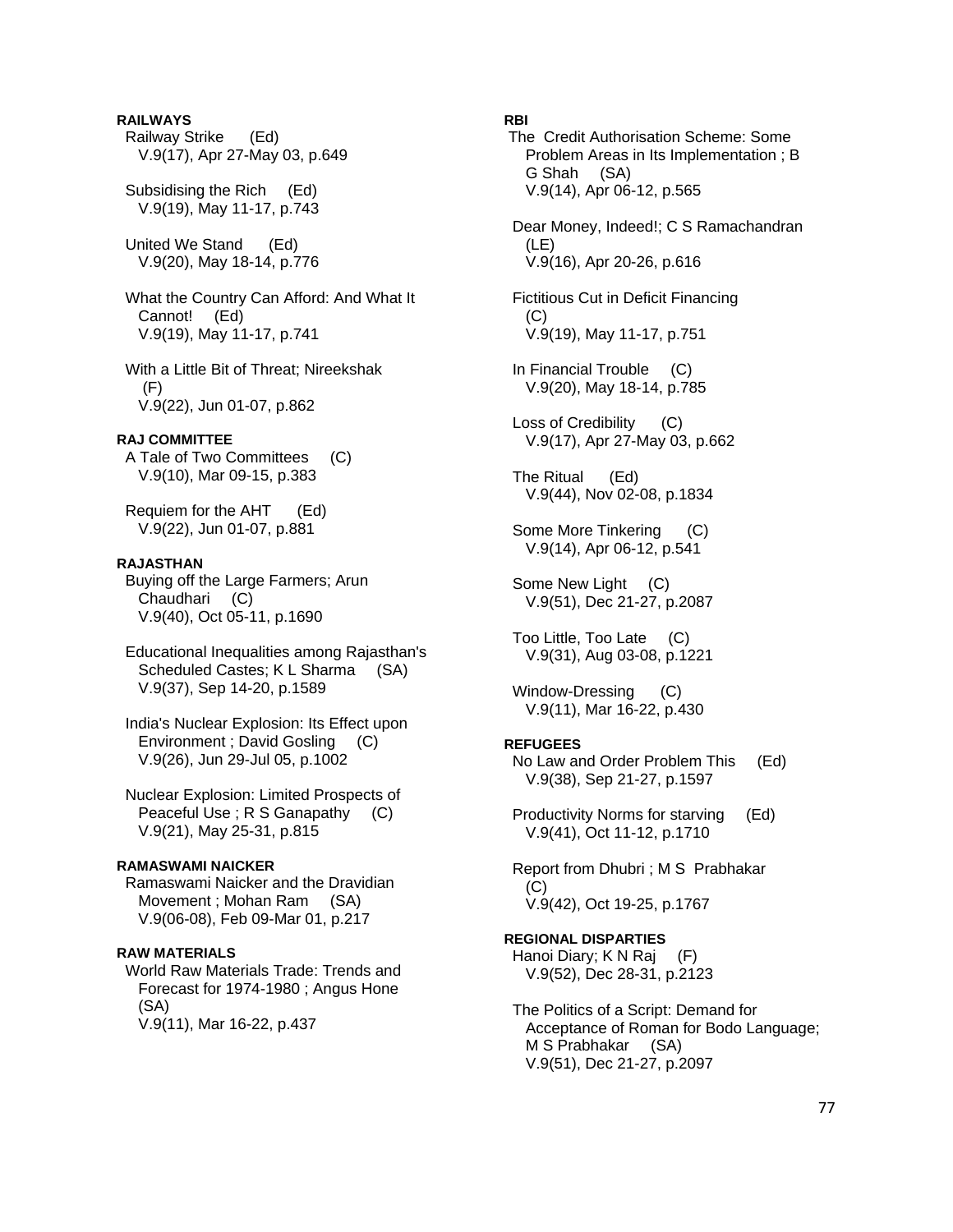**RAILWAYS**

Railway Strike (Ed)
V.9(17), Apr 27-May 03, p.649

Subsidising the Rich (Ed)
V.9(19), May 11-17, p.743

United We Stand (Ed)
V.9(20), May 18-14, p.776

What the Country Can Afford: And What It Cannot! (Ed)
V.9(19), May 11-17, p.741

With a Little Bit of Threat; Nireekshak (F)
V.9(22), Jun 01-07, p.862

**RAJ COMMITTEE**

A Tale of Two Committees (C)
V.9(10), Mar 09-15, p.383

Requiem for the AHT (Ed)
V.9(22), Jun 01-07, p.881

**RAJASTHAN**

Buying off the Large Farmers; Arun Chaudhari (C)
V.9(40), Oct 05-11, p.1690

Educational Inequalities among Rajasthan's Scheduled Castes; K L Sharma (SA)
V.9(37), Sep 14-20, p.1589

India's Nuclear Explosion: Its Effect upon Environment ; David Gosling (C)
V.9(26), Jun 29-Jul 05, p.1002

Nuclear Explosion: Limited Prospects of Peaceful Use ; R S Ganapathy (C)
V.9(21), May 25-31, p.815

**RAMASWAMI NAICKER**

Ramaswami Naicker and the Dravidian Movement ; Mohan Ram (SA)
V.9(06-08), Feb 09-Mar 01, p.217

**RAW MATERIALS**

World Raw Materials Trade: Trends and Forecast for 1974-1980 ; Angus Hone (SA)
V.9(11), Mar 16-22, p.437

**RBI**

The Credit Authorisation Scheme: Some Problem Areas in Its Implementation ; B G Shah (SA)
V.9(14), Apr 06-12, p.565

Dear Money, Indeed!; C S Ramachandran (LE)
V.9(16), Apr 20-26, p.616

Fictitious Cut in Deficit Financing (C)
V.9(19), May 11-17, p.751

In Financial Trouble (C)
V.9(20), May 18-14, p.785

Loss of Credibility (C)
V.9(17), Apr 27-May 03, p.662

The Ritual (Ed)
V.9(44), Nov 02-08, p.1834

Some More Tinkering (C)
V.9(14), Apr 06-12, p.541

Some New Light (C)
V.9(51), Dec 21-27, p.2087

Too Little, Too Late (C)
V.9(31), Aug 03-08, p.1221

Window-Dressing (C)
V.9(11), Mar 16-22, p.430

**REFUGEES**

No Law and Order Problem This (Ed)
V.9(38), Sep 21-27, p.1597

Productivity Norms for starving (Ed)
V.9(41), Oct 11-12, p.1710

Report from Dhubri ; M S Prabhakar (C)
V.9(42), Oct 19-25, p.1767

**REGIONAL DISPARTIES**

Hanoi Diary; K N Raj (F)
V.9(52), Dec 28-31, p.2123

The Politics of a Script: Demand for Acceptance of Roman for Bodo Language; M S Prabhakar (SA)
V.9(51), Dec 21-27, p.2097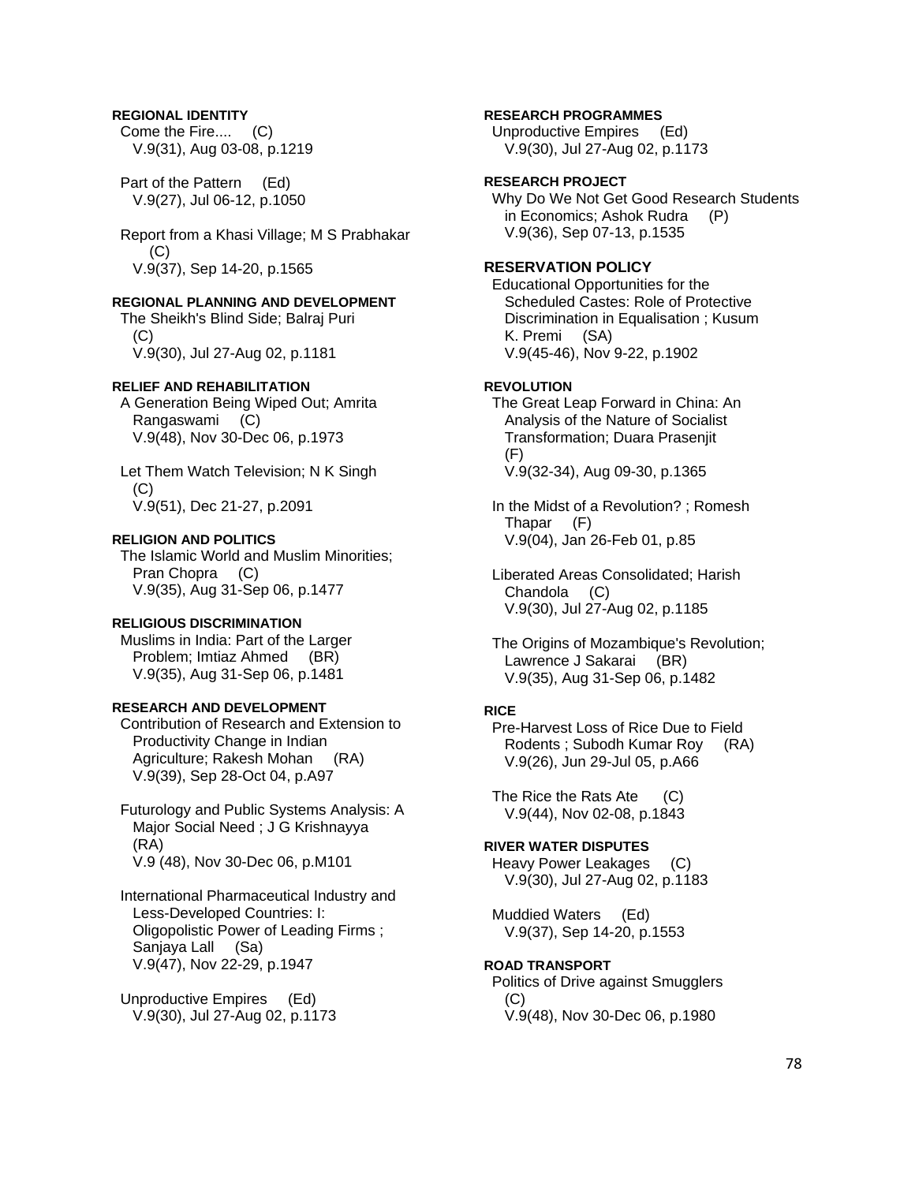**REGIONAL IDENTITY**

Come the Fire.... (C)
V.9(31), Aug 03-08, p.1219

Part of the Pattern (Ed)
V.9(27), Jul 06-12, p.1050

Report from a Khasi Village; M S Prabhakar (C)
V.9(37), Sep 14-20, p.1565

**REGIONAL PLANNING AND DEVELOPMENT**

The Sheikh's Blind Side; Balraj Puri (C)
V.9(30), Jul 27-Aug 02, p.1181

**RELIEF AND REHABILITATION**

A Generation Being Wiped Out; Amrita Rangaswami (C)
V.9(48), Nov 30-Dec 06, p.1973

Let Them Watch Television; N K Singh (C)
V.9(51), Dec 21-27, p.2091

**RELIGION AND POLITICS**

The Islamic World and Muslim Minorities; Pran Chopra (C)
V.9(35), Aug 31-Sep 06, p.1477

**RELIGIOUS DISCRIMINATION**

Muslims in India: Part of the Larger Problem; Imtiaz Ahmed (BR)
V.9(35), Aug 31-Sep 06, p.1481

**RESEARCH AND DEVELOPMENT**

Contribution of Research and Extension to Productivity Change in Indian Agriculture; Rakesh Mohan (RA)
V.9(39), Sep 28-Oct 04, p.A97

Futurology and Public Systems Analysis: A Major Social Need ; J G Krishnayya (RA)
V.9 (48), Nov 30-Dec 06, p.M101

International Pharmaceutical Industry and Less-Developed Countries: I: Oligopolistic Power of Leading Firms ; Sanjaya Lall (Sa)
V.9(47), Nov 22-29, p.1947

Unproductive Empires (Ed)
V.9(30), Jul 27-Aug 02, p.1173

**RESEARCH PROGRAMMES**

Unproductive Empires (Ed)
V.9(30), Jul 27-Aug 02, p.1173

**RESEARCH PROJECT**

Why Do We Not Get Good Research Students in Economics; Ashok Rudra (P)
V.9(36), Sep 07-13, p.1535

**RESERVATION POLICY**

Educational Opportunities for the Scheduled Castes: Role of Protective Discrimination in Equalisation ; Kusum K. Premi (SA)
V.9(45-46), Nov 9-22, p.1902

**REVOLUTION**

The Great Leap Forward in China: An Analysis of the Nature of Socialist Transformation; Duara Prasenjit (F)
V.9(32-34), Aug 09-30, p.1365

In the Midst of a Revolution? ; Romesh Thapar (F)
V.9(04), Jan 26-Feb 01, p.85

Liberated Areas Consolidated; Harish Chandola (C)
V.9(30), Jul 27-Aug 02, p.1185

The Origins of Mozambique's Revolution; Lawrence J Sakarai (BR)
V.9(35), Aug 31-Sep 06, p.1482

**RICE**

Pre-Harvest Loss of Rice Due to Field Rodents ; Subodh Kumar Roy (RA)
V.9(26), Jun 29-Jul 05, p.A66

The Rice the Rats Ate (C)
V.9(44), Nov 02-08, p.1843

**RIVER WATER DISPUTES**

Heavy Power Leakages (C)
V.9(30), Jul 27-Aug 02, p.1183

Muddied Waters (Ed)
V.9(37), Sep 14-20, p.1553

**ROAD TRANSPORT**

Politics of Drive against Smugglers (C)
V.9(48), Nov 30-Dec 06, p.1980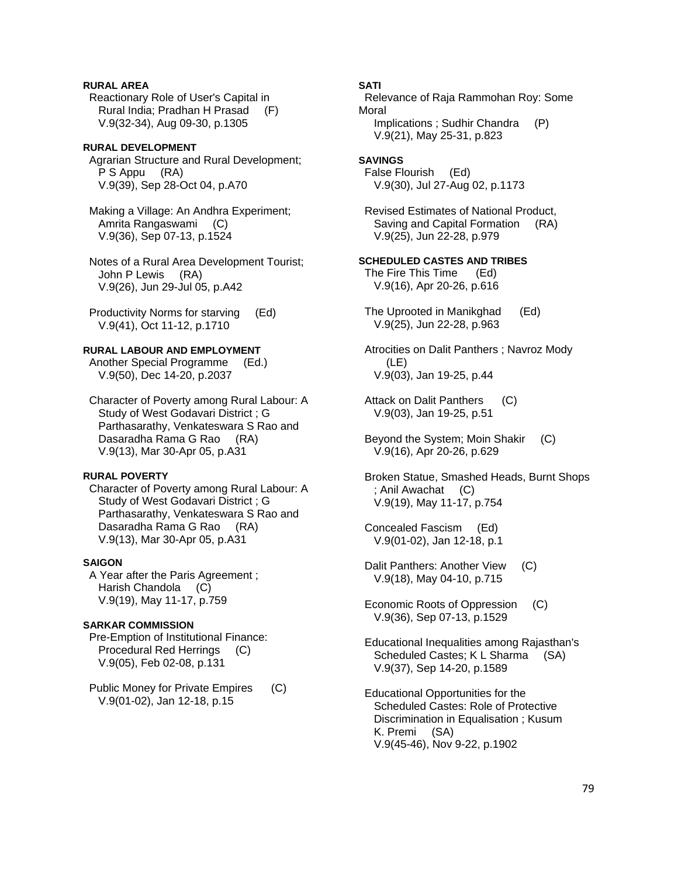**RURAL AREA**

Reactionary Role of User's Capital in Rural India; Pradhan H Prasad (F)
V.9(32-34), Aug 09-30, p.1305

**RURAL DEVELOPMENT**

Agrarian Structure and Rural Development; P S Appu (RA)
V.9(39), Sep 28-Oct 04, p.A70

Making a Village: An Andhra Experiment; Amrita Rangaswami (C)
V.9(36), Sep 07-13, p.1524

Notes of a Rural Area Development Tourist; John P Lewis (RA)
V.9(26), Jun 29-Jul 05, p.A42

Productivity Norms for starving (Ed)
V.9(41), Oct 11-12, p.1710

**RURAL LABOUR AND EMPLOYMENT**

Another Special Programme (Ed.)
V.9(50), Dec 14-20, p.2037

Character of Poverty among Rural Labour: A Study of West Godavari District ; G Parthasarathy, Venkateswara S Rao and Dasaradha Rama G Rao (RA)
V.9(13), Mar 30-Apr 05, p.A31

**RURAL POVERTY**

Character of Poverty among Rural Labour: A Study of West Godavari District ; G Parthasarathy, Venkateswara S Rao and Dasaradha Rama G Rao (RA)
V.9(13), Mar 30-Apr 05, p.A31

**SAIGON**

A Year after the Paris Agreement ; Harish Chandola (C)
V.9(19), May 11-17, p.759

**SARKAR COMMISSION**

Pre-Emption of Institutional Finance: Procedural Red Herrings (C)
V.9(05), Feb 02-08, p.131

Public Money for Private Empires (C)
V.9(01-02), Jan 12-18, p.15

**SATI**

Relevance of Raja Rammohan Roy: Some Moral Implications ; Sudhir Chandra (P)
V.9(21), May 25-31, p.823

**SAVINGS**

False Flourish (Ed)
V.9(30), Jul 27-Aug 02, p.1173

Revised Estimates of National Product, Saving and Capital Formation (RA)
V.9(25), Jun 22-28, p.979

**SCHEDULED CASTES AND TRIBES**

The Fire This Time (Ed)
V.9(16), Apr 20-26, p.616

The Uprooted in Manikghad (Ed)
V.9(25), Jun 22-28, p.963

Atrocities on Dalit Panthers ; Navroz Mody (LE)
V.9(03), Jan 19-25, p.44

Attack on Dalit Panthers (C)
V.9(03), Jan 19-25, p.51

Beyond the System; Moin Shakir (C)
V.9(16), Apr 20-26, p.629

Broken Statue, Smashed Heads, Burnt Shops ; Anil Awachat (C)
V.9(19), May 11-17, p.754

Concealed Fascism (Ed)
V.9(01-02), Jan 12-18, p.1

Dalit Panthers: Another View (C)
V.9(18), May 04-10, p.715

Economic Roots of Oppression (C)
V.9(36), Sep 07-13, p.1529

Educational Inequalities among Rajasthan's Scheduled Castes; K L Sharma (SA)
V.9(37), Sep 14-20, p.1589

Educational Opportunities for the Scheduled Castes: Role of Protective Discrimination in Equalisation ; Kusum K. Premi (SA)
V.9(45-46), Nov 9-22, p.1902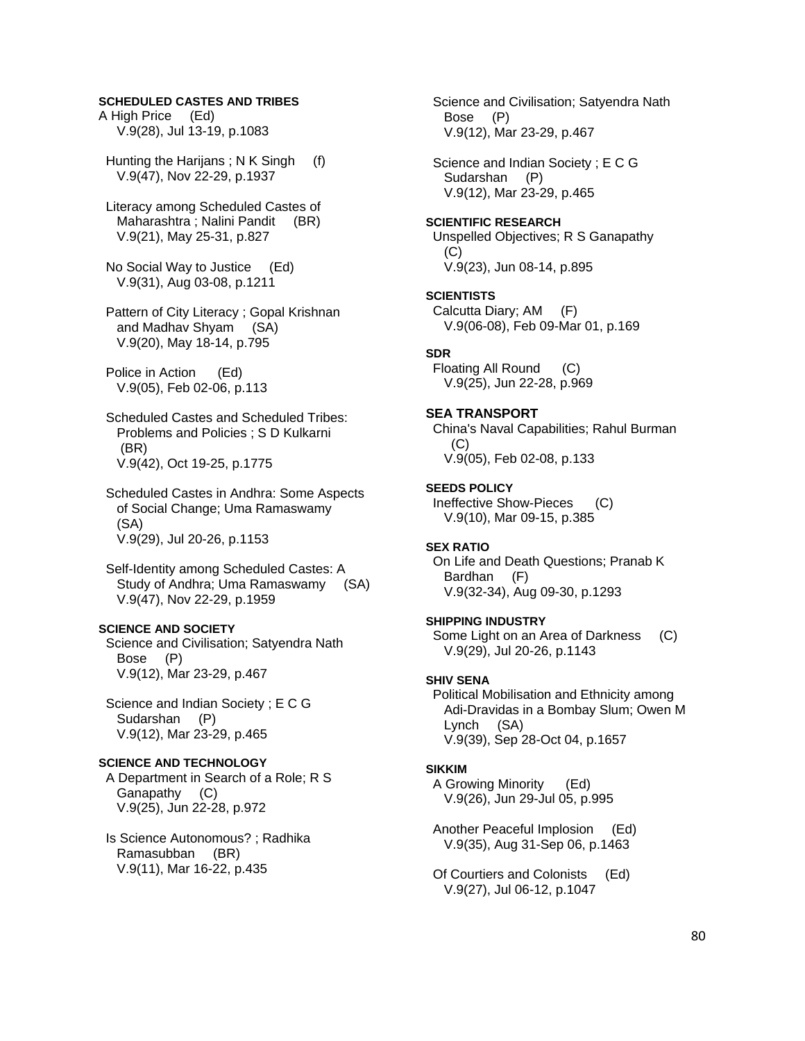**SCHEDULED CASTES AND TRIBES**

A High Price (Ed)
V.9(28), Jul 13-19, p.1083

Hunting the Harijans ; N K Singh (f)
V.9(47), Nov 22-29, p.1937

Literacy among Scheduled Castes of Maharashtra ; Nalini Pandit (BR)
V.9(21), May 25-31, p.827

No Social Way to Justice (Ed)
V.9(31), Aug 03-08, p.1211

Pattern of City Literacy ; Gopal Krishnan and Madhav Shyam (SA)
V.9(20), May 18-14, p.795

Police in Action (Ed)
V.9(05), Feb 02-06, p.113

Scheduled Castes and Scheduled Tribes: Problems and Policies ; S D Kulkarni (BR)
V.9(42), Oct 19-25, p.1775

Scheduled Castes in Andhra: Some Aspects of Social Change; Uma Ramaswamy (SA)
V.9(29), Jul 20-26, p.1153

Self-Identity among Scheduled Castes: A Study of Andhra; Uma Ramaswamy (SA)
V.9(47), Nov 22-29, p.1959

**SCIENCE AND SOCIETY**

Science and Civilisation; Satyendra Nath Bose (P)
V.9(12), Mar 23-29, p.467

Science and Indian Society ; E C G Sudarshan (P)
V.9(12), Mar 23-29, p.465

**SCIENCE AND TECHNOLOGY**

A Department in Search of a Role; R S Ganapathy (C)
V.9(25), Jun 22-28, p.972

Is Science Autonomous? ; Radhika Ramasubban (BR)
V.9(11), Mar 16-22, p.435

Science and Civilisation; Satyendra Nath Bose (P)
V.9(12), Mar 23-29, p.467

Science and Indian Society ; E C G Sudarshan (P)
V.9(12), Mar 23-29, p.465

**SCIENTIFIC RESEARCH**

Unspelled Objectives; R S Ganapathy (C)
V.9(23), Jun 08-14, p.895

**SCIENTISTS**

Calcutta Diary; AM (F)
V.9(06-08), Feb 09-Mar 01, p.169

**SDR**

Floating All Round (C)
V.9(25), Jun 22-28, p.969

**SEA TRANSPORT**

China's Naval Capabilities; Rahul Burman (C)
V.9(05), Feb 02-08, p.133

**SEEDS POLICY**

Ineffective Show-Pieces (C)
V.9(10), Mar 09-15, p.385

**SEX RATIO**

On Life and Death Questions; Pranab K Bardhan (F)
V.9(32-34), Aug 09-30, p.1293

**SHIPPING INDUSTRY**

Some Light on an Area of Darkness (C)
V.9(29), Jul 20-26, p.1143

**SHIV SENA**

Political Mobilisation and Ethnicity among Adi-Dravidas in a Bombay Slum; Owen M Lynch (SA)
V.9(39), Sep 28-Oct 04, p.1657

**SIKKIM**

A Growing Minority (Ed)
V.9(26), Jun 29-Jul 05, p.995

Another Peaceful Implosion (Ed)
V.9(35), Aug 31-Sep 06, p.1463

Of Courtiers and Colonists (Ed)
V.9(27), Jul 06-12, p.1047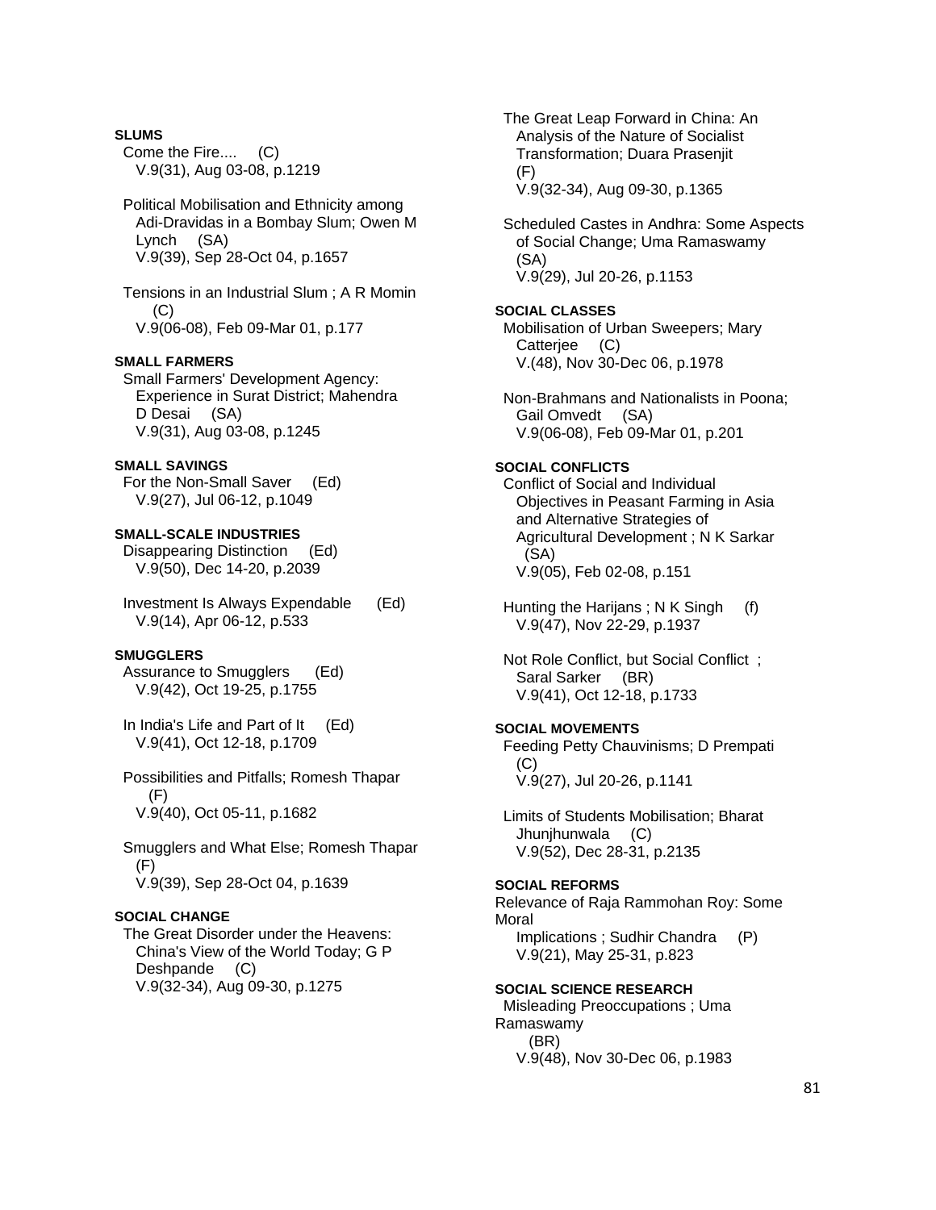**SLUMS**

Come the Fire.... (C)
V.9(31), Aug 03-08, p.1219

Political Mobilisation and Ethnicity among Adi-Dravidas in a Bombay Slum; Owen M Lynch (SA)
V.9(39), Sep 28-Oct 04, p.1657

Tensions in an Industrial Slum ; A R Momin (C)
V.9(06-08), Feb 09-Mar 01, p.177

**SMALL FARMERS**

Small Farmers' Development Agency: Experience in Surat District; Mahendra D Desai (SA)
V.9(31), Aug 03-08, p.1245

**SMALL SAVINGS**

For the Non-Small Saver (Ed)
V.9(27), Jul 06-12, p.1049

**SMALL-SCALE INDUSTRIES**

Disappearing Distinction (Ed)
V.9(50), Dec 14-20, p.2039

Investment Is Always Expendable (Ed)
V.9(14), Apr 06-12, p.533

**SMUGGLERS**

Assurance to Smugglers (Ed)
V.9(42), Oct 19-25, p.1755

In India's Life and Part of It (Ed)
V.9(41), Oct 12-18, p.1709

Possibilities and Pitfalls; Romesh Thapar (F)
V.9(40), Oct 05-11, p.1682

Smugglers and What Else; Romesh Thapar (F)
V.9(39), Sep 28-Oct 04, p.1639

**SOCIAL CHANGE**

The Great Disorder under the Heavens: China's View of the World Today; G P Deshpande (C)
V.9(32-34), Aug 09-30, p.1275

The Great Leap Forward in China: An Analysis of the Nature of Socialist Transformation; Duara Prasenjit (F)
V.9(32-34), Aug 09-30, p.1365

Scheduled Castes in Andhra: Some Aspects of Social Change; Uma Ramaswamy (SA)
V.9(29), Jul 20-26, p.1153

**SOCIAL CLASSES**

Mobilisation of Urban Sweepers; Mary Catterjee (C)
V.(48), Nov 30-Dec 06, p.1978

Non-Brahmans and Nationalists in Poona; Gail Omvedt (SA)
V.9(06-08), Feb 09-Mar 01, p.201

**SOCIAL CONFLICTS**

Conflict of Social and Individual Objectives in Peasant Farming in Asia and Alternative Strategies of Agricultural Development ; N K Sarkar (SA)
V.9(05), Feb 02-08, p.151

Hunting the Harijans ; N K Singh (f)
V.9(47), Nov 22-29, p.1937

Not Role Conflict, but Social Conflict ; Saral Sarker (BR)
V.9(41), Oct 12-18, p.1733

**SOCIAL MOVEMENTS**

Feeding Petty Chauvinisms; D Prempati (C)
V.9(27), Jul 20-26, p.1141

Limits of Students Mobilisation; Bharat Jhunjhunwala (C)
V.9(52), Dec 28-31, p.2135

**SOCIAL REFORMS**

Relevance of Raja Rammohan Roy: Some Moral Implications ; Sudhir Chandra (P)
V.9(21), May 25-31, p.823

**SOCIAL SCIENCE RESEARCH**

Misleading Preoccupations ; Uma Ramaswamy (BR)
V.9(48), Nov 30-Dec 06, p.1983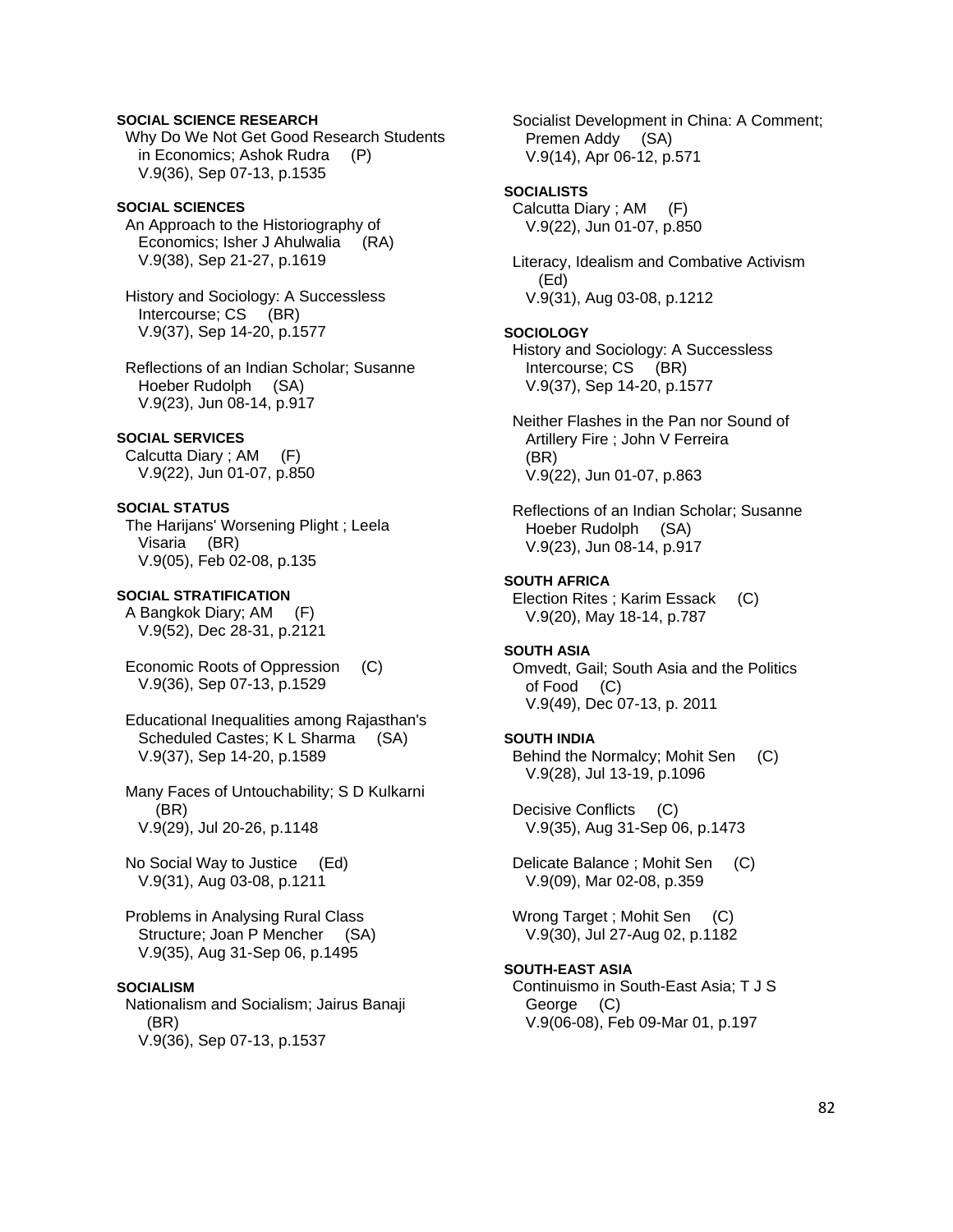**SOCIAL SCIENCE RESEARCH**

Why Do We Not Get Good Research Students in Economics; Ashok Rudra (P)
V.9(36), Sep 07-13, p.1535

**SOCIAL SCIENCES**

An Approach to the Historiography of Economics; Isher J Ahulwalia (RA)
V.9(38), Sep 21-27, p.1619

History and Sociology: A Successless Intercourse; CS (BR)
V.9(37), Sep 14-20, p.1577

Reflections of an Indian Scholar; Susanne Hoeber Rudolph (SA)
V.9(23), Jun 08-14, p.917

**SOCIAL SERVICES**

Calcutta Diary ; AM (F)
V.9(22), Jun 01-07, p.850

**SOCIAL STATUS**

The Harijans' Worsening Plight ; Leela Visaria (BR)
V.9(05), Feb 02-08, p.135

**SOCIAL STRATIFICATION**

A Bangkok Diary; AM (F)
V.9(52), Dec 28-31, p.2121

Economic Roots of Oppression (C)
V.9(36), Sep 07-13, p.1529

Educational Inequalities among Rajasthan's Scheduled Castes; K L Sharma (SA)
V.9(37), Sep 14-20, p.1589

Many Faces of Untouchability; S D Kulkarni (BR)
V.9(29), Jul 20-26, p.1148

No Social Way to Justice (Ed)
V.9(31), Aug 03-08, p.1211

Problems in Analysing Rural Class Structure; Joan P Mencher (SA)
V.9(35), Aug 31-Sep 06, p.1495

**SOCIALISM**

Nationalism and Socialism; Jairus Banaji (BR)
V.9(36), Sep 07-13, p.1537

Socialist Development in China: A Comment; Premen Addy (SA)
V.9(14), Apr 06-12, p.571

**SOCIALISTS**

Calcutta Diary ; AM (F)
V.9(22), Jun 01-07, p.850

Literacy, Idealism and Combative Activism (Ed)
V.9(31), Aug 03-08, p.1212

**SOCIOLOGY**

History and Sociology: A Successless Intercourse; CS (BR)
V.9(37), Sep 14-20, p.1577

Neither Flashes in the Pan nor Sound of Artillery Fire ; John V Ferreira (BR)
V.9(22), Jun 01-07, p.863

Reflections of an Indian Scholar; Susanne Hoeber Rudolph (SA)
V.9(23), Jun 08-14, p.917

**SOUTH AFRICA**

Election Rites ; Karim Essack (C)
V.9(20), May 18-14, p.787

**SOUTH ASIA**

Omvedt, Gail; South Asia and the Politics of Food (C)
V.9(49), Dec 07-13, p. 2011

**SOUTH INDIA**

Behind the Normalcy; Mohit Sen (C)
V.9(28), Jul 13-19, p.1096

Decisive Conflicts (C)
V.9(35), Aug 31-Sep 06, p.1473

Delicate Balance ; Mohit Sen (C)
V.9(09), Mar 02-08, p.359

Wrong Target ; Mohit Sen (C)
V.9(30), Jul 27-Aug 02, p.1182

**SOUTH-EAST ASIA**

Continuismo in South-East Asia; T J S George (C)
V.9(06-08), Feb 09-Mar 01, p.197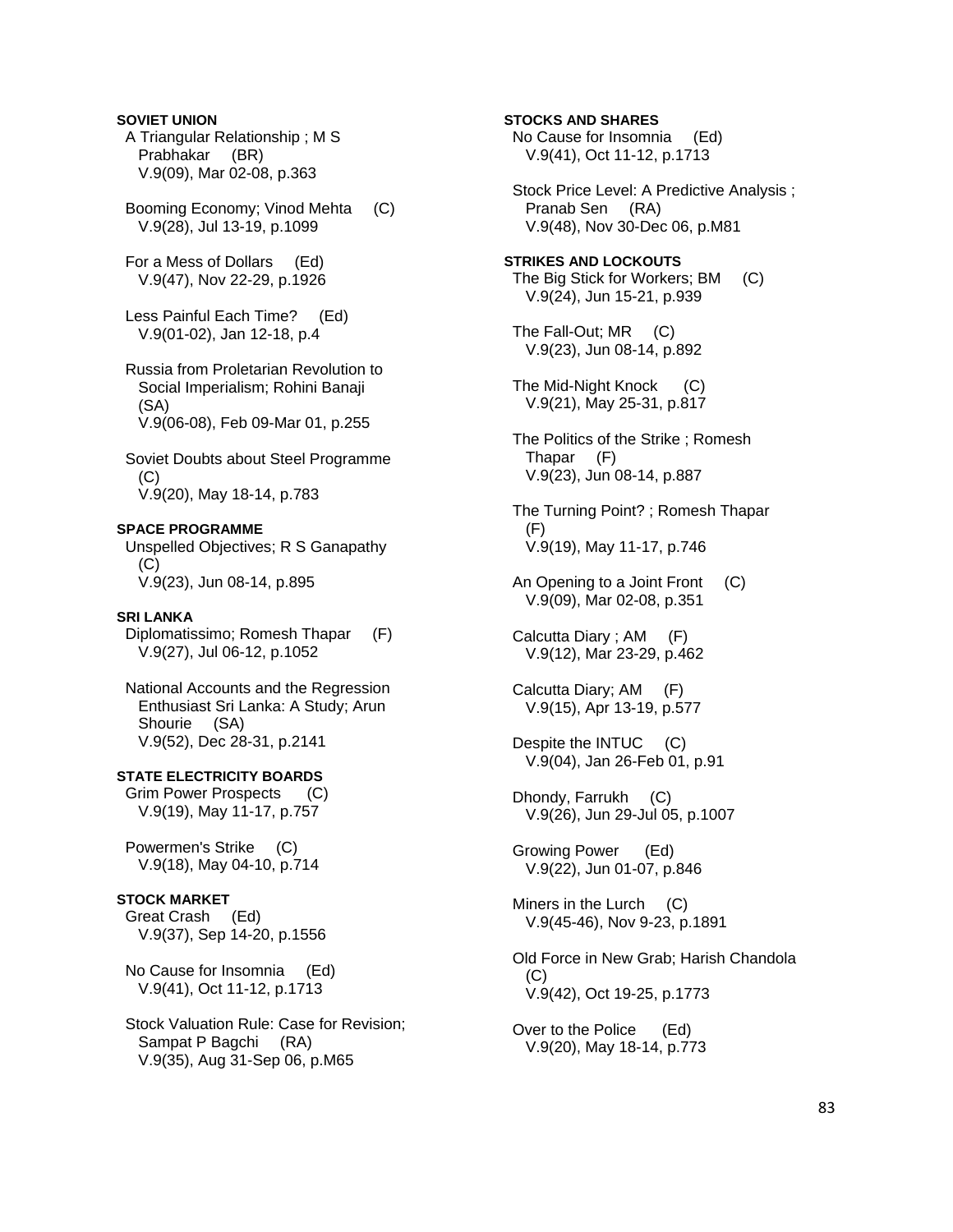**SOVIET UNION**

A Triangular Relationship ; M S Prabhakar (BR)
V.9(09), Mar 02-08, p.363

Booming Economy; Vinod Mehta (C)
V.9(28), Jul 13-19, p.1099

For a Mess of Dollars (Ed)
V.9(47), Nov 22-29, p.1926

Less Painful Each Time? (Ed)
V.9(01-02), Jan 12-18, p.4

Russia from Proletarian Revolution to Social Imperialism; Rohini Banaji (SA)
V.9(06-08), Feb 09-Mar 01, p.255

Soviet Doubts about Steel Programme (C)
V.9(20), May 18-14, p.783

**SPACE PROGRAMME**

Unspelled Objectives; R S Ganapathy (C)
V.9(23), Jun 08-14, p.895

**SRI LANKA**

Diplomatissimo; Romesh Thapar (F)
V.9(27), Jul 06-12, p.1052

National Accounts and the Regression Enthusiast Sri Lanka: A Study; Arun Shourie (SA)
V.9(52), Dec 28-31, p.2141

**STATE ELECTRICITY BOARDS**

Grim Power Prospects (C)
V.9(19), May 11-17, p.757

Powermen's Strike (C)
V.9(18), May 04-10, p.714

**STOCK MARKET**

Great Crash (Ed)
V.9(37), Sep 14-20, p.1556

No Cause for Insomnia (Ed)
V.9(41), Oct 11-12, p.1713

Stock Valuation Rule: Case for Revision; Sampat P Bagchi (RA)
V.9(35), Aug 31-Sep 06, p.M65

**STOCKS AND SHARES**

No Cause for Insomnia (Ed)
V.9(41), Oct 11-12, p.1713

Stock Price Level: A Predictive Analysis ; Pranab Sen (RA)
V.9(48), Nov 30-Dec 06, p.M81

**STRIKES AND LOCKOUTS**

The Big Stick for Workers; BM (C)
V.9(24), Jun 15-21, p.939

The Fall-Out; MR (C)
V.9(23), Jun 08-14, p.892

The Mid-Night Knock (C)
V.9(21), May 25-31, p.817

The Politics of the Strike ; Romesh Thapar (F)
V.9(23), Jun 08-14, p.887

The Turning Point? ; Romesh Thapar (F)
V.9(19), May 11-17, p.746

An Opening to a Joint Front (C)
V.9(09), Mar 02-08, p.351

Calcutta Diary ; AM (F)
V.9(12), Mar 23-29, p.462

Calcutta Diary; AM (F)
V.9(15), Apr 13-19, p.577

Despite the INTUC (C)
V.9(04), Jan 26-Feb 01, p.91

Dhondy, Farrukh (C)
V.9(26), Jun 29-Jul 05, p.1007

Growing Power (Ed)
V.9(22), Jun 01-07, p.846

Miners in the Lurch (C)
V.9(45-46), Nov 9-23, p.1891

Old Force in New Grab; Harish Chandola (C)
V.9(42), Oct 19-25, p.1773

Over to the Police (Ed)
V.9(20), May 18-14, p.773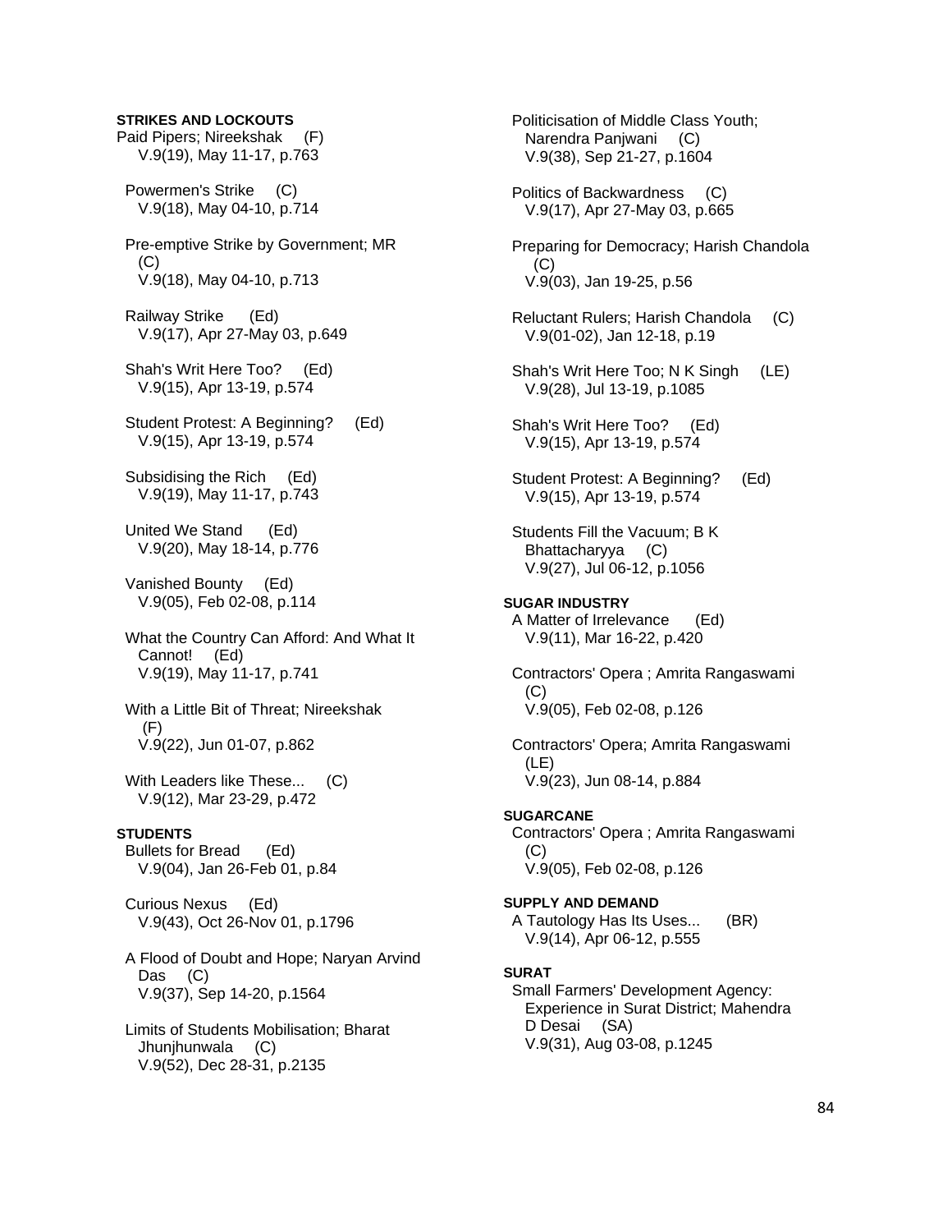**STRIKES AND LOCKOUTS**

Paid Pipers; Nireekshak (F)
V.9(19), May 11-17, p.763

Powermen's Strike (C)
V.9(18), May 04-10, p.714

Pre-emptive Strike by Government; MR (C)
V.9(18), May 04-10, p.713

Railway Strike (Ed)
V.9(17), Apr 27-May 03, p.649

Shah's Writ Here Too? (Ed)
V.9(15), Apr 13-19, p.574

Student Protest: A Beginning? (Ed)
V.9(15), Apr 13-19, p.574

Subsidising the Rich (Ed)
V.9(19), May 11-17, p.743

United We Stand (Ed)
V.9(20), May 18-14, p.776

Vanished Bounty (Ed)
V.9(05), Feb 02-08, p.114

What the Country Can Afford: And What It Cannot! (Ed)
V.9(19), May 11-17, p.741

With a Little Bit of Threat; Nireekshak (F)
V.9(22), Jun 01-07, p.862

With Leaders like These... (C)
V.9(12), Mar 23-29, p.472

**STUDENTS**

Bullets for Bread (Ed)
V.9(04), Jan 26-Feb 01, p.84

Curious Nexus (Ed)
V.9(43), Oct 26-Nov 01, p.1796

A Flood of Doubt and Hope; Naryan Arvind Das (C)
V.9(37), Sep 14-20, p.1564

Limits of Students Mobilisation; Bharat Jhunjhunwala (C)
V.9(52), Dec 28-31, p.2135

Politicisation of Middle Class Youth; Narendra Panjwani (C)
V.9(38), Sep 21-27, p.1604

Politics of Backwardness (C)
V.9(17), Apr 27-May 03, p.665

Preparing for Democracy; Harish Chandola (C)
V.9(03), Jan 19-25, p.56

Reluctant Rulers; Harish Chandola (C)
V.9(01-02), Jan 12-18, p.19

Shah's Writ Here Too; N K Singh (LE)
V.9(28), Jul 13-19, p.1085

Shah's Writ Here Too? (Ed)
V.9(15), Apr 13-19, p.574

Student Protest: A Beginning? (Ed)
V.9(15), Apr 13-19, p.574

Students Fill the Vacuum; B K Bhattacharyya (C)
V.9(27), Jul 06-12, p.1056

**SUGAR INDUSTRY**

A Matter of Irrelevance (Ed)
V.9(11), Mar 16-22, p.420

Contractors' Opera ; Amrita Rangaswami (C)
V.9(05), Feb 02-08, p.126

Contractors' Opera; Amrita Rangaswami (LE)
V.9(23), Jun 08-14, p.884

**SUGARCANE**

Contractors' Opera ; Amrita Rangaswami (C)
V.9(05), Feb 02-08, p.126

**SUPPLY AND DEMAND**

A Tautology Has Its Uses... (BR)
V.9(14), Apr 06-12, p.555

**SURAT**

Small Farmers' Development Agency: Experience in Surat District; Mahendra D Desai (SA)
V.9(31), Aug 03-08, p.1245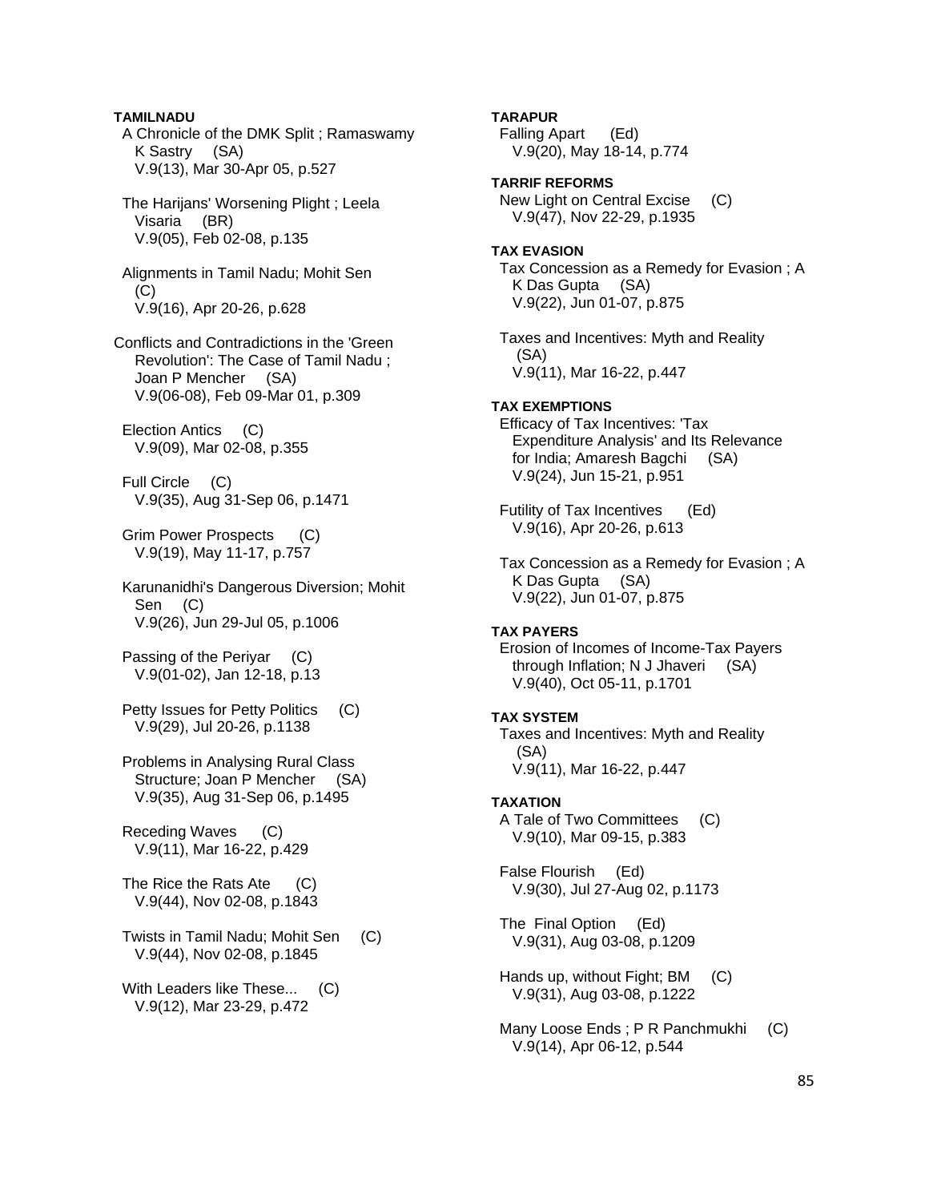**TAMILNADU**

A Chronicle of the DMK Split ; Ramaswamy K Sastry (SA)
V.9(13), Mar 30-Apr 05, p.527

The Harijans' Worsening Plight ; Leela Visaria (BR)
V.9(05), Feb 02-08, p.135

Alignments in Tamil Nadu; Mohit Sen (C)
V.9(16), Apr 20-26, p.628

Conflicts and Contradictions in the 'Green Revolution': The Case of Tamil Nadu ; Joan P Mencher (SA)
V.9(06-08), Feb 09-Mar 01, p.309

Election Antics (C)
V.9(09), Mar 02-08, p.355

Full Circle (C)
V.9(35), Aug 31-Sep 06, p.1471

Grim Power Prospects (C)
V.9(19), May 11-17, p.757

Karunanidhi's Dangerous Diversion; Mohit Sen (C)
V.9(26), Jun 29-Jul 05, p.1006

Passing of the Periyar (C)
V.9(01-02), Jan 12-18, p.13

Petty Issues for Petty Politics (C)
V.9(29), Jul 20-26, p.1138

Problems in Analysing Rural Class Structure; Joan P Mencher (SA)
V.9(35), Aug 31-Sep 06, p.1495

Receding Waves (C)
V.9(11), Mar 16-22, p.429

The Rice the Rats Ate (C)
V.9(44), Nov 02-08, p.1843

Twists in Tamil Nadu; Mohit Sen (C)
V.9(44), Nov 02-08, p.1845

With Leaders like These... (C)
V.9(12), Mar 23-29, p.472

**TARAPUR**

Falling Apart (Ed)
V.9(20), May 18-14, p.774

**TARRIF REFORMS**

New Light on Central Excise (C)
V.9(47), Nov 22-29, p.1935

**TAX EVASION**

Tax Concession as a Remedy for Evasion ; A K Das Gupta (SA)
V.9(22), Jun 01-07, p.875

Taxes and Incentives: Myth and Reality (SA)
V.9(11), Mar 16-22, p.447

**TAX EXEMPTIONS**

Efficacy of Tax Incentives: 'Tax Expenditure Analysis' and Its Relevance for India; Amaresh Bagchi (SA)
V.9(24), Jun 15-21, p.951

Futility of Tax Incentives (Ed)
V.9(16), Apr 20-26, p.613

Tax Concession as a Remedy for Evasion ; A K Das Gupta (SA)
V.9(22), Jun 01-07, p.875

**TAX PAYERS**

Erosion of Incomes of Income-Tax Payers through Inflation; N J Jhaveri (SA)
V.9(40), Oct 05-11, p.1701

**TAX SYSTEM**

Taxes and Incentives: Myth and Reality (SA)
V.9(11), Mar 16-22, p.447

**TAXATION**

A Tale of Two Committees (C)
V.9(10), Mar 09-15, p.383

False Flourish (Ed)
V.9(30), Jul 27-Aug 02, p.1173

The Final Option (Ed)
V.9(31), Aug 03-08, p.1209

Hands up, without Fight; BM (C)
V.9(31), Aug 03-08, p.1222

Many Loose Ends ; P R Panchmukhi (C)
V.9(14), Apr 06-12, p.544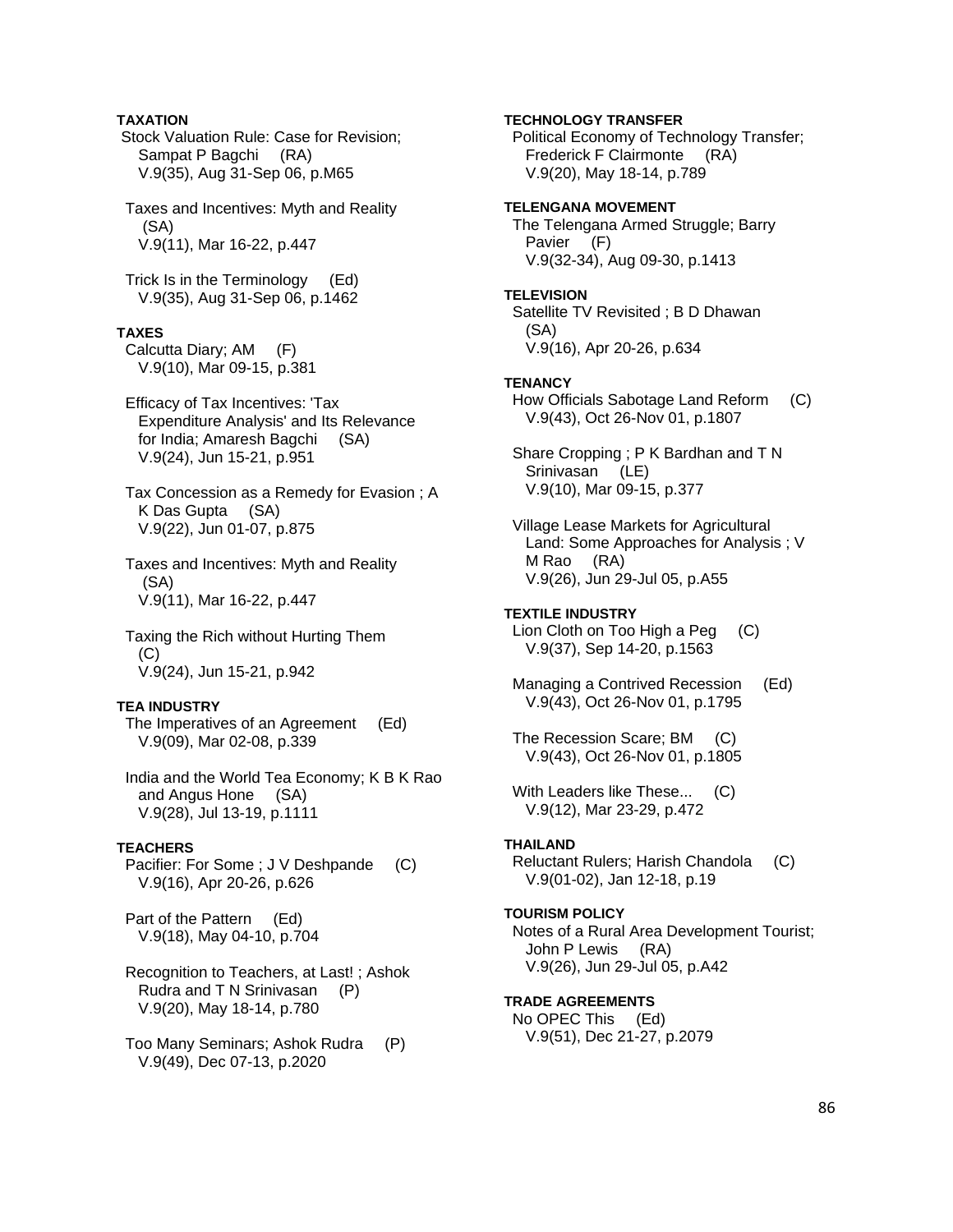**TAXATION**

Stock Valuation Rule: Case for Revision; Sampat P Bagchi (RA)
V.9(35), Aug 31-Sep 06, p.M65

Taxes and Incentives: Myth and Reality (SA)
V.9(11), Mar 16-22, p.447

Trick Is in the Terminology (Ed)
V.9(35), Aug 31-Sep 06, p.1462

**TAXES**

Calcutta Diary; AM (F)
V.9(10), Mar 09-15, p.381

Efficacy of Tax Incentives: 'Tax Expenditure Analysis' and Its Relevance for India; Amaresh Bagchi (SA)
V.9(24), Jun 15-21, p.951

Tax Concession as a Remedy for Evasion ; A K Das Gupta (SA)
V.9(22), Jun 01-07, p.875

Taxes and Incentives: Myth and Reality (SA)
V.9(11), Mar 16-22, p.447

Taxing the Rich without Hurting Them (C)
V.9(24), Jun 15-21, p.942

**TEA INDUSTRY**

The Imperatives of an Agreement (Ed)
V.9(09), Mar 02-08, p.339

India and the World Tea Economy; K B K Rao and Angus Hone (SA)
V.9(28), Jul 13-19, p.1111

**TEACHERS**

Pacifier: For Some ; J V Deshpande (C)
V.9(16), Apr 20-26, p.626

Part of the Pattern (Ed)
V.9(18), May 04-10, p.704

Recognition to Teachers, at Last! ; Ashok Rudra and T N Srinivasan (P)
V.9(20), May 18-14, p.780

Too Many Seminars; Ashok Rudra (P)
V.9(49), Dec 07-13, p.2020

**TECHNOLOGY TRANSFER**

Political Economy of Technology Transfer; Frederick F Clairmonte (RA)
V.9(20), May 18-14, p.789

**TELENGANA MOVEMENT**

The Telengana Armed Struggle; Barry Pavier (F)
V.9(32-34), Aug 09-30, p.1413

**TELEVISION**

Satellite TV Revisited ; B D Dhawan (SA)
V.9(16), Apr 20-26, p.634

**TENANCY**

How Officials Sabotage Land Reform (C)
V.9(43), Oct 26-Nov 01, p.1807

Share Cropping ; P K Bardhan and T N Srinivasan (LE)
V.9(10), Mar 09-15, p.377

Village Lease Markets for Agricultural Land: Some Approaches for Analysis ; V M Rao (RA)
V.9(26), Jun 29-Jul 05, p.A55

**TEXTILE INDUSTRY**

Lion Cloth on Too High a Peg (C)
V.9(37), Sep 14-20, p.1563

Managing a Contrived Recession (Ed)
V.9(43), Oct 26-Nov 01, p.1795

The Recession Scare; BM (C)
V.9(43), Oct 26-Nov 01, p.1805

With Leaders like These... (C)
V.9(12), Mar 23-29, p.472

**THAILAND**

Reluctant Rulers; Harish Chandola (C)
V.9(01-02), Jan 12-18, p.19

**TOURISM POLICY**

Notes of a Rural Area Development Tourist; John P Lewis (RA)
V.9(26), Jun 29-Jul 05, p.A42

**TRADE AGREEMENTS**

No OPEC This (Ed)
V.9(51), Dec 21-27, p.2079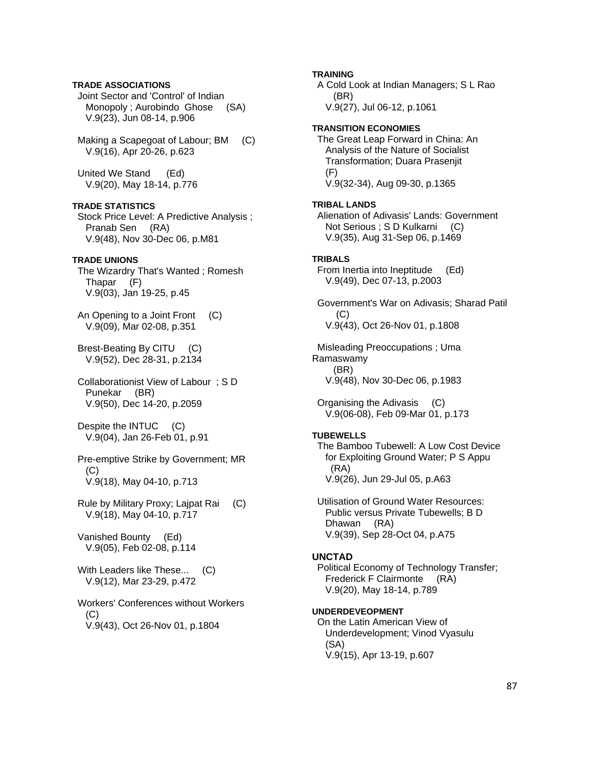**TRADE ASSOCIATIONS**

Joint Sector and 'Control' of Indian Monopoly ; Aurobindo Ghose (SA)
V.9(23), Jun 08-14, p.906

Making a Scapegoat of Labour; BM (C)
V.9(16), Apr 20-26, p.623

United We Stand (Ed)
V.9(20), May 18-14, p.776

**TRADE STATISTICS**

Stock Price Level: A Predictive Analysis ; Pranab Sen (RA)
V.9(48), Nov 30-Dec 06, p.M81

**TRADE UNIONS**

The Wizardry That's Wanted ; Romesh Thapar (F)
V.9(03), Jan 19-25, p.45

An Opening to a Joint Front (C)
V.9(09), Mar 02-08, p.351

Brest-Beating By CITU (C)
V.9(52), Dec 28-31, p.2134

Collaborationist View of Labour ; S D Punekar (BR)
V.9(50), Dec 14-20, p.2059

Despite the INTUC (C)
V.9(04), Jan 26-Feb 01, p.91

Pre-emptive Strike by Government; MR (C)
V.9(18), May 04-10, p.713

Rule by Military Proxy; Lajpat Rai (C)
V.9(18), May 04-10, p.717

Vanished Bounty (Ed)
V.9(05), Feb 02-08, p.114

With Leaders like These... (C)
V.9(12), Mar 23-29, p.472

Workers' Conferences without Workers (C)
V.9(43), Oct 26-Nov 01, p.1804

**TRAINING**

A Cold Look at Indian Managers; S L Rao (BR)
V.9(27), Jul 06-12, p.1061

**TRANSITION ECONOMIES**

The Great Leap Forward in China: An Analysis of the Nature of Socialist Transformation; Duara Prasenjit (F)
V.9(32-34), Aug 09-30, p.1365

**TRIBAL LANDS**

Alienation of Adivasis' Lands: Government Not Serious ; S D Kulkarni (C)
V.9(35), Aug 31-Sep 06, p.1469

**TRIBALS**

From Inertia into Ineptitude (Ed)
V.9(49), Dec 07-13, p.2003

Government's War on Adivasis; Sharad Patil (C)
V.9(43), Oct 26-Nov 01, p.1808

Misleading Preoccupations ; Uma Ramaswamy (BR)
V.9(48), Nov 30-Dec 06, p.1983

Organising the Adivasis (C)
V.9(06-08), Feb 09-Mar 01, p.173

**TUBEWELLS**

The Bamboo Tubewell: A Low Cost Device for Exploiting Ground Water; P S Appu (RA)
V.9(26), Jun 29-Jul 05, p.A63

Utilisation of Ground Water Resources: Public versus Private Tubewells; B D Dhawan (RA)
V.9(39), Sep 28-Oct 04, p.A75

**UNCTAD**

Political Economy of Technology Transfer; Frederick F Clairmonte (RA)
V.9(20), May 18-14, p.789

**UNDERDEVEOPMENT**

On the Latin American View of Underdevelopment; Vinod Vyasulu (SA)
V.9(15), Apr 13-19, p.607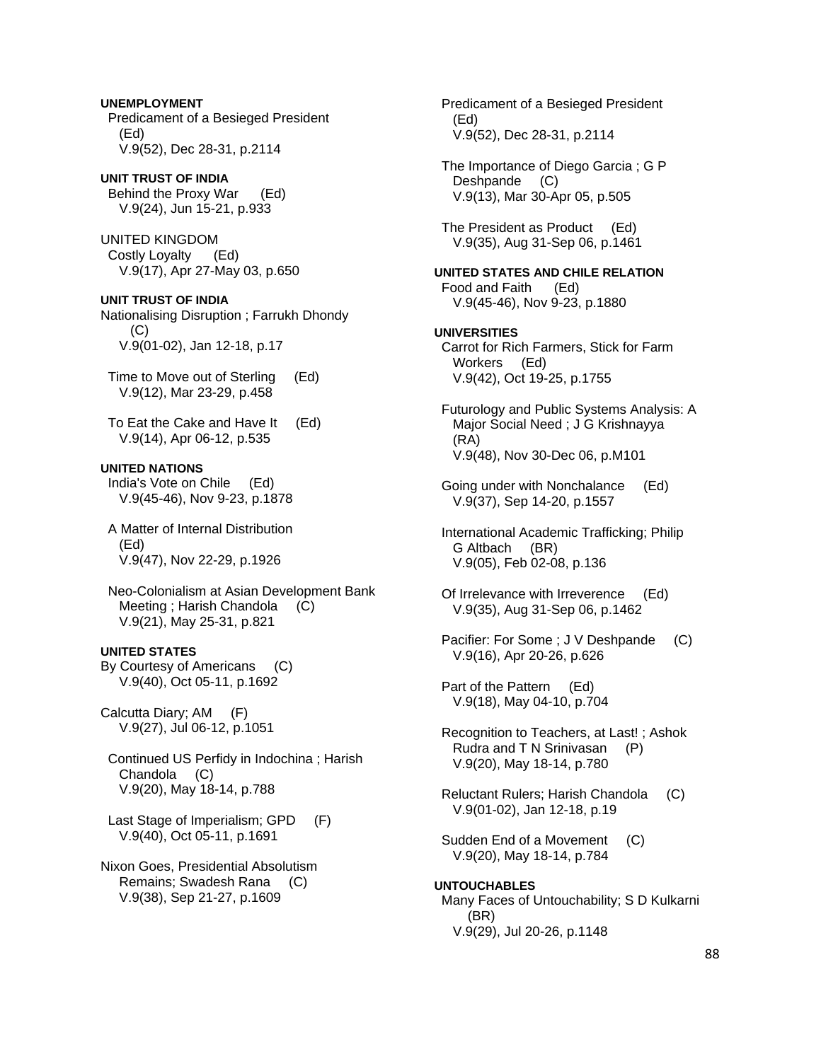**UNEMPLOYMENT**

Predicament of a Besieged President (Ed)
V.9(52), Dec 28-31, p.2114

**UNIT TRUST OF INDIA**

Behind the Proxy War (Ed)
V.9(24), Jun 15-21, p.933

UNITED KINGDOM

Costly Loyalty (Ed)
V.9(17), Apr 27-May 03, p.650

**UNIT TRUST OF INDIA**

Nationalising Disruption ; Farrukh Dhondy (C)
V.9(01-02), Jan 12-18, p.17

Time to Move out of Sterling (Ed)
V.9(12), Mar 23-29, p.458

To Eat the Cake and Have It (Ed)
V.9(14), Apr 06-12, p.535

**UNITED NATIONS**

India's Vote on Chile (Ed)
V.9(45-46), Nov 9-23, p.1878

A Matter of Internal Distribution (Ed)
V.9(47), Nov 22-29, p.1926

Neo-Colonialism at Asian Development Bank Meeting ; Harish Chandola (C)
V.9(21), May 25-31, p.821

**UNITED STATES**

By Courtesy of Americans (C)
V.9(40), Oct 05-11, p.1692

Calcutta Diary; AM (F)
V.9(27), Jul 06-12, p.1051

Continued US Perfidy in Indochina ; Harish Chandola (C)
V.9(20), May 18-14, p.788

Last Stage of Imperialism; GPD (F)
V.9(40), Oct 05-11, p.1691

Nixon Goes, Presidential Absolutism Remains; Swadesh Rana (C)
V.9(38), Sep 21-27, p.1609

Predicament of a Besieged President (Ed)
V.9(52), Dec 28-31, p.2114

The Importance of Diego Garcia ; G P Deshpande (C)
V.9(13), Mar 30-Apr 05, p.505

The President as Product (Ed)
V.9(35), Aug 31-Sep 06, p.1461

**UNITED STATES AND CHILE RELATION**

Food and Faith (Ed)
V.9(45-46), Nov 9-23, p.1880

**UNIVERSITIES**

Carrot for Rich Farmers, Stick for Farm Workers (Ed)
V.9(42), Oct 19-25, p.1755

Futurology and Public Systems Analysis: A Major Social Need ; J G Krishnayya (RA)
V.9(48), Nov 30-Dec 06, p.M101

Going under with Nonchalance (Ed)
V.9(37), Sep 14-20, p.1557

International Academic Trafficking; Philip G Altbach (BR)
V.9(05), Feb 02-08, p.136

Of Irrelevance with Irreverence (Ed)
V.9(35), Aug 31-Sep 06, p.1462

Pacifier: For Some ; J V Deshpande (C)
V.9(16), Apr 20-26, p.626

Part of the Pattern (Ed)
V.9(18), May 04-10, p.704

Recognition to Teachers, at Last! ; Ashok Rudra and T N Srinivasan (P)
V.9(20), May 18-14, p.780

Reluctant Rulers; Harish Chandola (C)
V.9(01-02), Jan 12-18, p.19

Sudden End of a Movement (C)
V.9(20), May 18-14, p.784

**UNTOUCHABLES**

Many Faces of Untouchability; S D Kulkarni (BR)
V.9(29), Jul 20-26, p.1148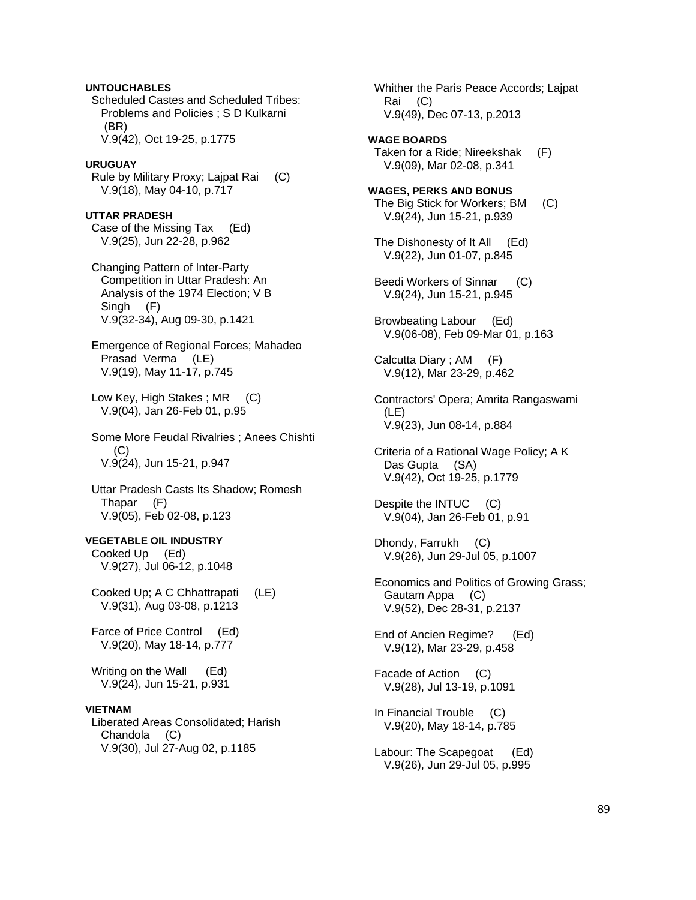**UNTOUCHABLES**

Scheduled Castes and Scheduled Tribes: Problems and Policies ; S D Kulkarni (BR)
V.9(42), Oct 19-25, p.1775

**URUGUAY**

Rule by Military Proxy; Lajpat Rai (C)
V.9(18), May 04-10, p.717

**UTTAR PRADESH**

Case of the Missing Tax (Ed)
V.9(25), Jun 22-28, p.962

Changing Pattern of Inter-Party Competition in Uttar Pradesh: An Analysis of the 1974 Election; V B Singh (F)
V.9(32-34), Aug 09-30, p.1421

Emergence of Regional Forces; Mahadeo Prasad Verma (LE)
V.9(19), May 11-17, p.745

Low Key, High Stakes ; MR (C)
V.9(04), Jan 26-Feb 01, p.95

Some More Feudal Rivalries ; Anees Chishti (C)
V.9(24), Jun 15-21, p.947

Uttar Pradesh Casts Its Shadow; Romesh Thapar (F)
V.9(05), Feb 02-08, p.123

**VEGETABLE OIL INDUSTRY**

Cooked Up (Ed)
V.9(27), Jul 06-12, p.1048

Cooked Up; A C Chhattrapati (LE)
V.9(31), Aug 03-08, p.1213

Farce of Price Control (Ed)
V.9(20), May 18-14, p.777

Writing on the Wall (Ed)
V.9(24), Jun 15-21, p.931

**VIETNAM**

Liberated Areas Consolidated; Harish Chandola (C)
V.9(30), Jul 27-Aug 02, p.1185

Whither the Paris Peace Accords; Lajpat Rai (C)
V.9(49), Dec 07-13, p.2013

**WAGE BOARDS**

Taken for a Ride; Nireekshak (F)
V.9(09), Mar 02-08, p.341

**WAGES, PERKS AND BONUS**

The Big Stick for Workers; BM (C)
V.9(24), Jun 15-21, p.939

The Dishonesty of It All (Ed)
V.9(22), Jun 01-07, p.845

Beedi Workers of Sinnar (C)
V.9(24), Jun 15-21, p.945

Browbeating Labour (Ed)
V.9(06-08), Feb 09-Mar 01, p.163

Calcutta Diary ; AM (F)
V.9(12), Mar 23-29, p.462

Contractors' Opera; Amrita Rangaswami (LE)
V.9(23), Jun 08-14, p.884

Criteria of a Rational Wage Policy; A K Das Gupta (SA)
V.9(42), Oct 19-25, p.1779

Despite the INTUC (C)
V.9(04), Jan 26-Feb 01, p.91

Dhondy, Farrukh (C)
V.9(26), Jun 29-Jul 05, p.1007

Economics and Politics of Growing Grass; Gautam Appa (C)
V.9(52), Dec 28-31, p.2137

End of Ancien Regime? (Ed)
V.9(12), Mar 23-29, p.458

Facade of Action (C)
V.9(28), Jul 13-19, p.1091

In Financial Trouble (C)
V.9(20), May 18-14, p.785

Labour: The Scapegoat (Ed)
V.9(26), Jun 29-Jul 05, p.995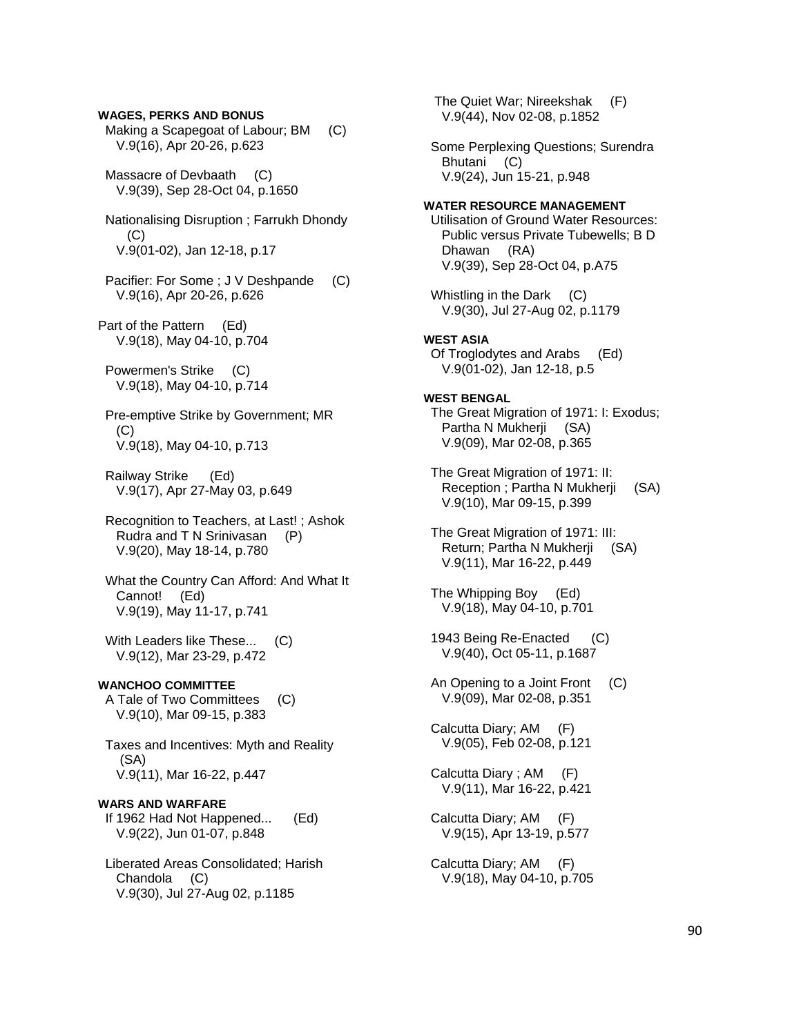**WAGES, PERKS AND BONUS**

Making a Scapegoat of Labour; BM (C)
V.9(16), Apr 20-26, p.623

Massacre of Devbaath (C)
V.9(39), Sep 28-Oct 04, p.1650

Nationalising Disruption ; Farrukh Dhondy (C)
V.9(01-02), Jan 12-18, p.17

Pacifier: For Some ; J V Deshpande (C)
V.9(16), Apr 20-26, p.626

Part of the Pattern (Ed)
V.9(18), May 04-10, p.704

Powermen's Strike (C)
V.9(18), May 04-10, p.714

Pre-emptive Strike by Government; MR (C)
V.9(18), May 04-10, p.713

Railway Strike (Ed)
V.9(17), Apr 27-May 03, p.649

Recognition to Teachers, at Last! ; Ashok Rudra and T N Srinivasan (P)
V.9(20), May 18-14, p.780

What the Country Can Afford: And What It Cannot! (Ed)
V.9(19), May 11-17, p.741

With Leaders like These... (C)
V.9(12), Mar 23-29, p.472

**WANCHOO COMMITTEE**

A Tale of Two Committees (C)
V.9(10), Mar 09-15, p.383

Taxes and Incentives: Myth and Reality (SA)
V.9(11), Mar 16-22, p.447

**WARS AND WARFARE**

If 1962 Had Not Happened... (Ed)
V.9(22), Jun 01-07, p.848

Liberated Areas Consolidated; Harish Chandola (C)
V.9(30), Jul 27-Aug 02, p.1185

The Quiet War; Nireekshak (F)
V.9(44), Nov 02-08, p.1852

Some Perplexing Questions; Surendra Bhutani (C)
V.9(24), Jun 15-21, p.948

**WATER RESOURCE MANAGEMENT**

Utilisation of Ground Water Resources: Public versus Private Tubewells; B D Dhawan (RA)
V.9(39), Sep 28-Oct 04, p.A75

Whistling in the Dark (C)
V.9(30), Jul 27-Aug 02, p.1179

**WEST ASIA**

Of Troglodytes and Arabs (Ed)
V.9(01-02), Jan 12-18, p.5

**WEST BENGAL**

The Great Migration of 1971: I: Exodus; Partha N Mukherji (SA)
V.9(09), Mar 02-08, p.365

The Great Migration of 1971: II: Reception ; Partha N Mukherji (SA)
V.9(10), Mar 09-15, p.399

The Great Migration of 1971: III: Return; Partha N Mukherji (SA)
V.9(11), Mar 16-22, p.449

The Whipping Boy (Ed)
V.9(18), May 04-10, p.701

1943 Being Re-Enacted (C)
V.9(40), Oct 05-11, p.1687

An Opening to a Joint Front (C)
V.9(09), Mar 02-08, p.351

Calcutta Diary; AM (F)
V.9(05), Feb 02-08, p.121

Calcutta Diary ; AM (F)
V.9(11), Mar 16-22, p.421

Calcutta Diary; AM (F)
V.9(15), Apr 13-19, p.577

Calcutta Diary; AM (F)
V.9(18), May 04-10, p.705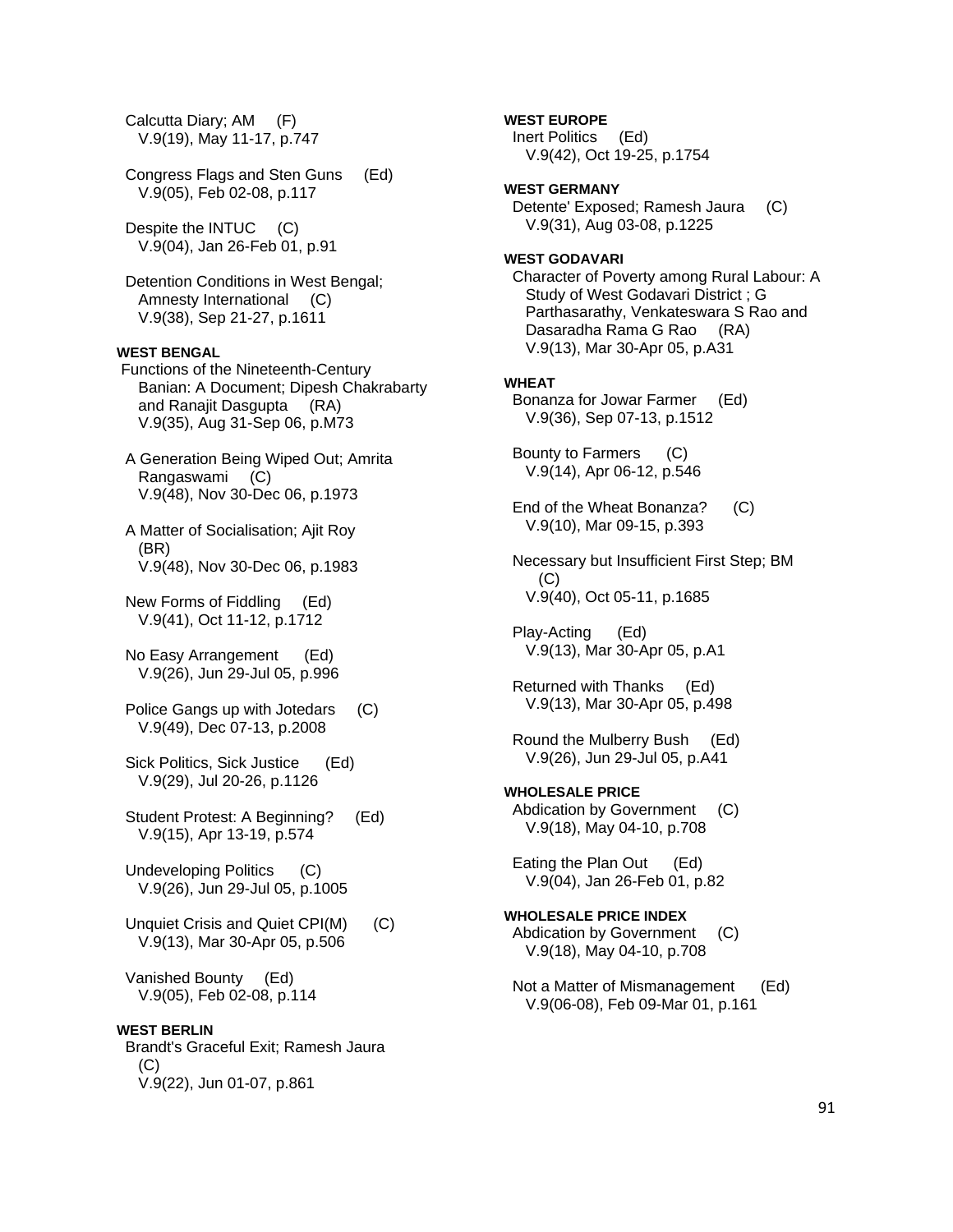Calcutta Diary; AM (F)
V.9(19), May 11-17, p.747

Congress Flags and Sten Guns (Ed)
V.9(05), Feb 02-08, p.117

Despite the INTUC (C)
V.9(04), Jan 26-Feb 01, p.91

Detention Conditions in West Bengal; Amnesty International (C)
V.9(38), Sep 21-27, p.1611

**WEST BENGAL**

Functions of the Nineteenth-Century Banian: A Document; Dipesh Chakrabarty and Ranajit Dasgupta (RA)
V.9(35), Aug 31-Sep 06, p.M73

A Generation Being Wiped Out; Amrita Rangaswami (C)
V.9(48), Nov 30-Dec 06, p.1973

A Matter of Socialisation; Ajit Roy (BR)
V.9(48), Nov 30-Dec 06, p.1983

New Forms of Fiddling (Ed)
V.9(41), Oct 11-12, p.1712

No Easy Arrangement (Ed)
V.9(26), Jun 29-Jul 05, p.996

Police Gangs up with Jotedars (C)
V.9(49), Dec 07-13, p.2008

Sick Politics, Sick Justice (Ed)
V.9(29), Jul 20-26, p.1126

Student Protest: A Beginning? (Ed)
V.9(15), Apr 13-19, p.574

Undeveloping Politics (C)
V.9(26), Jun 29-Jul 05, p.1005

Unquiet Crisis and Quiet CPI(M) (C)
V.9(13), Mar 30-Apr 05, p.506

Vanished Bounty (Ed)
V.9(05), Feb 02-08, p.114

**WEST BERLIN**

Brandt's Graceful Exit; Ramesh Jaura (C)
V.9(22), Jun 01-07, p.861

**WEST EUROPE**

Inert Politics (Ed)
V.9(42), Oct 19-25, p.1754

**WEST GERMANY**

Detente' Exposed; Ramesh Jaura (C)
V.9(31), Aug 03-08, p.1225

**WEST GODAVARI**

Character of Poverty among Rural Labour: A Study of West Godavari District ; G Parthasarathy, Venkateswara S Rao and Dasaradha Rama G Rao (RA)
V.9(13), Mar 30-Apr 05, p.A31

**WHEAT**

Bonanza for Jowar Farmer (Ed)
V.9(36), Sep 07-13, p.1512

Bounty to Farmers (C)
V.9(14), Apr 06-12, p.546

End of the Wheat Bonanza? (C)
V.9(10), Mar 09-15, p.393

Necessary but Insufficient First Step; BM (C)
V.9(40), Oct 05-11, p.1685

Play-Acting (Ed)
V.9(13), Mar 30-Apr 05, p.A1

Returned with Thanks (Ed)
V.9(13), Mar 30-Apr 05, p.498

Round the Mulberry Bush (Ed)
V.9(26), Jun 29-Jul 05, p.A41

**WHOLESALE PRICE**

Abdication by Government (C)
V.9(18), May 04-10, p.708

Eating the Plan Out (Ed)
V.9(04), Jan 26-Feb 01, p.82

**WHOLESALE PRICE INDEX**

Abdication by Government (C)
V.9(18), May 04-10, p.708

Not a Matter of Mismanagement (Ed)
V.9(06-08), Feb 09-Mar 01, p.161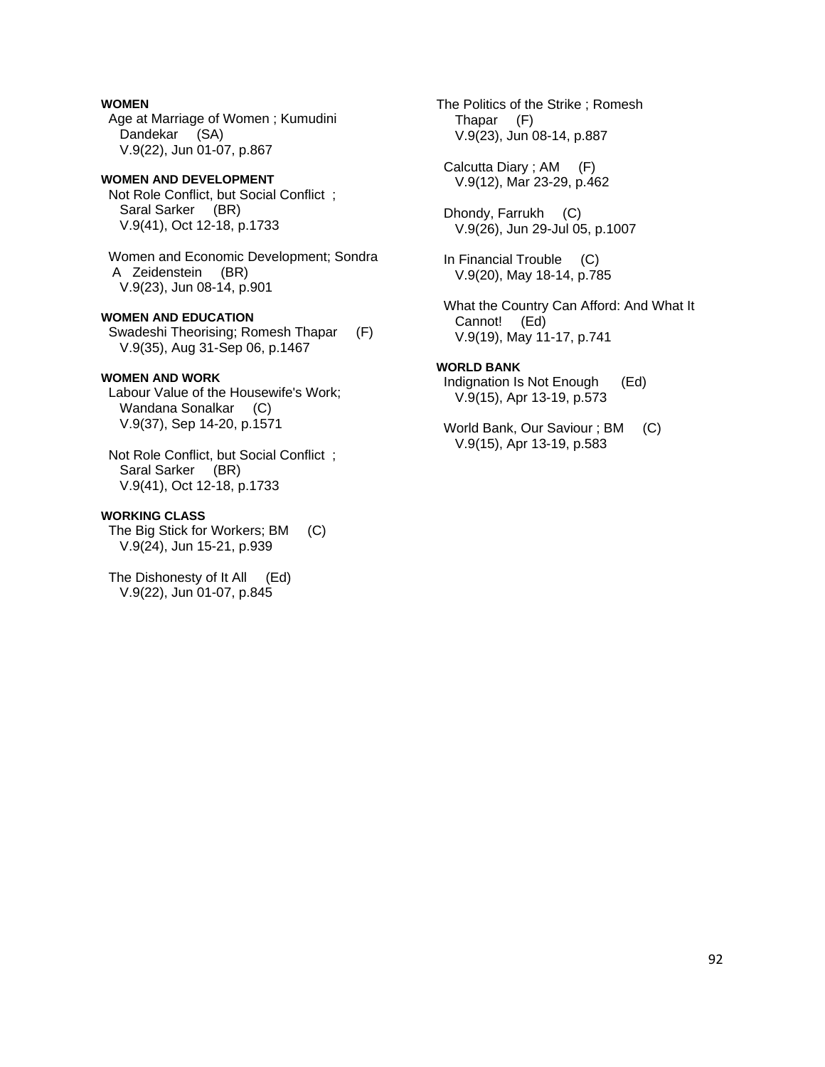**WOMEN**

Age at Marriage of Women ; Kumudini Dandekar (SA)
V.9(22), Jun 01-07, p.867

**WOMEN AND DEVELOPMENT**

Not Role Conflict, but Social Conflict ; Saral Sarker (BR)
V.9(41), Oct 12-18, p.1733

Women and Economic Development; Sondra A Zeidenstein (BR)
V.9(23), Jun 08-14, p.901

**WOMEN AND EDUCATION**

Swadeshi Theorising; Romesh Thapar (F)
V.9(35), Aug 31-Sep 06, p.1467

**WOMEN AND WORK**

Labour Value of the Housewife's Work; Wandana Sonalkar (C)
V.9(37), Sep 14-20, p.1571

Not Role Conflict, but Social Conflict ; Saral Sarker (BR)
V.9(41), Oct 12-18, p.1733

**WORKING CLASS**

The Big Stick for Workers; BM (C)
V.9(24), Jun 15-21, p.939

The Dishonesty of It All (Ed)
V.9(22), Jun 01-07, p.845

The Politics of the Strike ; Romesh Thapar (F)
V.9(23), Jun 08-14, p.887

Calcutta Diary ; AM (F)
V.9(12), Mar 23-29, p.462

Dhondy, Farrukh (C)
V.9(26), Jun 29-Jul 05, p.1007

In Financial Trouble (C)
V.9(20), May 18-14, p.785

What the Country Can Afford: And What It Cannot! (Ed)
V.9(19), May 11-17, p.741

**WORLD BANK**

Indignation Is Not Enough (Ed)
V.9(15), Apr 13-19, p.573

World Bank, Our Saviour ; BM (C)
V.9(15), Apr 13-19, p.583